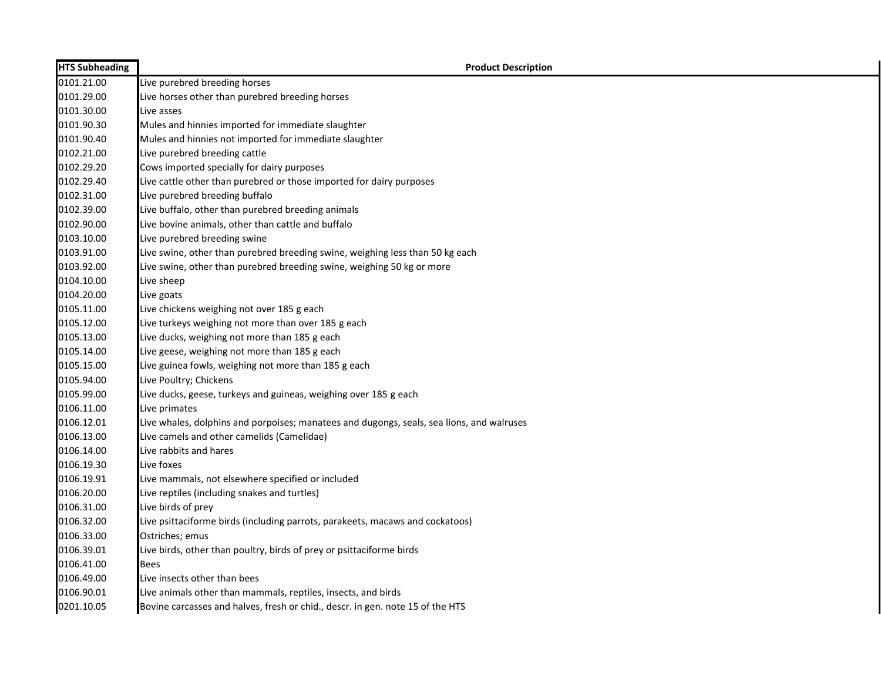| HTS Subheading | Product Description |
|---|---|
| 0101.21.00 | Live purebred breeding horses |
| 0101.29.00 | Live horses other than purebred breeding horses |
| 0101.30.00 | Live asses |
| 0101.90.30 | Mules and hinnies imported for immediate slaughter |
| 0101.90.40 | Mules and hinnies not imported for immediate slaughter |
| 0102.21.00 | Live purebred breeding cattle |
| 0102.29.20 | Cows imported specially for dairy purposes |
| 0102.29.40 | Live cattle other than purebred or those imported for dairy purposes |
| 0102.31.00 | Live purebred breeding buffalo |
| 0102.39.00 | Live buffalo, other than purebred breeding animals |
| 0102.90.00 | Live bovine animals, other than cattle and buffalo |
| 0103.10.00 | Live purebred breeding swine |
| 0103.91.00 | Live swine, other than purebred breeding swine, weighing less than 50 kg each |
| 0103.92.00 | Live swine, other than purebred breeding swine, weighing 50 kg or more |
| 0104.10.00 | Live sheep |
| 0104.20.00 | Live goats |
| 0105.11.00 | Live chickens weighing not over 185 g each |
| 0105.12.00 | Live turkeys weighing not more than over 185 g each |
| 0105.13.00 | Live ducks, weighing not more than 185 g each |
| 0105.14.00 | Live geese, weighing not more than 185 g each |
| 0105.15.00 | Live guinea fowls, weighing not more than 185 g each |
| 0105.94.00 | Live Poultry; Chickens |
| 0105.99.00 | Live ducks, geese, turkeys and guineas, weighing over 185 g each |
| 0106.11.00 | Live primates |
| 0106.12.01 | Live whales, dolphins and porpoises; manatees and dugongs, seals, sea lions, and walruses |
| 0106.13.00 | Live camels and other camelids (Camelidae) |
| 0106.14.00 | Live rabbits and hares |
| 0106.19.30 | Live foxes |
| 0106.19.91 | Live mammals, not elsewhere specified or included |
| 0106.20.00 | Live reptiles (including snakes and turtles) |
| 0106.31.00 | Live birds of prey |
| 0106.32.00 | Live psittaciforme birds (including parrots, parakeets, macaws and cockatoos) |
| 0106.33.00 | Ostriches; emus |
| 0106.39.01 | Live birds, other than poultry, birds of prey or psittaciforme birds |
| 0106.41.00 | Bees |
| 0106.49.00 | Live insects other than bees |
| 0106.90.01 | Live animals other than mammals, reptiles, insects, and birds |
| 0201.10.05 | Bovine carcasses and halves, fresh or chld., descr. in gen. note 15 of the HTS |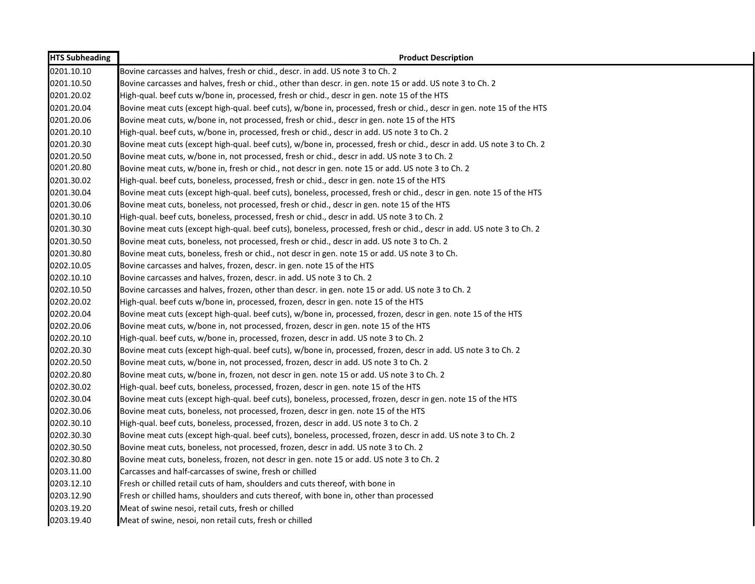| HTS Subheading | Product Description |
|---|---|
| 0201.10.10 | Bovine carcasses and halves, fresh or chid., descr. in add. US note 3 to Ch. 2 |
| 0201.10.50 | Bovine carcasses and halves, fresh or chid., other than descr. in gen. note 15 or add. US note 3 to Ch. 2 |
| 0201.20.02 | High-qual. beef cuts w/bone in, processed, fresh or chid., descr in gen. note 15 of the HTS |
| 0201.20.04 | Bovine meat cuts (except high-qual. beef cuts), w/bone in, processed, fresh or chid., descr in gen. note 15 of the HTS |
| 0201.20.06 | Bovine meat cuts, w/bone in, not processed, fresh or chid., descr in gen. note 15 of the HTS |
| 0201.20.10 | High-qual. beef cuts, w/bone in, processed, fresh or chid., descr in add. US note 3 to Ch. 2 |
| 0201.20.30 | Bovine meat cuts (except high-qual. beef cuts), w/bone in, processed, fresh or chid., descr in add. US note 3 to Ch. 2 |
| 0201.20.50 | Bovine meat cuts, w/bone in, not processed, fresh or chid., descr in add. US note 3 to Ch. 2 |
| 0201.20.80 | Bovine meat cuts, w/bone in, fresh or chid., not descr in gen. note 15 or add. US note 3 to Ch. 2 |
| 0201.30.02 | High-qual. beef cuts, boneless, processed, fresh or chid., descr in gen. note 15 of the HTS |
| 0201.30.04 | Bovine meat cuts (except high-qual. beef cuts), boneless, processed, fresh or chid., descr in gen. note 15 of the HTS |
| 0201.30.06 | Bovine meat cuts, boneless, not processed, fresh or chid., descr in gen. note 15 of the HTS |
| 0201.30.10 | High-qual. beef cuts, boneless, processed, fresh or chid., descr in add. US note 3 to Ch. 2 |
| 0201.30.30 | Bovine meat cuts (except high-qual. beef cuts), boneless, processed, fresh or chid., descr in add. US note 3 to Ch. 2 |
| 0201.30.50 | Bovine meat cuts, boneless, not processed, fresh or chid., descr in add. US note 3 to Ch. 2 |
| 0201.30.80 | Bovine meat cuts, boneless, fresh or chid., not descr in gen. note 15 or add. US note 3 to Ch. |
| 0202.10.05 | Bovine carcasses and halves, frozen, descr. in gen. note 15 of the HTS |
| 0202.10.10 | Bovine carcasses and halves, frozen, descr. in add. US note 3 to Ch. 2 |
| 0202.10.50 | Bovine carcasses and halves, frozen, other than descr. in gen. note 15 or add. US note 3 to Ch. 2 |
| 0202.20.02 | High-qual. beef cuts w/bone in, processed, frozen, descr in gen. note 15 of the HTS |
| 0202.20.04 | Bovine meat cuts (except high-qual. beef cuts), w/bone in, processed, frozen, descr in gen. note 15 of the HTS |
| 0202.20.06 | Bovine meat cuts, w/bone in, not processed, frozen, descr in gen. note 15 of the HTS |
| 0202.20.10 | High-qual. beef cuts, w/bone in, processed, frozen, descr in add. US note 3 to Ch. 2 |
| 0202.20.30 | Bovine meat cuts (except high-qual. beef cuts), w/bone in, processed, frozen, descr in add. US note 3 to Ch. 2 |
| 0202.20.50 | Bovine meat cuts, w/bone in, not processed, frozen, descr in add. US note 3 to Ch. 2 |
| 0202.20.80 | Bovine meat cuts, w/bone in, frozen, not descr in gen. note 15 or add. US note 3 to Ch. 2 |
| 0202.30.02 | High-qual. beef cuts, boneless, processed, frozen, descr in gen. note 15 of the HTS |
| 0202.30.04 | Bovine meat cuts (except high-qual. beef cuts), boneless, processed, frozen, descr in gen. note 15 of the HTS |
| 0202.30.06 | Bovine meat cuts, boneless, not processed, frozen, descr in gen. note 15 of the HTS |
| 0202.30.10 | High-qual. beef cuts, boneless, processed, frozen, descr in add. US note 3 to Ch. 2 |
| 0202.30.30 | Bovine meat cuts (except high-qual. beef cuts), boneless, processed, frozen, descr in add. US note 3 to Ch. 2 |
| 0202.30.50 | Bovine meat cuts, boneless, not processed, frozen, descr in add. US note 3 to Ch. 2 |
| 0202.30.80 | Bovine meat cuts, boneless, frozen, not descr in gen. note 15 or add. US note 3 to Ch. 2 |
| 0203.11.00 | Carcasses and half-carcasses of swine, fresh or chilled |
| 0203.12.10 | Fresh or chilled retail cuts of ham, shoulders and cuts thereof, with bone in |
| 0203.12.90 | Fresh or chilled hams, shoulders and cuts thereof, with bone in, other than processed |
| 0203.19.20 | Meat of swine nesoi, retail cuts, fresh or chilled |
| 0203.19.40 | Meat of swine, nesoi, non retail cuts, fresh or chilled |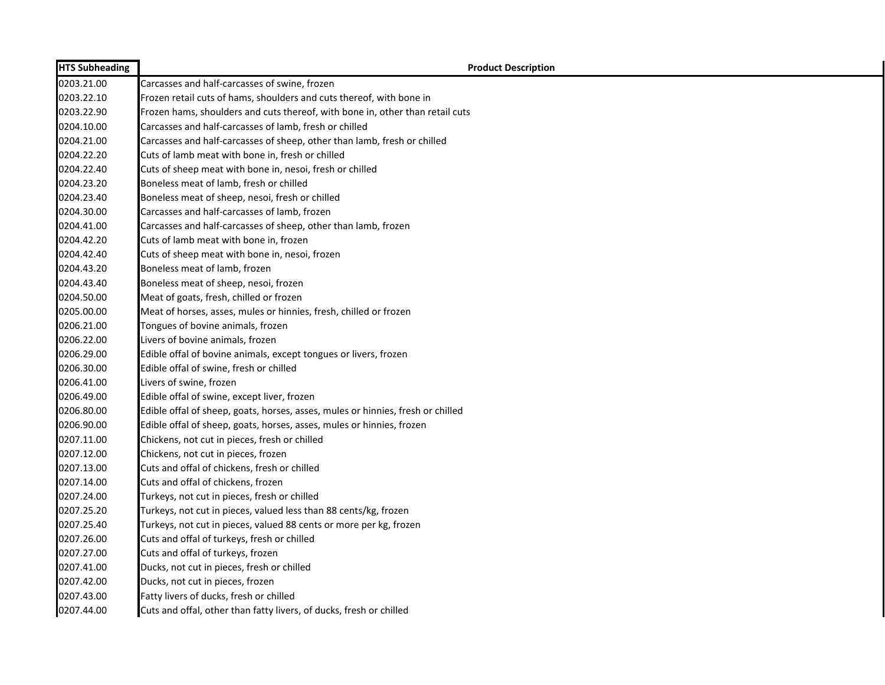| HTS Subheading | Product Description |
|---|---|
| 0203.21.00 | Carcasses and half-carcasses of swine, frozen |
| 0203.22.10 | Frozen retail cuts of hams, shoulders and cuts thereof, with bone in |
| 0203.22.90 | Frozen hams, shoulders and cuts thereof, with bone in, other than retail cuts |
| 0204.10.00 | Carcasses and half-carcasses of lamb, fresh or chilled |
| 0204.21.00 | Carcasses and half-carcasses of sheep, other than lamb, fresh or chilled |
| 0204.22.20 | Cuts of lamb meat with bone in, fresh or chilled |
| 0204.22.40 | Cuts of sheep meat with bone in, nesoi, fresh or chilled |
| 0204.23.20 | Boneless meat of lamb, fresh or chilled |
| 0204.23.40 | Boneless meat of sheep, nesoi, fresh or chilled |
| 0204.30.00 | Carcasses and half-carcasses of lamb, frozen |
| 0204.41.00 | Carcasses and half-carcasses of sheep, other than lamb, frozen |
| 0204.42.20 | Cuts of lamb meat with bone in, frozen |
| 0204.42.40 | Cuts of sheep meat with bone in, nesoi, frozen |
| 0204.43.20 | Boneless meat of lamb, frozen |
| 0204.43.40 | Boneless meat of sheep, nesoi, frozen |
| 0204.50.00 | Meat of goats, fresh, chilled or frozen |
| 0205.00.00 | Meat of horses, asses, mules or hinnies, fresh, chilled or frozen |
| 0206.21.00 | Tongues of bovine animals, frozen |
| 0206.22.00 | Livers of bovine animals, frozen |
| 0206.29.00 | Edible offal of bovine animals, except tongues or livers, frozen |
| 0206.30.00 | Edible offal of swine, fresh or chilled |
| 0206.41.00 | Livers of swine, frozen |
| 0206.49.00 | Edible offal of swine, except liver, frozen |
| 0206.80.00 | Edible offal of sheep, goats, horses, asses, mules or hinnies, fresh or chilled |
| 0206.90.00 | Edible offal of sheep, goats, horses, asses, mules or hinnies, frozen |
| 0207.11.00 | Chickens, not cut in pieces, fresh or chilled |
| 0207.12.00 | Chickens, not cut in pieces, frozen |
| 0207.13.00 | Cuts and offal of chickens, fresh or chilled |
| 0207.14.00 | Cuts and offal of chickens, frozen |
| 0207.24.00 | Turkeys, not cut in pieces, fresh or chilled |
| 0207.25.20 | Turkeys, not cut in pieces, valued less than 88 cents/kg, frozen |
| 0207.25.40 | Turkeys, not cut in pieces, valued 88 cents or more per kg, frozen |
| 0207.26.00 | Cuts and offal of turkeys, fresh or chilled |
| 0207.27.00 | Cuts and offal of turkeys, frozen |
| 0207.41.00 | Ducks, not cut in pieces, fresh or chilled |
| 0207.42.00 | Ducks, not cut in pieces, frozen |
| 0207.43.00 | Fatty livers of ducks, fresh or chilled |
| 0207.44.00 | Cuts and offal, other than fatty livers, of ducks, fresh or chilled |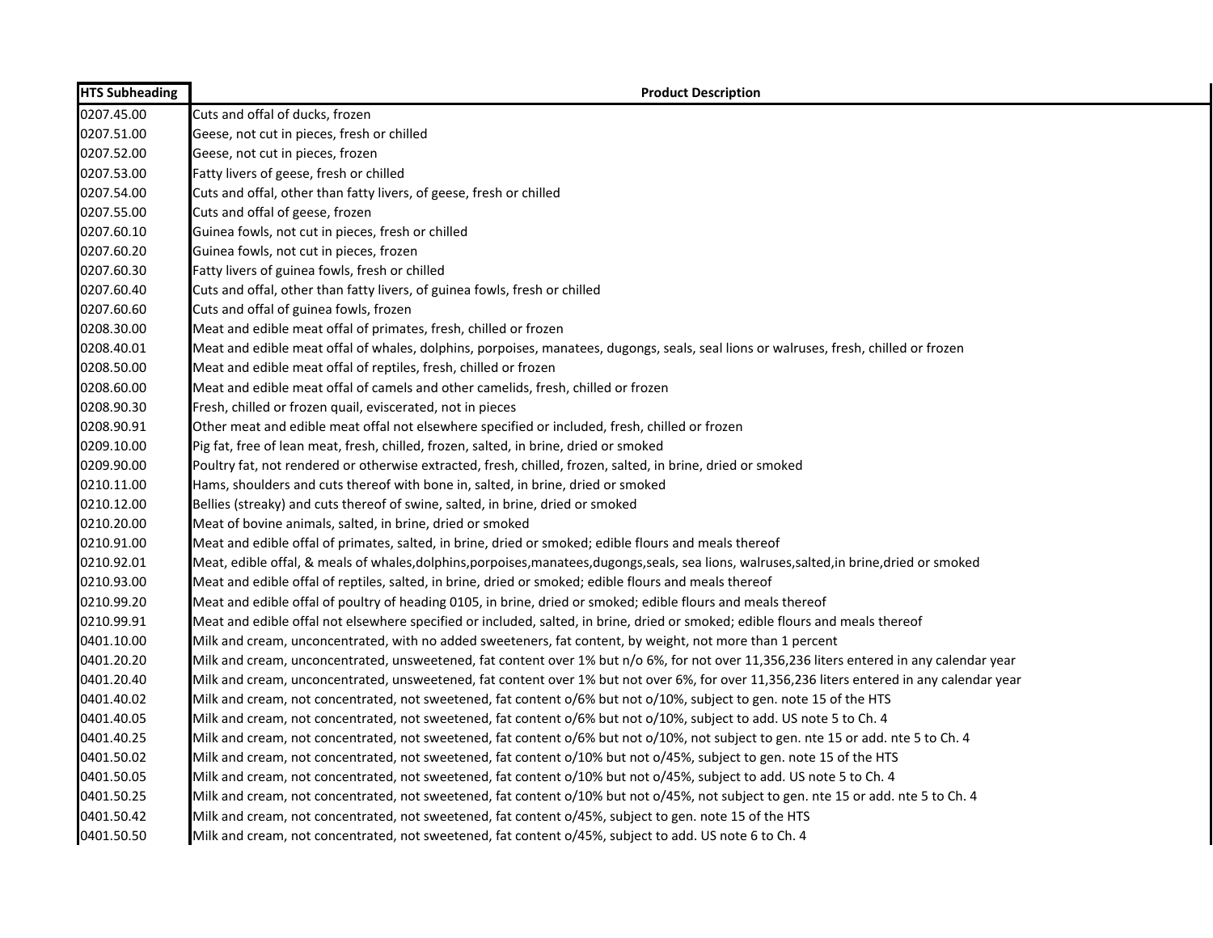| HTS Subheading | Product Description |
|---|---|
| 0207.45.00 | Cuts and offal of ducks, frozen |
| 0207.51.00 | Geese, not cut in pieces, fresh or chilled |
| 0207.52.00 | Geese, not cut in pieces, frozen |
| 0207.53.00 | Fatty livers of geese, fresh or chilled |
| 0207.54.00 | Cuts and offal, other than fatty livers, of geese, fresh or chilled |
| 0207.55.00 | Cuts and offal of geese, frozen |
| 0207.60.10 | Guinea fowls, not cut in pieces, fresh or chilled |
| 0207.60.20 | Guinea fowls, not cut in pieces, frozen |
| 0207.60.30 | Fatty livers of guinea fowls, fresh or chilled |
| 0207.60.40 | Cuts and offal, other than fatty livers, of guinea fowls, fresh or chilled |
| 0207.60.60 | Cuts and offal of guinea fowls, frozen |
| 0208.30.00 | Meat and edible meat offal of primates, fresh, chilled or frozen |
| 0208.40.01 | Meat and edible meat offal of whales, dolphins, porpoises, manatees, dugongs, seals, seal lions or walruses, fresh, chilled or frozen |
| 0208.50.00 | Meat and edible meat offal of reptiles, fresh, chilled or frozen |
| 0208.60.00 | Meat and edible meat offal of camels and other camelids, fresh, chilled or frozen |
| 0208.90.30 | Fresh, chilled or frozen quail, eviscerated, not in pieces |
| 0208.90.91 | Other meat and edible meat offal not elsewhere specified or included, fresh, chilled or frozen |
| 0209.10.00 | Pig fat, free of lean meat, fresh, chilled, frozen, salted, in brine, dried or smoked |
| 0209.90.00 | Poultry fat, not rendered or otherwise extracted, fresh, chilled, frozen, salted, in brine, dried or smoked |
| 0210.11.00 | Hams, shoulders and cuts thereof with bone in, salted, in brine, dried or smoked |
| 0210.12.00 | Bellies (streaky) and cuts thereof of swine, salted, in brine, dried or smoked |
| 0210.20.00 | Meat of bovine animals, salted, in brine, dried or smoked |
| 0210.91.00 | Meat and edible offal of primates, salted, in brine, dried or smoked; edible flours and meals thereof |
| 0210.92.01 | Meat, edible offal, & meals of whales,dolphins,porpoises,manatees,dugongs,seals, sea lions, walruses,salted,in brine,dried or smoked |
| 0210.93.00 | Meat and edible offal of reptiles, salted, in brine, dried or smoked; edible flours and meals thereof |
| 0210.99.20 | Meat and edible offal of poultry of heading 0105, in brine, dried or smoked; edible flours and meals thereof |
| 0210.99.91 | Meat and edible offal not elsewhere specified or included, salted, in brine, dried or smoked; edible flours and meals thereof |
| 0401.10.00 | Milk and cream, unconcentrated, with no added sweeteners, fat content, by weight, not more than 1 percent |
| 0401.20.20 | Milk and cream, unconcentrated, unsweetened, fat content over 1% but n/o 6%, for not over 11,356,236 liters entered in any calendar year |
| 0401.20.40 | Milk and cream, unconcentrated, unsweetened, fat content over 1% but not over 6%, for over 11,356,236 liters entered in any calendar year |
| 0401.40.02 | Milk and cream, not concentrated, not sweetened, fat content o/6% but not o/10%, subject to gen. note 15 of the HTS |
| 0401.40.05 | Milk and cream, not concentrated, not sweetened, fat content o/6% but not o/10%, subject to add. US note 5 to Ch. 4 |
| 0401.40.25 | Milk and cream, not concentrated, not sweetened, fat content o/6% but not o/10%, not subject to gen. nte 15 or add. nte 5 to Ch. 4 |
| 0401.50.02 | Milk and cream, not concentrated, not sweetened, fat content o/10% but not o/45%, subject to gen. note 15 of the HTS |
| 0401.50.05 | Milk and cream, not concentrated, not sweetened, fat content o/10% but not o/45%, subject to add. US note 5 to Ch. 4 |
| 0401.50.25 | Milk and cream, not concentrated, not sweetened, fat content o/10% but not o/45%, not subject to gen. nte 15 or add. nte 5 to Ch. 4 |
| 0401.50.42 | Milk and cream, not concentrated, not sweetened, fat content o/45%, subject to gen. note 15 of the HTS |
| 0401.50.50 | Milk and cream, not concentrated, not sweetened, fat content o/45%, subject to add. US note 6 to Ch. 4 |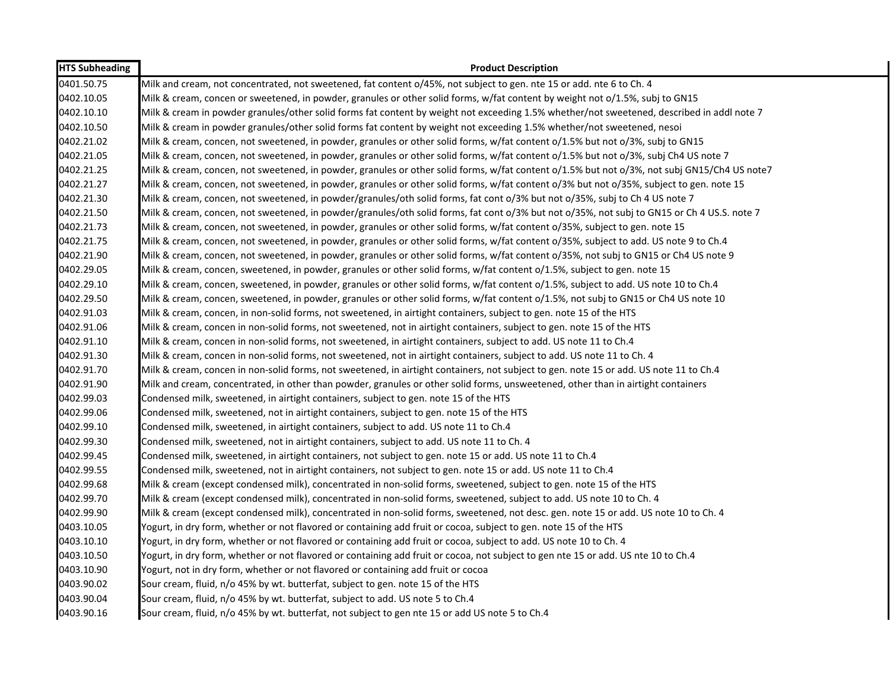| HTS Subheading | Product Description |
|---|---|
| 0401.50.75 | Milk and cream, not concentrated, not sweetened, fat content o/45%, not subject to gen. nte 15 or add. nte 6 to Ch. 4 |
| 0402.10.05 | Milk & cream, concen or sweetened, in powder, granules or other solid forms, w/fat content by weight not o/1.5%, subj to GN15 |
| 0402.10.10 | Milk & cream in powder granules/other solid forms fat content by weight not exceeding 1.5% whether/not sweetened, described in addl note 7 |
| 0402.10.50 | Milk & cream in powder granules/other solid forms fat content by weight not exceeding 1.5% whether/not sweetened, nesoi |
| 0402.21.02 | Milk & cream, concen, not sweetened, in powder, granules or other solid forms, w/fat content o/1.5% but not o/3%, subj to GN15 |
| 0402.21.05 | Milk & cream, concen, not sweetened, in powder, granules or other solid forms, w/fat content o/1.5% but not o/3%, subj Ch4 US note 7 |
| 0402.21.25 | Milk & cream, concen, not sweetened, in powder, granules or other solid forms, w/fat content o/1.5% but not o/3%, not subj GN15/Ch4 US note7 |
| 0402.21.27 | Milk & cream, concen, not sweetened, in powder, granules or other solid forms, w/fat content o/3% but not o/35%, subject to gen. note 15 |
| 0402.21.30 | Milk & cream, concen, not sweetened, in powder/granules/oth solid forms, fat cont o/3% but not o/35%, subj to Ch 4 US note 7 |
| 0402.21.50 | Milk & cream, concen, not sweetened, in powder/granules/oth solid forms, fat cont o/3% but not o/35%, not subj to GN15 or Ch 4 US.S. note 7 |
| 0402.21.73 | Milk & cream, concen, not sweetened, in powder, granules or other solid forms, w/fat content o/35%, subject to gen. note 15 |
| 0402.21.75 | Milk & cream, concen, not sweetened, in powder, granules or other solid forms, w/fat content o/35%, subject to add. US note 9 to Ch.4 |
| 0402.21.90 | Milk & cream, concen, not sweetened, in powder, granules or other solid forms, w/fat content o/35%, not subj to GN15 or Ch4 US note 9 |
| 0402.29.05 | Milk & cream, concen, sweetened, in powder, granules or other solid forms, w/fat content o/1.5%, subject to gen. note 15 |
| 0402.29.10 | Milk & cream, concen, sweetened, in powder, granules or other solid forms, w/fat content o/1.5%, subject to add. US note 10 to Ch.4 |
| 0402.29.50 | Milk & cream, concen, sweetened, in powder, granules or other solid forms, w/fat content o/1.5%, not subj to GN15 or Ch4 US note 10 |
| 0402.91.03 | Milk & cream, concen, in non-solid forms, not sweetened, in airtight containers, subject to gen. note 15 of the HTS |
| 0402.91.06 | Milk & cream, concen in non-solid forms, not sweetened, not in airtight containers, subject to gen. note 15 of the HTS |
| 0402.91.10 | Milk & cream, concen in non-solid forms, not sweetened, in airtight containers, subject to add. US note 11 to Ch.4 |
| 0402.91.30 | Milk & cream, concen in non-solid forms, not sweetened, not in airtight containers, subject to add. US note 11 to Ch. 4 |
| 0402.91.70 | Milk & cream, concen in non-solid forms, not sweetened, in airtight containers, not subject to gen. note 15 or add. US note 11 to Ch.4 |
| 0402.91.90 | Milk and cream, concentrated, in other than powder, granules or other solid forms, unsweetened, other than in airtight containers |
| 0402.99.03 | Condensed milk, sweetened, in airtight containers, subject to gen. note 15 of the HTS |
| 0402.99.06 | Condensed milk, sweetened, not in airtight containers, subject to gen. note 15 of the HTS |
| 0402.99.10 | Condensed milk, sweetened, in airtight containers, subject to add. US note 11 to Ch.4 |
| 0402.99.30 | Condensed milk, sweetened, not in airtight containers, subject to add. US note 11 to Ch. 4 |
| 0402.99.45 | Condensed milk, sweetened, in airtight containers, not subject to gen. note 15 or add. US note 11 to Ch.4 |
| 0402.99.55 | Condensed milk, sweetened, not in airtight containers, not subject to gen. note 15 or add. US note 11 to Ch.4 |
| 0402.99.68 | Milk & cream (except condensed milk), concentrated in non-solid forms, sweetened, subject to gen. note 15 of the HTS |
| 0402.99.70 | Milk & cream (except condensed milk), concentrated in non-solid forms, sweetened, subject to add. US note 10 to Ch. 4 |
| 0402.99.90 | Milk & cream (except condensed milk), concentrated in non-solid forms, sweetened, not desc. gen. note 15 or add. US note 10 to Ch. 4 |
| 0403.10.05 | Yogurt, in dry form, whether or not flavored or containing add fruit or cocoa, subject to gen. note 15 of the HTS |
| 0403.10.10 | Yogurt, in dry form, whether or not flavored or containing add fruit or cocoa, subject to add. US note 10 to Ch. 4 |
| 0403.10.50 | Yogurt, in dry form, whether or not flavored or containing add fruit or cocoa, not subject to gen nte 15 or add. US nte 10 to Ch.4 |
| 0403.10.90 | Yogurt, not in dry form, whether or not flavored or containing add fruit or cocoa |
| 0403.90.02 | Sour cream, fluid, n/o 45% by wt. butterfat, subject to gen. note 15 of the HTS |
| 0403.90.04 | Sour cream, fluid, n/o 45% by wt. butterfat, subject to add. US note 5 to Ch.4 |
| 0403.90.16 | Sour cream, fluid, n/o 45% by wt. butterfat, not subject to gen nte 15 or add US note 5 to Ch.4 |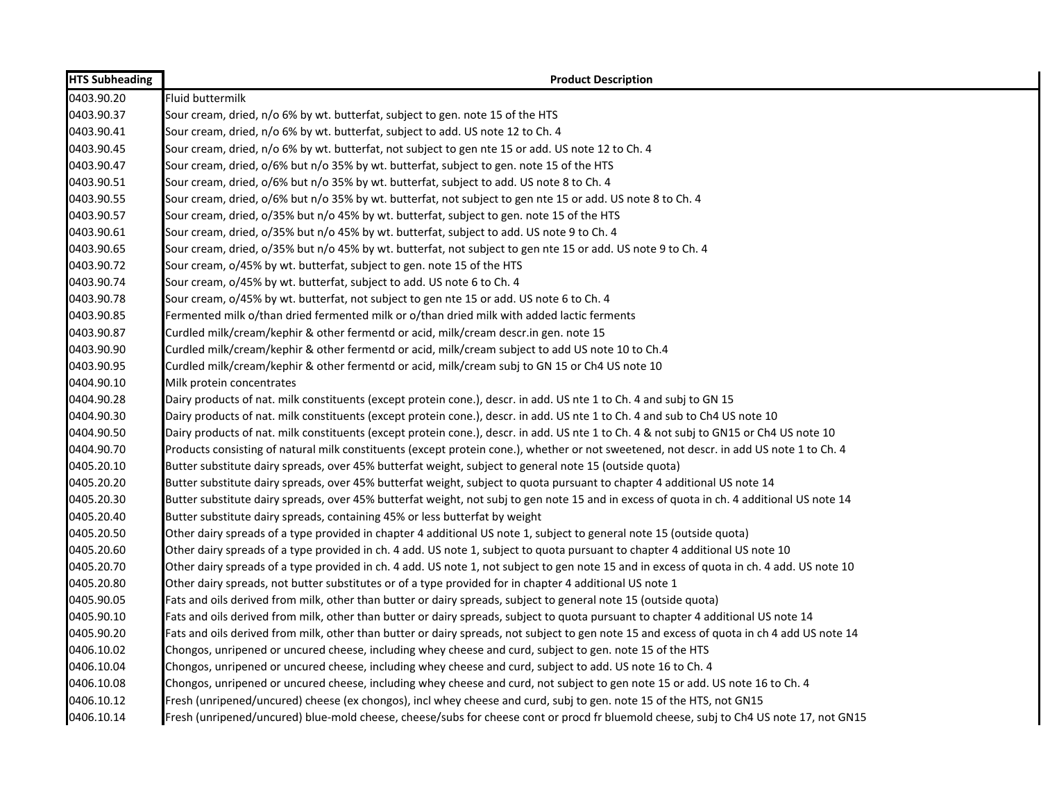| HTS Subheading | Product Description |
| --- | --- |
| 0403.90.20 | Fluid buttermilk |
| 0403.90.37 | Sour cream, dried, n/o 6% by wt. butterfat, subject to gen. note 15 of the HTS |
| 0403.90.41 | Sour cream, dried, n/o 6% by wt. butterfat, subject to add. US note 12 to Ch. 4 |
| 0403.90.45 | Sour cream, dried, n/o 6% by wt. butterfat, not subject to gen nte 15 or add. US note 12 to Ch. 4 |
| 0403.90.47 | Sour cream, dried, o/6% but n/o 35% by wt. butterfat, subject to gen. note 15 of the HTS |
| 0403.90.51 | Sour cream, dried, o/6% but n/o 35% by wt. butterfat, subject to add. US note 8 to Ch. 4 |
| 0403.90.55 | Sour cream, dried, o/6% but n/o 35% by wt. butterfat, not subject to gen nte 15 or add. US note 8 to Ch. 4 |
| 0403.90.57 | Sour cream, dried, o/35% but n/o 45% by wt. butterfat, subject to gen. note 15 of the HTS |
| 0403.90.61 | Sour cream, dried, o/35% but n/o 45% by wt. butterfat, subject to add. US note 9 to Ch. 4 |
| 0403.90.65 | Sour cream, dried, o/35% but n/o 45% by wt. butterfat, not subject to gen nte 15 or add. US note 9 to Ch. 4 |
| 0403.90.72 | Sour cream, o/45% by wt. butterfat, subject to gen. note 15 of the HTS |
| 0403.90.74 | Sour cream, o/45% by wt. butterfat, subject to add. US note 6 to Ch. 4 |
| 0403.90.78 | Sour cream, o/45% by wt. butterfat, not subject to gen nte 15 or add. US note 6 to Ch. 4 |
| 0403.90.85 | Fermented milk o/than dried fermented milk or o/than dried milk with added lactic ferments |
| 0403.90.87 | Curdled milk/cream/kephir & other fermentd or acid, milk/cream descr.in gen. note 15 |
| 0403.90.90 | Curdled milk/cream/kephir & other fermentd or acid, milk/cream subject to add US note 10 to Ch.4 |
| 0403.90.95 | Curdled milk/cream/kephir & other fermentd or acid, milk/cream subj to GN 15 or Ch4 US note 10 |
| 0404.90.10 | Milk protein concentrates |
| 0404.90.28 | Dairy products of nat. milk constituents (except protein cone.), descr. in add. US nte 1 to Ch. 4 and subj to GN 15 |
| 0404.90.30 | Dairy products of nat. milk constituents (except protein cone.), descr. in add. US nte 1 to Ch. 4 and sub to Ch4 US note 10 |
| 0404.90.50 | Dairy products of nat. milk constituents (except protein cone.), descr. in add. US nte 1 to Ch. 4 & not subj to GN15 or Ch4 US note 10 |
| 0404.90.70 | Products consisting of natural milk constituents (except protein cone.), whether or not sweetened, not descr. in add US note 1 to Ch. 4 |
| 0405.20.10 | Butter substitute dairy spreads, over 45% butterfat weight, subject to general note 15 (outside quota) |
| 0405.20.20 | Butter substitute dairy spreads, over 45% butterfat weight, subject to quota pursuant to chapter 4 additional US note 14 |
| 0405.20.30 | Butter substitute dairy spreads, over 45% butterfat weight, not subj to gen note 15 and in excess of quota in ch. 4 additional US note 14 |
| 0405.20.40 | Butter substitute dairy spreads, containing 45% or less butterfat by weight |
| 0405.20.50 | Other dairy spreads of a type provided in chapter 4 additional US note 1, subject to general note 15 (outside quota) |
| 0405.20.60 | Other dairy spreads of a type provided in ch. 4 add. US note 1, subject to quota pursuant to chapter 4 additional US note 10 |
| 0405.20.70 | Other dairy spreads of a type provided in ch. 4 add. US note 1, not subject to gen note 15 and in excess of quota in ch. 4 add. US note 10 |
| 0405.20.80 | Other dairy spreads, not butter substitutes or of a type provided for in chapter 4 additional US note 1 |
| 0405.90.05 | Fats and oils derived from milk, other than butter or dairy spreads, subject to general note 15 (outside quota) |
| 0405.90.10 | Fats and oils derived from milk, other than butter or dairy spreads, subject to quota pursuant to chapter 4 additional US note 14 |
| 0405.90.20 | Fats and oils derived from milk, other than butter or dairy spreads, not subject to gen note 15 and excess of quota in ch 4 add US note 14 |
| 0406.10.02 | Chongos, unripened or uncured cheese, including whey cheese and curd, subject to gen. note 15 of the HTS |
| 0406.10.04 | Chongos, unripened or uncured cheese, including whey cheese and curd, subject to add. US note 16 to Ch. 4 |
| 0406.10.08 | Chongos, unripened or uncured cheese, including whey cheese and curd, not subject to gen note 15 or add. US note 16 to Ch. 4 |
| 0406.10.12 | Fresh (unripened/uncured) cheese (ex chongos), incl whey cheese and curd, subj to gen. note 15 of the HTS, not GN15 |
| 0406.10.14 | Fresh (unripened/uncured) blue-mold cheese, cheese/subs for cheese cont or procd fr bluemold cheese, subj to Ch4 US note 17, not GN15 |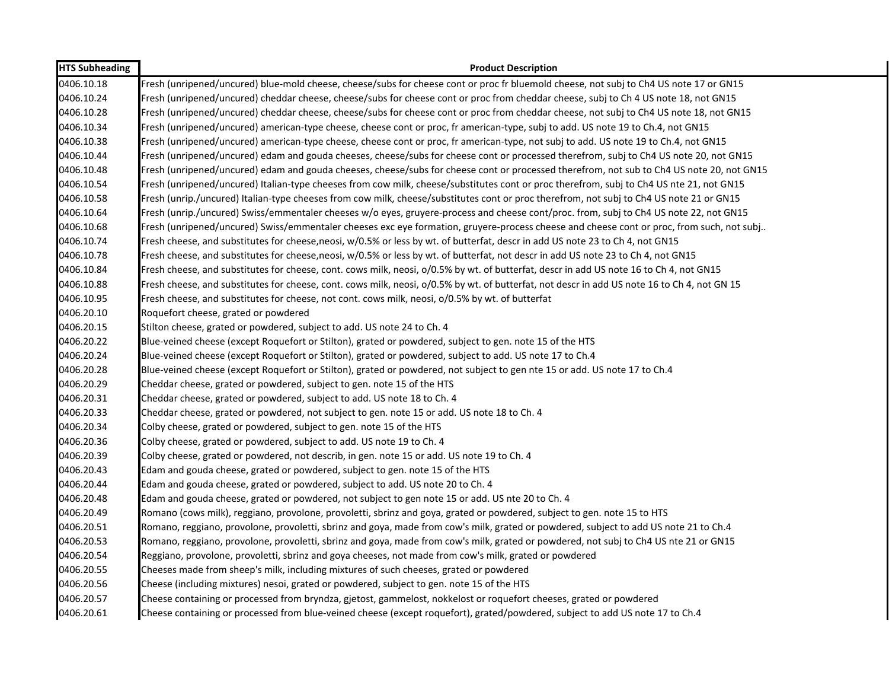| HTS Subheading | Product Description |
|---|---|
| 0406.10.18 | Fresh (unripened/uncured) blue-mold cheese, cheese/subs for cheese cont or proc fr bluemold cheese, not subj to Ch4 US note 17 or GN15 |
| 0406.10.24 | Fresh (unripened/uncured) cheddar cheese, cheese/subs for cheese cont or proc from cheddar cheese, subj to Ch 4 US note 18, not GN15 |
| 0406.10.28 | Fresh (unripened/uncured) cheddar cheese, cheese/subs for cheese cont or proc from cheddar cheese, not subj to Ch4 US note 18, not GN15 |
| 0406.10.34 | Fresh (unripened/uncured) american-type cheese, cheese cont or proc, fr american-type, subj to add. US note 19 to Ch.4, not GN15 |
| 0406.10.38 | Fresh (unripened/uncured) american-type cheese, cheese cont or proc, fr american-type, not subj to add. US note 19 to Ch.4, not GN15 |
| 0406.10.44 | Fresh (unripened/uncured) edam and gouda cheeses, cheese/subs for cheese cont or processed therefrom, subj to Ch4 US note 20, not GN15 |
| 0406.10.48 | Fresh (unripened/uncured) edam and gouda cheeses, cheese/subs for cheese cont or processed therefrom, not sub to Ch4 US note 20, not GN15 |
| 0406.10.54 | Fresh (unripened/uncured) Italian-type cheeses from cow milk, cheese/substitutes cont or proc therefrom, subj to Ch4 US nte 21, not GN15 |
| 0406.10.58 | Fresh (unrip./uncured) Italian-type cheeses from cow milk, cheese/substitutes cont or proc therefrom, not subj to Ch4 US note 21 or GN15 |
| 0406.10.64 | Fresh (unrip./uncured) Swiss/emmentaler cheeses w/o eyes, gruyere-process and cheese cont/proc. from, subj to Ch4 US note 22, not GN15 |
| 0406.10.68 | Fresh (unripened/uncured) Swiss/emmentaler cheeses exc eye formation, gruyere-process cheese and cheese cont or proc, from such, not subj.. |
| 0406.10.74 | Fresh cheese, and substitutes for cheese,neosi, w/0.5% or less by wt. of butterfat, descr in add US note 23 to Ch 4, not GN15 |
| 0406.10.78 | Fresh cheese, and substitutes for cheese,neosi, w/0.5% or less by wt. of butterfat, not descr in add US note 23 to Ch 4, not GN15 |
| 0406.10.84 | Fresh cheese, and substitutes for cheese, cont. cows milk, neosi, o/0.5% by wt. of butterfat, descr in add US note 16 to Ch 4, not GN15 |
| 0406.10.88 | Fresh cheese, and substitutes for cheese, cont. cows milk, neosi, o/0.5% by wt. of butterfat, not descr in add US note 16 to Ch 4, not GN 15 |
| 0406.10.95 | Fresh cheese, and substitutes for cheese, not cont. cows milk, neosi, o/0.5% by wt. of butterfat |
| 0406.20.10 | Roquefort cheese, grated or powdered |
| 0406.20.15 | Stilton cheese, grated or powdered, subject to add. US note 24 to Ch. 4 |
| 0406.20.22 | Blue-veined cheese (except Roquefort or Stilton), grated or powdered, subject to gen. note 15 of the HTS |
| 0406.20.24 | Blue-veined cheese (except Roquefort or Stilton), grated or powdered, subject to add. US note 17 to Ch.4 |
| 0406.20.28 | Blue-veined cheese (except Roquefort or Stilton), grated or powdered, not subject to gen nte 15 or add. US note 17 to Ch.4 |
| 0406.20.29 | Cheddar cheese, grated or powdered, subject to gen. note 15 of the HTS |
| 0406.20.31 | Cheddar cheese, grated or powdered, subject to add. US note 18 to Ch. 4 |
| 0406.20.33 | Cheddar cheese, grated or powdered, not subject to gen. note 15 or add. US note 18 to Ch. 4 |
| 0406.20.34 | Colby cheese, grated or powdered, subject to gen. note 15 of the HTS |
| 0406.20.36 | Colby cheese, grated or powdered, subject to add. US note 19 to Ch. 4 |
| 0406.20.39 | Colby cheese, grated or powdered, not describ, in gen. note 15 or add. US note 19 to Ch. 4 |
| 0406.20.43 | Edam and gouda cheese, grated or powdered, subject to gen. note 15 of the HTS |
| 0406.20.44 | Edam and gouda cheese, grated or powdered, subject to add. US note 20 to Ch. 4 |
| 0406.20.48 | Edam and gouda cheese, grated or powdered, not subject to gen note 15 or add. US nte 20 to Ch. 4 |
| 0406.20.49 | Romano (cows milk), reggiano, provolone, provoletti, sbrinz and goya, grated or powdered, subject to gen. note 15 to HTS |
| 0406.20.51 | Romano, reggiano, provolone, provoletti, sbrinz and goya, made from cow's milk, grated or powdered, subject to add US note 21 to Ch.4 |
| 0406.20.53 | Romano, reggiano, provolone, provoletti, sbrinz and goya, made from cow's milk, grated or powdered, not subj to Ch4 US nte 21 or GN15 |
| 0406.20.54 | Reggiano, provolone, provoletti, sbrinz and goya cheeses, not made from cow's milk, grated or powdered |
| 0406.20.55 | Cheeses made from sheep's milk, including mixtures of such cheeses, grated or powdered |
| 0406.20.56 | Cheese (including mixtures) nesoi, grated or powdered, subject to gen. note 15 of the HTS |
| 0406.20.57 | Cheese containing or processed from bryndza, gjetost, gammelost, nokkelost or roquefort cheeses, grated or powdered |
| 0406.20.61 | Cheese containing or processed from blue-veined cheese (except roquefort), grated/powdered, subject to add US note 17 to Ch.4 |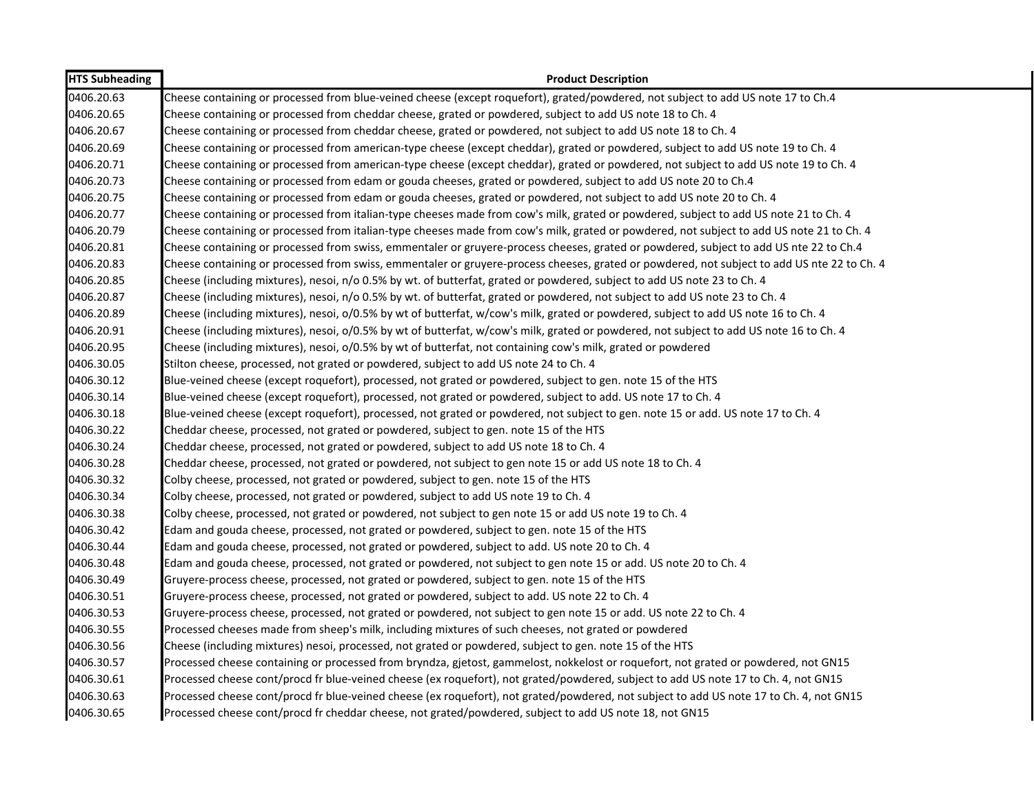| HTS Subheading | Product Description |
|---|---|
| 0406.20.63 | Cheese containing or processed from blue-veined cheese (except roquefort), grated/powdered, not subject to add US note 17 to Ch.4 |
| 0406.20.65 | Cheese containing or processed from cheddar cheese, grated or powdered, subject to add US note 18 to Ch. 4 |
| 0406.20.67 | Cheese containing or processed from cheddar cheese, grated or powdered, not subject to add US note 18 to Ch. 4 |
| 0406.20.69 | Cheese containing or processed from american-type cheese (except cheddar), grated or powdered, subject to add US note 19 to Ch. 4 |
| 0406.20.71 | Cheese containing or processed from american-type cheese (except cheddar), grated or powdered, not subject to add US note 19 to Ch. 4 |
| 0406.20.73 | Cheese containing or processed from edam or gouda cheeses, grated or powdered, subject to add US note 20 to Ch.4 |
| 0406.20.75 | Cheese containing or processed from edam or gouda cheeses, grated or powdered, not subject to add US note 20 to Ch. 4 |
| 0406.20.77 | Cheese containing or processed from italian-type cheeses made from cow's milk, grated or powdered, subject to add US note 21 to Ch. 4 |
| 0406.20.79 | Cheese containing or processed from italian-type cheeses made from cow's milk, grated or powdered, not subject to add US note 21 to Ch. 4 |
| 0406.20.81 | Cheese containing or processed from swiss, emmentaler or gruyere-process cheeses, grated or powdered, subject to add US nte 22 to Ch.4 |
| 0406.20.83 | Cheese containing or processed from swiss, emmentaler or gruyere-process cheeses, grated or powdered, not subject to add US nte 22 to Ch. 4 |
| 0406.20.85 | Cheese (including mixtures), nesoi, n/o 0.5% by wt. of butterfat, grated or powdered, subject to add US note 23 to Ch. 4 |
| 0406.20.87 | Cheese (including mixtures), nesoi, n/o 0.5% by wt. of butterfat, grated or powdered, not subject to add US note 23 to Ch. 4 |
| 0406.20.89 | Cheese (including mixtures), nesoi, o/0.5% by wt of butterfat, w/cow's milk, grated or powdered, subject to add US note 16 to Ch. 4 |
| 0406.20.91 | Cheese (including mixtures), nesoi, o/0.5% by wt of butterfat, w/cow's milk, grated or powdered, not subject to add US note 16 to Ch. 4 |
| 0406.20.95 | Cheese (including mixtures), nesoi, o/0.5% by wt of butterfat, not containing cow's milk, grated or powdered |
| 0406.30.05 | Stilton cheese, processed, not grated or powdered, subject to add US note 24 to Ch. 4 |
| 0406.30.12 | Blue-veined cheese (except roquefort), processed, not grated or powdered, subject to gen. note 15 of the HTS |
| 0406.30.14 | Blue-veined cheese (except roquefort), processed, not grated or powdered, subject to add. US note 17 to Ch. 4 |
| 0406.30.18 | Blue-veined cheese (except roquefort), processed, not grated or powdered, not subject to gen. note 15 or add. US note 17 to Ch. 4 |
| 0406.30.22 | Cheddar cheese, processed, not grated or powdered, subject to gen. note 15 of the HTS |
| 0406.30.24 | Cheddar cheese, processed, not grated or powdered, subject to add US note 18 to Ch. 4 |
| 0406.30.28 | Cheddar cheese, processed, not grated or powdered, not subject to gen note 15 or add US note 18 to Ch. 4 |
| 0406.30.32 | Colby cheese, processed, not grated or powdered, subject to gen. note 15 of the HTS |
| 0406.30.34 | Colby cheese, processed, not grated or powdered, subject to add US note 19 to Ch. 4 |
| 0406.30.38 | Colby cheese, processed, not grated or powdered, not subject to gen note 15 or add US note 19 to Ch. 4 |
| 0406.30.42 | Edam and gouda cheese, processed, not grated or powdered, subject to gen. note 15 of the HTS |
| 0406.30.44 | Edam and gouda cheese, processed, not grated or powdered, subject to add. US note 20 to Ch. 4 |
| 0406.30.48 | Edam and gouda cheese, processed, not grated or powdered, not subject to gen note 15 or add. US note 20 to Ch. 4 |
| 0406.30.49 | Gruyere-process cheese, processed, not grated or powdered, subject to gen. note 15 of the HTS |
| 0406.30.51 | Gruyere-process cheese, processed, not grated or powdered, subject to add. US note 22 to Ch. 4 |
| 0406.30.53 | Gruyere-process cheese, processed, not grated or powdered, not subject to gen note 15 or add. US note 22 to Ch. 4 |
| 0406.30.55 | Processed cheeses made from sheep's milk, including mixtures of such cheeses, not grated or powdered |
| 0406.30.56 | Cheese (including mixtures) nesoi, processed, not grated or powdered, subject to gen. note 15 of the HTS |
| 0406.30.57 | Processed cheese containing or processed from bryndza, gjetost, gammelost, nokkelost or roquefort, not grated or powdered, not GN15 |
| 0406.30.61 | Processed cheese cont/procd fr blue-veined cheese (ex roquefort), not grated/powdered, subject to add US note 17 to Ch. 4, not GN15 |
| 0406.30.63 | Processed cheese cont/procd fr blue-veined cheese (ex roquefort), not grated/powdered, not subject to add US note 17 to Ch. 4, not GN15 |
| 0406.30.65 | Processed cheese cont/procd fr cheddar cheese, not grated/powdered, subject to add US note 18, not GN15 |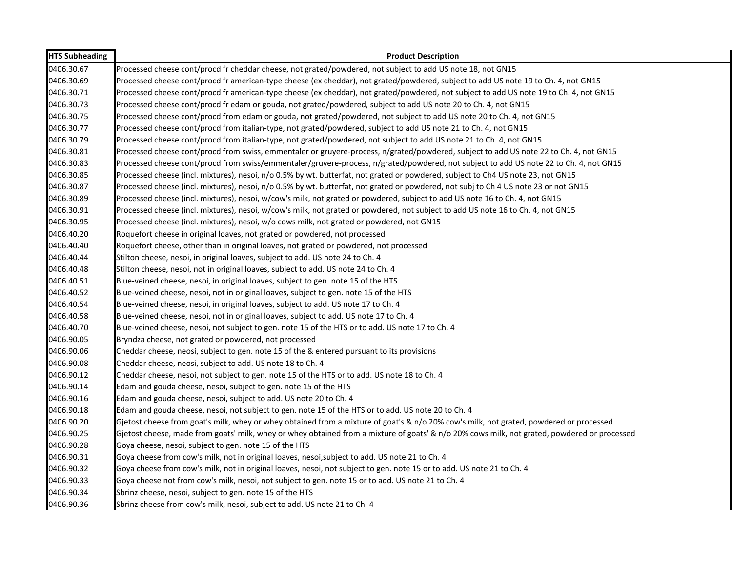| HTS Subheading | Product Description |
| --- | --- |
| 0406.30.67 | Processed cheese cont/procd fr cheddar cheese, not grated/powdered, not subject to add US note 18, not GN15 |
| 0406.30.69 | Processed cheese cont/procd fr american-type cheese (ex cheddar), not grated/powdered, subject to add US note 19 to Ch. 4, not GN15 |
| 0406.30.71 | Processed cheese cont/procd fr american-type cheese (ex cheddar), not grated/powdered, not subject to add US note 19 to Ch. 4, not GN15 |
| 0406.30.73 | Processed cheese cont/procd fr edam or gouda, not grated/powdered, subject to add US note 20 to Ch. 4, not GN15 |
| 0406.30.75 | Processed cheese cont/procd from edam or gouda, not grated/powdered, not subject to add US note 20 to Ch. 4, not GN15 |
| 0406.30.77 | Processed cheese cont/procd from italian-type, not grated/powdered, subject to add US note 21 to Ch. 4, not GN15 |
| 0406.30.79 | Processed cheese cont/procd from italian-type, not grated/powdered, not subject to add US note 21 to Ch. 4, not GN15 |
| 0406.30.81 | Processed cheese cont/procd from swiss, emmentaler or gruyere-process, n/grated/powdered, subject to add US note 22 to Ch. 4, not GN15 |
| 0406.30.83 | Processed cheese cont/procd from swiss/emmentaler/gruyere-process, n/grated/powdered, not subject to add US note 22 to Ch. 4, not GN15 |
| 0406.30.85 | Processed cheese (incl. mixtures), nesoi, n/o 0.5% by wt. butterfat, not grated or powdered, subject to Ch4 US note 23, not GN15 |
| 0406.30.87 | Processed cheese (incl. mixtures), nesoi, n/o 0.5% by wt. butterfat, not grated or powdered, not subj to Ch 4 US note 23 or not GN15 |
| 0406.30.89 | Processed cheese (incl. mixtures), nesoi, w/cow's milk, not grated or powdered, subject to add US note 16 to Ch. 4, not GN15 |
| 0406.30.91 | Processed cheese (incl. mixtures), nesoi, w/cow's milk, not grated or powdered, not subject to add US note 16 to Ch. 4, not GN15 |
| 0406.30.95 | Processed cheese (incl. mixtures), nesoi, w/o cows milk, not grated or powdered, not GN15 |
| 0406.40.20 | Roquefort cheese in original loaves, not grated or powdered, not processed |
| 0406.40.40 | Roquefort cheese, other than in original loaves, not grated or powdered, not processed |
| 0406.40.44 | Stilton cheese, nesoi, in original loaves, subject to add. US note 24 to Ch. 4 |
| 0406.40.48 | Stilton cheese, nesoi, not in original loaves, subject to add. US note 24 to Ch. 4 |
| 0406.40.51 | Blue-veined cheese, nesoi, in original loaves, subject to gen. note 15 of the HTS |
| 0406.40.52 | Blue-veined cheese, nesoi, not in original loaves, subject to gen. note 15 of the HTS |
| 0406.40.54 | Blue-veined cheese, nesoi, in original loaves, subject to add. US note 17 to Ch. 4 |
| 0406.40.58 | Blue-veined cheese, nesoi, not in original loaves, subject to add. US note 17 to Ch. 4 |
| 0406.40.70 | Blue-veined cheese, nesoi, not subject to gen. note 15 of the HTS or to add. US note 17 to Ch. 4 |
| 0406.90.05 | Bryndza cheese, not grated or powdered, not processed |
| 0406.90.06 | Cheddar cheese, neosi, subject to gen. note 15 of the & entered pursuant to its provisions |
| 0406.90.08 | Cheddar cheese, neosi, subject to add. US note 18 to Ch. 4 |
| 0406.90.12 | Cheddar cheese, nesoi, not subject to gen. note 15 of the HTS or to add. US note 18 to Ch. 4 |
| 0406.90.14 | Edam and gouda cheese, nesoi, subject to gen. note 15 of the HTS |
| 0406.90.16 | Edam and gouda cheese, nesoi, subject to add. US note 20 to Ch. 4 |
| 0406.90.18 | Edam and gouda cheese, nesoi, not subject to gen. note 15 of the HTS or to add. US note 20 to Ch. 4 |
| 0406.90.20 | Gjetost cheese from goat's milk, whey or whey obtained from a mixture of goat's & n/o 20% cow's milk, not grated, powdered or processed |
| 0406.90.25 | Gjetost cheese, made from goats' milk, whey or whey obtained from a mixture of goats' & n/o 20% cows milk, not grated, powdered or processed |
| 0406.90.28 | Goya cheese, nesoi, subject to gen. note 15 of the HTS |
| 0406.90.31 | Goya cheese from cow's milk, not in original loaves, nesoi,subject to add. US note 21 to Ch. 4 |
| 0406.90.32 | Goya cheese from cow's milk, not in original loaves, nesoi, not subject to gen. note 15 or to add. US note 21 to Ch. 4 |
| 0406.90.33 | Goya cheese not from cow's milk, nesoi, not subject to gen. note 15 or to add. US note 21 to Ch. 4 |
| 0406.90.34 | Sbrinz cheese, nesoi, subject to gen. note 15 of the HTS |
| 0406.90.36 | Sbrinz cheese from cow's milk, nesoi, subject to add. US note 21 to Ch. 4 |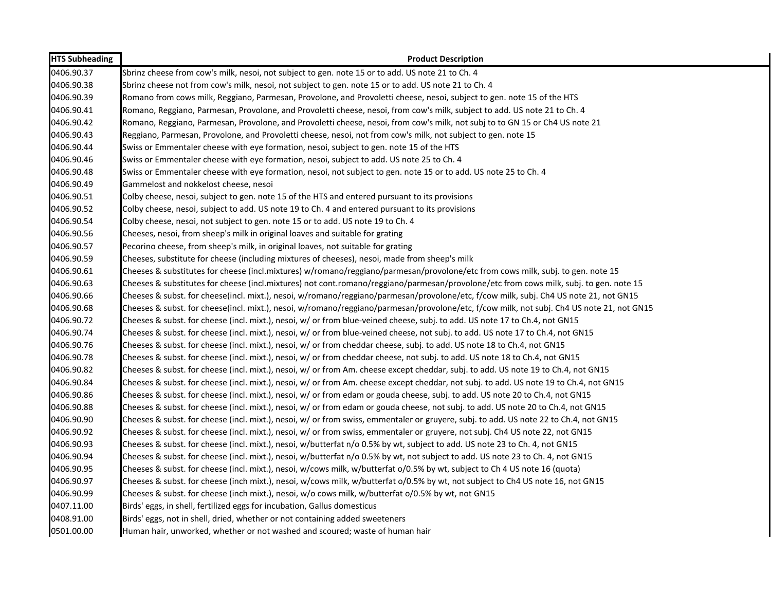| HTS Subheading | Product Description |
| --- | --- |
| 0406.90.37 | Sbrinz cheese from cow's milk, nesoi, not subject to gen. note 15 or to add. US note 21 to Ch. 4 |
| 0406.90.38 | Sbrinz cheese not from cow's milk, nesoi, not subject to gen. note 15 or to add. US note 21 to Ch. 4 |
| 0406.90.39 | Romano from cows milk, Reggiano, Parmesan, Provolone, and Provoletti cheese, nesoi, subject to gen. note 15 of the HTS |
| 0406.90.41 | Romano, Reggiano, Parmesan, Provolone, and Provoletti cheese, nesoi, from cow's milk, subject to add. US note 21 to Ch. 4 |
| 0406.90.42 | Romano, Reggiano, Parmesan, Provolone, and Provoletti cheese, nesoi, from cow's milk, not subj to to GN 15 or Ch4 US note 21 |
| 0406.90.43 | Reggiano, Parmesan, Provolone, and Provoletti cheese, nesoi, not from cow's milk, not subject to gen. note 15 |
| 0406.90.44 | Swiss or Emmentaler cheese with eye formation, nesoi, subject to gen. note 15 of the HTS |
| 0406.90.46 | Swiss or Emmentaler cheese with eye formation, nesoi, subject to add. US note 25 to Ch. 4 |
| 0406.90.48 | Swiss or Emmentaler cheese with eye formation, nesoi, not subject to gen. note 15 or to add. US note 25 to Ch. 4 |
| 0406.90.49 | Gammelost and nokkelost cheese, nesoi |
| 0406.90.51 | Colby cheese, nesoi, subject to gen. note 15 of the HTS and entered pursuant to its provisions |
| 0406.90.52 | Colby cheese, nesoi, subject to add. US note 19 to Ch. 4 and entered pursuant to its provisions |
| 0406.90.54 | Colby cheese, nesoi, not subject to gen. note 15 or to add. US note 19 to Ch. 4 |
| 0406.90.56 | Cheeses, nesoi, from sheep's milk in original loaves and suitable for grating |
| 0406.90.57 | Pecorino cheese, from sheep's milk, in original loaves, not suitable for grating |
| 0406.90.59 | Cheeses, substitute for cheese (including mixtures of cheeses), nesoi, made from sheep's milk |
| 0406.90.61 | Cheeses & substitutes for cheese (incl.mixtures) w/romano/reggiano/parmesan/provolone/etc from cows milk, subj. to gen. note 15 |
| 0406.90.63 | Cheeses & substitutes for cheese (incl.mixtures) not cont.romano/reggiano/parmesan/provolone/etc from cows milk, subj. to gen. note 15 |
| 0406.90.66 | Cheeses & subst. for cheese(incl. mixt.), nesoi, w/romano/reggiano/parmesan/provolone/etc, f/cow milk, subj. Ch4 US note 21, not GN15 |
| 0406.90.68 | Cheeses & subst. for cheese(incl. mixt.), nesoi, w/romano/reggiano/parmesan/provolone/etc, f/cow milk, not subj. Ch4 US note 21, not GN15 |
| 0406.90.72 | Cheeses & subst. for cheese (incl. mixt.), nesoi, w/ or from blue-veined cheese, subj. to add. US note 17 to Ch.4, not GN15 |
| 0406.90.74 | Cheeses & subst. for cheese (incl. mixt.), nesoi, w/ or from blue-veined cheese, not subj. to add. US note 17 to Ch.4, not GN15 |
| 0406.90.76 | Cheeses & subst. for cheese (incl. mixt.), nesoi, w/ or from cheddar cheese, subj. to add. US note 18 to Ch.4, not GN15 |
| 0406.90.78 | Cheeses & subst. for cheese (incl. mixt.), nesoi, w/ or from cheddar cheese, not subj. to add. US note 18 to Ch.4, not GN15 |
| 0406.90.82 | Cheeses & subst. for cheese (incl. mixt.), nesoi, w/ or from Am. cheese except cheddar, subj. to add. US note 19 to Ch.4, not GN15 |
| 0406.90.84 | Cheeses & subst. for cheese (incl. mixt.), nesoi, w/ or from Am. cheese except cheddar, not subj. to add. US note 19 to Ch.4, not GN15 |
| 0406.90.86 | Cheeses & subst. for cheese (incl. mixt.), nesoi, w/ or from edam or gouda cheese, subj. to add. US note 20 to Ch.4, not GN15 |
| 0406.90.88 | Cheeses & subst. for cheese (incl. mixt.), nesoi, w/ or from edam or gouda cheese, not subj. to add. US note 20 to Ch.4, not GN15 |
| 0406.90.90 | Cheeses & subst. for cheese (incl. mixt.), nesoi, w/ or from swiss, emmentaler or gruyere, subj. to add. US note 22 to Ch.4, not GN15 |
| 0406.90.92 | Cheeses & subst. for cheese (incl. mixt.), nesoi, w/ or from swiss, emmentaler or gruyere, not subj. Ch4 US note 22, not GN15 |
| 0406.90.93 | Cheeses & subst. for cheese (incl. mixt.), nesoi, w/butterfat n/o 0.5% by wt, subject to add. US note 23 to Ch. 4, not GN15 |
| 0406.90.94 | Cheeses & subst. for cheese (incl. mixt.), nesoi, w/butterfat n/o 0.5% by wt, not subject to add. US note 23 to Ch. 4, not GN15 |
| 0406.90.95 | Cheeses & subst. for cheese (incl. mixt.), nesoi, w/cows milk, w/butterfat o/0.5% by wt, subject to Ch 4 US note 16 (quota) |
| 0406.90.97 | Cheeses & subst. for cheese (inch mixt.), nesoi, w/cows milk, w/butterfat o/0.5% by wt, not subject to Ch4 US note 16, not GN15 |
| 0406.90.99 | Cheeses & subst. for cheese (inch mixt.), nesoi, w/o cows milk, w/butterfat o/0.5% by wt, not GN15 |
| 0407.11.00 | Birds' eggs, in shell, fertilized eggs for incubation, Gallus domesticus |
| 0408.91.00 | Birds' eggs, not in shell, dried, whether or not containing added sweeteners |
| 0501.00.00 | Human hair, unworked, whether or not washed and scoured; waste of human hair |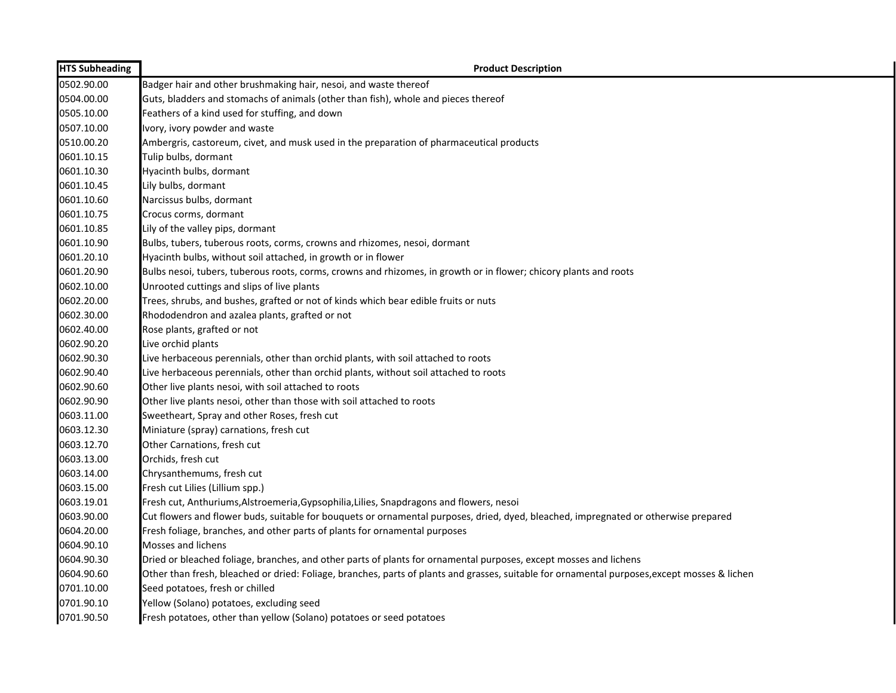| HTS Subheading | Product Description |
|---|---|
| 0502.90.00 | Badger hair and other brushmaking hair, nesoi, and waste thereof |
| 0504.00.00 | Guts, bladders and stomachs of animals (other than fish), whole and pieces thereof |
| 0505.10.00 | Feathers of a kind used for stuffing, and down |
| 0507.10.00 | Ivory, ivory powder and waste |
| 0510.00.20 | Ambergris, castoreum, civet, and musk used in the preparation of pharmaceutical products |
| 0601.10.15 | Tulip bulbs, dormant |
| 0601.10.30 | Hyacinth bulbs, dormant |
| 0601.10.45 | Lily bulbs, dormant |
| 0601.10.60 | Narcissus bulbs, dormant |
| 0601.10.75 | Crocus corms, dormant |
| 0601.10.85 | Lily of the valley pips, dormant |
| 0601.10.90 | Bulbs, tubers, tuberous roots, corms, crowns and rhizomes, nesoi, dormant |
| 0601.20.10 | Hyacinth bulbs, without soil attached, in growth or in flower |
| 0601.20.90 | Bulbs nesoi, tubers, tuberous roots, corms, crowns and rhizomes, in growth or in flower; chicory plants and roots |
| 0602.10.00 | Unrooted cuttings and slips of live plants |
| 0602.20.00 | Trees, shrubs, and bushes, grafted or not of kinds which bear edible fruits or nuts |
| 0602.30.00 | Rhododendron and azalea plants, grafted or not |
| 0602.40.00 | Rose plants, grafted or not |
| 0602.90.20 | Live orchid plants |
| 0602.90.30 | Live herbaceous perennials, other than orchid plants, with soil attached to roots |
| 0602.90.40 | Live herbaceous perennials, other than orchid plants, without soil attached to roots |
| 0602.90.60 | Other live plants nesoi, with soil attached to roots |
| 0602.90.90 | Other live plants nesoi, other than those with soil attached to roots |
| 0603.11.00 | Sweetheart, Spray and other Roses, fresh cut |
| 0603.12.30 | Miniature (spray) carnations, fresh cut |
| 0603.12.70 | Other Carnations, fresh cut |
| 0603.13.00 | Orchids, fresh cut |
| 0603.14.00 | Chrysanthemums, fresh cut |
| 0603.15.00 | Fresh cut Lilies (Lillium spp.) |
| 0603.19.01 | Fresh cut, Anthuriums,Alstroemeria,Gypsophilia,Lilies, Snapdragons and flowers, nesoi |
| 0603.90.00 | Cut flowers and flower buds, suitable for bouquets or ornamental purposes, dried, dyed, bleached, impregnated or otherwise prepared |
| 0604.20.00 | Fresh foliage, branches, and other parts of plants for ornamental purposes |
| 0604.90.10 | Mosses and lichens |
| 0604.90.30 | Dried or bleached foliage, branches, and other parts of plants for ornamental purposes, except mosses and lichens |
| 0604.90.60 | Other than fresh, bleached or dried: Foliage, branches, parts of plants and grasses, suitable for ornamental purposes,except mosses & lichen |
| 0701.10.00 | Seed potatoes, fresh or chilled |
| 0701.90.10 | Yellow (Solano) potatoes, excluding seed |
| 0701.90.50 | Fresh potatoes, other than yellow (Solano) potatoes or seed potatoes |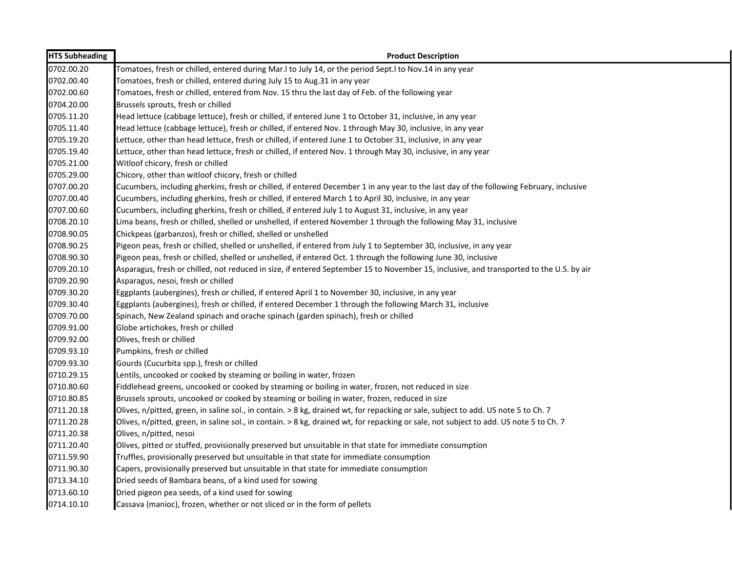| HTS Subheading | Product Description |
|---|---|
| 0702.00.20 | Tomatoes, fresh or chilled, entered during Mar.l to July 14, or the period Sept.l to Nov.14 in any year |
| 0702.00.40 | Tomatoes, fresh or chilled, entered during July 15 to Aug.31 in any year |
| 0702.00.60 | Tomatoes, fresh or chilled, entered from Nov. 15 thru the last day of Feb. of the following year |
| 0704.20.00 | Brussels sprouts, fresh or chilled |
| 0705.11.20 | Head lettuce (cabbage lettuce), fresh or chilled, if entered June 1 to October 31, inclusive, in any year |
| 0705.11.40 | Head lettuce (cabbage lettuce), fresh or chilled, if entered Nov. 1 through May 30, inclusive, in any year |
| 0705.19.20 | Lettuce, other than head lettuce, fresh or chilled, if entered June 1 to October 31, inclusive, in any year |
| 0705.19.40 | Lettuce, other than head lettuce, fresh or chilled, if entered Nov. 1 through May 30, inclusive, in any year |
| 0705.21.00 | Witloof chicory, fresh or chilled |
| 0705.29.00 | Chicory, other than witloof chicory, fresh or chilled |
| 0707.00.20 | Cucumbers, including gherkins, fresh or chilled, if entered December 1 in any year to the last day of the following February, inclusive |
| 0707.00.40 | Cucumbers, including gherkins, fresh or chilled, if entered March 1 to April 30, inclusive, in any year |
| 0707.00.60 | Cucumbers, including gherkins, fresh or chilled, if entered July 1 to August 31, inclusive, in any year |
| 0708.20.10 | Lima beans, fresh or chilled, shelled or unshelled, if entered November 1 through the following May 31, inclusive |
| 0708.90.05 | Chickpeas (garbanzos), fresh or chilled, shelled or unshelled |
| 0708.90.25 | Pigeon peas, fresh or chilled, shelled or unshelled, if entered from July 1 to September 30, inclusive, in any year |
| 0708.90.30 | Pigeon peas, fresh or chilled, shelled or unshelled, if entered Oct. 1 through the following June 30, inclusive |
| 0709.20.10 | Asparagus, fresh or chilled, not reduced in size, if entered September 15 to November 15, inclusive, and transported to the U.S. by air |
| 0709.20.90 | Asparagus, nesoi, fresh or chilled |
| 0709.30.20 | Eggplants (aubergines), fresh or chilled, if entered April 1 to November 30, inclusive, in any year |
| 0709.30.40 | Eggplants (aubergines), fresh or chilled, if entered December 1 through the following March 31, inclusive |
| 0709.70.00 | Spinach, New Zealand spinach and orache spinach (garden spinach), fresh or chilled |
| 0709.91.00 | Globe artichokes, fresh or chilled |
| 0709.92.00 | Olives, fresh or chilled |
| 0709.93.10 | Pumpkins, fresh or chilled |
| 0709.93.30 | Gourds (Cucurbita spp.), fresh or chilled |
| 0710.29.15 | Lentils, uncooked or cooked by steaming or boiling in water, frozen |
| 0710.80.60 | Fiddlehead greens, uncooked or cooked by steaming or boiling in water, frozen, not reduced in size |
| 0710.80.85 | Brussels sprouts, uncooked or cooked by steaming or boiling in water, frozen, reduced in size |
| 0711.20.18 | Olives, n/pitted, green, in saline sol., in contain. > 8 kg, drained wt, for repacking or sale, subject to add. US note 5 to Ch. 7 |
| 0711.20.28 | Olives, n/pitted, green, in saline sol., in contain. > 8 kg, drained wt, for repacking or sale, not subject to add. US note 5 to Ch. 7 |
| 0711.20.38 | Olives, n/pitted, nesoi |
| 0711.20.40 | Olives, pitted or stuffed, provisionally preserved but unsuitable in that state for immediate consumption |
| 0711.59.90 | Truffles, provisionally preserved but unsuitable in that state for immediate consumption |
| 0711.90.30 | Capers, provisionally preserved but unsuitable in that state for immediate consumption |
| 0713.34.10 | Dried seeds of Bambara beans, of a kind used for sowing |
| 0713.60.10 | Dried pigeon pea seeds, of a kind used for sowing |
| 0714.10.10 | Cassava (manioc), frozen, whether or not sliced or in the form of pellets |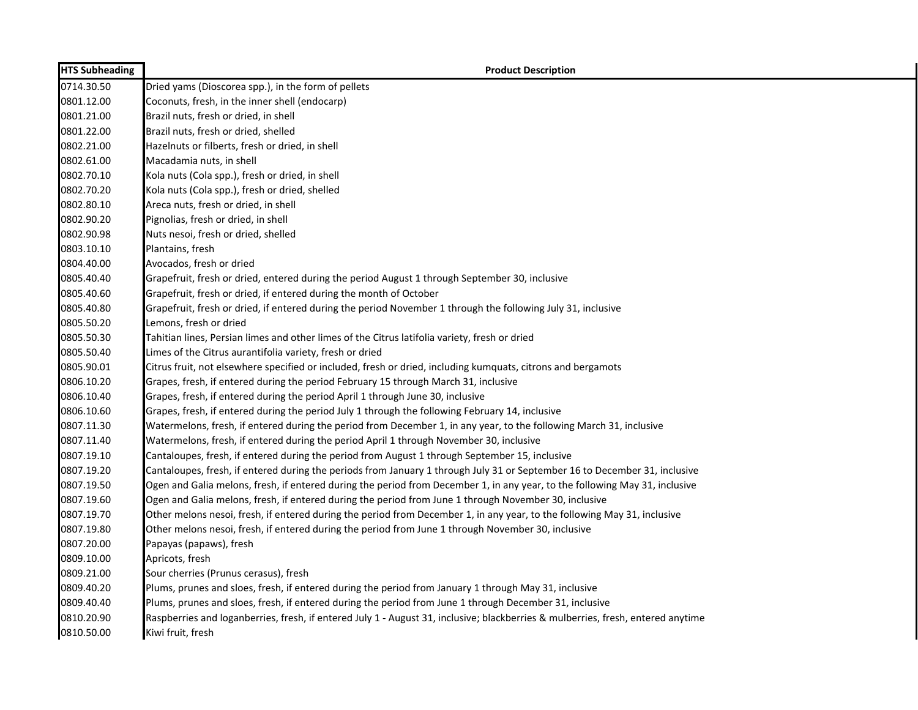| HTS Subheading | Product Description |
| --- | --- |
| 0714.30.50 | Dried yams (Dioscorea spp.), in the form of pellets |
| 0801.12.00 | Coconuts, fresh, in the inner shell (endocarp) |
| 0801.21.00 | Brazil nuts, fresh or dried, in shell |
| 0801.22.00 | Brazil nuts, fresh or dried, shelled |
| 0802.21.00 | Hazelnuts or filberts, fresh or dried, in shell |
| 0802.61.00 | Macadamia nuts, in shell |
| 0802.70.10 | Kola nuts (Cola spp.), fresh or dried, in shell |
| 0802.70.20 | Kola nuts (Cola spp.), fresh or dried, shelled |
| 0802.80.10 | Areca nuts, fresh or dried, in shell |
| 0802.90.20 | Pignolias, fresh or dried, in shell |
| 0802.90.98 | Nuts nesoi, fresh or dried, shelled |
| 0803.10.10 | Plantains, fresh |
| 0804.40.00 | Avocados, fresh or dried |
| 0805.40.40 | Grapefruit, fresh or dried, entered during the period August 1 through September 30, inclusive |
| 0805.40.60 | Grapefruit, fresh or dried, if entered during the month of October |
| 0805.40.80 | Grapefruit, fresh or dried, if entered during the period November 1 through the following July 31, inclusive |
| 0805.50.20 | Lemons, fresh or dried |
| 0805.50.30 | Tahitian lines, Persian limes and other limes of the Citrus latifolia variety, fresh or dried |
| 0805.50.40 | Limes of the Citrus aurantifolia variety, fresh or dried |
| 0805.90.01 | Citrus fruit, not elsewhere specified or included, fresh or dried, including kumquats, citrons and bergamots |
| 0806.10.20 | Grapes, fresh, if entered during the period February 15 through March 31, inclusive |
| 0806.10.40 | Grapes, fresh, if entered during the period April 1 through June 30, inclusive |
| 0806.10.60 | Grapes, fresh, if entered during the period July 1 through the following February 14, inclusive |
| 0807.11.30 | Watermelons, fresh, if entered during the period from December 1, in any year, to the following March 31, inclusive |
| 0807.11.40 | Watermelons, fresh, if entered during the period April 1 through November 30, inclusive |
| 0807.19.10 | Cantaloupes, fresh, if entered during the period from August 1 through September 15, inclusive |
| 0807.19.20 | Cantaloupes, fresh, if entered during the periods from January 1 through July 31 or September 16 to December 31, inclusive |
| 0807.19.50 | Ogen and Galia melons, fresh, if entered during the period from December 1, in any year, to the following May 31, inclusive |
| 0807.19.60 | Ogen and Galia melons, fresh, if entered during the period from June 1 through November 30, inclusive |
| 0807.19.70 | Other melons nesoi, fresh, if entered during the period from December 1, in any year, to the following May 31, inclusive |
| 0807.19.80 | Other melons nesoi, fresh, if entered during the period from June 1 through November 30, inclusive |
| 0807.20.00 | Papayas (papaws), fresh |
| 0809.10.00 | Apricots, fresh |
| 0809.21.00 | Sour cherries (Prunus cerasus), fresh |
| 0809.40.20 | Plums, prunes and sloes, fresh, if entered during the period from January 1 through May 31, inclusive |
| 0809.40.40 | Plums, prunes and sloes, fresh, if entered during the period from June 1 through December 31, inclusive |
| 0810.20.90 | Raspberries and loganberries, fresh, if entered July 1 - August 31, inclusive; blackberries & mulberries, fresh, entered anytime |
| 0810.50.00 | Kiwi fruit, fresh |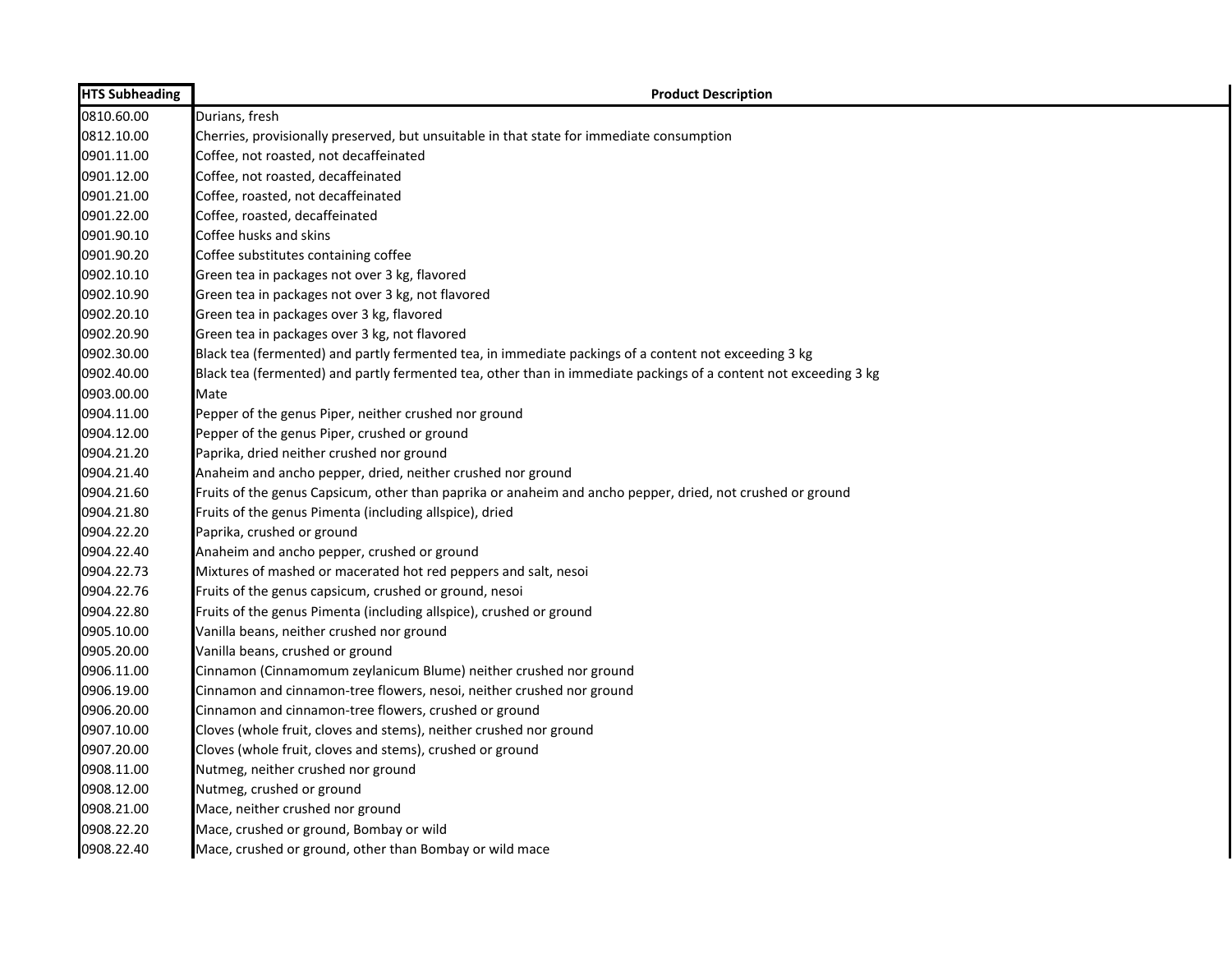| HTS Subheading | Product Description |
| --- | --- |
| 0810.60.00 | Durians, fresh |
| 0812.10.00 | Cherries, provisionally preserved, but unsuitable in that state for immediate consumption |
| 0901.11.00 | Coffee, not roasted, not decaffeinated |
| 0901.12.00 | Coffee, not roasted, decaffeinated |
| 0901.21.00 | Coffee, roasted, not decaffeinated |
| 0901.22.00 | Coffee, roasted, decaffeinated |
| 0901.90.10 | Coffee husks and skins |
| 0901.90.20 | Coffee substitutes containing coffee |
| 0902.10.10 | Green tea in packages not over 3 kg, flavored |
| 0902.10.90 | Green tea in packages not over 3 kg, not flavored |
| 0902.20.10 | Green tea in packages over 3 kg, flavored |
| 0902.20.90 | Green tea in packages over 3 kg, not flavored |
| 0902.30.00 | Black tea (fermented) and partly fermented tea, in immediate packings of a content not exceeding 3 kg |
| 0902.40.00 | Black tea (fermented) and partly fermented tea, other than in immediate packings of a content not exceeding 3 kg |
| 0903.00.00 | Mate |
| 0904.11.00 | Pepper of the genus Piper, neither crushed nor ground |
| 0904.12.00 | Pepper of the genus Piper, crushed or ground |
| 0904.21.20 | Paprika, dried neither crushed nor ground |
| 0904.21.40 | Anaheim and ancho pepper, dried, neither crushed nor ground |
| 0904.21.60 | Fruits of the genus Capsicum, other than paprika or anaheim and ancho pepper, dried, not crushed or ground |
| 0904.21.80 | Fruits of the genus Pimenta (including allspice), dried |
| 0904.22.20 | Paprika, crushed or ground |
| 0904.22.40 | Anaheim and ancho pepper, crushed or ground |
| 0904.22.73 | Mixtures of mashed or macerated hot red peppers and salt, nesoi |
| 0904.22.76 | Fruits of the genus capsicum, crushed or ground, nesoi |
| 0904.22.80 | Fruits of the genus Pimenta (including allspice), crushed or ground |
| 0905.10.00 | Vanilla beans, neither crushed nor ground |
| 0905.20.00 | Vanilla beans, crushed or ground |
| 0906.11.00 | Cinnamon (Cinnamomum zeylanicum Blume) neither crushed nor ground |
| 0906.19.00 | Cinnamon and cinnamon-tree flowers, nesoi, neither crushed nor ground |
| 0906.20.00 | Cinnamon and cinnamon-tree flowers, crushed or ground |
| 0907.10.00 | Cloves (whole fruit, cloves and stems), neither crushed nor ground |
| 0907.20.00 | Cloves (whole fruit, cloves and stems), crushed or ground |
| 0908.11.00 | Nutmeg, neither crushed nor ground |
| 0908.12.00 | Nutmeg, crushed or ground |
| 0908.21.00 | Mace, neither crushed nor ground |
| 0908.22.20 | Mace, crushed or ground, Bombay or wild |
| 0908.22.40 | Mace, crushed or ground, other than Bombay or wild mace |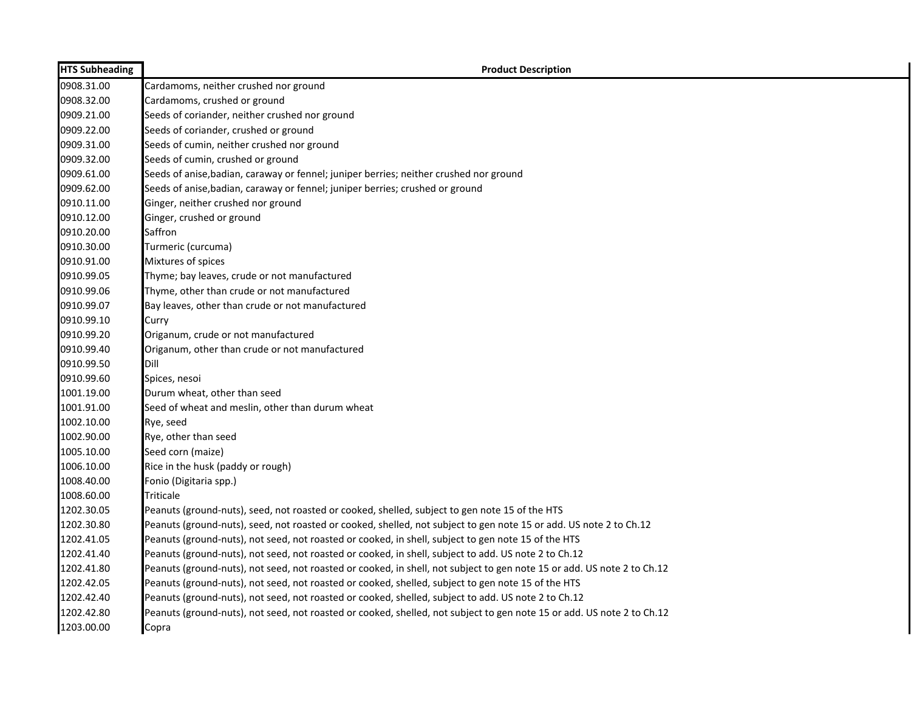| HTS Subheading | Product Description |
|---|---|
| 0908.31.00 | Cardamoms, neither crushed nor ground |
| 0908.32.00 | Cardamoms, crushed or ground |
| 0909.21.00 | Seeds of coriander, neither crushed nor ground |
| 0909.22.00 | Seeds of coriander, crushed or ground |
| 0909.31.00 | Seeds of cumin, neither crushed nor ground |
| 0909.32.00 | Seeds of cumin, crushed or ground |
| 0909.61.00 | Seeds of anise,badian, caraway or fennel; juniper berries; neither crushed nor ground |
| 0909.62.00 | Seeds of anise,badian, caraway or fennel; juniper berries; crushed or ground |
| 0910.11.00 | Ginger, neither crushed nor ground |
| 0910.12.00 | Ginger, crushed or ground |
| 0910.20.00 | Saffron |
| 0910.30.00 | Turmeric (curcuma) |
| 0910.91.00 | Mixtures of spices |
| 0910.99.05 | Thyme; bay leaves, crude or not manufactured |
| 0910.99.06 | Thyme, other than crude or not manufactured |
| 0910.99.07 | Bay leaves, other than crude or not manufactured |
| 0910.99.10 | Curry |
| 0910.99.20 | Origanum, crude or not manufactured |
| 0910.99.40 | Origanum, other than crude or not manufactured |
| 0910.99.50 | Dill |
| 0910.99.60 | Spices, nesoi |
| 1001.19.00 | Durum wheat, other than seed |
| 1001.91.00 | Seed of wheat and meslin, other than durum wheat |
| 1002.10.00 | Rye, seed |
| 1002.90.00 | Rye, other than seed |
| 1005.10.00 | Seed corn (maize) |
| 1006.10.00 | Rice in the husk (paddy or rough) |
| 1008.40.00 | Fonio (Digitaria spp.) |
| 1008.60.00 | Triticale |
| 1202.30.05 | Peanuts (ground-nuts), seed, not roasted or cooked, shelled, subject to gen note 15 of the HTS |
| 1202.30.80 | Peanuts (ground-nuts), seed, not roasted or cooked, shelled, not subject to gen note 15 or add. US note 2 to Ch.12 |
| 1202.41.05 | Peanuts (ground-nuts), not seed, not roasted or cooked, in shell, subject to gen note 15 of the HTS |
| 1202.41.40 | Peanuts (ground-nuts), not seed, not roasted or cooked, in shell, subject to add. US note 2 to Ch.12 |
| 1202.41.80 | Peanuts (ground-nuts), not seed, not roasted or cooked, in shell, not subject to gen note 15 or add. US note 2 to Ch.12 |
| 1202.42.05 | Peanuts (ground-nuts), not seed, not roasted or cooked, shelled, subject to gen note 15 of the HTS |
| 1202.42.40 | Peanuts (ground-nuts), not seed, not roasted or cooked, shelled, subject to add. US note 2 to Ch.12 |
| 1202.42.80 | Peanuts (ground-nuts), not seed, not roasted or cooked, shelled, not subject to gen note 15 or add. US note 2 to Ch.12 |
| 1203.00.00 | Copra |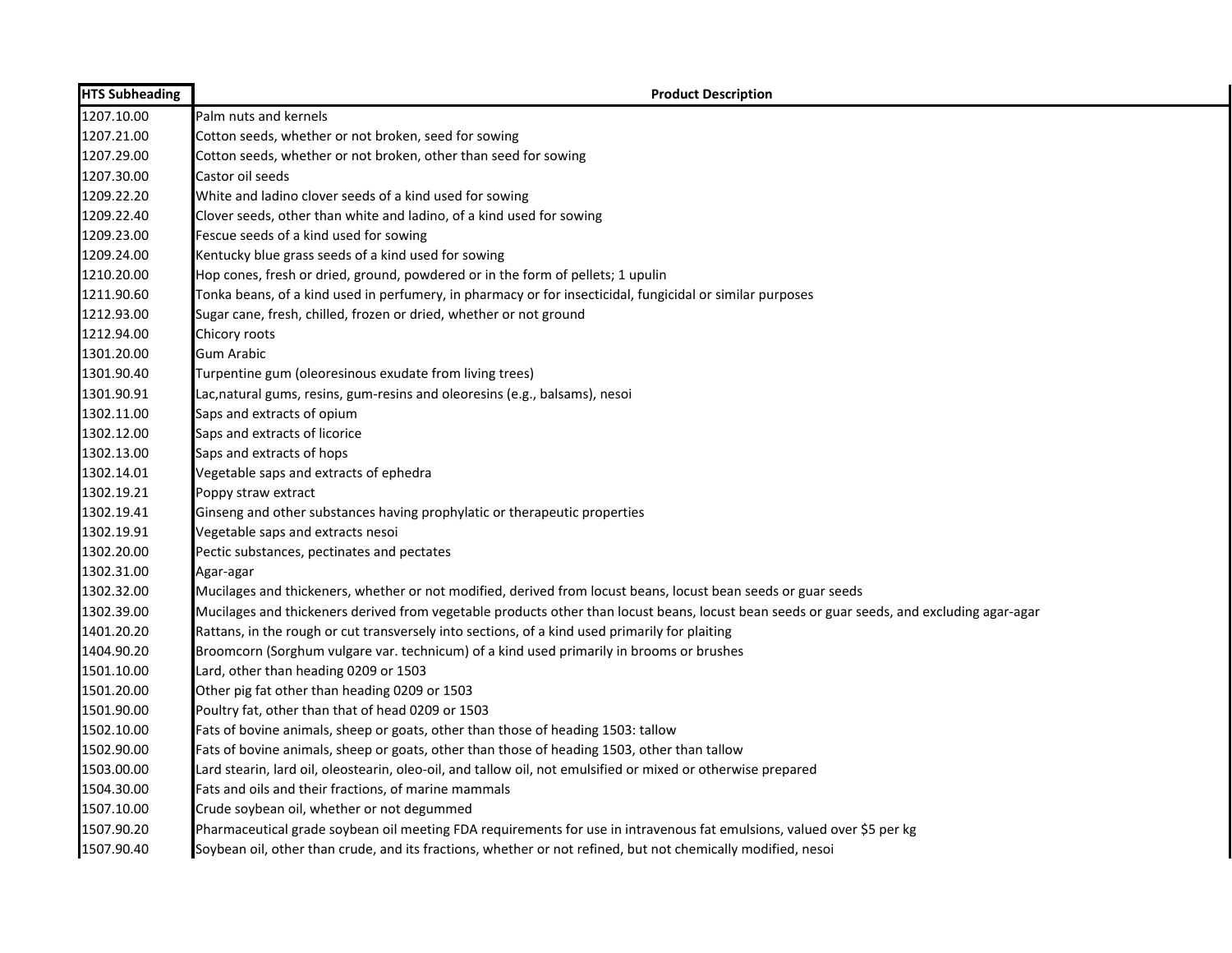| HTS Subheading | Product Description |
|---|---|
| 1207.10.00 | Palm nuts and kernels |
| 1207.21.00 | Cotton seeds, whether or not broken, seed for sowing |
| 1207.29.00 | Cotton seeds, whether or not broken, other than seed for sowing |
| 1207.30.00 | Castor oil seeds |
| 1209.22.20 | White and ladino clover seeds of a kind used for sowing |
| 1209.22.40 | Clover seeds, other than white and ladino, of a kind used for sowing |
| 1209.23.00 | Fescue seeds of a kind used for sowing |
| 1209.24.00 | Kentucky blue grass seeds of a kind used for sowing |
| 1210.20.00 | Hop cones, fresh or dried, ground, powdered or in the form of pellets; 1 upulin |
| 1211.90.60 | Tonka beans, of a kind used in perfumery, in pharmacy or for insecticidal, fungicidal or similar purposes |
| 1212.93.00 | Sugar cane, fresh, chilled, frozen or dried, whether or not ground |
| 1212.94.00 | Chicory roots |
| 1301.20.00 | Gum Arabic |
| 1301.90.40 | Turpentine gum (oleoresinous exudate from living trees) |
| 1301.90.91 | Lac,natural gums, resins, gum-resins and oleoresins (e.g., balsams), nesoi |
| 1302.11.00 | Saps and extracts of opium |
| 1302.12.00 | Saps and extracts of licorice |
| 1302.13.00 | Saps and extracts of hops |
| 1302.14.01 | Vegetable saps and extracts of ephedra |
| 1302.19.21 | Poppy straw extract |
| 1302.19.41 | Ginseng and other substances having prophylatic or therapeutic properties |
| 1302.19.91 | Vegetable saps and extracts nesoi |
| 1302.20.00 | Pectic substances, pectinates and pectates |
| 1302.31.00 | Agar-agar |
| 1302.32.00 | Mucilages and thickeners, whether or not modified, derived from locust beans, locust bean seeds or guar seeds |
| 1302.39.00 | Mucilages and thickeners derived from vegetable products other than locust beans, locust bean seeds or guar seeds, and excluding agar-agar |
| 1401.20.20 | Rattans, in the rough or cut transversely into sections, of a kind used primarily for plaiting |
| 1404.90.20 | Broomcorn (Sorghum vulgare var. technicum) of a kind used primarily in brooms or brushes |
| 1501.10.00 | Lard, other than heading 0209 or 1503 |
| 1501.20.00 | Other pig fat other than heading 0209 or 1503 |
| 1501.90.00 | Poultry fat, other than that of head 0209 or 1503 |
| 1502.10.00 | Fats of bovine animals, sheep or goats, other than those of heading 1503: tallow |
| 1502.90.00 | Fats of bovine animals, sheep or goats, other than those of heading 1503, other than tallow |
| 1503.00.00 | Lard stearin, lard oil, oleostearin, oleo-oil, and tallow oil, not emulsified or mixed or otherwise prepared |
| 1504.30.00 | Fats and oils and their fractions, of marine mammals |
| 1507.10.00 | Crude soybean oil, whether or not degummed |
| 1507.90.20 | Pharmaceutical grade soybean oil meeting FDA requirements for use in intravenous fat emulsions, valued over $5 per kg |
| 1507.90.40 | Soybean oil, other than crude, and its fractions, whether or not refined, but not chemically modified, nesoi |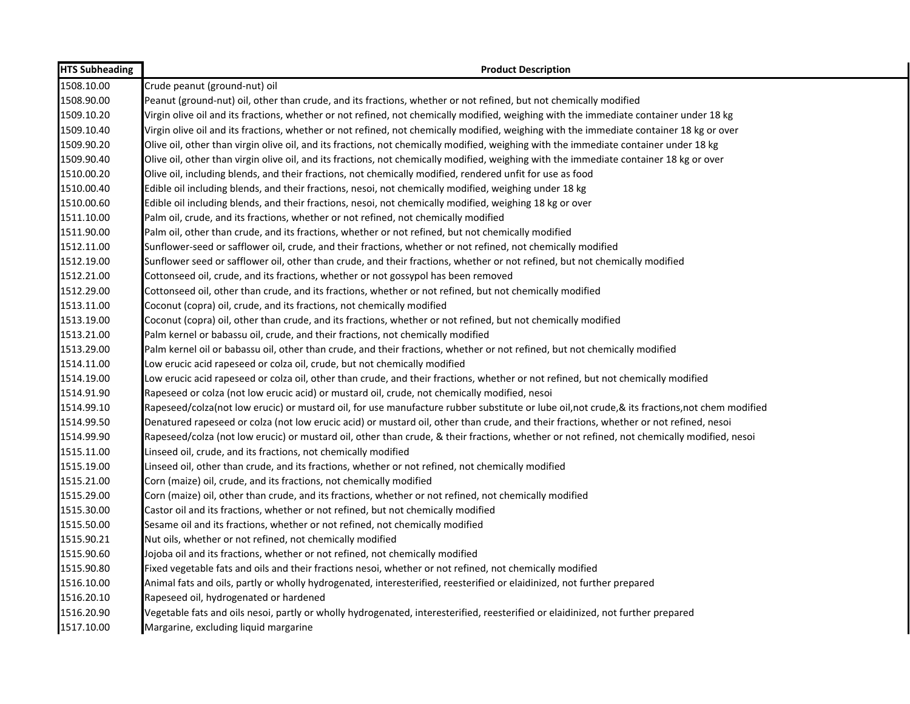| HTS Subheading | Product Description |
|---|---|
| 1508.10.00 | Crude peanut (ground-nut) oil |
| 1508.90.00 | Peanut (ground-nut) oil, other than crude, and its fractions, whether or not refined, but not chemically modified |
| 1509.10.20 | Virgin olive oil and its fractions, whether or not refined, not chemically modified, weighing with the immediate container under 18 kg |
| 1509.10.40 | Virgin olive oil and its fractions, whether or not refined, not chemically modified, weighing with the immediate container 18 kg or over |
| 1509.90.20 | Olive oil, other than virgin olive oil, and its fractions, not chemically modified, weighing with the immediate container under 18 kg |
| 1509.90.40 | Olive oil, other than virgin olive oil, and its fractions, not chemically modified, weighing with the immediate container 18 kg or over |
| 1510.00.20 | Olive oil, including blends, and their fractions, not chemically modified, rendered unfit for use as food |
| 1510.00.40 | Edible oil including blends, and their fractions, nesoi, not chemically modified, weighing under 18 kg |
| 1510.00.60 | Edible oil including blends, and their fractions, nesoi, not chemically modified, weighing 18 kg or over |
| 1511.10.00 | Palm oil, crude, and its fractions, whether or not refined, not chemically modified |
| 1511.90.00 | Palm oil, other than crude, and its fractions, whether or not refined, but not chemically modified |
| 1512.11.00 | Sunflower-seed or safflower oil, crude, and their fractions, whether or not refined, not chemically modified |
| 1512.19.00 | Sunflower seed or safflower oil, other than crude, and their fractions, whether or not refined, but not chemically modified |
| 1512.21.00 | Cottonseed oil, crude, and its fractions, whether or not gossypol has been removed |
| 1512.29.00 | Cottonseed oil, other than crude, and its fractions, whether or not refined, but not chemically modified |
| 1513.11.00 | Coconut (copra) oil, crude, and its fractions, not chemically modified |
| 1513.19.00 | Coconut (copra) oil, other than crude, and its fractions, whether or not refined, but not chemically modified |
| 1513.21.00 | Palm kernel or babassu oil, crude, and their fractions, not chemically modified |
| 1513.29.00 | Palm kernel oil or babassu oil, other than crude, and their fractions, whether or not refined, but not chemically modified |
| 1514.11.00 | Low erucic acid rapeseed or colza oil, crude, but not chemically modified |
| 1514.19.00 | Low erucic acid rapeseed or colza oil, other than crude, and their fractions, whether or not refined, but not chemically modified |
| 1514.91.90 | Rapeseed or colza (not low erucic acid) or mustard oil, crude, not chemically modified, nesoi |
| 1514.99.10 | Rapeseed/colza(not low erucic) or mustard oil, for use manufacture rubber substitute or lube oil,not crude,& its fractions,not chem modified |
| 1514.99.50 | Denatured rapeseed or colza (not low erucic acid) or mustard oil, other than crude, and their fractions, whether or not refined, nesoi |
| 1514.99.90 | Rapeseed/colza (not low erucic) or mustard oil, other than crude, & their fractions, whether or not refined, not chemically modified, nesoi |
| 1515.11.00 | Linseed oil, crude, and its fractions, not chemically modified |
| 1515.19.00 | Linseed oil, other than crude, and its fractions, whether or not refined, not chemically modified |
| 1515.21.00 | Corn (maize) oil, crude, and its fractions, not chemically modified |
| 1515.29.00 | Corn (maize) oil, other than crude, and its fractions, whether or not refined, not chemically modified |
| 1515.30.00 | Castor oil and its fractions, whether or not refined, but not chemically modified |
| 1515.50.00 | Sesame oil and its fractions, whether or not refined, not chemically modified |
| 1515.90.21 | Nut oils, whether or not refined, not chemically modified |
| 1515.90.60 | Jojoba oil and its fractions, whether or not refined, not chemically modified |
| 1515.90.80 | Fixed vegetable fats and oils and their fractions nesoi, whether or not refined, not chemically modified |
| 1516.10.00 | Animal fats and oils, partly or wholly hydrogenated, interesterified, reesterified or elaidinized, not further prepared |
| 1516.20.10 | Rapeseed oil, hydrogenated or hardened |
| 1516.20.90 | Vegetable fats and oils nesoi, partly or wholly hydrogenated, interesterified, reesterified or elaidinized, not further prepared |
| 1517.10.00 | Margarine, excluding liquid margarine |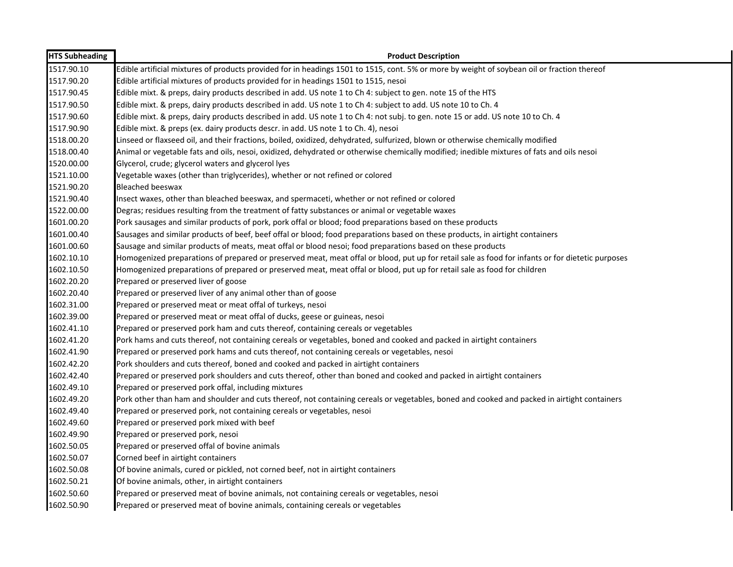| HTS Subheading | Product Description |
|---|---|
| 1517.90.10 | Edible artificial mixtures of products provided for in headings 1501 to 1515, cont. 5% or more by weight of soybean oil or fraction thereof |
| 1517.90.20 | Edible artificial mixtures of products provided for in headings 1501 to 1515, nesoi |
| 1517.90.45 | Edible mixt. & preps, dairy products described in add. US note 1 to Ch 4: subject to gen. note 15 of the HTS |
| 1517.90.50 | Edible mixt. & preps, dairy products described in add. US note 1 to Ch 4: subject to add. US note 10 to Ch. 4 |
| 1517.90.60 | Edible mixt. & preps, dairy products described in add. US note 1 to Ch 4: not subj. to gen. note 15 or add. US note 10 to Ch. 4 |
| 1517.90.90 | Edible mixt. & preps (ex. dairy products descr. in add. US note 1 to Ch. 4), nesoi |
| 1518.00.20 | Linseed or flaxseed oil, and their fractions, boiled, oxidized, dehydrated, sulfurized, blown or otherwise chemically modified |
| 1518.00.40 | Animal or vegetable fats and oils, nesoi, oxidized, dehydrated or otherwise chemically modified; inedible mixtures of fats and oils nesoi |
| 1520.00.00 | Glycerol, crude; glycerol waters and glycerol lyes |
| 1521.10.00 | Vegetable waxes (other than triglycerides), whether or not refined or colored |
| 1521.90.20 | Bleached beeswax |
| 1521.90.40 | Insect waxes, other than bleached beeswax, and spermaceti, whether or not refined or colored |
| 1522.00.00 | Degras; residues resulting from the treatment of fatty substances or animal or vegetable waxes |
| 1601.00.20 | Pork sausages and similar products of pork, pork offal or blood; food preparations based on these products |
| 1601.00.40 | Sausages and similar products of beef, beef offal or blood; food preparations based on these products, in airtight containers |
| 1601.00.60 | Sausage and similar products of meats, meat offal or blood nesoi; food preparations based on these products |
| 1602.10.10 | Homogenized preparations of prepared or preserved meat, meat offal or blood, put up for retail sale as food for infants or for dietetic purposes |
| 1602.10.50 | Homogenized preparations of prepared or preserved meat, meat offal or blood, put up for retail sale as food for children |
| 1602.20.20 | Prepared or preserved liver of goose |
| 1602.20.40 | Prepared or preserved liver of any animal other than of goose |
| 1602.31.00 | Prepared or preserved meat or meat offal of turkeys, nesoi |
| 1602.39.00 | Prepared or preserved meat or meat offal of ducks, geese or guineas, nesoi |
| 1602.41.10 | Prepared or preserved pork ham and cuts thereof, containing cereals or vegetables |
| 1602.41.20 | Pork hams and cuts thereof, not containing cereals or vegetables, boned and cooked and packed in airtight containers |
| 1602.41.90 | Prepared or preserved pork hams and cuts thereof, not containing cereals or vegetables, nesoi |
| 1602.42.20 | Pork shoulders and cuts thereof, boned and cooked and packed in airtight containers |
| 1602.42.40 | Prepared or preserved pork shoulders and cuts thereof, other than boned and cooked and packed in airtight containers |
| 1602.49.10 | Prepared or preserved pork offal, including mixtures |
| 1602.49.20 | Pork other than ham and shoulder and cuts thereof, not containing cereals or vegetables, boned and cooked and packed in airtight containers |
| 1602.49.40 | Prepared or preserved pork, not containing cereals or vegetables, nesoi |
| 1602.49.60 | Prepared or preserved pork mixed with beef |
| 1602.49.90 | Prepared or preserved pork, nesoi |
| 1602.50.05 | Prepared or preserved offal of bovine animals |
| 1602.50.07 | Corned beef in airtight containers |
| 1602.50.08 | Of bovine animals, cured or pickled, not corned beef, not in airtight containers |
| 1602.50.21 | Of bovine animals, other, in airtight containers |
| 1602.50.60 | Prepared or preserved meat of bovine animals, not containing cereals or vegetables, nesoi |
| 1602.50.90 | Prepared or preserved meat of bovine animals, containing cereals or vegetables |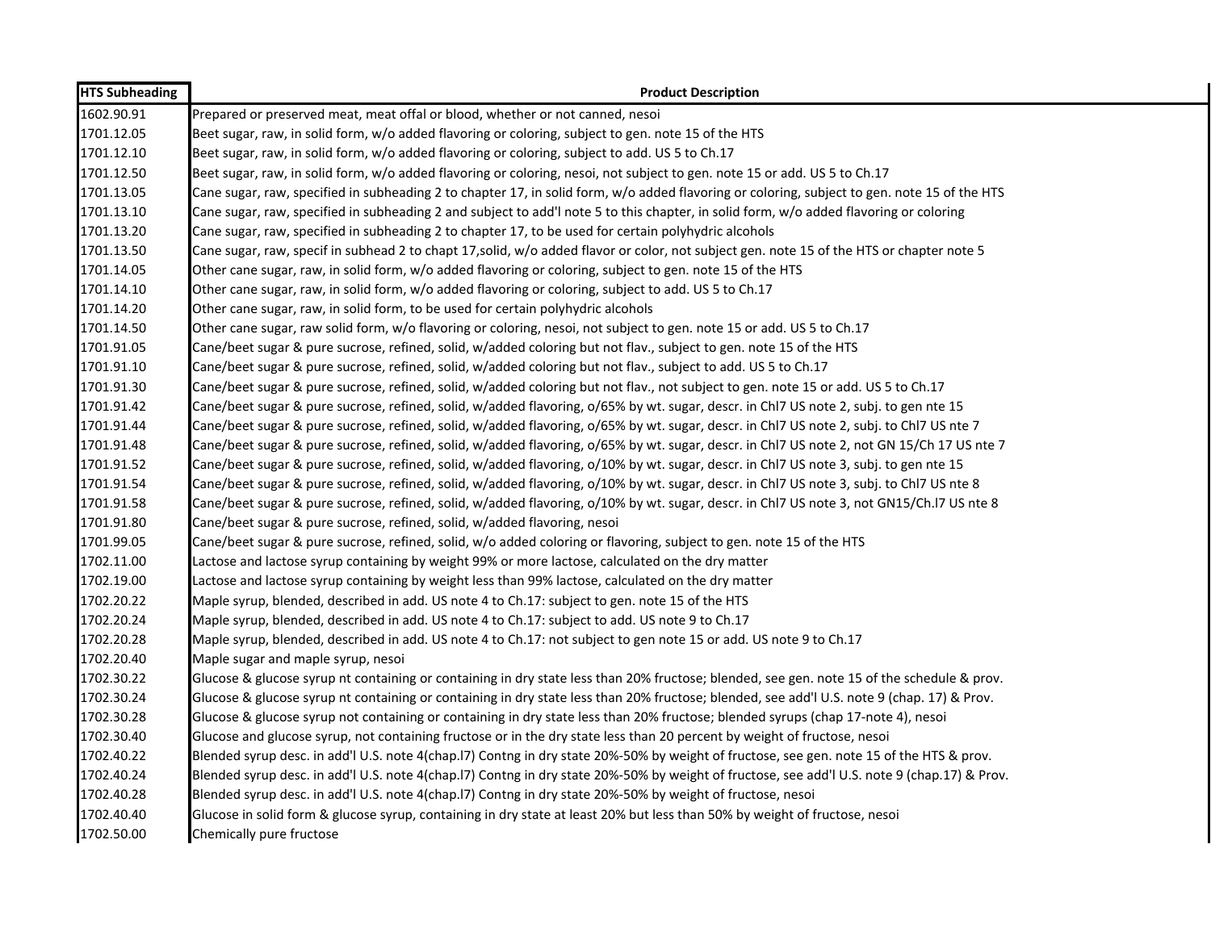| HTS Subheading | Product Description |
| --- | --- |
| 1602.90.91 | Prepared or preserved meat, meat offal or blood, whether or not canned, nesoi |
| 1701.12.05 | Beet sugar, raw, in solid form, w/o added flavoring or coloring, subject to gen. note 15 of the HTS |
| 1701.12.10 | Beet sugar, raw, in solid form, w/o added flavoring or coloring, subject to add. US 5 to Ch.17 |
| 1701.12.50 | Beet sugar, raw, in solid form, w/o added flavoring or coloring, nesoi, not subject to gen. note 15 or add. US 5 to Ch.17 |
| 1701.13.05 | Cane sugar, raw, specified in subheading 2 to chapter 17, in solid form, w/o added flavoring or coloring, subject to gen. note 15 of the HTS |
| 1701.13.10 | Cane sugar, raw, specified in subheading 2 and subject to add'l note 5 to this chapter, in solid form, w/o added flavoring or coloring |
| 1701.13.20 | Cane sugar, raw, specified in subheading 2 to chapter 17, to be used for certain polyhydric alcohols |
| 1701.13.50 | Cane sugar, raw, specif in subhead 2 to chapt 17,solid, w/o added flavor or color, not subject gen. note 15 of the HTS or chapter note 5 |
| 1701.14.05 | Other cane sugar, raw, in solid form, w/o added flavoring or coloring, subject to gen. note 15 of the HTS |
| 1701.14.10 | Other cane sugar, raw, in solid form, w/o added flavoring or coloring, subject to add. US 5 to Ch.17 |
| 1701.14.20 | Other cane sugar, raw, in solid form, to be used for certain polyhydric alcohols |
| 1701.14.50 | Other cane sugar, raw solid form, w/o flavoring or coloring, nesoi, not subject to gen. note 15 or add. US 5 to Ch.17 |
| 1701.91.05 | Cane/beet sugar & pure sucrose, refined, solid, w/added coloring but not flav., subject to gen. note 15 of the HTS |
| 1701.91.10 | Cane/beet sugar & pure sucrose, refined, solid, w/added coloring but not flav., subject to add. US 5 to Ch.17 |
| 1701.91.30 | Cane/beet sugar & pure sucrose, refined, solid, w/added coloring but not flav., not subject to gen. note 15 or add. US 5 to Ch.17 |
| 1701.91.42 | Cane/beet sugar & pure sucrose, refined, solid, w/added flavoring, o/65% by wt. sugar, descr. in Chl7 US note 2, subj. to gen nte 15 |
| 1701.91.44 | Cane/beet sugar & pure sucrose, refined, solid, w/added flavoring, o/65% by wt. sugar, descr. in Chl7 US note 2, subj. to Chl7 US nte 7 |
| 1701.91.48 | Cane/beet sugar & pure sucrose, refined, solid, w/added flavoring, o/65% by wt. sugar, descr. in Chl7 US note 2, not GN 15/Ch 17 US nte 7 |
| 1701.91.52 | Cane/beet sugar & pure sucrose, refined, solid, w/added flavoring, o/10% by wt. sugar, descr. in Chl7 US note 3, subj. to gen nte 15 |
| 1701.91.54 | Cane/beet sugar & pure sucrose, refined, solid, w/added flavoring, o/10% by wt. sugar, descr. in Chl7 US note 3, subj. to Chl7 US nte 8 |
| 1701.91.58 | Cane/beet sugar & pure sucrose, refined, solid, w/added flavoring, o/10% by wt. sugar, descr. in Chl7 US note 3, not GN15/Ch.l7 US nte 8 |
| 1701.91.80 | Cane/beet sugar & pure sucrose, refined, solid, w/added flavoring, nesoi |
| 1701.99.05 | Cane/beet sugar & pure sucrose, refined, solid, w/o added coloring or flavoring, subject to gen. note 15 of the HTS |
| 1702.11.00 | Lactose and lactose syrup containing by weight 99% or more lactose, calculated on the dry matter |
| 1702.19.00 | Lactose and lactose syrup containing by weight less than 99% lactose, calculated on the dry matter |
| 1702.20.22 | Maple syrup, blended, described in add. US note 4 to Ch.17: subject to gen. note 15 of the HTS |
| 1702.20.24 | Maple syrup, blended, described in add. US note 4 to Ch.17: subject to add. US note 9 to Ch.17 |
| 1702.20.28 | Maple syrup, blended, described in add. US note 4 to Ch.17: not subject to gen note 15 or add. US note 9 to Ch.17 |
| 1702.20.40 | Maple sugar and maple syrup, nesoi |
| 1702.30.22 | Glucose & glucose syrup nt containing or containing in dry state less than 20% fructose; blended, see gen. note 15 of the schedule & prov. |
| 1702.30.24 | Glucose & glucose syrup nt containing or containing in dry state less than 20% fructose; blended, see add'l U.S. note 9 (chap. 17) & Prov. |
| 1702.30.28 | Glucose & glucose syrup not containing or containing in dry state less than 20% fructose; blended syrups (chap 17-note 4), nesoi |
| 1702.30.40 | Glucose and glucose syrup, not containing fructose or in the dry state less than 20 percent by weight of fructose, nesoi |
| 1702.40.22 | Blended syrup desc. in add'l U.S. note 4(chap.l7) Contng in dry state 20%-50% by weight of fructose, see gen. note 15 of the HTS & prov. |
| 1702.40.24 | Blended syrup desc. in add'l U.S. note 4(chap.l7) Contng in dry state 20%-50% by weight of fructose, see add'l U.S. note 9 (chap.17) & Prov. |
| 1702.40.28 | Blended syrup desc. in add'l U.S. note 4(chap.l7) Contng in dry state 20%-50% by weight of fructose, nesoi |
| 1702.40.40 | Glucose in solid form & glucose syrup, containing in dry state at least 20% but less than 50% by weight of fructose, nesoi |
| 1702.50.00 | Chemically pure fructose |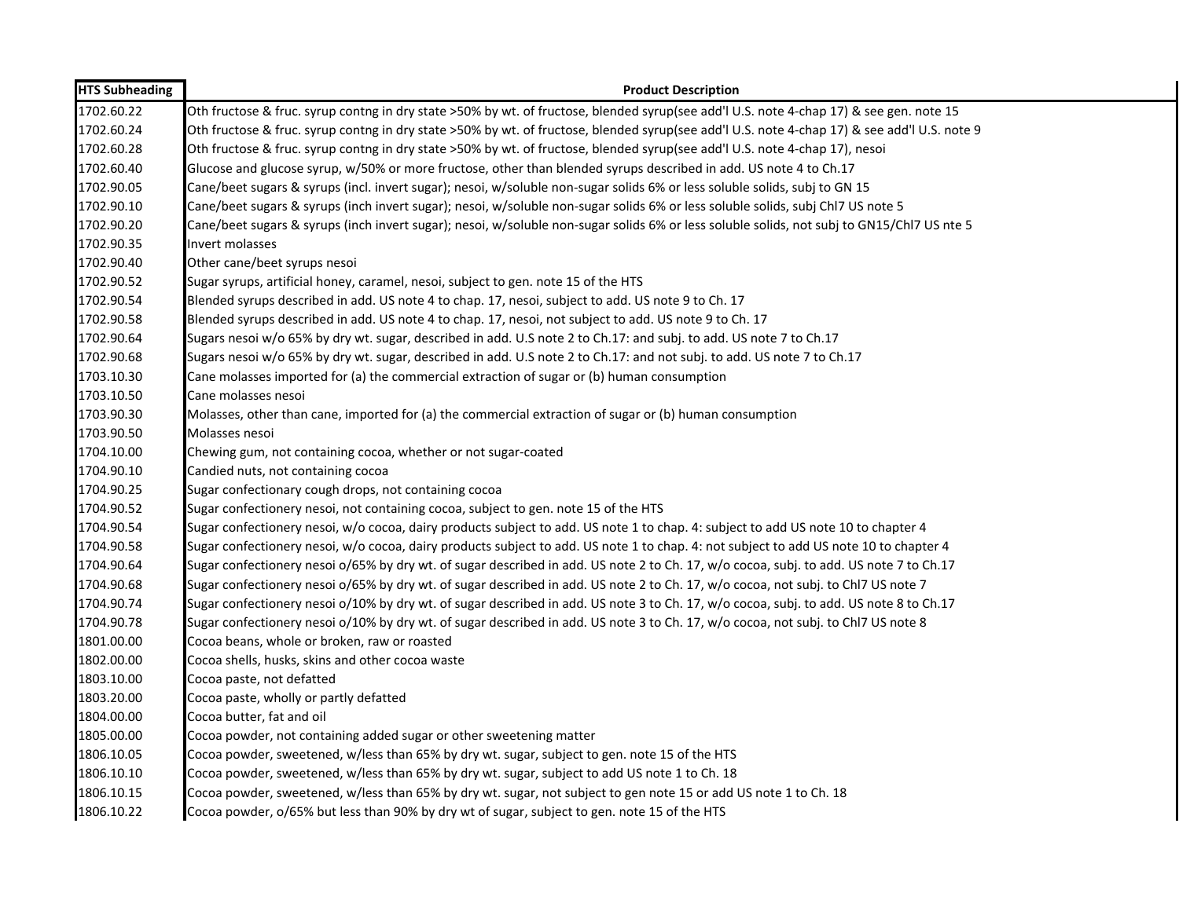| HTS Subheading | Product Description |
| --- | --- |
| 1702.60.22 | Oth fructose & fruc. syrup contng in dry state >50% by wt. of fructose, blended syrup(see add'l U.S. note 4-chap 17) & see gen. note 15 |
| 1702.60.24 | Oth fructose & fruc. syrup contng in dry state >50% by wt. of fructose, blended syrup(see add'l U.S. note 4-chap 17) & see add'l U.S. note 9 |
| 1702.60.28 | Oth fructose & fruc. syrup contng in dry state >50% by wt. of fructose, blended syrup(see add'l U.S. note 4-chap 17), nesoi |
| 1702.60.40 | Glucose and glucose syrup, w/50% or more fructose, other than blended syrups described in add. US note 4 to Ch.17 |
| 1702.90.05 | Cane/beet sugars & syrups (incl. invert sugar); nesoi, w/soluble non-sugar solids 6% or less soluble solids, subj to GN 15 |
| 1702.90.10 | Cane/beet sugars & syrups (inch invert sugar); nesoi, w/soluble non-sugar solids 6% or less soluble solids, subj Chl7 US note 5 |
| 1702.90.20 | Cane/beet sugars & syrups (inch invert sugar); nesoi, w/soluble non-sugar solids 6% or less soluble solids, not subj to GN15/Chl7 US nte 5 |
| 1702.90.35 | Invert molasses |
| 1702.90.40 | Other cane/beet syrups nesoi |
| 1702.90.52 | Sugar syrups, artificial honey, caramel, nesoi, subject to gen. note 15 of the HTS |
| 1702.90.54 | Blended syrups described in add. US note 4 to chap. 17, nesoi, subject to add. US note 9 to Ch. 17 |
| 1702.90.58 | Blended syrups described in add. US note 4 to chap. 17, nesoi, not subject to add. US note 9 to Ch. 17 |
| 1702.90.64 | Sugars nesoi w/o 65% by dry wt. sugar, described in add. U.S note 2 to Ch.17: and subj. to add. US note 7 to Ch.17 |
| 1702.90.68 | Sugars nesoi w/o 65% by dry wt. sugar, described in add. U.S note 2 to Ch.17: and not subj. to add. US note 7 to Ch.17 |
| 1703.10.30 | Cane molasses imported for (a) the commercial extraction of sugar or (b) human consumption |
| 1703.10.50 | Cane molasses nesoi |
| 1703.90.30 | Molasses, other than cane, imported for (a) the commercial extraction of sugar or (b) human consumption |
| 1703.90.50 | Molasses nesoi |
| 1704.10.00 | Chewing gum, not containing cocoa, whether or not sugar-coated |
| 1704.90.10 | Candied nuts, not containing cocoa |
| 1704.90.25 | Sugar confectionary cough drops, not containing cocoa |
| 1704.90.52 | Sugar confectionery nesoi, not containing cocoa, subject to gen. note 15 of the HTS |
| 1704.90.54 | Sugar confectionery nesoi, w/o cocoa, dairy products subject to add. US note 1 to chap. 4: subject to add US note 10 to chapter 4 |
| 1704.90.58 | Sugar confectionery nesoi, w/o cocoa, dairy products subject to add. US note 1 to chap. 4: not subject to add US note 10 to chapter 4 |
| 1704.90.64 | Sugar confectionery nesoi o/65% by dry wt. of sugar described in add. US note 2 to Ch. 17, w/o cocoa, subj. to add. US note 7 to Ch.17 |
| 1704.90.68 | Sugar confectionery nesoi o/65% by dry wt. of sugar described in add. US note 2 to Ch. 17, w/o cocoa, not subj. to Chl7 US note 7 |
| 1704.90.74 | Sugar confectionery nesoi o/10% by dry wt. of sugar described in add. US note 3 to Ch. 17, w/o cocoa, subj. to add. US note 8 to Ch.17 |
| 1704.90.78 | Sugar confectionery nesoi o/10% by dry wt. of sugar described in add. US note 3 to Ch. 17, w/o cocoa, not subj. to Chl7 US note 8 |
| 1801.00.00 | Cocoa beans, whole or broken, raw or roasted |
| 1802.00.00 | Cocoa shells, husks, skins and other cocoa waste |
| 1803.10.00 | Cocoa paste, not defatted |
| 1803.20.00 | Cocoa paste, wholly or partly defatted |
| 1804.00.00 | Cocoa butter, fat and oil |
| 1805.00.00 | Cocoa powder, not containing added sugar or other sweetening matter |
| 1806.10.05 | Cocoa powder, sweetened, w/less than 65% by dry wt. sugar, subject to gen. note 15 of the HTS |
| 1806.10.10 | Cocoa powder, sweetened, w/less than 65% by dry wt. sugar, subject to add US note 1 to Ch. 18 |
| 1806.10.15 | Cocoa powder, sweetened, w/less than 65% by dry wt. sugar, not subject to gen note 15 or add US note 1 to Ch. 18 |
| 1806.10.22 | Cocoa powder, o/65% but less than 90% by dry wt of sugar, subject to gen. note 15 of the HTS |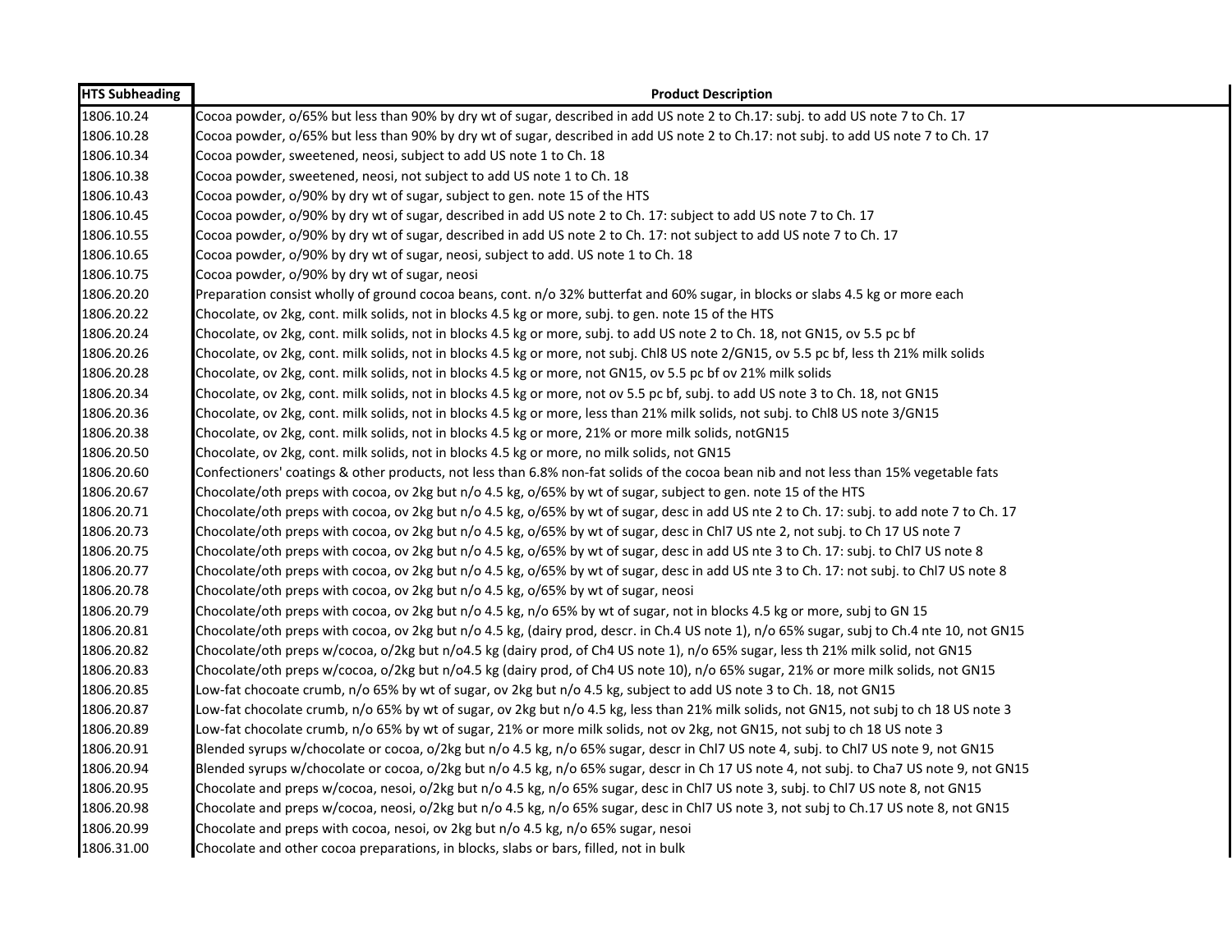| HTS Subheading | Product Description |
|---|---|
| 1806.10.24 | Cocoa powder, o/65% but less than 90% by dry wt of sugar, described in add US note 2 to Ch.17: subj. to add US note 7 to Ch. 17 |
| 1806.10.28 | Cocoa powder, o/65% but less than 90% by dry wt of sugar, described in add US note 2 to Ch.17: not subj. to add US note 7 to Ch. 17 |
| 1806.10.34 | Cocoa powder, sweetened, neosi, subject to add US note 1 to Ch. 18 |
| 1806.10.38 | Cocoa powder, sweetened, neosi, not subject to add US note 1 to Ch. 18 |
| 1806.10.43 | Cocoa powder, o/90% by dry wt of sugar, subject to gen. note 15 of the HTS |
| 1806.10.45 | Cocoa powder, o/90% by dry wt of sugar, described in add US note 2 to Ch. 17: subject to add US note 7 to Ch. 17 |
| 1806.10.55 | Cocoa powder, o/90% by dry wt of sugar, described in add US note 2 to Ch. 17: not subject to add US note 7 to Ch. 17 |
| 1806.10.65 | Cocoa powder, o/90% by dry wt of sugar, neosi, subject to add. US note 1 to Ch. 18 |
| 1806.10.75 | Cocoa powder, o/90% by dry wt of sugar, neosi |
| 1806.20.20 | Preparation consist wholly of ground cocoa beans, cont. n/o 32% butterfat and 60% sugar, in blocks or slabs 4.5 kg or more each |
| 1806.20.22 | Chocolate, ov 2kg, cont. milk solids, not in blocks 4.5 kg or more, subj. to gen. note 15 of the HTS |
| 1806.20.24 | Chocolate, ov 2kg, cont. milk solids, not in blocks 4.5 kg or more, subj. to add US note 2 to Ch. 18, not GN15, ov 5.5 pc bf |
| 1806.20.26 | Chocolate, ov 2kg, cont. milk solids, not in blocks 4.5 kg or more, not subj. Chl8 US note 2/GN15, ov 5.5 pc bf, less th 21% milk solids |
| 1806.20.28 | Chocolate, ov 2kg, cont. milk solids, not in blocks 4.5 kg or more, not GN15, ov 5.5 pc bf ov 21% milk solids |
| 1806.20.34 | Chocolate, ov 2kg, cont. milk solids, not in blocks 4.5 kg or more, not ov 5.5 pc bf, subj. to add US note 3 to Ch. 18, not GN15 |
| 1806.20.36 | Chocolate, ov 2kg, cont. milk solids, not in blocks 4.5 kg or more, less than 21% milk solids, not subj. to Chl8 US note 3/GN15 |
| 1806.20.38 | Chocolate, ov 2kg, cont. milk solids, not in blocks 4.5 kg or more, 21% or more milk solids, notGN15 |
| 1806.20.50 | Chocolate, ov 2kg, cont. milk solids, not in blocks 4.5 kg or more, no milk solids, not GN15 |
| 1806.20.60 | Confectioners' coatings & other products, not less than 6.8% non-fat solids of the cocoa bean nib and not less than 15% vegetable fats |
| 1806.20.67 | Chocolate/oth preps with cocoa, ov 2kg but n/o 4.5 kg, o/65% by wt of sugar, subject to gen. note 15 of the HTS |
| 1806.20.71 | Chocolate/oth preps with cocoa, ov 2kg but n/o 4.5 kg, o/65% by wt of sugar, desc in add US nte 2 to Ch. 17: subj. to add note 7 to Ch. 17 |
| 1806.20.73 | Chocolate/oth preps with cocoa, ov 2kg but n/o 4.5 kg, o/65% by wt of sugar, desc in Chl7 US nte 2, not subj. to Ch 17 US note 7 |
| 1806.20.75 | Chocolate/oth preps with cocoa, ov 2kg but n/o 4.5 kg, o/65% by wt of sugar, desc in add US nte 3 to Ch. 17: subj. to Chl7 US note 8 |
| 1806.20.77 | Chocolate/oth preps with cocoa, ov 2kg but n/o 4.5 kg, o/65% by wt of sugar, desc in add US nte 3 to Ch. 17: not subj. to Chl7 US note 8 |
| 1806.20.78 | Chocolate/oth preps with cocoa, ov 2kg but n/o 4.5 kg, o/65% by wt of sugar, neosi |
| 1806.20.79 | Chocolate/oth preps with cocoa, ov 2kg but n/o 4.5 kg, n/o 65% by wt of sugar, not in blocks 4.5 kg or more, subj to GN 15 |
| 1806.20.81 | Chocolate/oth preps with cocoa, ov 2kg but n/o 4.5 kg, (dairy prod, descr. in Ch.4 US note 1), n/o 65% sugar, subj to Ch.4 nte 10, not GN15 |
| 1806.20.82 | Chocolate/oth preps w/cocoa, o/2kg but n/o4.5 kg (dairy prod, of Ch4 US note 1), n/o 65% sugar, less th 21% milk solid, not GN15 |
| 1806.20.83 | Chocolate/oth preps w/cocoa, o/2kg but n/o4.5 kg (dairy prod, of Ch4 US note 10), n/o 65% sugar, 21% or more milk solids, not GN15 |
| 1806.20.85 | Low-fat chocoate crumb, n/o 65% by wt of sugar, ov 2kg but n/o 4.5 kg, subject to add US note 3 to Ch. 18, not GN15 |
| 1806.20.87 | Low-fat chocolate crumb, n/o 65% by wt of sugar, ov 2kg but n/o 4.5 kg, less than 21% milk solids, not GN15, not subj to ch 18 US note 3 |
| 1806.20.89 | Low-fat chocolate crumb, n/o 65% by wt of sugar, 21% or more milk solids, not ov 2kg, not GN15, not subj to ch 18 US note 3 |
| 1806.20.91 | Blended syrups w/chocolate or cocoa, o/2kg but n/o 4.5 kg, n/o 65% sugar, descr in Chl7 US note 4, subj. to Chl7 US note 9, not GN15 |
| 1806.20.94 | Blended syrups w/chocolate or cocoa, o/2kg but n/o 4.5 kg, n/o 65% sugar, descr in Ch 17 US note 4, not subj. to Cha7 US note 9, not GN15 |
| 1806.20.95 | Chocolate and preps w/cocoa, nesoi, o/2kg but n/o 4.5 kg, n/o 65% sugar, desc in Chl7 US note 3, subj. to Chl7 US note 8, not GN15 |
| 1806.20.98 | Chocolate and preps w/cocoa, neosi, o/2kg but n/o 4.5 kg, n/o 65% sugar, desc in Chl7 US note 3, not subj to Ch.17 US note 8, not GN15 |
| 1806.20.99 | Chocolate and preps with cocoa, nesoi, ov 2kg but n/o 4.5 kg, n/o 65% sugar, nesoi |
| 1806.31.00 | Chocolate and other cocoa preparations, in blocks, slabs or bars, filled, not in bulk |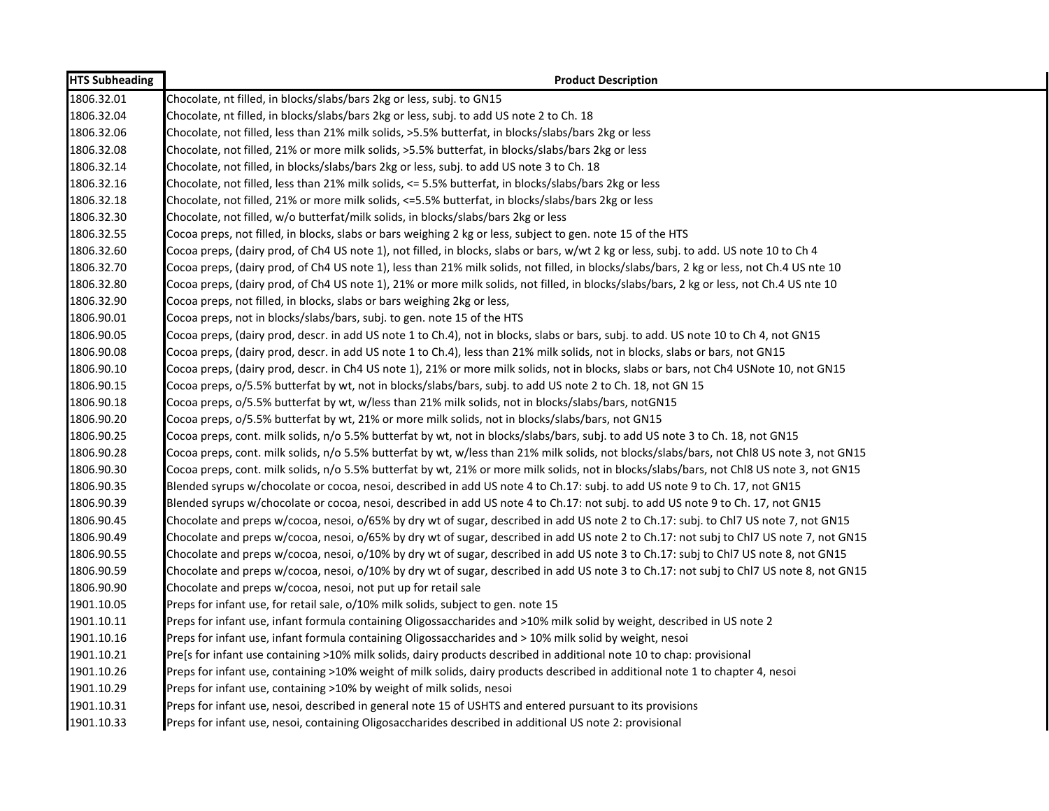| HTS Subheading | Product Description |
|---|---|
| 1806.32.01 | Chocolate, nt filled, in blocks/slabs/bars 2kg or less, subj. to GN15 |
| 1806.32.04 | Chocolate, nt filled, in blocks/slabs/bars 2kg or less, subj. to add US note 2 to Ch. 18 |
| 1806.32.06 | Chocolate, not filled, less than 21% milk solids, >5.5% butterfat, in blocks/slabs/bars 2kg or less |
| 1806.32.08 | Chocolate, not filled, 21% or more milk solids, >5.5% butterfat, in blocks/slabs/bars 2kg or less |
| 1806.32.14 | Chocolate, not filled, in blocks/slabs/bars 2kg or less, subj. to add US note 3 to Ch. 18 |
| 1806.32.16 | Chocolate, not filled, less than 21% milk solids, <= 5.5% butterfat, in blocks/slabs/bars 2kg or less |
| 1806.32.18 | Chocolate, not filled, 21% or more milk solids, <=5.5% butterfat, in blocks/slabs/bars 2kg or less |
| 1806.32.30 | Chocolate, not filled, w/o butterfat/milk solids, in blocks/slabs/bars 2kg or less |
| 1806.32.55 | Cocoa preps, not filled, in blocks, slabs or bars weighing 2 kg or less, subject to gen. note 15 of the HTS |
| 1806.32.60 | Cocoa preps, (dairy prod, of Ch4 US note 1), not filled, in blocks, slabs or bars, w/wt 2 kg or less, subj. to add. US note 10 to Ch 4 |
| 1806.32.70 | Cocoa preps, (dairy prod, of Ch4 US note 1), less than 21% milk solids, not filled, in blocks/slabs/bars, 2 kg or less, not Ch.4 US nte 10 |
| 1806.32.80 | Cocoa preps, (dairy prod, of Ch4 US note 1), 21% or more milk solids, not filled, in blocks/slabs/bars, 2 kg or less, not Ch.4 US nte 10 |
| 1806.32.90 | Cocoa preps, not filled, in blocks, slabs or bars weighing 2kg or less, |
| 1806.90.01 | Cocoa preps, not in blocks/slabs/bars, subj. to gen. note 15 of the HTS |
| 1806.90.05 | Cocoa preps, (dairy prod, descr. in add US note 1 to Ch.4), not in blocks, slabs or bars, subj. to add. US note 10 to Ch 4, not GN15 |
| 1806.90.08 | Cocoa preps, (dairy prod, descr. in add US note 1 to Ch.4), less than 21% milk solids, not in blocks, slabs or bars, not GN15 |
| 1806.90.10 | Cocoa preps, (dairy prod, descr. in Ch4 US note 1), 21% or more milk solids, not in blocks, slabs or bars, not Ch4 USNote 10, not GN15 |
| 1806.90.15 | Cocoa preps, o/5.5% butterfat by wt, not in blocks/slabs/bars, subj. to add US note 2 to Ch. 18, not GN 15 |
| 1806.90.18 | Cocoa preps, o/5.5% butterfat by wt, w/less than 21% milk solids, not in blocks/slabs/bars, notGN15 |
| 1806.90.20 | Cocoa preps, o/5.5% butterfat by wt, 21% or more milk solids, not in blocks/slabs/bars, not GN15 |
| 1806.90.25 | Cocoa preps, cont. milk solids, n/o 5.5% butterfat by wt, not in blocks/slabs/bars, subj. to add US note 3 to Ch. 18, not GN15 |
| 1806.90.28 | Cocoa preps, cont. milk solids, n/o 5.5% butterfat by wt, w/less than 21% milk solids, not blocks/slabs/bars, not Chl8 US note 3, not GN15 |
| 1806.90.30 | Cocoa preps, cont. milk solids, n/o 5.5% butterfat by wt, 21% or more milk solids, not in blocks/slabs/bars, not Chl8 US note 3, not GN15 |
| 1806.90.35 | Blended syrups w/chocolate or cocoa, nesoi, described in add US note 4 to Ch.17: subj. to add US note 9 to Ch. 17, not GN15 |
| 1806.90.39 | Blended syrups w/chocolate or cocoa, nesoi, described in add US note 4 to Ch.17: not subj. to add US note 9 to Ch. 17, not GN15 |
| 1806.90.45 | Chocolate and preps w/cocoa, nesoi, o/65% by dry wt of sugar, described in add US note 2 to Ch.17: subj. to Chl7 US note 7, not GN15 |
| 1806.90.49 | Chocolate and preps w/cocoa, nesoi, o/65% by dry wt of sugar, described in add US note 2 to Ch.17: not subj to Chl7 US note 7, not GN15 |
| 1806.90.55 | Chocolate and preps w/cocoa, nesoi, o/10% by dry wt of sugar, described in add US note 3 to Ch.17: subj to Chl7 US note 8, not GN15 |
| 1806.90.59 | Chocolate and preps w/cocoa, nesoi, o/10% by dry wt of sugar, described in add US note 3 to Ch.17: not subj to Chl7 US note 8, not GN15 |
| 1806.90.90 | Chocolate and preps w/cocoa, nesoi, not put up for retail sale |
| 1901.10.05 | Preps for infant use, for retail sale, o/10% milk solids, subject to gen. note 15 |
| 1901.10.11 | Preps for infant use, infant formula containing Oligossaccharides and >10% milk solid by weight, described in US note 2 |
| 1901.10.16 | Preps for infant use, infant formula containing Oligossaccharides and > 10% milk solid by weight, nesoi |
| 1901.10.21 | Pre[s for infant use containing >10% milk solids, dairy products described in additional note 10 to chap: provisional |
| 1901.10.26 | Preps for infant use, containing >10% weight of milk solids, dairy products described in additional note 1 to chapter 4, nesoi |
| 1901.10.29 | Preps for infant use, containing >10% by weight of milk solids, nesoi |
| 1901.10.31 | Preps for infant use, nesoi, described in general note 15 of USHTS and entered pursuant to its provisions |
| 1901.10.33 | Preps for infant use, nesoi, containing Oligosaccharides described in additional US note 2: provisional |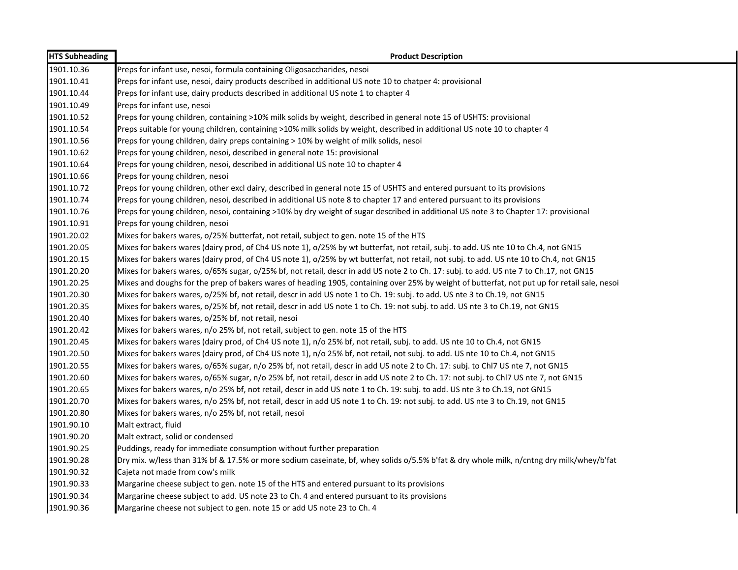| HTS Subheading | Product Description |
|---|---|
| 1901.10.36 | Preps for infant use, nesoi, formula containing Oligosaccharides, nesoi |
| 1901.10.41 | Preps for infant use, nesoi, dairy products described in additional US note 10 to chatper 4: provisional |
| 1901.10.44 | Preps for infant use, dairy products described in additional US note 1 to chapter 4 |
| 1901.10.49 | Preps for infant use, nesoi |
| 1901.10.52 | Preps for young children, containing >10% milk solids by weight, described in general note 15 of USHTS: provisional |
| 1901.10.54 | Preps suitable for young children, containing >10% milk solids by weight, described in additional US note 10 to chapter 4 |
| 1901.10.56 | Preps for young children, dairy preps containing > 10% by weight of milk solids, nesoi |
| 1901.10.62 | Preps for young children, nesoi, described in general note 15: provisional |
| 1901.10.64 | Preps for young children, nesoi, described in additional US note 10 to chapter 4 |
| 1901.10.66 | Preps for young children, nesoi |
| 1901.10.72 | Preps for young children, other excl dairy, described in general note 15 of USHTS and entered pursuant to its provisions |
| 1901.10.74 | Preps for young children, nesoi, described in additional US note 8 to chapter 17 and entered pursuant to its provisions |
| 1901.10.76 | Preps for young children, nesoi, containing >10% by dry weight of sugar described in additional US note 3 to Chapter 17: provisional |
| 1901.10.91 | Preps for young children, nesoi |
| 1901.20.02 | Mixes for bakers wares, o/25% butterfat, not retail, subject to gen. note 15 of the HTS |
| 1901.20.05 | Mixes for bakers wares (dairy prod, of Ch4 US note 1), o/25% by wt butterfat, not retail, subj. to add. US nte 10 to Ch.4, not GN15 |
| 1901.20.15 | Mixes for bakers wares (dairy prod, of Ch4 US note 1), o/25% by wt butterfat, not retail, not subj. to add. US nte 10 to Ch.4, not GN15 |
| 1901.20.20 | Mixes for bakers wares, o/65% sugar, o/25% bf, not retail, descr in add US note 2 to Ch. 17: subj. to add. US nte 7 to Ch.17, not GN15 |
| 1901.20.25 | Mixes and doughs for the prep of bakers wares of heading 1905, containing over 25% by weight of butterfat, not put up for retail sale, nesoi |
| 1901.20.30 | Mixes for bakers wares, o/25% bf, not retail, descr in add US note 1 to Ch. 19: subj. to add. US nte 3 to Ch.19, not GN15 |
| 1901.20.35 | Mixes for bakers wares, o/25% bf, not retail, descr in add US note 1 to Ch. 19: not subj. to add. US nte 3 to Ch.19, not GN15 |
| 1901.20.40 | Mixes for bakers wares, o/25% bf, not retail, nesoi |
| 1901.20.42 | Mixes for bakers wares, n/o 25% bf, not retail, subject to gen. note 15 of the HTS |
| 1901.20.45 | Mixes for bakers wares (dairy prod, of Ch4 US note 1), n/o 25% bf, not retail, subj. to add. US nte 10 to Ch.4, not GN15 |
| 1901.20.50 | Mixes for bakers wares (dairy prod, of Ch4 US note 1), n/o 25% bf, not retail, not subj. to add. US nte 10 to Ch.4, not GN15 |
| 1901.20.55 | Mixes for bakers wares, o/65% sugar, n/o 25% bf, not retail, descr in add US note 2 to Ch. 17: subj. to Chl7 US nte 7, not GN15 |
| 1901.20.60 | Mixes for bakers wares, o/65% sugar, n/o 25% bf, not retail, descr in add US note 2 to Ch. 17: not subj. to Chl7 US nte 7, not GN15 |
| 1901.20.65 | Mixes for bakers wares, n/o 25% bf, not retail, descr in add US note 1 to Ch. 19: subj. to add. US nte 3 to Ch.19, not GN15 |
| 1901.20.70 | Mixes for bakers wares, n/o 25% bf, not retail, descr in add US note 1 to Ch. 19: not subj. to add. US nte 3 to Ch.19, not GN15 |
| 1901.20.80 | Mixes for bakers wares, n/o 25% bf, not retail, nesoi |
| 1901.90.10 | Malt extract, fluid |
| 1901.90.20 | Malt extract, solid or condensed |
| 1901.90.25 | Puddings, ready for immediate consumption without further preparation |
| 1901.90.28 | Dry mix. w/less than 31% bf & 17.5% or more sodium caseinate, bf, whey solids o/5.5% b'fat & dry whole milk, n/cntng dry milk/whey/b'fat |
| 1901.90.32 | Cajeta not made from cow's milk |
| 1901.90.33 | Margarine cheese subject to gen. note 15 of the HTS and entered pursuant to its provisions |
| 1901.90.34 | Margarine cheese subject to add. US note 23 to Ch. 4 and entered pursuant to its provisions |
| 1901.90.36 | Margarine cheese not subject to gen. note 15 or add US note 23 to Ch. 4 |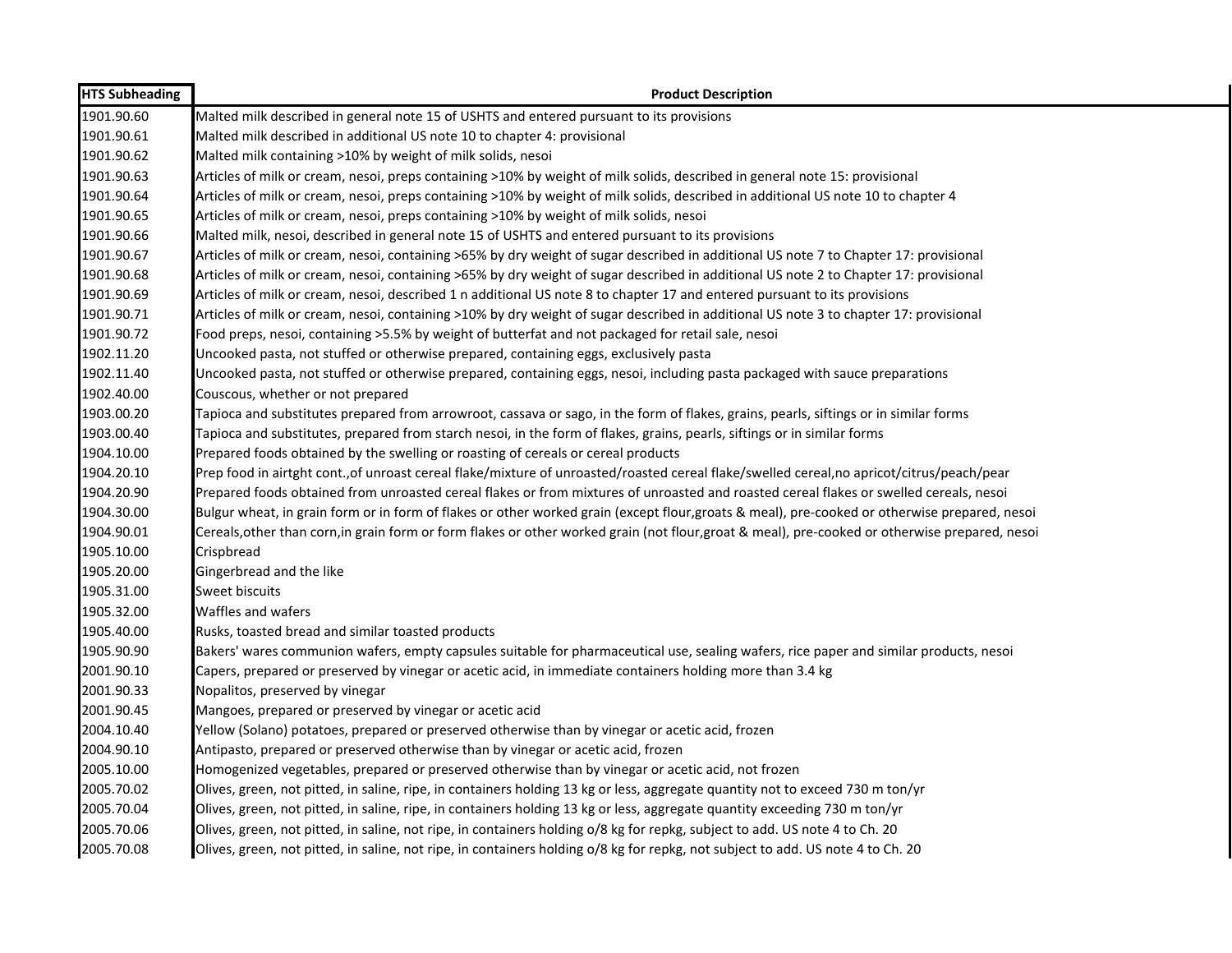| HTS Subheading | Product Description |
| --- | --- |
| 1901.90.60 | Malted milk described in general note 15 of USHTS and entered pursuant to its provisions |
| 1901.90.61 | Malted milk described in additional US note 10 to chapter 4: provisional |
| 1901.90.62 | Malted milk containing >10% by weight of milk solids, nesoi |
| 1901.90.63 | Articles of milk or cream, nesoi, preps containing >10% by weight of milk solids, described in general note 15: provisional |
| 1901.90.64 | Articles of milk or cream, nesoi, preps containing >10% by weight of milk solids, described in additional US note 10 to chapter 4 |
| 1901.90.65 | Articles of milk or cream, nesoi, preps containing >10% by weight of milk solids, nesoi |
| 1901.90.66 | Malted milk, nesoi, described in general note 15 of USHTS and entered pursuant to its provisions |
| 1901.90.67 | Articles of milk or cream, nesoi, containing >65% by dry weight of sugar described in additional US note 7 to Chapter 17: provisional |
| 1901.90.68 | Articles of milk or cream, nesoi, containing >65% by dry weight of sugar described in additional US note 2 to Chapter 17: provisional |
| 1901.90.69 | Articles of milk or cream, nesoi, described 1 n additional US note 8 to chapter 17 and entered pursuant to its provisions |
| 1901.90.71 | Articles of milk or cream, nesoi, containing >10% by dry weight of sugar described in additional US note 3 to chapter 17: provisional |
| 1901.90.72 | Food preps, nesoi, containing >5.5% by weight of butterfat and not packaged for retail sale, nesoi |
| 1902.11.20 | Uncooked pasta, not stuffed or otherwise prepared, containing eggs, exclusively pasta |
| 1902.11.40 | Uncooked pasta, not stuffed or otherwise prepared, containing eggs, nesoi, including pasta packaged with sauce preparations |
| 1902.40.00 | Couscous, whether or not prepared |
| 1903.00.20 | Tapioca and substitutes prepared from arrowroot, cassava or sago, in the form of flakes, grains, pearls, siftings or in similar forms |
| 1903.00.40 | Tapioca and substitutes, prepared from starch nesoi, in the form of flakes, grains, pearls, siftings or in similar forms |
| 1904.10.00 | Prepared foods obtained by the swelling or roasting of cereals or cereal products |
| 1904.20.10 | Prep food in airtght cont.,of unroast cereal flake/mixture of unroasted/roasted cereal flake/swelled cereal,no apricot/citrus/peach/pear |
| 1904.20.90 | Prepared foods obtained from unroasted cereal flakes or from mixtures of unroasted and roasted cereal flakes or swelled cereals, nesoi |
| 1904.30.00 | Bulgur wheat, in grain form or in form of flakes or other worked grain (except flour,groats & meal), pre-cooked or otherwise prepared, nesoi |
| 1904.90.01 | Cereals,other than corn,in grain form or form flakes or other worked grain (not flour,groat & meal), pre-cooked or otherwise prepared, nesoi |
| 1905.10.00 | Crispbread |
| 1905.20.00 | Gingerbread and the like |
| 1905.31.00 | Sweet biscuits |
| 1905.32.00 | Waffles and wafers |
| 1905.40.00 | Rusks, toasted bread and similar toasted products |
| 1905.90.90 | Bakers' wares communion wafers, empty capsules suitable for pharmaceutical use, sealing wafers, rice paper and similar products, nesoi |
| 2001.90.10 | Capers, prepared or preserved by vinegar or acetic acid, in immediate containers holding more than 3.4 kg |
| 2001.90.33 | Nopalitos, preserved by vinegar |
| 2001.90.45 | Mangoes, prepared or preserved by vinegar or acetic acid |
| 2004.10.40 | Yellow (Solano) potatoes, prepared or preserved otherwise than by vinegar or acetic acid, frozen |
| 2004.90.10 | Antipasto, prepared or preserved otherwise than by vinegar or acetic acid, frozen |
| 2005.10.00 | Homogenized vegetables, prepared or preserved otherwise than by vinegar or acetic acid, not frozen |
| 2005.70.02 | Olives, green, not pitted, in saline, ripe, in containers holding 13 kg or less, aggregate quantity not to exceed 730 m ton/yr |
| 2005.70.04 | Olives, green, not pitted, in saline, ripe, in containers holding 13 kg or less, aggregate quantity exceeding 730 m ton/yr |
| 2005.70.06 | Olives, green, not pitted, in saline, not ripe, in containers holding o/8 kg for repkg, subject to add. US note 4 to Ch. 20 |
| 2005.70.08 | Olives, green, not pitted, in saline, not ripe, in containers holding o/8 kg for repkg, not subject to add. US note 4 to Ch. 20 |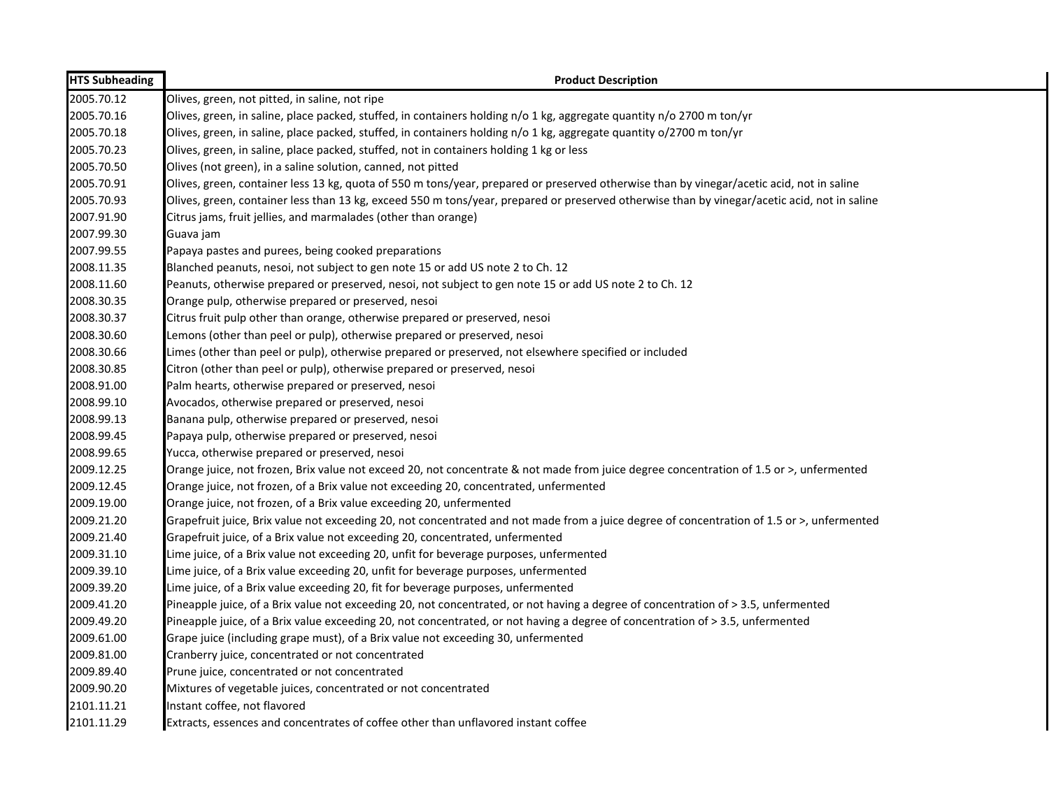| HTS Subheading | Product Description |
| --- | --- |
| 2005.70.12 | Olives, green, not pitted, in saline, not ripe |
| 2005.70.16 | Olives, green, in saline, place packed, stuffed, in containers holding n/o 1 kg, aggregate quantity n/o 2700 m ton/yr |
| 2005.70.18 | Olives, green, in saline, place packed, stuffed, in containers holding n/o 1 kg, aggregate quantity o/2700 m ton/yr |
| 2005.70.23 | Olives, green, in saline, place packed, stuffed, not in containers holding 1 kg or less |
| 2005.70.50 | Olives (not green), in a saline solution, canned, not pitted |
| 2005.70.91 | Olives, green, container less 13 kg, quota of 550 m tons/year, prepared or preserved otherwise than by vinegar/acetic acid, not in saline |
| 2005.70.93 | Olives, green, container less than 13 kg, exceed 550 m tons/year, prepared or preserved otherwise than by vinegar/acetic acid, not in saline |
| 2007.91.90 | Citrus jams, fruit jellies, and marmalades (other than orange) |
| 2007.99.30 | Guava jam |
| 2007.99.55 | Papaya pastes and purees, being cooked preparations |
| 2008.11.35 | Blanched peanuts, nesoi, not subject to gen note 15 or add US note 2 to Ch. 12 |
| 2008.11.60 | Peanuts, otherwise prepared or preserved, nesoi, not subject to gen note 15 or add US note 2 to Ch. 12 |
| 2008.30.35 | Orange pulp, otherwise prepared or preserved, nesoi |
| 2008.30.37 | Citrus fruit pulp other than orange, otherwise prepared or preserved, nesoi |
| 2008.30.60 | Lemons (other than peel or pulp), otherwise prepared or preserved, nesoi |
| 2008.30.66 | Limes (other than peel or pulp), otherwise prepared or preserved, not elsewhere specified or included |
| 2008.30.85 | Citron (other than peel or pulp), otherwise prepared or preserved, nesoi |
| 2008.91.00 | Palm hearts, otherwise prepared or preserved, nesoi |
| 2008.99.10 | Avocados, otherwise prepared or preserved, nesoi |
| 2008.99.13 | Banana pulp, otherwise prepared or preserved, nesoi |
| 2008.99.45 | Papaya pulp, otherwise prepared or preserved, nesoi |
| 2008.99.65 | Yucca, otherwise prepared or preserved, nesoi |
| 2009.12.25 | Orange juice, not frozen, Brix value not exceed 20, not concentrate & not made from juice degree concentration of 1.5 or >, unfermented |
| 2009.12.45 | Orange juice, not frozen, of a Brix value not exceeding 20, concentrated, unfermented |
| 2009.19.00 | Orange juice, not frozen, of a Brix value exceeding 20, unfermented |
| 2009.21.20 | Grapefruit juice, Brix value not exceeding 20, not concentrated and not made from a juice degree of concentration of 1.5 or >, unfermented |
| 2009.21.40 | Grapefruit juice, of a Brix value not exceeding 20, concentrated, unfermented |
| 2009.31.10 | Lime juice, of a Brix value not exceeding 20, unfit for beverage purposes, unfermented |
| 2009.39.10 | Lime juice, of a Brix value exceeding 20, unfit for beverage purposes, unfermented |
| 2009.39.20 | Lime juice, of a Brix value exceeding 20, fit for beverage purposes, unfermented |
| 2009.41.20 | Pineapple juice, of a Brix value not exceeding 20, not concentrated, or not having a degree of concentration of > 3.5, unfermented |
| 2009.49.20 | Pineapple juice, of a Brix value exceeding 20, not concentrated, or not having a degree of concentration of > 3.5, unfermented |
| 2009.61.00 | Grape juice (including grape must), of a Brix value not exceeding 30, unfermented |
| 2009.81.00 | Cranberry juice, concentrated or not concentrated |
| 2009.89.40 | Prune juice, concentrated or not concentrated |
| 2009.90.20 | Mixtures of vegetable juices, concentrated or not concentrated |
| 2101.11.21 | Instant coffee, not flavored |
| 2101.11.29 | Extracts, essences and concentrates of coffee other than unflavored instant coffee |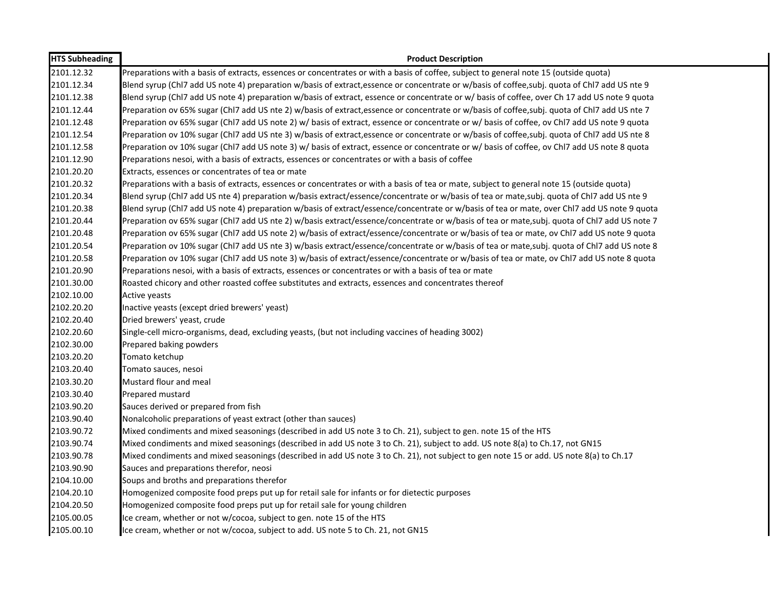| HTS Subheading | Product Description |
|---|---|
| 2101.12.32 | Preparations with a basis of extracts, essences or concentrates or with a basis of coffee, subject to general note 15 (outside quota) |
| 2101.12.34 | Blend syrup (Chl7 add US note 4) preparation w/basis of extract,essence or concentrate or w/basis of coffee,subj. quota of Chl7 add US nte 9 |
| 2101.12.38 | Blend syrup (Chl7 add US note 4) preparation w/basis of extract, essence or concentrate or w/ basis of coffee, over Ch 17 add US note 9 quota |
| 2101.12.44 | Preparation ov 65% sugar (Chl7 add US nte 2) w/basis of extract,essence or concentrate or w/basis of coffee,subj. quota of Chl7 add US nte 7 |
| 2101.12.48 | Preparation ov 65% sugar (Chl7 add US note 2) w/ basis of extract, essence or concentrate or w/ basis of coffee, ov Chl7 add US note 9 quota |
| 2101.12.54 | Preparation ov 10% sugar (Chl7 add US nte 3) w/basis of extract,essence or concentrate or w/basis of coffee,subj. quota of Chl7 add US nte 8 |
| 2101.12.58 | Preparation ov 10% sugar (Chl7 add US note 3) w/ basis of extract, essence or concentrate or w/ basis of coffee, ov Chl7 add US note 8 quota |
| 2101.12.90 | Preparations nesoi, with a basis of extracts, essences or concentrates or with a basis of coffee |
| 2101.20.20 | Extracts, essences or concentrates of tea or mate |
| 2101.20.32 | Preparations with a basis of extracts, essences or concentrates or with a basis of tea or mate, subject to general note 15 (outside quota) |
| 2101.20.34 | Blend syrup (Chl7 add US nte 4) preparation w/basis extract/essence/concentrate or w/basis of tea or mate,subj. quota of Chl7 add US nte 9 |
| 2101.20.38 | Blend syrup (Chl7 add US note 4) preparation w/basis of extract/essence/concentrate or w/basis of tea or mate, over Chl7 add US note 9 quota |
| 2101.20.44 | Preparation ov 65% sugar (Chl7 add US nte 2) w/basis extract/essence/concentrate or w/basis of tea or mate,subj. quota of Chl7 add US note 7 |
| 2101.20.48 | Preparation ov 65% sugar (Chl7 add US note 2) w/basis of extract/essence/concentrate or w/basis of tea or mate, ov Chl7 add US note 9 quota |
| 2101.20.54 | Preparation ov 10% sugar (Chl7 add US nte 3) w/basis extract/essence/concentrate or w/basis of tea or mate,subj. quota of Chl7 add US note 8 |
| 2101.20.58 | Preparation ov 10% sugar (Chl7 add US note 3) w/basis of extract/essence/concentrate or w/basis of tea or mate, ov Chl7 add US note 8 quota |
| 2101.20.90 | Preparations nesoi, with a basis of extracts, essences or concentrates or with a basis of tea or mate |
| 2101.30.00 | Roasted chicory and other roasted coffee substitutes and extracts, essences and concentrates thereof |
| 2102.10.00 | Active yeasts |
| 2102.20.20 | Inactive yeasts (except dried brewers' yeast) |
| 2102.20.40 | Dried brewers' yeast, crude |
| 2102.20.60 | Single-cell micro-organisms, dead, excluding yeasts, (but not including vaccines of heading 3002) |
| 2102.30.00 | Prepared baking powders |
| 2103.20.20 | Tomato ketchup |
| 2103.20.40 | Tomato sauces, nesoi |
| 2103.30.20 | Mustard flour and meal |
| 2103.30.40 | Prepared mustard |
| 2103.90.20 | Sauces derived or prepared from fish |
| 2103.90.40 | Nonalcoholic preparations of yeast extract (other than sauces) |
| 2103.90.72 | Mixed condiments and mixed seasonings (described in add US note 3 to Ch. 21), subject to gen. note 15 of the HTS |
| 2103.90.74 | Mixed condiments and mixed seasonings (described in add US note 3 to Ch. 21), subject to add. US note 8(a) to Ch.17, not GN15 |
| 2103.90.78 | Mixed condiments and mixed seasonings (described in add US note 3 to Ch. 21), not subject to gen note 15 or add. US note 8(a) to Ch.17 |
| 2103.90.90 | Sauces and preparations therefor, neosi |
| 2104.10.00 | Soups and broths and preparations therefor |
| 2104.20.10 | Homogenized composite food preps put up for retail sale for infants or for dietectic purposes |
| 2104.20.50 | Homogenized composite food preps put up for retail sale for young children |
| 2105.00.05 | Ice cream, whether or not w/cocoa, subject to gen. note 15 of the HTS |
| 2105.00.10 | Ice cream, whether or not w/cocoa, subject to add. US note 5 to Ch. 21, not GN15 |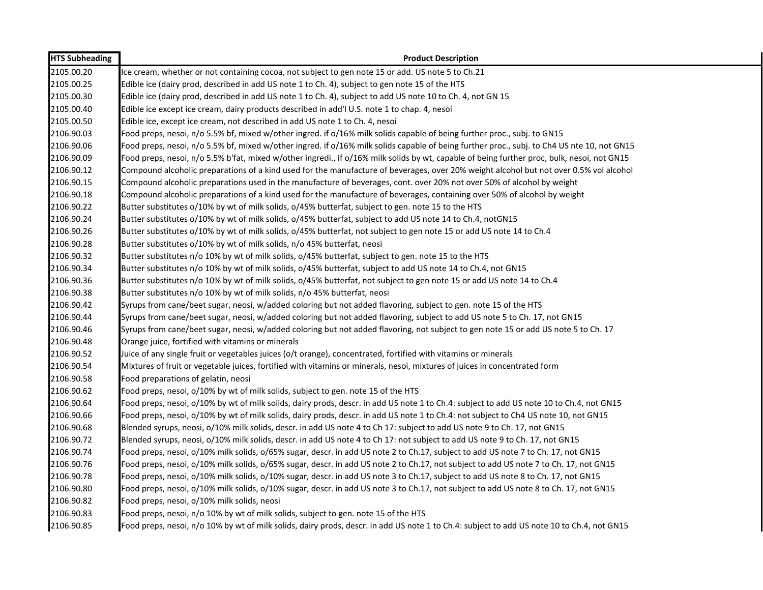| HTS Subheading | Product Description |
|---|---|
| 2105.00.20 | Ice cream, whether or not containing cocoa, not subject to gen note 15 or add. US note 5 to Ch.21 |
| 2105.00.25 | Edible ice (dairy prod, described in add US note 1 to Ch. 4), subject to gen note 15 of the HTS |
| 2105.00.30 | Edible ice (dairy prod, described in add US note 1 to Ch. 4), subject to add US note 10 to Ch. 4, not GN 15 |
| 2105.00.40 | Edible ice except ice cream, dairy products described in add'l U.S. note 1 to chap. 4, nesoi |
| 2105.00.50 | Edible ice, except ice cream, not described in add US note 1 to Ch. 4, nesoi |
| 2106.90.03 | Food preps, nesoi, n/o 5.5% bf, mixed w/other ingred. if o/16% milk solids capable of being further proc., subj. to GN15 |
| 2106.90.06 | Food preps, nesoi, n/o 5.5% bf, mixed w/other ingred. if o/16% milk solids capable of being further proc., subj. to Ch4 US nte 10, not GN15 |
| 2106.90.09 | Food preps, nesoi, n/o 5.5% b'fat, mixed w/other ingredi., if o/16% milk solids by wt, capable of being further proc, bulk, nesoi, not GN15 |
| 2106.90.12 | Compound alcoholic preparations of a kind used for the manufacture of beverages, over 20% weight alcohol but not over 0.5% vol alcohol |
| 2106.90.15 | Compound alcoholic preparations used in the manufacture of beverages, cont. over 20% not over 50% of alcohol by weight |
| 2106.90.18 | Compound alcoholic preparations of a kind used for the manufacture of beverages, containing over 50% of alcohol by weight |
| 2106.90.22 | Butter substitutes o/10% by wt of milk solids, o/45% butterfat, subject to gen. note 15 to the HTS |
| 2106.90.24 | Butter substitutes o/10% by wt of milk solids, o/45% butterfat, subject to add US note 14 to Ch.4, notGN15 |
| 2106.90.26 | Butter substitutes o/10% by wt of milk solids, o/45% butterfat, not subject to gen note 15 or add US note 14 to Ch.4 |
| 2106.90.28 | Butter substitutes o/10% by wt of milk solids, n/o 45% butterfat, neosi |
| 2106.90.32 | Butter substitutes n/o 10% by wt of milk solids, o/45% butterfat, subject to gen. note 15 to the HTS |
| 2106.90.34 | Butter substitutes n/o 10% by wt of milk solids, o/45% butterfat, subject to add US note 14 to Ch.4, not GN15 |
| 2106.90.36 | Butter substitutes n/o 10% by wt of milk solids, o/45% butterfat, not subject to gen note 15 or add US note 14 to Ch.4 |
| 2106.90.38 | Butter substitutes n/o 10% by wt of milk solids, n/o 45% butterfat, neosi |
| 2106.90.42 | Syrups from cane/beet sugar, neosi, w/added coloring but not added flavoring, subject to gen. note 15 of the HTS |
| 2106.90.44 | Syrups from cane/beet sugar, neosi, w/added coloring but not added flavoring, subject to add US note 5 to Ch. 17, not GN15 |
| 2106.90.46 | Syrups from cane/beet sugar, neosi, w/added coloring but not added flavoring, not subject to gen note 15 or add US note 5 to Ch. 17 |
| 2106.90.48 | Orange juice, fortified with vitamins or minerals |
| 2106.90.52 | Juice of any single fruit or vegetables juices (o/t orange), concentrated, fortified with vitamins or minerals |
| 2106.90.54 | Mixtures of fruit or vegetable juices, fortified with vitamins or minerals, nesoi, mixtures of juices in concentrated form |
| 2106.90.58 | Food preparations of gelatin, neosi |
| 2106.90.62 | Food preps, nesoi, o/10% by wt of milk solids, subject to gen. note 15 of the HTS |
| 2106.90.64 | Food preps, nesoi, o/10% by wt of milk solids, dairy prods, descr. in add US note 1 to Ch.4: subject to add US note 10 to Ch.4, not GN15 |
| 2106.90.66 | Food preps, nesoi, o/10% by wt of milk solids, dairy prods, descr. in add US note 1 to Ch.4: not subject to Ch4 US note 10, not GN15 |
| 2106.90.68 | Blended syrups, neosi, o/10% milk solids, descr. in add US note 4 to Ch 17: subject to add US note 9 to Ch. 17, not GN15 |
| 2106.90.72 | Blended syrups, neosi, o/10% milk solids, descr. in add US note 4 to Ch 17: not subject to add US note 9 to Ch. 17, not GN15 |
| 2106.90.74 | Food preps, nesoi, o/10% milk solids, o/65% sugar, descr. in add US note 2 to Ch.17, subject to add US note 7 to Ch. 17, not GN15 |
| 2106.90.76 | Food preps, nesoi, o/10% milk solids, o/65% sugar, descr. in add US note 2 to Ch.17, not subject to add US note 7 to Ch. 17, not GN15 |
| 2106.90.78 | Food preps, nesoi, o/10% milk solids, o/10% sugar, descr. in add US note 3 to Ch.17, subject to add US note 8 to Ch. 17, not GN15 |
| 2106.90.80 | Food preps, nesoi, o/10% milk solids, o/10% sugar, descr. in add US note 3 to Ch.17, not subject to add US note 8 to Ch. 17, not GN15 |
| 2106.90.82 | Food preps, nesoi, o/10% milk solids, neosi |
| 2106.90.83 | Food preps, nesoi, n/o 10% by wt of milk solids, subject to gen. note 15 of the HTS |
| 2106.90.85 | Food preps, nesoi, n/o 10% by wt of milk solids, dairy prods, descr. in add US note 1 to Ch.4: subject to add US note 10 to Ch.4, not GN15 |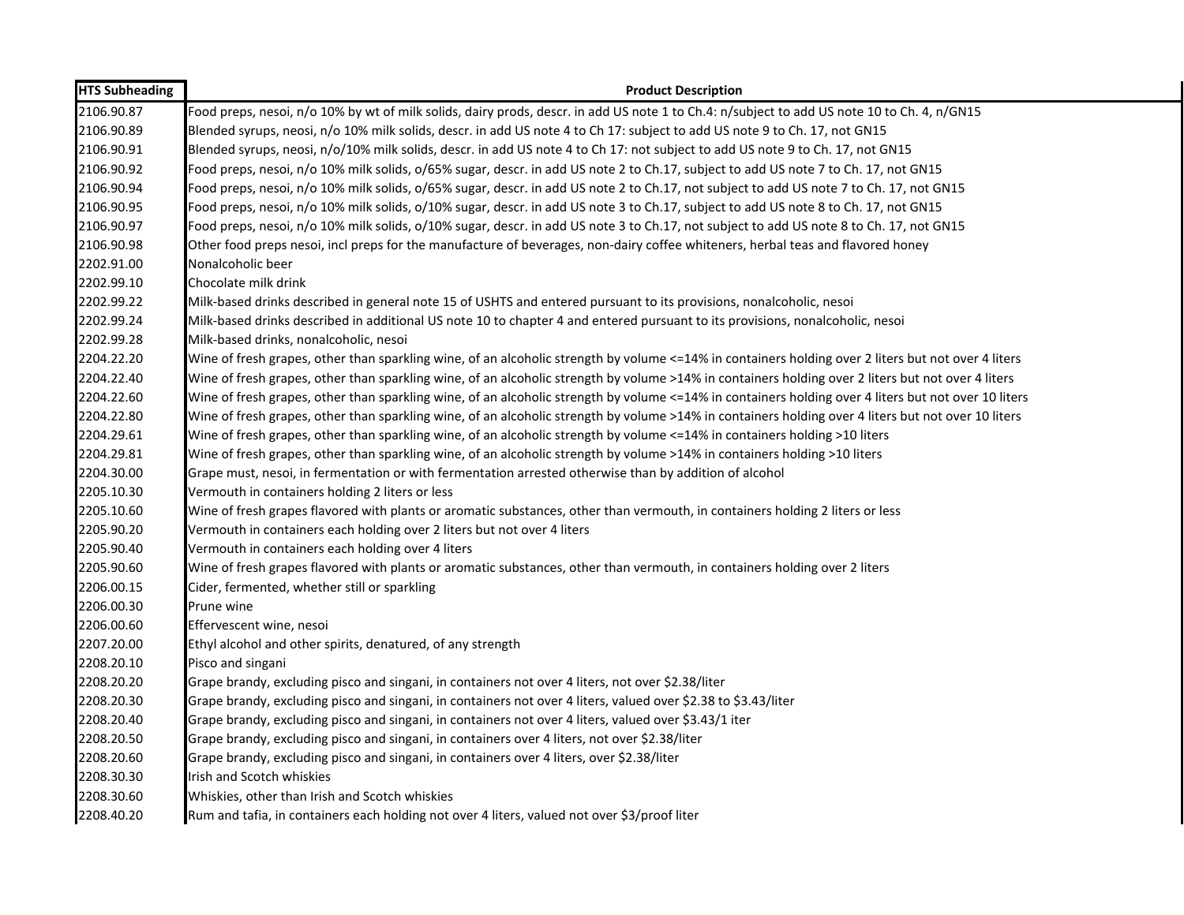| HTS Subheading | Product Description |
|---|---|
| 2106.90.87 | Food preps, nesoi, n/o 10% by wt of milk solids, dairy prods, descr. in add US note 1 to Ch.4: n/subject to add US note 10 to Ch. 4, n/GN15 |
| 2106.90.89 | Blended syrups, neosi, n/o 10% milk solids, descr. in add US note 4 to Ch 17: subject to add US note 9 to Ch. 17, not GN15 |
| 2106.90.91 | Blended syrups, neosi, n/o/10% milk solids, descr. in add US note 4 to Ch 17: not subject to add US note 9 to Ch. 17, not GN15 |
| 2106.90.92 | Food preps, nesoi, n/o 10% milk solids, o/65% sugar, descr. in add US note 2 to Ch.17, subject to add US note 7 to Ch. 17, not GN15 |
| 2106.90.94 | Food preps, nesoi, n/o 10% milk solids, o/65% sugar, descr. in add US note 2 to Ch.17, not subject to add US note 7 to Ch. 17, not GN15 |
| 2106.90.95 | Food preps, nesoi, n/o 10% milk solids, o/10% sugar, descr. in add US note 3 to Ch.17, subject to add US note 8 to Ch. 17, not GN15 |
| 2106.90.97 | Food preps, nesoi, n/o 10% milk solids, o/10% sugar, descr. in add US note 3 to Ch.17, not subject to add US note 8 to Ch. 17, not GN15 |
| 2106.90.98 | Other food preps nesoi, incl preps for the manufacture of beverages, non-dairy coffee whiteners, herbal teas and flavored honey |
| 2202.91.00 | Nonalcoholic beer |
| 2202.99.10 | Chocolate milk drink |
| 2202.99.22 | Milk-based drinks described in general note 15 of USHTS and entered pursuant to its provisions, nonalcoholic, nesoi |
| 2202.99.24 | Milk-based drinks described in additional US note 10 to chapter 4 and entered pursuant to its provisions, nonalcoholic, nesoi |
| 2202.99.28 | Milk-based drinks, nonalcoholic, nesoi |
| 2204.22.20 | Wine of fresh grapes, other than sparkling wine, of an alcoholic strength by volume <=14% in containers holding over 2 liters but not over 4 liters |
| 2204.22.40 | Wine of fresh grapes, other than sparkling wine, of an alcoholic strength by volume >14% in containers holding over 2 liters but not over 4 liters |
| 2204.22.60 | Wine of fresh grapes, other than sparkling wine, of an alcoholic strength by volume <=14% in containers holding over 4 liters but not over 10 liters |
| 2204.22.80 | Wine of fresh grapes, other than sparkling wine, of an alcoholic strength by volume >14% in containers holding over 4 liters but not over 10 liters |
| 2204.29.61 | Wine of fresh grapes, other than sparkling wine, of an alcoholic strength by volume <=14% in containers holding >10 liters |
| 2204.29.81 | Wine of fresh grapes, other than sparkling wine, of an alcoholic strength by volume >14% in containers holding >10 liters |
| 2204.30.00 | Grape must, nesoi, in fermentation or with fermentation arrested otherwise than by addition of alcohol |
| 2205.10.30 | Vermouth in containers holding 2 liters or less |
| 2205.10.60 | Wine of fresh grapes flavored with plants or aromatic substances, other than vermouth, in containers holding 2 liters or less |
| 2205.90.20 | Vermouth in containers each holding over 2 liters but not over 4 liters |
| 2205.90.40 | Vermouth in containers each holding over 4 liters |
| 2205.90.60 | Wine of fresh grapes flavored with plants or aromatic substances, other than vermouth, in containers holding over 2 liters |
| 2206.00.15 | Cider, fermented, whether still or sparkling |
| 2206.00.30 | Prune wine |
| 2206.00.60 | Effervescent wine, nesoi |
| 2207.20.00 | Ethyl alcohol and other spirits, denatured, of any strength |
| 2208.20.10 | Pisco and singani |
| 2208.20.20 | Grape brandy, excluding pisco and singani, in containers not over 4 liters, not over $2.38/liter |
| 2208.20.30 | Grape brandy, excluding pisco and singani, in containers not over 4 liters, valued over $2.38 to $3.43/liter |
| 2208.20.40 | Grape brandy, excluding pisco and singani, in containers not over 4 liters, valued over $3.43/1 iter |
| 2208.20.50 | Grape brandy, excluding pisco and singani, in containers over 4 liters, not over $2.38/liter |
| 2208.20.60 | Grape brandy, excluding pisco and singani, in containers over 4 liters, over $2.38/liter |
| 2208.30.30 | Irish and Scotch whiskies |
| 2208.30.60 | Whiskies, other than Irish and Scotch whiskies |
| 2208.40.20 | Rum and tafia, in containers each holding not over 4 liters, valued not over $3/proof liter |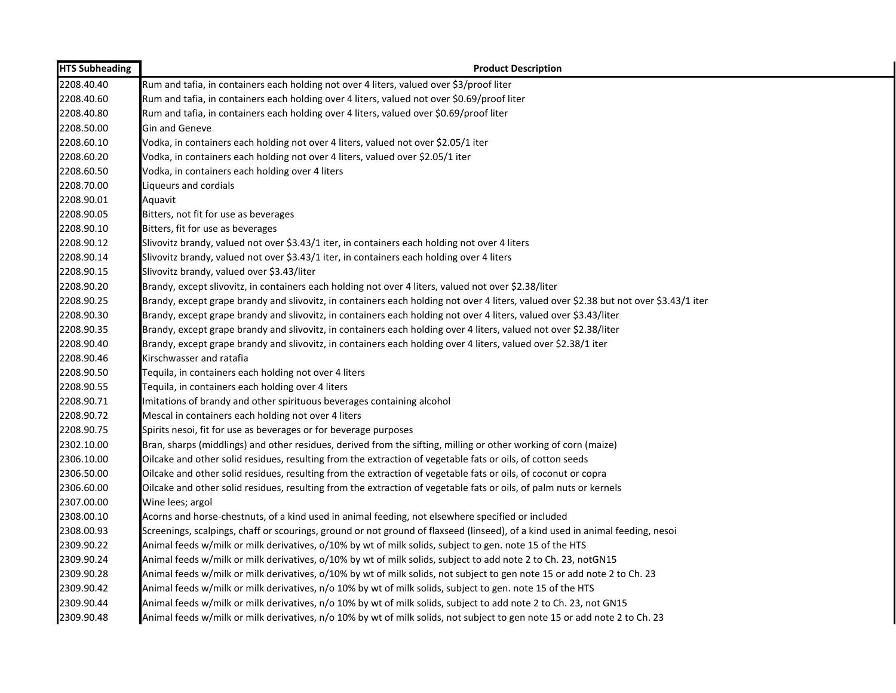| HTS Subheading | Product Description |
|---|---|
| 2208.40.40 | Rum and tafia, in containers each holding not over 4 liters, valued over $3/proof liter |
| 2208.40.60 | Rum and tafia, in containers each holding over 4 liters, valued not over $0.69/proof liter |
| 2208.40.80 | Rum and tafia, in containers each holding over 4 liters, valued over $0.69/proof liter |
| 2208.50.00 | Gin and Geneve |
| 2208.60.10 | Vodka, in containers each holding not over 4 liters, valued not over $2.05/1 iter |
| 2208.60.20 | Vodka, in containers each holding not over 4 liters, valued over $2.05/1 iter |
| 2208.60.50 | Vodka, in containers each holding over 4 liters |
| 2208.70.00 | Liqueurs and cordials |
| 2208.90.01 | Aquavit |
| 2208.90.05 | Bitters, not fit for use as beverages |
| 2208.90.10 | Bitters, fit for use as beverages |
| 2208.90.12 | Slivovitz brandy, valued not over $3.43/1 iter, in containers each holding not over 4 liters |
| 2208.90.14 | Slivovitz brandy, valued not over $3.43/1 iter, in containers each holding over 4 liters |
| 2208.90.15 | Slivovitz brandy, valued over $3.43/liter |
| 2208.90.20 | Brandy, except slivovitz, in containers each holding not over 4 liters, valued not over $2.38/liter |
| 2208.90.25 | Brandy, except grape brandy and slivovitz, in containers each holding not over 4 liters, valued over $2.38 but not over $3.43/1 iter |
| 2208.90.30 | Brandy, except grape brandy and slivovitz, in containers each holding not over 4 liters, valued over $3.43/liter |
| 2208.90.35 | Brandy, except grape brandy and slivovitz, in containers each holding over 4 liters, valued not over $2.38/liter |
| 2208.90.40 | Brandy, except grape brandy and slivovitz, in containers each holding over 4 liters, valued over $2.38/1 iter |
| 2208.90.46 | Kirschwasser and ratafia |
| 2208.90.50 | Tequila, in containers each holding not over 4 liters |
| 2208.90.55 | Tequila, in containers each holding over 4 liters |
| 2208.90.71 | Imitations of brandy and other spirituous beverages containing alcohol |
| 2208.90.72 | Mescal in containers each holding not over 4 liters |
| 2208.90.75 | Spirits nesoi, fit for use as beverages or for beverage purposes |
| 2302.10.00 | Bran, sharps (middlings) and other residues, derived from the sifting, milling or other working of corn (maize) |
| 2306.10.00 | Oilcake and other solid residues, resulting from the extraction of vegetable fats or oils, of cotton seeds |
| 2306.50.00 | Oilcake and other solid residues, resulting from the extraction of vegetable fats or oils, of coconut or copra |
| 2306.60.00 | Oilcake and other solid residues, resulting from the extraction of vegetable fats or oils, of palm nuts or kernels |
| 2307.00.00 | Wine lees; argol |
| 2308.00.10 | Acorns and horse-chestnuts, of a kind used in animal feeding, not elsewhere specified or included |
| 2308.00.93 | Screenings, scalpings, chaff or scourings, ground or not ground of flaxseed (linseed), of a kind used in animal feeding, nesoi |
| 2309.90.22 | Animal feeds w/milk or milk derivatives, o/10% by wt of milk solids, subject to gen. note 15 of the HTS |
| 2309.90.24 | Animal feeds w/milk or milk derivatives, o/10% by wt of milk solids, subject to add note 2 to Ch. 23, notGN15 |
| 2309.90.28 | Animal feeds w/milk or milk derivatives, o/10% by wt of milk solids, not subject to gen note 15 or add note 2 to Ch. 23 |
| 2309.90.42 | Animal feeds w/milk or milk derivatives, n/o 10% by wt of milk solids, subject to gen. note 15 of the HTS |
| 2309.90.44 | Animal feeds w/milk or milk derivatives, n/o 10% by wt of milk solids, subject to add note 2 to Ch. 23, not GN15 |
| 2309.90.48 | Animal feeds w/milk or milk derivatives, n/o 10% by wt of milk solids, not subject to gen note 15 or add note 2 to Ch. 23 |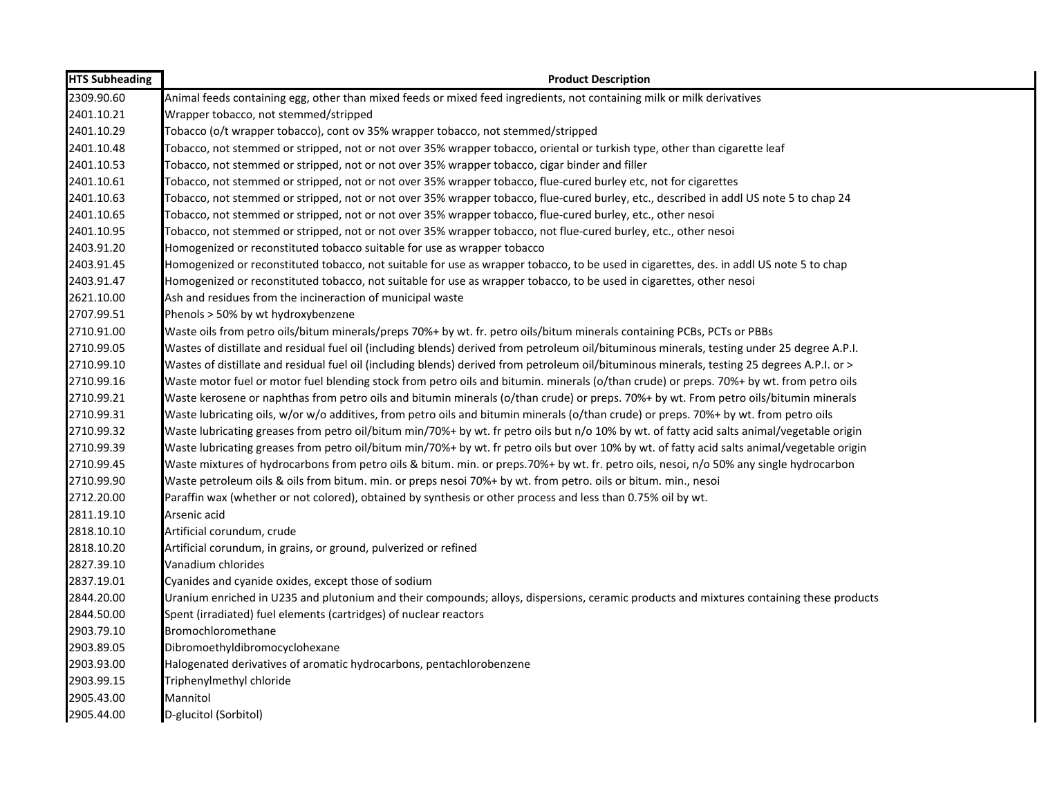| HTS Subheading | Product Description |
| --- | --- |
| 2309.90.60 | Animal feeds containing egg, other than mixed feeds or mixed feed ingredients, not containing milk or milk derivatives |
| 2401.10.21 | Wrapper tobacco, not stemmed/stripped |
| 2401.10.29 | Tobacco (o/t wrapper tobacco), cont ov 35% wrapper tobacco, not stemmed/stripped |
| 2401.10.48 | Tobacco, not stemmed or stripped, not or not over 35% wrapper tobacco, oriental or turkish type, other than cigarette leaf |
| 2401.10.53 | Tobacco, not stemmed or stripped, not or not over 35% wrapper tobacco, cigar binder and filler |
| 2401.10.61 | Tobacco, not stemmed or stripped, not or not over 35% wrapper tobacco, flue-cured burley etc, not for cigarettes |
| 2401.10.63 | Tobacco, not stemmed or stripped, not or not over 35% wrapper tobacco, flue-cured burley, etc., described in addl US note 5 to chap 24 |
| 2401.10.65 | Tobacco, not stemmed or stripped, not or not over 35% wrapper tobacco, flue-cured burley, etc., other nesoi |
| 2401.10.95 | Tobacco, not stemmed or stripped, not or not over 35% wrapper tobacco, not flue-cured burley, etc., other nesoi |
| 2403.91.20 | Homogenized or reconstituted tobacco suitable for use as wrapper tobacco |
| 2403.91.45 | Homogenized or reconstituted tobacco, not suitable for use as wrapper tobacco, to be used in cigarettes, des. in addl US note 5 to chap |
| 2403.91.47 | Homogenized or reconstituted tobacco, not suitable for use as wrapper tobacco, to be used in cigarettes, other nesoi |
| 2621.10.00 | Ash and residues from the incineraction of municipal waste |
| 2707.99.51 | Phenols > 50% by wt hydroxybenzene |
| 2710.91.00 | Waste oils from petro oils/bitum minerals/preps 70%+ by wt. fr. petro oils/bitum minerals containing PCBs, PCTs or PBBs |
| 2710.99.05 | Wastes of distillate and residual fuel oil (including blends) derived from petroleum oil/bituminous minerals, testing under 25 degree A.P.I. |
| 2710.99.10 | Wastes of distillate and residual fuel oil (including blends) derived from petroleum oil/bituminous minerals, testing 25 degrees A.P.I. or > |
| 2710.99.16 | Waste motor fuel or motor fuel blending stock from petro oils and bitumin. minerals (o/than crude) or preps. 70%+ by wt. from petro oils |
| 2710.99.21 | Waste kerosene or naphthas from petro oils and bitumin minerals (o/than crude) or preps. 70%+ by wt. From petro oils/bitumin minerals |
| 2710.99.31 | Waste lubricating oils, w/or w/o additives, from petro oils and bitumin minerals (o/than crude) or preps. 70%+ by wt. from petro oils |
| 2710.99.32 | Waste lubricating greases from petro oil/bitum min/70%+ by wt. fr petro oils but n/o 10% by wt. of fatty acid salts animal/vegetable origin |
| 2710.99.39 | Waste lubricating greases from petro oil/bitum min/70%+ by wt. fr petro oils but over 10% by wt. of fatty acid salts animal/vegetable origin |
| 2710.99.45 | Waste mixtures of hydrocarbons from petro oils & bitum. min. or preps.70%+ by wt. fr. petro oils, nesoi, n/o 50% any single hydrocarbon |
| 2710.99.90 | Waste petroleum oils & oils from bitum. min. or preps nesoi 70%+ by wt. from petro. oils or bitum. min., nesoi |
| 2712.20.00 | Paraffin wax (whether or not colored), obtained by synthesis or other process and less than 0.75% oil by wt. |
| 2811.19.10 | Arsenic acid |
| 2818.10.10 | Artificial corundum, crude |
| 2818.10.20 | Artificial corundum, in grains, or ground, pulverized or refined |
| 2827.39.10 | Vanadium chlorides |
| 2837.19.01 | Cyanides and cyanide oxides, except those of sodium |
| 2844.20.00 | Uranium enriched in U235 and plutonium and their compounds; alloys, dispersions, ceramic products and mixtures containing these products |
| 2844.50.00 | Spent (irradiated) fuel elements (cartridges) of nuclear reactors |
| 2903.79.10 | Bromochloromethane |
| 2903.89.05 | Dibromoethyldibromocyclohexane |
| 2903.93.00 | Halogenated derivatives of aromatic hydrocarbons, pentachlorobenzene |
| 2903.99.15 | Triphenylmethyl chloride |
| 2905.43.00 | Mannitol |
| 2905.44.00 | D-glucitol (Sorbitol) |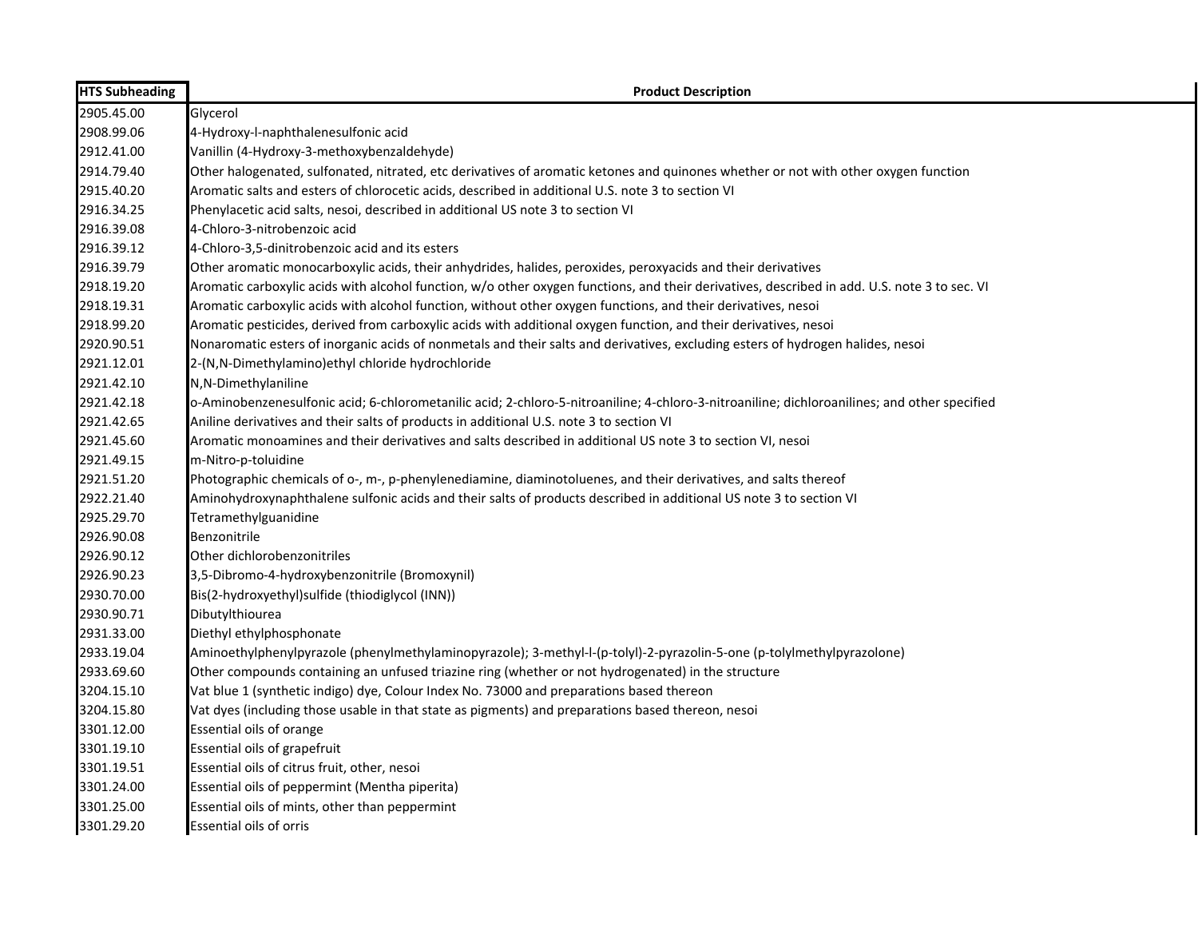| HTS Subheading | Product Description |
| --- | --- |
| 2905.45.00 | Glycerol |
| 2908.99.06 | 4-Hydroxy-l-naphthalenesulfonic acid |
| 2912.41.00 | Vanillin (4-Hydroxy-3-methoxybenzaldehyde) |
| 2914.79.40 | Other halogenated, sulfonated, nitrated, etc derivatives of aromatic ketones and quinones whether or not with other oxygen function |
| 2915.40.20 | Aromatic salts and esters of chlorocetic acids, described in additional U.S. note 3 to section VI |
| 2916.34.25 | Phenylacetic acid salts, nesoi, described in additional US note 3 to section VI |
| 2916.39.08 | 4-Chloro-3-nitrobenzoic acid |
| 2916.39.12 | 4-Chloro-3,5-dinitrobenzoic acid and its esters |
| 2916.39.79 | Other aromatic monocarboxylic acids, their anhydrides, halides, peroxides, peroxyacids and their derivatives |
| 2918.19.20 | Aromatic carboxylic acids with alcohol function, w/o other oxygen functions, and their derivatives, described in add. U.S. note 3 to sec. VI |
| 2918.19.31 | Aromatic carboxylic acids with alcohol function, without other oxygen functions, and their derivatives, nesoi |
| 2918.99.20 | Aromatic pesticides, derived from carboxylic acids with additional oxygen function, and their derivatives, nesoi |
| 2920.90.51 | Nonaromatic esters of inorganic acids of nonmetals and their salts and derivatives, excluding esters of hydrogen halides, nesoi |
| 2921.12.01 | 2-(N,N-Dimethylamino)ethyl chloride hydrochloride |
| 2921.42.10 | N,N-Dimethylaniline |
| 2921.42.18 | o-Aminobenzenesulfonic acid; 6-chlorometanilic acid; 2-chloro-5-nitroaniline; 4-chloro-3-nitroaniline; dichloroanilines; and other specified |
| 2921.42.65 | Aniline derivatives and their salts of products in additional U.S. note 3 to section VI |
| 2921.45.60 | Aromatic monoamines and their derivatives and salts described in additional US note 3 to section VI, nesoi |
| 2921.49.15 | m-Nitro-p-toluidine |
| 2921.51.20 | Photographic chemicals of o-, m-, p-phenylenediamine, diaminotoluenes, and their derivatives, and salts thereof |
| 2922.21.40 | Aminohydroxynaphthalene sulfonic acids and their salts of products described in additional US note 3 to section VI |
| 2925.29.70 | Tetramethylguanidine |
| 2926.90.08 | Benzonitrile |
| 2926.90.12 | Other dichlorobenzonitriles |
| 2926.90.23 | 3,5-Dibromo-4-hydroxybenzonitrile (Bromoxynil) |
| 2930.70.00 | Bis(2-hydroxyethyl)sulfide (thiodiglycol (INN)) |
| 2930.90.71 | Dibutylthiourea |
| 2931.33.00 | Diethyl ethylphosphonate |
| 2933.19.04 | Aminoethylphenylpyrazole (phenylmethylaminopyrazole); 3-methyl-l-(p-tolyl)-2-pyrazolin-5-one (p-tolylmethylpyrazolone) |
| 2933.69.60 | Other compounds containing an unfused triazine ring (whether or not hydrogenated) in the structure |
| 3204.15.10 | Vat blue 1 (synthetic indigo) dye, Colour Index No. 73000 and preparations based thereon |
| 3204.15.80 | Vat dyes (including those usable in that state as pigments) and preparations based thereon, nesoi |
| 3301.12.00 | Essential oils of orange |
| 3301.19.10 | Essential oils of grapefruit |
| 3301.19.51 | Essential oils of citrus fruit, other, nesoi |
| 3301.24.00 | Essential oils of peppermint (Mentha piperita) |
| 3301.25.00 | Essential oils of mints, other than peppermint |
| 3301.29.20 | Essential oils of orris |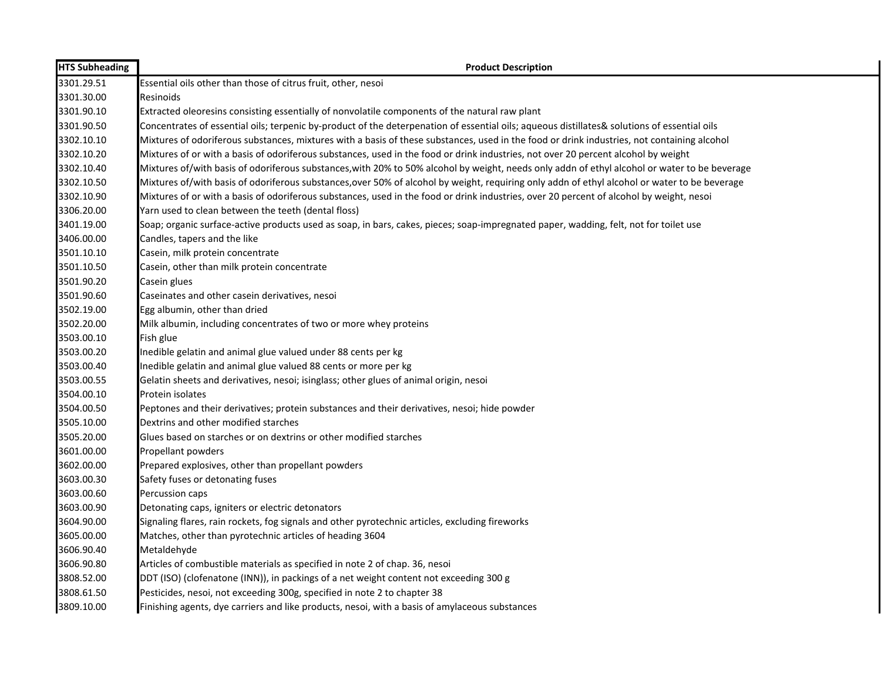| HTS Subheading | Product Description |
|---|---|
| 3301.29.51 | Essential oils other than those of citrus fruit, other, nesoi |
| 3301.30.00 | Resinoids |
| 3301.90.10 | Extracted oleoresins consisting essentially of nonvolatile components of the natural raw plant |
| 3301.90.50 | Concentrates of essential oils; terpenic by-product of the deterpenation of essential oils; aqueous distillates& solutions of essential oils |
| 3302.10.10 | Mixtures of odoriferous substances, mixtures with a basis of these substances, used in the food or drink industries, not containing alcohol |
| 3302.10.20 | Mixtures of or with a basis of odoriferous substances, used in the food or drink industries, not over 20 percent alcohol by weight |
| 3302.10.40 | Mixtures of/with basis of odoriferous substances,with 20% to 50% alcohol by weight, needs only addn of ethyl alcohol or water to be beverage |
| 3302.10.50 | Mixtures of/with basis of odoriferous substances,over 50% of alcohol by weight, requiring only addn of ethyl alcohol or water to be beverage |
| 3302.10.90 | Mixtures of or with a basis of odoriferous substances, used in the food or drink industries, over 20 percent of alcohol by weight, nesoi |
| 3306.20.00 | Yarn used to clean between the teeth (dental floss) |
| 3401.19.00 | Soap; organic surface-active products used as soap, in bars, cakes, pieces; soap-impregnated paper, wadding, felt, not for toilet use |
| 3406.00.00 | Candles, tapers and the like |
| 3501.10.10 | Casein, milk protein concentrate |
| 3501.10.50 | Casein, other than milk protein concentrate |
| 3501.90.20 | Casein glues |
| 3501.90.60 | Caseinates and other casein derivatives, nesoi |
| 3502.19.00 | Egg albumin, other than dried |
| 3502.20.00 | Milk albumin, including concentrates of two or more whey proteins |
| 3503.00.10 | Fish glue |
| 3503.00.20 | Inedible gelatin and animal glue valued under 88 cents per kg |
| 3503.00.40 | Inedible gelatin and animal glue valued 88 cents or more per kg |
| 3503.00.55 | Gelatin sheets and derivatives, nesoi; isinglass; other glues of animal origin, nesoi |
| 3504.00.10 | Protein isolates |
| 3504.00.50 | Peptones and their derivatives; protein substances and their derivatives, nesoi; hide powder |
| 3505.10.00 | Dextrins and other modified starches |
| 3505.20.00 | Glues based on starches or on dextrins or other modified starches |
| 3601.00.00 | Propellant powders |
| 3602.00.00 | Prepared explosives, other than propellant powders |
| 3603.00.30 | Safety fuses or detonating fuses |
| 3603.00.60 | Percussion caps |
| 3603.00.90 | Detonating caps, igniters or electric detonators |
| 3604.90.00 | Signaling flares, rain rockets, fog signals and other pyrotechnic articles, excluding fireworks |
| 3605.00.00 | Matches, other than pyrotechnic articles of heading 3604 |
| 3606.90.40 | Metaldehyde |
| 3606.90.80 | Articles of combustible materials as specified in note 2 of chap. 36, nesoi |
| 3808.52.00 | DDT (ISO) (clofenatone (INN)), in packings of a net weight content not exceeding 300 g |
| 3808.61.50 | Pesticides, nesoi, not exceeding 300g, specified in note 2 to chapter 38 |
| 3809.10.00 | Finishing agents, dye carriers and like products, nesoi, with a basis of amylaceous substances |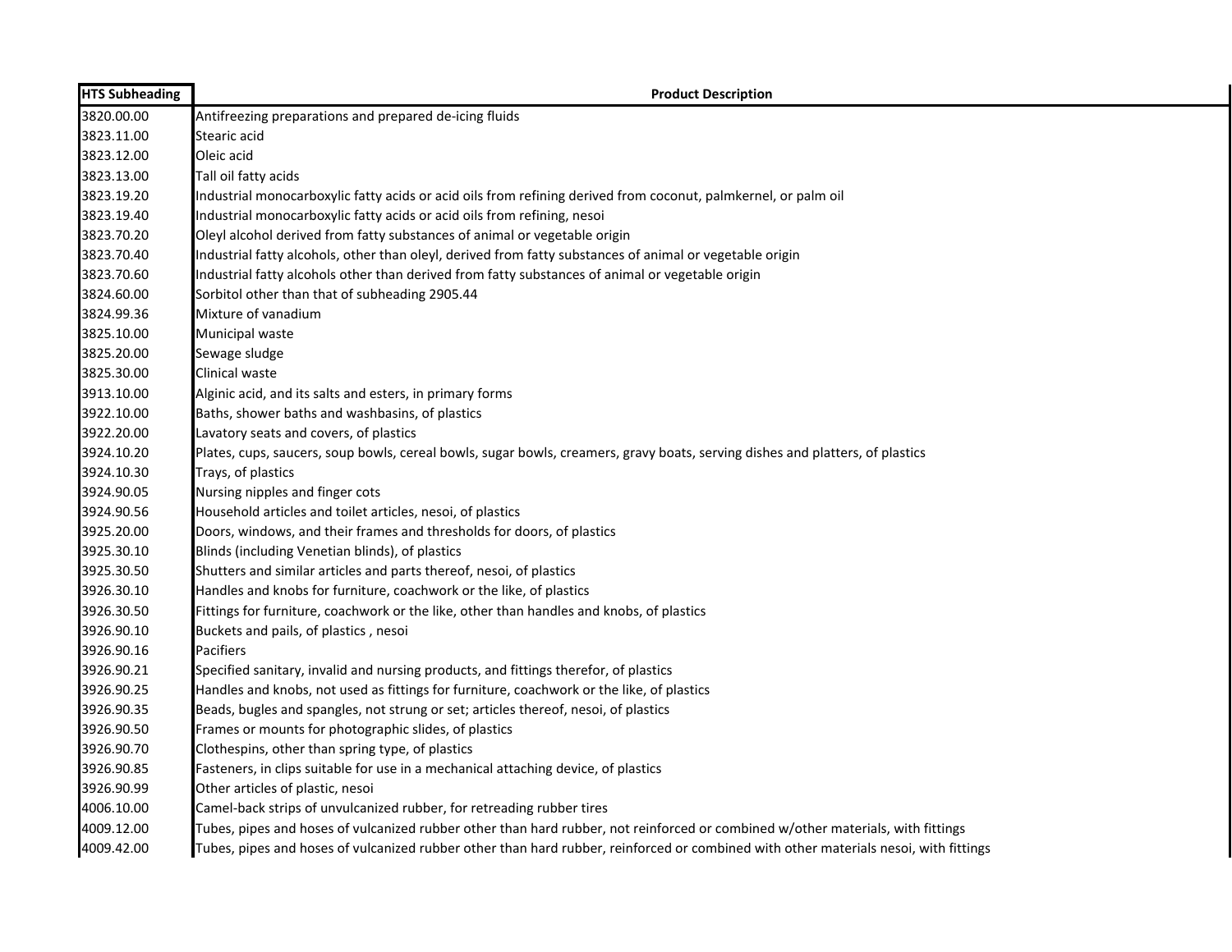| HTS Subheading | Product Description |
| --- | --- |
| 3820.00.00 | Antifreezing preparations and prepared de-icing fluids |
| 3823.11.00 | Stearic acid |
| 3823.12.00 | Oleic acid |
| 3823.13.00 | Tall oil fatty acids |
| 3823.19.20 | Industrial monocarboxylic fatty acids or acid oils from refining derived from coconut, palmkernel, or palm oil |
| 3823.19.40 | Industrial monocarboxylic fatty acids or acid oils from refining, nesoi |
| 3823.70.20 | Oleyl alcohol derived from fatty substances of animal or vegetable origin |
| 3823.70.40 | Industrial fatty alcohols, other than oleyl, derived from fatty substances of animal or vegetable origin |
| 3823.70.60 | Industrial fatty alcohols other than derived from fatty substances of animal or vegetable origin |
| 3824.60.00 | Sorbitol other than that of subheading 2905.44 |
| 3824.99.36 | Mixture of vanadium |
| 3825.10.00 | Municipal waste |
| 3825.20.00 | Sewage sludge |
| 3825.30.00 | Clinical waste |
| 3913.10.00 | Alginic acid, and its salts and esters, in primary forms |
| 3922.10.00 | Baths, shower baths and washbasins, of plastics |
| 3922.20.00 | Lavatory seats and covers, of plastics |
| 3924.10.20 | Plates, cups, saucers, soup bowls, cereal bowls, sugar bowls, creamers, gravy boats, serving dishes and platters, of plastics |
| 3924.10.30 | Trays, of plastics |
| 3924.90.05 | Nursing nipples and finger cots |
| 3924.90.56 | Household articles and toilet articles, nesoi, of plastics |
| 3925.20.00 | Doors, windows, and their frames and thresholds for doors, of plastics |
| 3925.30.10 | Blinds (including Venetian blinds), of plastics |
| 3925.30.50 | Shutters and similar articles and parts thereof, nesoi, of plastics |
| 3926.30.10 | Handles and knobs for furniture, coachwork or the like, of plastics |
| 3926.30.50 | Fittings for furniture, coachwork or the like, other than handles and knobs, of plastics |
| 3926.90.10 | Buckets and pails, of plastics , nesoi |
| 3926.90.16 | Pacifiers |
| 3926.90.21 | Specified sanitary, invalid and nursing products, and fittings therefor, of plastics |
| 3926.90.25 | Handles and knobs, not used as fittings for furniture, coachwork or the like, of plastics |
| 3926.90.35 | Beads, bugles and spangles, not strung or set; articles thereof, nesoi, of plastics |
| 3926.90.50 | Frames or mounts for photographic slides, of plastics |
| 3926.90.70 | Clothespins, other than spring type, of plastics |
| 3926.90.85 | Fasteners, in clips suitable for use in a mechanical attaching device, of plastics |
| 3926.90.99 | Other articles of plastic, nesoi |
| 4006.10.00 | Camel-back strips of unvulcanized rubber, for retreading rubber tires |
| 4009.12.00 | Tubes, pipes and hoses of vulcanized rubber other than hard rubber, not reinforced or combined w/other materials, with fittings |
| 4009.42.00 | Tubes, pipes and hoses of vulcanized rubber other than hard rubber, reinforced or combined with other materials nesoi, with fittings |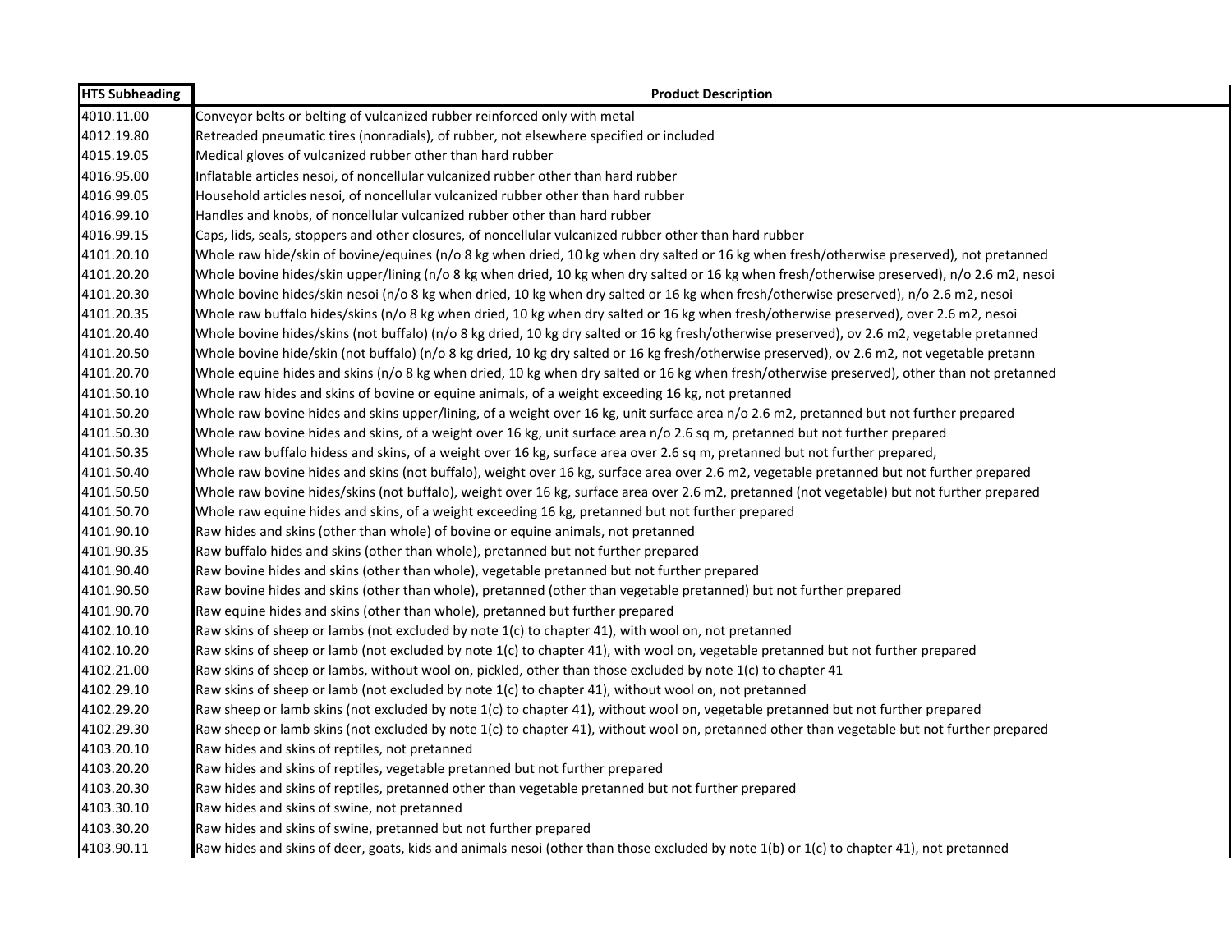| HTS Subheading | Product Description |
| --- | --- |
| 4010.11.00 | Conveyor belts or belting of vulcanized rubber reinforced only with metal |
| 4012.19.80 | Retreaded pneumatic tires (nonradials), of rubber, not elsewhere specified or included |
| 4015.19.05 | Medical gloves of vulcanized rubber other than hard rubber |
| 4016.95.00 | Inflatable articles nesoi, of noncellular vulcanized rubber other than hard rubber |
| 4016.99.05 | Household articles nesoi, of noncellular vulcanized rubber other than hard rubber |
| 4016.99.10 | Handles and knobs, of noncellular vulcanized rubber other than hard rubber |
| 4016.99.15 | Caps, lids, seals, stoppers and other closures, of noncellular vulcanized rubber other than hard rubber |
| 4101.20.10 | Whole raw hide/skin of bovine/equines (n/o 8 kg when dried, 10 kg when dry salted or 16 kg when fresh/otherwise preserved), not pretanned |
| 4101.20.20 | Whole bovine hides/skin upper/lining (n/o 8 kg when dried, 10 kg when dry salted or 16 kg when fresh/otherwise preserved), n/o 2.6 m2, nesoi |
| 4101.20.30 | Whole bovine hides/skin nesoi (n/o 8 kg when dried, 10 kg when dry salted or 16 kg when fresh/otherwise preserved), n/o 2.6 m2, nesoi |
| 4101.20.35 | Whole raw buffalo hides/skins (n/o 8 kg when dried, 10 kg when dry salted or 16 kg when fresh/otherwise preserved), over 2.6 m2, nesoi |
| 4101.20.40 | Whole bovine hides/skins (not buffalo) (n/o 8 kg dried, 10 kg dry salted or 16 kg fresh/otherwise preserved), ov 2.6 m2, vegetable pretanned |
| 4101.20.50 | Whole bovine hide/skin (not buffalo) (n/o 8 kg dried, 10 kg dry salted or 16 kg fresh/otherwise preserved), ov 2.6 m2, not vegetable pretann |
| 4101.20.70 | Whole equine hides and skins (n/o 8 kg when dried, 10 kg when dry salted or 16 kg when fresh/otherwise preserved), other than not pretanned |
| 4101.50.10 | Whole raw hides and skins of bovine or equine animals, of a weight exceeding 16 kg, not pretanned |
| 4101.50.20 | Whole raw bovine hides and skins upper/lining, of a weight over 16 kg, unit surface area n/o 2.6 m2, pretanned but not further prepared |
| 4101.50.30 | Whole raw bovine hides and skins, of a weight over 16 kg, unit surface area n/o 2.6 sq m, pretanned but not further prepared |
| 4101.50.35 | Whole raw buffalo hidess and skins, of a weight over 16 kg, surface area over 2.6 sq m, pretanned but not further prepared, |
| 4101.50.40 | Whole raw bovine hides and skins (not buffalo), weight over 16 kg, surface area over 2.6 m2, vegetable pretanned but not further prepared |
| 4101.50.50 | Whole raw bovine hides/skins (not buffalo), weight over 16 kg, surface area over 2.6 m2, pretanned (not vegetable) but not further prepared |
| 4101.50.70 | Whole raw equine hides and skins, of a weight exceeding 16 kg, pretanned but not further prepared |
| 4101.90.10 | Raw hides and skins (other than whole) of bovine or equine animals, not pretanned |
| 4101.90.35 | Raw buffalo hides and skins (other than whole), pretanned but not further prepared |
| 4101.90.40 | Raw bovine hides and skins (other than whole), vegetable pretanned but not further prepared |
| 4101.90.50 | Raw bovine hides and skins (other than whole), pretanned (other than vegetable pretanned) but not further prepared |
| 4101.90.70 | Raw equine hides and skins (other than whole), pretanned but further prepared |
| 4102.10.10 | Raw skins of sheep or lambs (not excluded by note 1(c) to chapter 41), with wool on, not pretanned |
| 4102.10.20 | Raw skins of sheep or lamb (not excluded by note 1(c) to chapter 41), with wool on, vegetable pretanned but not further prepared |
| 4102.21.00 | Raw skins of sheep or lambs, without wool on, pickled, other than those excluded by note 1(c) to chapter 41 |
| 4102.29.10 | Raw skins of sheep or lamb (not excluded by note 1(c) to chapter 41), without wool on, not pretanned |
| 4102.29.20 | Raw sheep or lamb skins (not excluded by note 1(c) to chapter 41), without wool on, vegetable pretanned but not further prepared |
| 4102.29.30 | Raw sheep or lamb skins (not excluded by note 1(c) to chapter 41), without wool on, pretanned other than vegetable but not further prepared |
| 4103.20.10 | Raw hides and skins of reptiles, not pretanned |
| 4103.20.20 | Raw hides and skins of reptiles, vegetable pretanned but not further prepared |
| 4103.20.30 | Raw hides and skins of reptiles, pretanned other than vegetable pretanned but not further prepared |
| 4103.30.10 | Raw hides and skins of swine, not pretanned |
| 4103.30.20 | Raw hides and skins of swine, pretanned but not further prepared |
| 4103.90.11 | Raw hides and skins of deer, goats, kids and animals nesoi (other than those excluded by note 1(b) or 1(c) to chapter 41), not pretanned |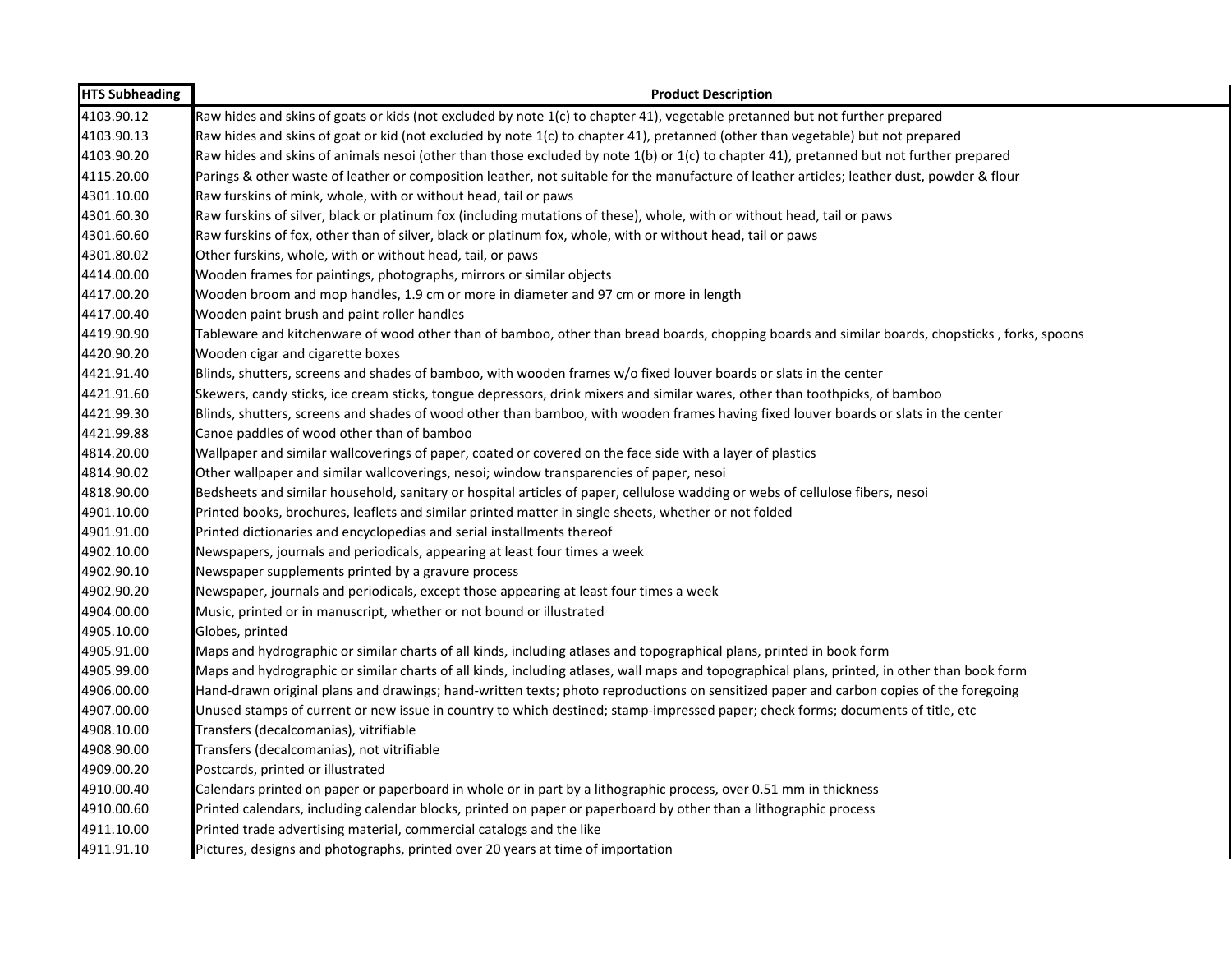| HTS Subheading | Product Description |
|---|---|
| 4103.90.12 | Raw hides and skins of goats or kids (not excluded by note 1(c) to chapter 41), vegetable pretanned but not further prepared |
| 4103.90.13 | Raw hides and skins of goat or kid (not excluded by note 1(c) to chapter 41), pretanned (other than vegetable) but not prepared |
| 4103.90.20 | Raw hides and skins of animals nesoi (other than those excluded by note 1(b) or 1(c) to chapter 41), pretanned but not further prepared |
| 4115.20.00 | Parings & other waste of leather or composition leather, not suitable for the manufacture of leather articles; leather dust, powder & flour |
| 4301.10.00 | Raw furskins of mink, whole, with or without head, tail or paws |
| 4301.60.30 | Raw furskins of silver, black or platinum fox (including mutations of these), whole, with or without head, tail or paws |
| 4301.60.60 | Raw furskins of fox, other than of silver, black or platinum fox, whole, with or without head, tail or paws |
| 4301.80.02 | Other furskins, whole, with or without head, tail, or paws |
| 4414.00.00 | Wooden frames for paintings, photographs, mirrors or similar objects |
| 4417.00.20 | Wooden broom and mop handles, 1.9 cm or more in diameter and 97 cm or more in length |
| 4417.00.40 | Wooden paint brush and paint roller handles |
| 4419.90.90 | Tableware and kitchenware of wood other than of bamboo, other than bread boards, chopping boards and similar boards, chopsticks , forks, spoons |
| 4420.90.20 | Wooden cigar and cigarette boxes |
| 4421.91.40 | Blinds, shutters, screens and shades of bamboo, with wooden frames w/o fixed louver boards or slats in the center |
| 4421.91.60 | Skewers, candy sticks, ice cream sticks, tongue depressors, drink mixers and similar wares, other than toothpicks, of bamboo |
| 4421.99.30 | Blinds, shutters, screens and shades of wood other than bamboo, with wooden frames having fixed louver boards or slats in the center |
| 4421.99.88 | Canoe paddles of wood other than of bamboo |
| 4814.20.00 | Wallpaper and similar wallcoverings of paper, coated or covered on the face side with a layer of plastics |
| 4814.90.02 | Other wallpaper and similar wallcoverings, nesoi; window transparencies of paper, nesoi |
| 4818.90.00 | Bedsheets and similar household, sanitary or hospital articles of paper, cellulose wadding or webs of cellulose fibers, nesoi |
| 4901.10.00 | Printed books, brochures, leaflets and similar printed matter in single sheets, whether or not folded |
| 4901.91.00 | Printed dictionaries and encyclopedias and serial installments thereof |
| 4902.10.00 | Newspapers, journals and periodicals, appearing at least four times a week |
| 4902.90.10 | Newspaper supplements printed by a gravure process |
| 4902.90.20 | Newspaper, journals and periodicals, except those appearing at least four times a week |
| 4904.00.00 | Music, printed or in manuscript, whether or not bound or illustrated |
| 4905.10.00 | Globes, printed |
| 4905.91.00 | Maps and hydrographic or similar charts of all kinds, including atlases and topographical plans, printed in book form |
| 4905.99.00 | Maps and hydrographic or similar charts of all kinds, including atlases, wall maps and topographical plans, printed, in other than book form |
| 4906.00.00 | Hand-drawn original plans and drawings; hand-written texts; photo reproductions on sensitized paper and carbon copies of the foregoing |
| 4907.00.00 | Unused stamps of current or new issue in country to which destined; stamp-impressed paper; check forms; documents of title, etc |
| 4908.10.00 | Transfers (decalcomanias), vitrifiable |
| 4908.90.00 | Transfers (decalcomanias), not vitrifiable |
| 4909.00.20 | Postcards, printed or illustrated |
| 4910.00.40 | Calendars printed on paper or paperboard in whole or in part by a lithographic process, over 0.51 mm in thickness |
| 4910.00.60 | Printed calendars, including calendar blocks, printed on paper or paperboard by other than a lithographic process |
| 4911.10.00 | Printed trade advertising material, commercial catalogs and the like |
| 4911.91.10 | Pictures, designs and photographs, printed over 20 years at time of importation |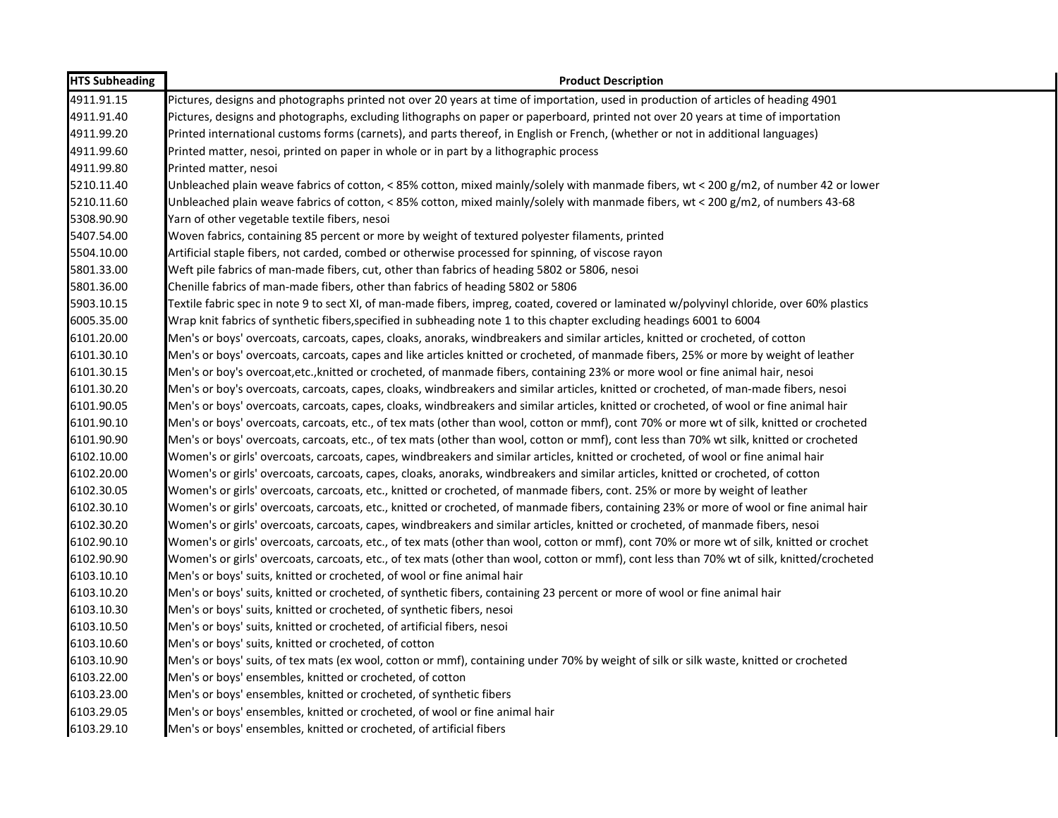| HTS Subheading | Product Description |
| --- | --- |
| 4911.91.15 | Pictures, designs and photographs printed not over 20 years at time of importation, used in production of articles of heading 4901 |
| 4911.91.40 | Pictures, designs and photographs, excluding lithographs on paper or paperboard, printed not over 20 years at time of importation |
| 4911.99.20 | Printed international customs forms (carnets), and parts thereof, in English or French, (whether or not in additional languages) |
| 4911.99.60 | Printed matter, nesoi, printed on paper in whole or in part by a lithographic process |
| 4911.99.80 | Printed matter, nesoi |
| 5210.11.40 | Unbleached plain weave fabrics of cotton, < 85% cotton, mixed mainly/solely with manmade fibers, wt < 200 g/m2, of number 42 or lower |
| 5210.11.60 | Unbleached plain weave fabrics of cotton, < 85% cotton, mixed mainly/solely with manmade fibers, wt < 200 g/m2, of numbers 43-68 |
| 5308.90.90 | Yarn of other vegetable textile fibers, nesoi |
| 5407.54.00 | Woven fabrics, containing 85 percent or more by weight of textured polyester filaments, printed |
| 5504.10.00 | Artificial staple fibers, not carded, combed or otherwise processed for spinning, of viscose rayon |
| 5801.33.00 | Weft pile fabrics of man-made fibers, cut, other than fabrics of heading 5802 or 5806, nesoi |
| 5801.36.00 | Chenille fabrics of man-made fibers, other than fabrics of heading 5802 or 5806 |
| 5903.10.15 | Textile fabric spec in note 9 to sect XI, of man-made fibers, impreg, coated, covered or laminated w/polyvinyl chloride, over 60% plastics |
| 6005.35.00 | Wrap knit fabrics of synthetic fibers,specified in subheading note 1 to this chapter excluding headings 6001 to 6004 |
| 6101.20.00 | Men's or boys' overcoats, carcoats, capes, cloaks, anoraks, windbreakers and similar articles, knitted or crocheted, of cotton |
| 6101.30.10 | Men's or boys' overcoats, carcoats, capes and like articles knitted or crocheted, of manmade fibers, 25% or more by weight of leather |
| 6101.30.15 | Men's or boy's overcoat,etc.,knitted or crocheted, of manmade fibers, containing 23% or more wool or fine animal hair, nesoi |
| 6101.30.20 | Men's or boy's overcoats, carcoats, capes, cloaks, windbreakers and similar articles, knitted or crocheted, of man-made fibers, nesoi |
| 6101.90.05 | Men's or boys' overcoats, carcoats, capes, cloaks, windbreakers and similar articles, knitted or crocheted, of wool or fine animal hair |
| 6101.90.10 | Men's or boys' overcoats, carcoats, etc., of tex mats (other than wool, cotton or mmf), cont 70% or more wt of silk, knitted or crocheted |
| 6101.90.90 | Men's or boys' overcoats, carcoats, etc., of tex mats (other than wool, cotton or mmf), cont less than 70% wt silk, knitted or crocheted |
| 6102.10.00 | Women's or girls' overcoats, carcoats, capes, windbreakers and similar articles, knitted or crocheted, of wool or fine animal hair |
| 6102.20.00 | Women's or girls' overcoats, carcoats, capes, cloaks, anoraks, windbreakers and similar articles, knitted or crocheted, of cotton |
| 6102.30.05 | Women's or girls' overcoats, carcoats, etc., knitted or crocheted, of manmade fibers, cont. 25% or more by weight of leather |
| 6102.30.10 | Women's or girls' overcoats, carcoats, etc., knitted or crocheted, of manmade fibers, containing 23% or more of wool or fine animal hair |
| 6102.30.20 | Women's or girls' overcoats, carcoats, capes, windbreakers and similar articles, knitted or crocheted, of manmade fibers, nesoi |
| 6102.90.10 | Women's or girls' overcoats, carcoats, etc., of tex mats (other than wool, cotton or mmf), cont 70% or more wt of silk, knitted or crochet |
| 6102.90.90 | Women's or girls' overcoats, carcoats, etc., of tex mats (other than wool, cotton or mmf), cont less than 70% wt of silk, knitted/crocheted |
| 6103.10.10 | Men's or boys' suits, knitted or crocheted, of wool or fine animal hair |
| 6103.10.20 | Men's or boys' suits, knitted or crocheted, of synthetic fibers, containing 23 percent or more of wool or fine animal hair |
| 6103.10.30 | Men's or boys' suits, knitted or crocheted, of synthetic fibers, nesoi |
| 6103.10.50 | Men's or boys' suits, knitted or crocheted, of artificial fibers, nesoi |
| 6103.10.60 | Men's or boys' suits, knitted or crocheted, of cotton |
| 6103.10.90 | Men's or boys' suits, of tex mats (ex wool, cotton or mmf), containing under 70% by weight of silk or silk waste, knitted or crocheted |
| 6103.22.00 | Men's or boys' ensembles, knitted or crocheted, of cotton |
| 6103.23.00 | Men's or boys' ensembles, knitted or crocheted, of synthetic fibers |
| 6103.29.05 | Men's or boys' ensembles, knitted or crocheted, of wool or fine animal hair |
| 6103.29.10 | Men's or boys' ensembles, knitted or crocheted, of artificial fibers |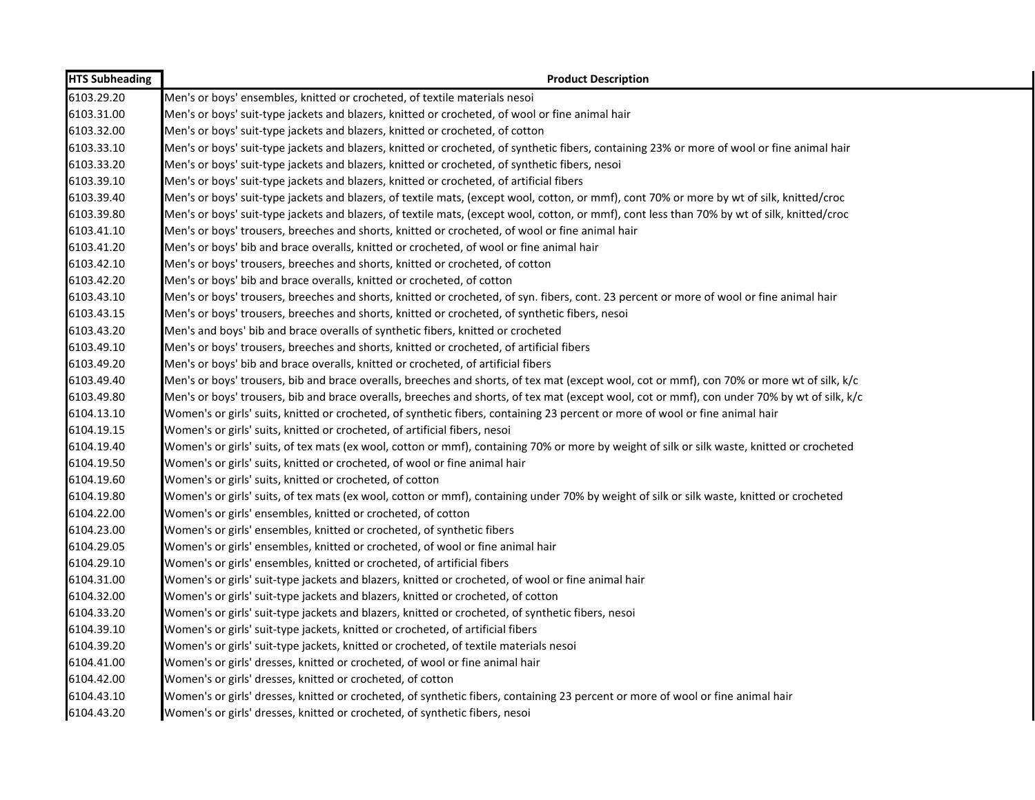| HTS Subheading | Product Description |
|---|---|
| 6103.29.20 | Men's or boys' ensembles, knitted or crocheted, of textile materials nesoi |
| 6103.31.00 | Men's or boys' suit-type jackets and blazers, knitted or crocheted, of wool or fine animal hair |
| 6103.32.00 | Men's or boys' suit-type jackets and blazers, knitted or crocheted, of cotton |
| 6103.33.10 | Men's or boys' suit-type jackets and blazers, knitted or crocheted, of synthetic fibers, containing 23% or more of wool or fine animal hair |
| 6103.33.20 | Men's or boys' suit-type jackets and blazers, knitted or crocheted, of synthetic fibers, nesoi |
| 6103.39.10 | Men's or boys' suit-type jackets and blazers, knitted or crocheted, of artificial fibers |
| 6103.39.40 | Men's or boys' suit-type jackets and blazers, of textile mats, (except wool, cotton, or mmf), cont 70% or more by wt of silk, knitted/croc |
| 6103.39.80 | Men's or boys' suit-type jackets and blazers, of textile mats, (except wool, cotton, or mmf), cont less than 70% by wt of silk, knitted/croc |
| 6103.41.10 | Men's or boys' trousers, breeches and shorts, knitted or crocheted, of wool or fine animal hair |
| 6103.41.20 | Men's or boys' bib and brace overalls, knitted or crocheted, of wool or fine animal hair |
| 6103.42.10 | Men's or boys' trousers, breeches and shorts, knitted or crocheted, of cotton |
| 6103.42.20 | Men's or boys' bib and brace overalls, knitted or crocheted, of cotton |
| 6103.43.10 | Men's or boys' trousers, breeches and shorts, knitted or crocheted, of syn. fibers, cont. 23 percent or more of wool or fine animal hair |
| 6103.43.15 | Men's or boys' trousers, breeches and shorts, knitted or crocheted, of synthetic fibers, nesoi |
| 6103.43.20 | Men's and boys' bib and brace overalls of synthetic fibers, knitted or crocheted |
| 6103.49.10 | Men's or boys' trousers, breeches and shorts, knitted or crocheted, of artificial fibers |
| 6103.49.20 | Men's or boys' bib and brace overalls, knitted or crocheted, of artificial fibers |
| 6103.49.40 | Men's or boys' trousers, bib and brace overalls, breeches and shorts, of tex mat (except wool, cot or mmf), con 70% or more wt of silk, k/c |
| 6103.49.80 | Men's or boys' trousers, bib and brace overalls, breeches and shorts, of tex mat (except wool, cot or mmf), con under 70% by wt of silk, k/c |
| 6104.13.10 | Women's or girls' suits, knitted or crocheted, of synthetic fibers, containing 23 percent or more of wool or fine animal hair |
| 6104.19.15 | Women's or girls' suits, knitted or crocheted, of artificial fibers, nesoi |
| 6104.19.40 | Women's or girls' suits, of tex mats (ex wool, cotton or mmf), containing 70% or more by weight of silk or silk waste, knitted or crocheted |
| 6104.19.50 | Women's or girls' suits, knitted or crocheted, of wool or fine animal hair |
| 6104.19.60 | Women's or girls' suits, knitted or crocheted, of cotton |
| 6104.19.80 | Women's or girls' suits, of tex mats (ex wool, cotton or mmf), containing under 70% by weight of silk or silk waste, knitted or crocheted |
| 6104.22.00 | Women's or girls' ensembles, knitted or crocheted, of cotton |
| 6104.23.00 | Women's or girls' ensembles, knitted or crocheted, of synthetic fibers |
| 6104.29.05 | Women's or girls' ensembles, knitted or crocheted, of wool or fine animal hair |
| 6104.29.10 | Women's or girls' ensembles, knitted or crocheted, of artificial fibers |
| 6104.31.00 | Women's or girls' suit-type jackets and blazers, knitted or crocheted, of wool or fine animal hair |
| 6104.32.00 | Women's or girls' suit-type jackets and blazers, knitted or crocheted, of cotton |
| 6104.33.20 | Women's or girls' suit-type jackets and blazers, knitted or crocheted, of synthetic fibers, nesoi |
| 6104.39.10 | Women's or girls' suit-type jackets, knitted or crocheted, of artificial fibers |
| 6104.39.20 | Women's or girls' suit-type jackets, knitted or crocheted, of textile materials nesoi |
| 6104.41.00 | Women's or girls' dresses, knitted or crocheted, of wool or fine animal hair |
| 6104.42.00 | Women's or girls' dresses, knitted or crocheted, of cotton |
| 6104.43.10 | Women's or girls' dresses, knitted or crocheted, of synthetic fibers, containing 23 percent or more of wool or fine animal hair |
| 6104.43.20 | Women's or girls' dresses, knitted or crocheted, of synthetic fibers, nesoi |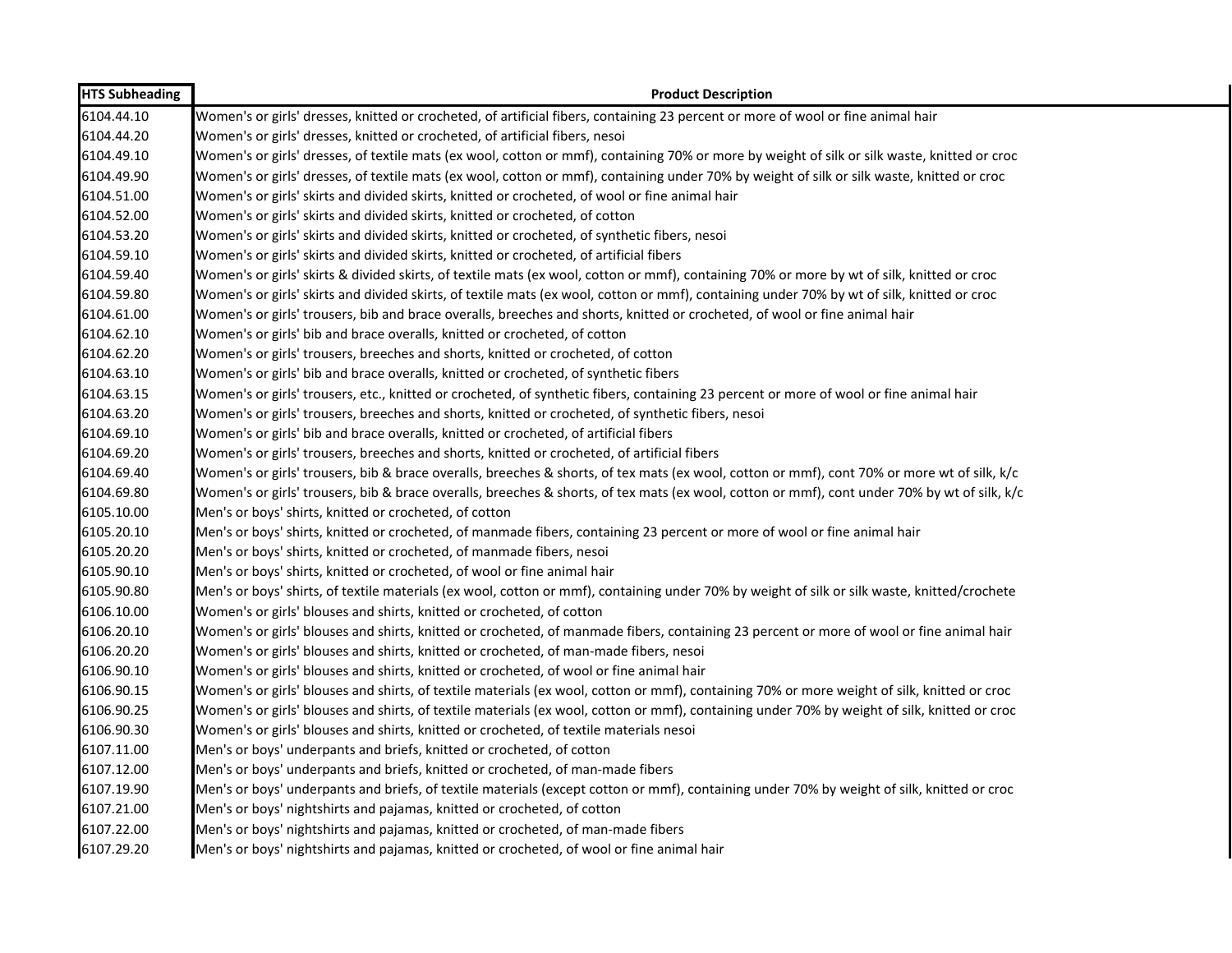| HTS Subheading | Product Description |
| --- | --- |
| 6104.44.10 | Women's or girls' dresses, knitted or crocheted, of artificial fibers, containing 23 percent or more of wool or fine animal hair |
| 6104.44.20 | Women's or girls' dresses, knitted or crocheted, of artificial fibers, nesoi |
| 6104.49.10 | Women's or girls' dresses, of textile mats (ex wool, cotton or mmf), containing 70% or more by weight of silk or silk waste, knitted or croc |
| 6104.49.90 | Women's or girls' dresses, of textile mats (ex wool, cotton or mmf), containing under 70% by weight of silk or silk waste, knitted or croc |
| 6104.51.00 | Women's or girls' skirts and divided skirts, knitted or crocheted, of wool or fine animal hair |
| 6104.52.00 | Women's or girls' skirts and divided skirts, knitted or crocheted, of cotton |
| 6104.53.20 | Women's or girls' skirts and divided skirts, knitted or crocheted, of synthetic fibers, nesoi |
| 6104.59.10 | Women's or girls' skirts and divided skirts, knitted or crocheted, of artificial fibers |
| 6104.59.40 | Women's or girls' skirts & divided skirts, of textile mats (ex wool, cotton or mmf), containing 70% or more by wt of silk, knitted or croc |
| 6104.59.80 | Women's or girls' skirts and divided skirts, of textile mats (ex wool, cotton or mmf), containing under 70% by wt of silk, knitted or croc |
| 6104.61.00 | Women's or girls' trousers, bib and brace overalls, breeches and shorts, knitted or crocheted, of wool or fine animal hair |
| 6104.62.10 | Women's or girls' bib and brace overalls, knitted or crocheted, of cotton |
| 6104.62.20 | Women's or girls' trousers, breeches and shorts, knitted or crocheted, of cotton |
| 6104.63.10 | Women's or girls' bib and brace overalls, knitted or crocheted, of synthetic fibers |
| 6104.63.15 | Women's or girls' trousers, etc., knitted or crocheted, of synthetic fibers, containing 23 percent or more of wool or fine animal hair |
| 6104.63.20 | Women's or girls' trousers, breeches and shorts, knitted or crocheted, of synthetic fibers, nesoi |
| 6104.69.10 | Women's or girls' bib and brace overalls, knitted or crocheted, of artificial fibers |
| 6104.69.20 | Women's or girls' trousers, breeches and shorts, knitted or crocheted, of artificial fibers |
| 6104.69.40 | Women's or girls' trousers, bib & brace overalls, breeches & shorts, of tex mats (ex wool, cotton or mmf), cont 70% or more wt of silk, k/c |
| 6104.69.80 | Women's or girls' trousers, bib & brace overalls, breeches & shorts, of tex mats (ex wool, cotton or mmf), cont under 70% by wt of silk, k/c |
| 6105.10.00 | Men's or boys' shirts, knitted or crocheted, of cotton |
| 6105.20.10 | Men's or boys' shirts, knitted or crocheted, of manmade fibers, containing 23 percent or more of wool or fine animal hair |
| 6105.20.20 | Men's or boys' shirts, knitted or crocheted, of manmade fibers, nesoi |
| 6105.90.10 | Men's or boys' shirts, knitted or crocheted, of wool or fine animal hair |
| 6105.90.80 | Men's or boys' shirts, of textile materials (ex wool, cotton or mmf), containing under 70% by weight of silk or silk waste, knitted/crochete |
| 6106.10.00 | Women's or girls' blouses and shirts, knitted or crocheted, of cotton |
| 6106.20.10 | Women's or girls' blouses and shirts, knitted or crocheted, of manmade fibers, containing 23 percent or more of wool or fine animal hair |
| 6106.20.20 | Women's or girls' blouses and shirts, knitted or crocheted, of man-made fibers, nesoi |
| 6106.90.10 | Women's or girls' blouses and shirts, knitted or crocheted, of wool or fine animal hair |
| 6106.90.15 | Women's or girls' blouses and shirts, of textile materials (ex wool, cotton or mmf), containing 70% or more weight of silk, knitted or croc |
| 6106.90.25 | Women's or girls' blouses and shirts, of textile materials (ex wool, cotton or mmf), containing under 70% by weight of silk, knitted or croc |
| 6106.90.30 | Women's or girls' blouses and shirts, knitted or crocheted, of textile materials nesoi |
| 6107.11.00 | Men's or boys' underpants and briefs, knitted or crocheted, of cotton |
| 6107.12.00 | Men's or boys' underpants and briefs, knitted or crocheted, of man-made fibers |
| 6107.19.90 | Men's or boys' underpants and briefs, of textile materials (except cotton or mmf), containing under 70% by weight of silk, knitted or croc |
| 6107.21.00 | Men's or boys' nightshirts and pajamas, knitted or crocheted, of cotton |
| 6107.22.00 | Men's or boys' nightshirts and pajamas, knitted or crocheted, of man-made fibers |
| 6107.29.20 | Men's or boys' nightshirts and pajamas, knitted or crocheted, of wool or fine animal hair |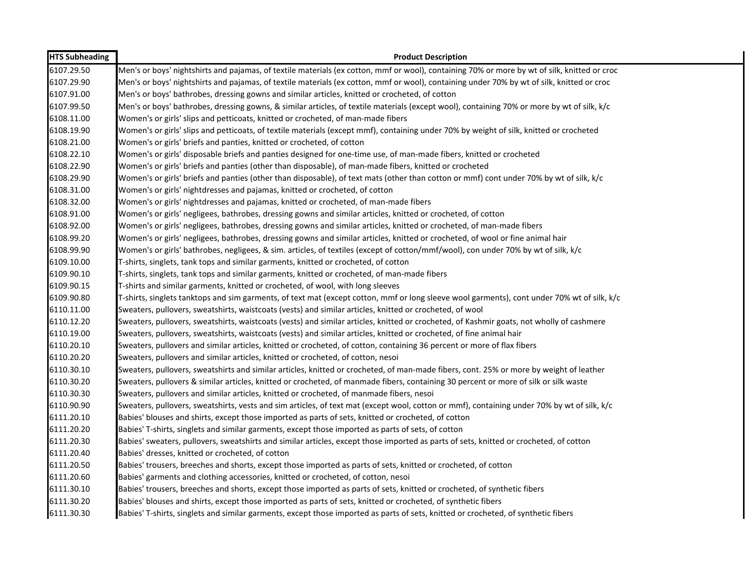| HTS Subheading | Product Description |
|---|---|
| 6107.29.50 | Men's or boys' nightshirts and pajamas, of textile materials (ex cotton, mmf or wool), containing 70% or more by wt of silk, knitted or croc |
| 6107.29.90 | Men's or boys' nightshirts and pajamas, of textile materials (ex cotton, mmf or wool), containing under 70% by wt of silk, knitted or croc |
| 6107.91.00 | Men's or boys' bathrobes, dressing gowns and similar articles, knitted or crocheted, of cotton |
| 6107.99.50 | Men's or boys' bathrobes, dressing gowns, & similar articles, of textile materials (except wool), containing 70% or more by wt of silk, k/c |
| 6108.11.00 | Women's or girls' slips and petticoats, knitted or crocheted, of man-made fibers |
| 6108.19.90 | Women's or girls' slips and petticoats, of textile materials (except mmf), containing under 70% by weight of silk, knitted or crocheted |
| 6108.21.00 | Women's or girls' briefs and panties, knitted or crocheted, of cotton |
| 6108.22.10 | Women's or girls' disposable briefs and panties designed for one-time use, of man-made fibers, knitted or crocheted |
| 6108.22.90 | Women's or girls' briefs and panties (other than disposable), of man-made fibers, knitted or crocheted |
| 6108.29.90 | Women's or girls' briefs and panties (other than disposable), of text mats (other than cotton or mmf) cont under 70% by wt of silk, k/c |
| 6108.31.00 | Women's or girls' nightdresses and pajamas, knitted or crocheted, of cotton |
| 6108.32.00 | Women's or girls' nightdresses and pajamas, knitted or crocheted, of man-made fibers |
| 6108.91.00 | Women's or girls' negligees, bathrobes, dressing gowns and similar articles, knitted or crocheted, of cotton |
| 6108.92.00 | Women's or girls' negligees, bathrobes, dressing gowns and similar articles, knitted or crocheted, of man-made fibers |
| 6108.99.20 | Women's or girls' negligees, bathrobes, dressing gowns and similar articles, knitted or crocheted, of wool or fine animal hair |
| 6108.99.90 | Women's or girls' bathrobes, negligees, & sim. articles, of textiles (except of cotton/mmf/wool), con under 70% by wt of silk, k/c |
| 6109.10.00 | T-shirts, singlets, tank tops and similar garments, knitted or crocheted, of cotton |
| 6109.90.10 | T-shirts, singlets, tank tops and similar garments, knitted or crocheted, of man-made fibers |
| 6109.90.15 | T-shirts and similar garments, knitted or crocheted, of wool, with long sleeves |
| 6109.90.80 | T-shirts, singlets tanktops and sim garments, of text mat (except cotton, mmf or long sleeve wool garments), cont under 70% wt of silk, k/c |
| 6110.11.00 | Sweaters, pullovers, sweatshirts, waistcoats (vests) and similar articles, knitted or crocheted, of wool |
| 6110.12.20 | Sweaters, pullovers, sweatshirts, waistcoats (vests) and similar articles, knitted or crocheted, of Kashmir goats, not wholly of cashmere |
| 6110.19.00 | Sweaters, pullovers, sweatshirts, waistcoats (vests) and similar articles, knitted or crocheted, of fine animal hair |
| 6110.20.10 | Sweaters, pullovers and similar articles, knitted or crocheted, of cotton, containing 36 percent or more of flax fibers |
| 6110.20.20 | Sweaters, pullovers and similar articles, knitted or crocheted, of cotton, nesoi |
| 6110.30.10 | Sweaters, pullovers, sweatshirts and similar articles, knitted or crocheted, of man-made fibers, cont. 25% or more by weight of leather |
| 6110.30.20 | Sweaters, pullovers & similar articles, knitted or crocheted, of manmade fibers, containing 30 percent or more of silk or silk waste |
| 6110.30.30 | Sweaters, pullovers and similar articles, knitted or crocheted, of manmade fibers, nesoi |
| 6110.90.90 | Sweaters, pullovers, sweatshirts, vests and sim articles, of text mat (except wool, cotton or mmf), containing under 70% by wt of silk, k/c |
| 6111.20.10 | Babies' blouses and shirts, except those imported as parts of sets, knitted or crocheted, of cotton |
| 6111.20.20 | Babies' T-shirts, singlets and similar garments, except those imported as parts of sets, of cotton |
| 6111.20.30 | Babies' sweaters, pullovers, sweatshirts and similar articles, except those imported as parts of sets, knitted or crocheted, of cotton |
| 6111.20.40 | Babies' dresses, knitted or crocheted, of cotton |
| 6111.20.50 | Babies' trousers, breeches and shorts, except those imported as parts of sets, knitted or crocheted, of cotton |
| 6111.20.60 | Babies' garments and clothing accessories, knitted or crocheted, of cotton, nesoi |
| 6111.30.10 | Babies' trousers, breeches and shorts, except those imported as parts of sets, knitted or crocheted, of synthetic fibers |
| 6111.30.20 | Babies' blouses and shirts, except those imported as parts of sets, knitted or crocheted, of synthetic fibers |
| 6111.30.30 | Babies' T-shirts, singlets and similar garments, except those imported as parts of sets, knitted or crocheted, of synthetic fibers |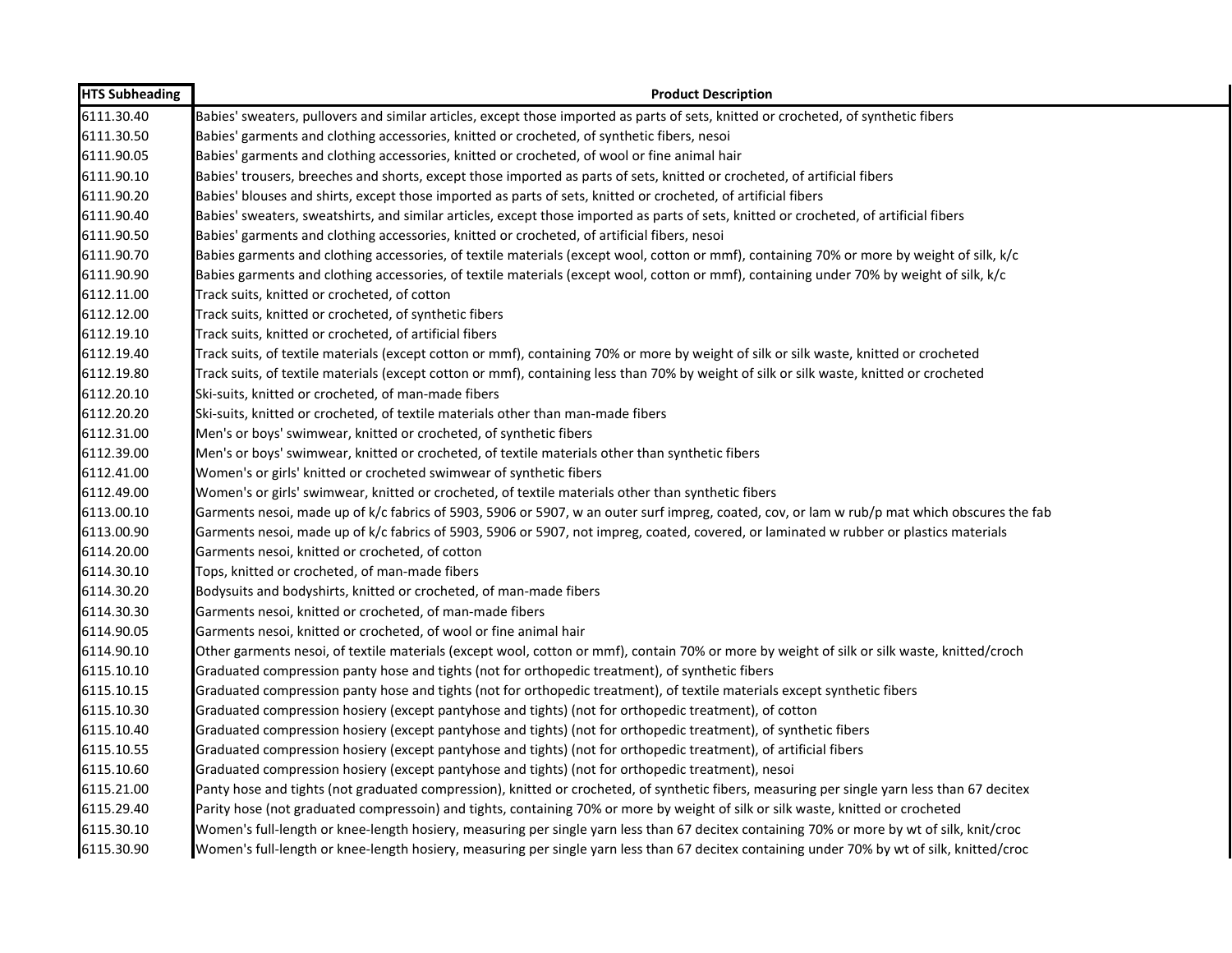| HTS Subheading | Product Description |
| --- | --- |
| 6111.30.40 | Babies' sweaters, pullovers and similar articles, except those imported as parts of sets, knitted or crocheted, of synthetic fibers |
| 6111.30.50 | Babies' garments and clothing accessories, knitted or crocheted, of synthetic fibers, nesoi |
| 6111.90.05 | Babies' garments and clothing accessories, knitted or crocheted, of wool or fine animal hair |
| 6111.90.10 | Babies' trousers, breeches and shorts, except those imported as parts of sets, knitted or crocheted, of artificial fibers |
| 6111.90.20 | Babies' blouses and shirts, except those imported as parts of sets, knitted or crocheted, of artificial fibers |
| 6111.90.40 | Babies' sweaters, sweatshirts, and similar articles, except those imported as parts of sets, knitted or crocheted, of artificial fibers |
| 6111.90.50 | Babies' garments and clothing accessories, knitted or crocheted, of artificial fibers, nesoi |
| 6111.90.70 | Babies garments and clothing accessories, of textile materials (except wool, cotton or mmf), containing 70% or more by weight of silk, k/c |
| 6111.90.90 | Babies garments and clothing accessories, of textile materials (except wool, cotton or mmf), containing under 70% by weight of silk, k/c |
| 6112.11.00 | Track suits, knitted or crocheted, of cotton |
| 6112.12.00 | Track suits, knitted or crocheted, of synthetic fibers |
| 6112.19.10 | Track suits, knitted or crocheted, of artificial fibers |
| 6112.19.40 | Track suits, of textile materials (except cotton or mmf), containing 70% or more by weight of silk or silk waste, knitted or crocheted |
| 6112.19.80 | Track suits, of textile materials (except cotton or mmf), containing less than 70% by weight of silk or silk waste, knitted or crocheted |
| 6112.20.10 | Ski-suits, knitted or crocheted, of man-made fibers |
| 6112.20.20 | Ski-suits, knitted or crocheted, of textile materials other than man-made fibers |
| 6112.31.00 | Men's or boys' swimwear, knitted or crocheted, of synthetic fibers |
| 6112.39.00 | Men's or boys' swimwear, knitted or crocheted, of textile materials other than synthetic fibers |
| 6112.41.00 | Women's or girls' knitted or crocheted swimwear of synthetic fibers |
| 6112.49.00 | Women's or girls' swimwear, knitted or crocheted, of textile materials other than synthetic fibers |
| 6113.00.10 | Garments nesoi, made up of k/c fabrics of 5903, 5906 or 5907, w an outer surf impreg, coated, cov, or lam w rub/p mat which obscures the fab |
| 6113.00.90 | Garments nesoi, made up of k/c fabrics of 5903, 5906 or 5907, not impreg, coated, covered, or laminated w rubber or plastics materials |
| 6114.20.00 | Garments nesoi, knitted or crocheted, of cotton |
| 6114.30.10 | Tops, knitted or crocheted, of man-made fibers |
| 6114.30.20 | Bodysuits and bodyshirts, knitted or crocheted, of man-made fibers |
| 6114.30.30 | Garments nesoi, knitted or crocheted, of man-made fibers |
| 6114.90.05 | Garments nesoi, knitted or crocheted, of wool or fine animal hair |
| 6114.90.10 | Other garments nesoi, of textile materials (except wool, cotton or mmf), contain 70% or more by weight of silk or silk waste, knitted/croch |
| 6115.10.10 | Graduated compression panty hose and tights (not for orthopedic treatment), of synthetic fibers |
| 6115.10.15 | Graduated compression panty hose and tights (not for orthopedic treatment), of textile materials except synthetic fibers |
| 6115.10.30 | Graduated compression hosiery (except pantyhose and tights) (not for orthopedic treatment), of cotton |
| 6115.10.40 | Graduated compression hosiery (except pantyhose and tights) (not for orthopedic treatment), of synthetic fibers |
| 6115.10.55 | Graduated compression hosiery (except pantyhose and tights) (not for orthopedic treatment), of artificial fibers |
| 6115.10.60 | Graduated compression hosiery (except pantyhose and tights) (not for orthopedic treatment), nesoi |
| 6115.21.00 | Panty hose and tights (not graduated compression), knitted or crocheted, of synthetic fibers, measuring per single yarn less than 67 decitex |
| 6115.29.40 | Parity hose (not graduated compressoin) and tights, containing 70% or more by weight of silk or silk waste, knitted or crocheted |
| 6115.30.10 | Women's full-length or knee-length hosiery, measuring per single yarn less than 67 decitex containing 70% or more by wt of silk, knit/croc |
| 6115.30.90 | Women's full-length or knee-length hosiery, measuring per single yarn less than 67 decitex containing under 70% by wt of silk, knitted/croc |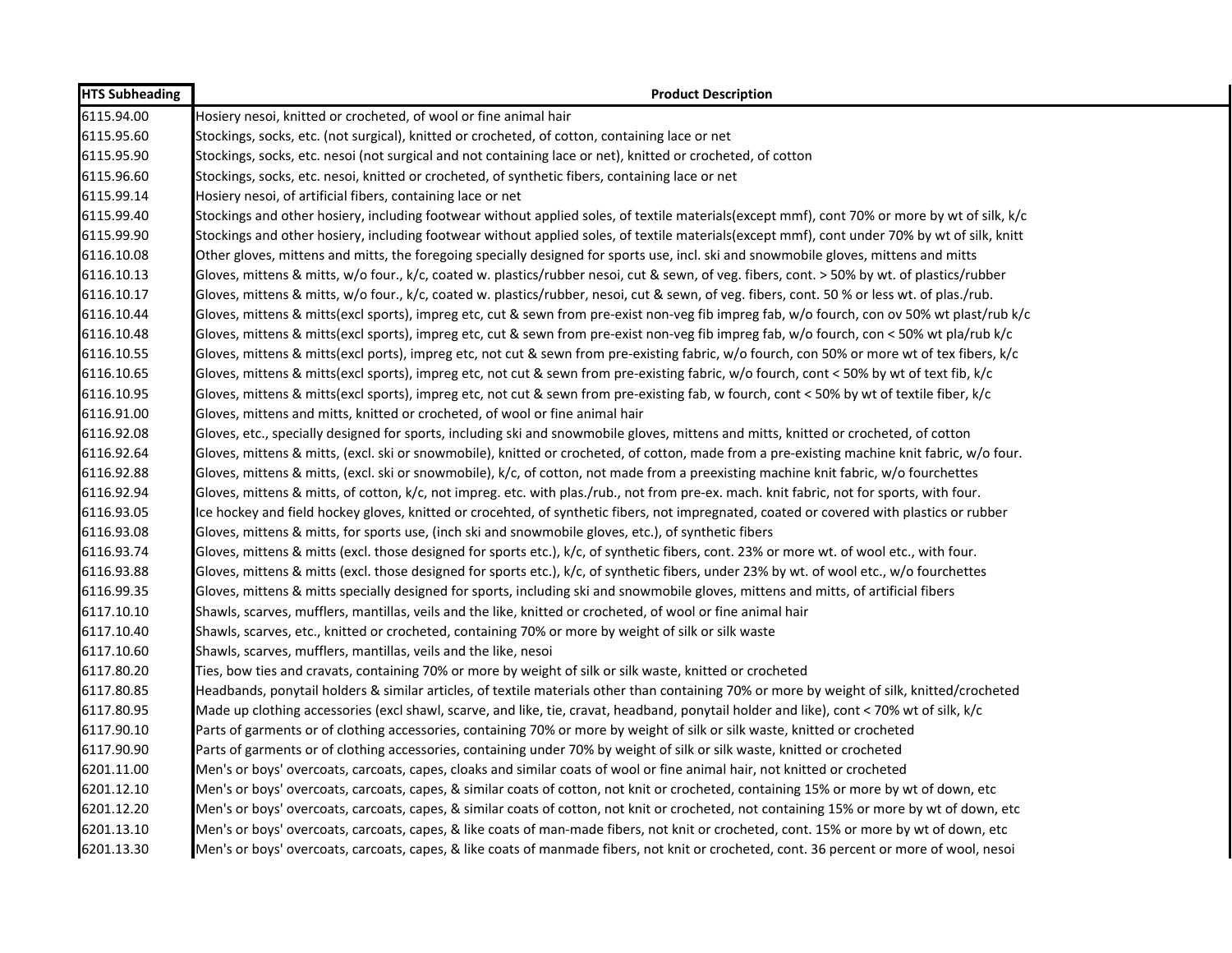| HTS Subheading | Product Description |
|---|---|
| 6115.94.00 | Hosiery nesoi, knitted or crocheted, of wool or fine animal hair |
| 6115.95.60 | Stockings, socks, etc. (not surgical), knitted or crocheted, of cotton, containing lace or net |
| 6115.95.90 | Stockings, socks, etc. nesoi (not surgical and not containing lace or net), knitted or crocheted, of cotton |
| 6115.96.60 | Stockings, socks, etc. nesoi, knitted or crocheted, of synthetic fibers, containing lace or net |
| 6115.99.14 | Hosiery nesoi, of artificial fibers, containing lace or net |
| 6115.99.40 | Stockings and other hosiery, including footwear without applied soles, of textile materials(except mmf), cont 70% or more by wt of silk, k/c |
| 6115.99.90 | Stockings and other hosiery, including footwear without applied soles, of textile materials(except mmf), cont under 70% by wt of silk, knitt |
| 6116.10.08 | Other gloves, mittens and mitts, the foregoing specially designed for sports use, incl. ski and snowmobile gloves, mittens and mitts |
| 6116.10.13 | Gloves, mittens & mitts, w/o four., k/c, coated w. plastics/rubber nesoi, cut & sewn, of veg. fibers, cont. > 50% by wt. of plastics/rubber |
| 6116.10.17 | Gloves, mittens & mitts, w/o four., k/c, coated w. plastics/rubber, nesoi, cut & sewn, of veg. fibers, cont. 50 % or less wt. of plas./rub. |
| 6116.10.44 | Gloves, mittens & mitts(excl sports), impreg etc, cut & sewn from pre-exist non-veg fib impreg fab, w/o fourch, con ov 50% wt plast/rub k/c |
| 6116.10.48 | Gloves, mittens & mitts(excl sports), impreg etc, cut & sewn from pre-exist non-veg fib impreg fab, w/o fourch, con < 50% wt pla/rub k/c |
| 6116.10.55 | Gloves, mittens & mitts(excl ports), impreg etc, not cut & sewn from pre-existing fabric, w/o fourch, con 50% or more wt of tex fibers, k/c |
| 6116.10.65 | Gloves, mittens & mitts(excl sports), impreg etc, not cut & sewn from pre-existing fabric, w/o fourch, cont < 50% by wt of text fib, k/c |
| 6116.10.95 | Gloves, mittens & mitts(excl sports), impreg etc, not cut & sewn from pre-existing fab, w fourch, cont < 50% by wt of textile fiber, k/c |
| 6116.91.00 | Gloves, mittens and mitts, knitted or crocheted, of wool or fine animal hair |
| 6116.92.08 | Gloves, etc., specially designed for sports, including ski and snowmobile gloves, mittens and mitts, knitted or crocheted, of cotton |
| 6116.92.64 | Gloves, mittens & mitts, (excl. ski or snowmobile), knitted or crocheted, of cotton, made from a pre-existing machine knit fabric, w/o four. |
| 6116.92.88 | Gloves, mittens & mitts, (excl. ski or snowmobile), k/c, of cotton, not made from a preexisting machine knit fabric, w/o fourchettes |
| 6116.92.94 | Gloves, mittens & mitts, of cotton, k/c, not impreg. etc. with plas./rub., not from pre-ex. mach. knit fabric, not for sports, with four. |
| 6116.93.05 | Ice hockey and field hockey gloves, knitted or crocehted, of synthetic fibers, not impregnated, coated or covered with plastics or rubber |
| 6116.93.08 | Gloves, mittens & mitts, for sports use, (inch ski and snowmobile gloves, etc.), of synthetic fibers |
| 6116.93.74 | Gloves, mittens & mitts (excl. those designed for sports etc.), k/c, of synthetic fibers, cont. 23% or more wt. of wool etc., with four. |
| 6116.93.88 | Gloves, mittens & mitts (excl. those designed for sports etc.), k/c, of synthetic fibers, under 23% by wt. of wool etc., w/o fourchettes |
| 6116.99.35 | Gloves, mittens & mitts specially designed for sports, including ski and snowmobile gloves, mittens and mitts, of artificial fibers |
| 6117.10.10 | Shawls, scarves, mufflers, mantillas, veils and the like, knitted or crocheted, of wool or fine animal hair |
| 6117.10.40 | Shawls, scarves, etc., knitted or crocheted, containing 70% or more by weight of silk or silk waste |
| 6117.10.60 | Shawls, scarves, mufflers, mantillas, veils and the like, nesoi |
| 6117.80.20 | Ties, bow ties and cravats, containing 70% or more by weight of silk or silk waste, knitted or crocheted |
| 6117.80.85 | Headbands, ponytail holders & similar articles, of textile materials other than containing 70% or more by weight of silk, knitted/crocheted |
| 6117.80.95 | Made up clothing accessories (excl shawl, scarve, and like, tie, cravat, headband, ponytail holder and like), cont < 70% wt of silk, k/c |
| 6117.90.10 | Parts of garments or of clothing accessories, containing 70% or more by weight of silk or silk waste, knitted or crocheted |
| 6117.90.90 | Parts of garments or of clothing accessories, containing under 70% by weight of silk or silk waste, knitted or crocheted |
| 6201.11.00 | Men's or boys' overcoats, carcoats, capes, cloaks and similar coats of wool or fine animal hair, not knitted or crocheted |
| 6201.12.10 | Men's or boys' overcoats, carcoats, capes, & similar coats of cotton, not knit or crocheted, containing 15% or more by wt of down, etc |
| 6201.12.20 | Men's or boys' overcoats, carcoats, capes, & similar coats of cotton, not knit or crocheted, not containing 15% or more by wt of down, etc |
| 6201.13.10 | Men's or boys' overcoats, carcoats, capes, & like coats of man-made fibers, not knit or crocheted, cont. 15% or more by wt of down, etc |
| 6201.13.30 | Men's or boys' overcoats, carcoats, capes, & like coats of manmade fibers, not knit or crocheted, cont. 36 percent or more of wool, nesoi |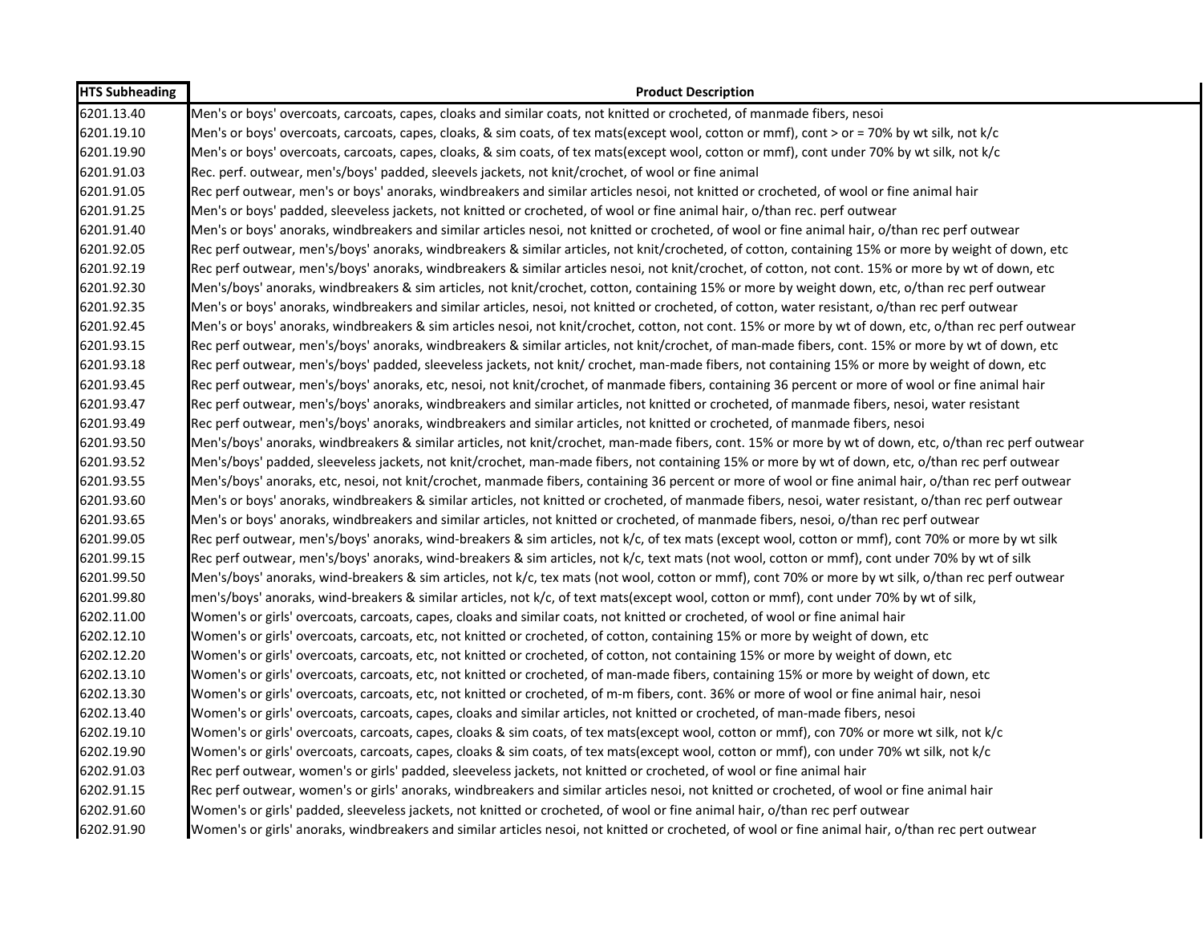| HTS Subheading | Product Description |
|---|---|
| 6201.13.40 | Men's or boys' overcoats, carcoats, capes, cloaks and similar coats, not knitted or crocheted, of manmade fibers, nesoi |
| 6201.19.10 | Men's or boys' overcoats, carcoats, capes, cloaks, & sim coats, of tex mats(except wool, cotton or mmf), cont > or = 70% by wt silk, not k/c |
| 6201.19.90 | Men's or boys' overcoats, carcoats, capes, cloaks, & sim coats, of tex mats(except wool, cotton or mmf), cont under 70% by wt silk, not k/c |
| 6201.91.03 | Rec. perf. outwear, men's/boys' padded, sleevels jackets, not knit/crochet, of wool or fine animal |
| 6201.91.05 | Rec perf outwear, men's or boys' anoraks, windbreakers and similar articles nesoi, not knitted or crocheted, of wool or fine animal hair |
| 6201.91.25 | Men's or boys' padded, sleeveless jackets, not knitted or crocheted, of wool or fine animal hair, o/than rec. perf outwear |
| 6201.91.40 | Men's or boys' anoraks, windbreakers and similar articles nesoi, not knitted or crocheted, of wool or fine animal hair, o/than rec perf outwear |
| 6201.92.05 | Rec perf outwear, men's/boys' anoraks, windbreakers & similar articles, not knit/crocheted, of cotton, containing 15% or more by weight of down, etc |
| 6201.92.19 | Rec perf outwear, men's/boys' anoraks, windbreakers & similar articles nesoi, not knit/crochet, of cotton, not cont. 15% or more by wt of down, etc |
| 6201.92.30 | Men's/boys' anoraks, windbreakers & sim articles, not knit/crochet, cotton, containing 15% or more by weight down, etc, o/than rec perf outwear |
| 6201.92.35 | Men's or boys' anoraks, windbreakers and similar articles, nesoi, not knitted or crocheted, of cotton, water resistant, o/than rec perf outwear |
| 6201.92.45 | Men's or boys' anoraks, windbreakers & sim articles nesoi, not knit/crochet, cotton, not cont. 15% or more by wt of down, etc, o/than rec perf outwear |
| 6201.93.15 | Rec perf outwear, men's/boys' anoraks, windbreakers & similar articles, not knit/crochet, of man-made fibers, cont. 15% or more by wt of down, etc |
| 6201.93.18 | Rec perf outwear, men's/boys' padded, sleeveless jackets, not knit/ crochet, man-made fibers, not containing 15% or more by weight of down, etc |
| 6201.93.45 | Rec perf outwear, men's/boys' anoraks, etc, nesoi, not knit/crochet, of manmade fibers, containing 36 percent or more of wool or fine animal hair |
| 6201.93.47 | Rec perf outwear, men's/boys' anoraks, windbreakers and similar articles, not knitted or crocheted, of manmade fibers, nesoi, water resistant |
| 6201.93.49 | Rec perf outwear, men's/boys' anoraks, windbreakers and similar articles, not knitted or crocheted, of manmade fibers, nesoi |
| 6201.93.50 | Men's/boys' anoraks, windbreakers & similar articles, not knit/crochet, man-made fibers, cont. 15% or more by wt of down, etc, o/than rec perf outwear |
| 6201.93.52 | Men's/boys' padded, sleeveless jackets, not knit/crochet, man-made fibers, not containing 15% or more by wt of down, etc, o/than rec perf outwear |
| 6201.93.55 | Men's/boys' anoraks, etc, nesoi, not knit/crochet, manmade fibers, containing 36 percent or more of wool or fine animal hair, o/than rec perf outwear |
| 6201.93.60 | Men's or boys' anoraks, windbreakers & similar articles, not knitted or crocheted, of manmade fibers, nesoi, water resistant, o/than rec perf outwear |
| 6201.93.65 | Men's or boys' anoraks, windbreakers and similar articles, not knitted or crocheted, of manmade fibers, nesoi, o/than rec perf outwear |
| 6201.99.05 | Rec perf outwear, men's/boys' anoraks, wind-breakers & sim articles, not k/c, of tex mats (except wool, cotton or mmf), cont 70% or more by wt silk |
| 6201.99.15 | Rec perf outwear, men's/boys' anoraks, wind-breakers & sim articles, not k/c, text mats (not wool, cotton or mmf), cont under 70% by wt of silk |
| 6201.99.50 | Men's/boys' anoraks, wind-breakers & sim articles, not k/c, tex mats (not wool, cotton or mmf), cont 70% or more by wt silk, o/than rec perf outwear |
| 6201.99.80 | men's/boys' anoraks, wind-breakers & similar articles, not k/c, of text mats(except wool, cotton or mmf), cont under 70% by wt of silk, |
| 6202.11.00 | Women's or girls' overcoats, carcoats, capes, cloaks and similar coats, not knitted or crocheted, of wool or fine animal hair |
| 6202.12.10 | Women's or girls' overcoats, carcoats, etc, not knitted or crocheted, of cotton, containing 15% or more by weight of down, etc |
| 6202.12.20 | Women's or girls' overcoats, carcoats, etc, not knitted or crocheted, of cotton, not containing 15% or more by weight of down, etc |
| 6202.13.10 | Women's or girls' overcoats, carcoats, etc, not knitted or crocheted, of man-made fibers, containing 15% or more by weight of down, etc |
| 6202.13.30 | Women's or girls' overcoats, carcoats, etc, not knitted or crocheted, of m-m fibers, cont. 36% or more of wool or fine animal hair, nesoi |
| 6202.13.40 | Women's or girls' overcoats, carcoats, capes, cloaks and similar articles, not knitted or crocheted, of man-made fibers, nesoi |
| 6202.19.10 | Women's or girls' overcoats, carcoats, capes, cloaks & sim coats, of tex mats(except wool, cotton or mmf), con 70% or more wt silk, not k/c |
| 6202.19.90 | Women's or girls' overcoats, carcoats, capes, cloaks & sim coats, of tex mats(except wool, cotton or mmf), con under 70% wt silk, not k/c |
| 6202.91.03 | Rec perf outwear, women's or girls' padded, sleeveless jackets, not knitted or crocheted, of wool or fine animal hair |
| 6202.91.15 | Rec perf outwear, women's or girls' anoraks, windbreakers and similar articles nesoi, not knitted or crocheted, of wool or fine animal hair |
| 6202.91.60 | Women's or girls' padded, sleeveless jackets, not knitted or crocheted, of wool or fine animal hair, o/than rec perf outwear |
| 6202.91.90 | Women's or girls' anoraks, windbreakers and similar articles nesoi, not knitted or crocheted, of wool or fine animal hair, o/than rec pert outwear |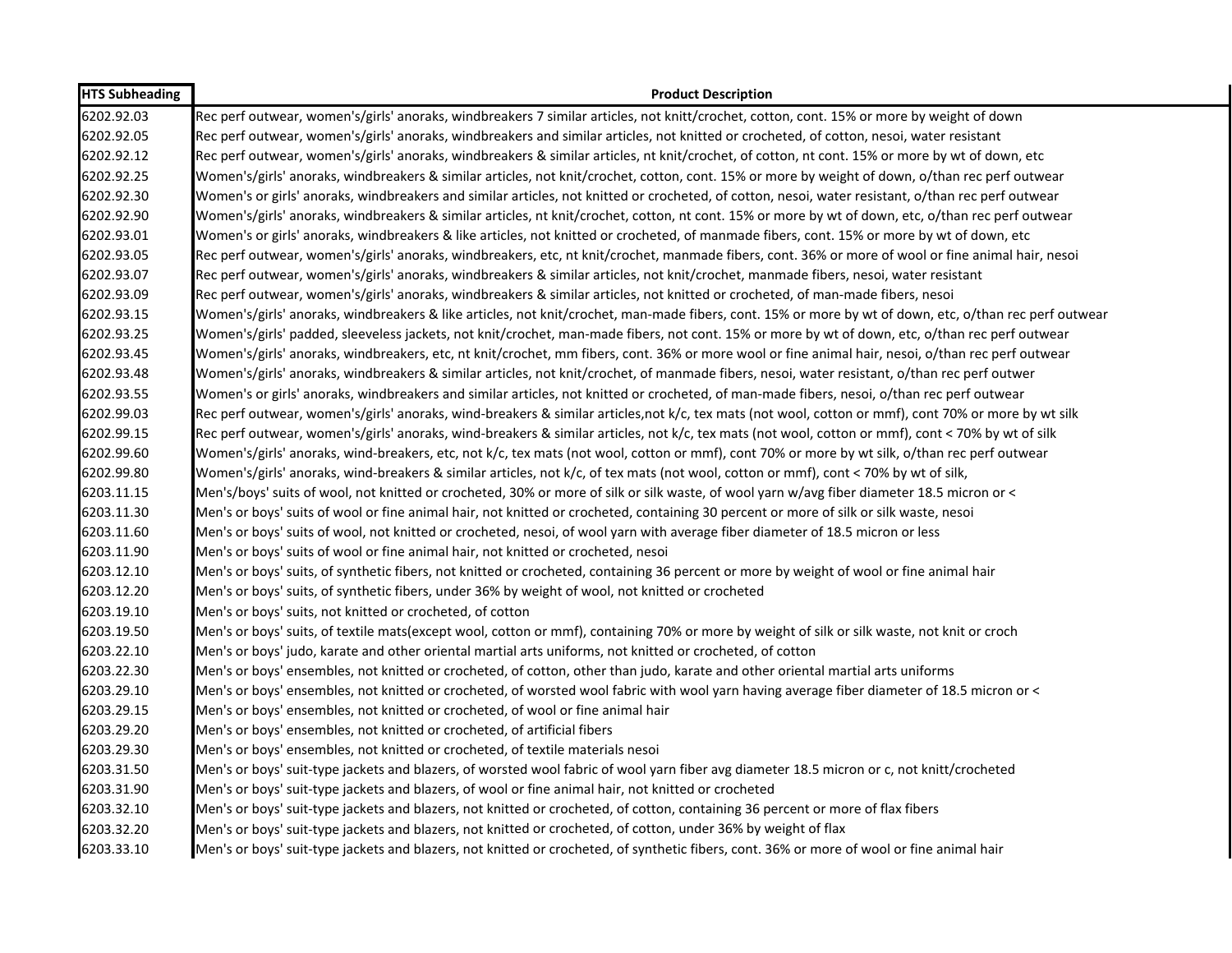| HTS Subheading | Product Description |
|---|---|
| 6202.92.03 | Rec perf outwear, women's/girls' anoraks, windbreakers 7 similar articles, not knitt/crochet, cotton, cont. 15% or more by weight of down |
| 6202.92.05 | Rec perf outwear, women's/girls' anoraks, windbreakers and similar articles, not knitted or crocheted, of cotton, nesoi, water resistant |
| 6202.92.12 | Rec perf outwear, women's/girls' anoraks, windbreakers & similar articles, nt knit/crochet, of cotton, nt cont. 15% or more by wt of down, etc |
| 6202.92.25 | Women's/girls' anoraks, windbreakers & similar articles, not knit/crochet, cotton, cont. 15% or more by weight of down, o/than rec perf outwear |
| 6202.92.30 | Women's or girls' anoraks, windbreakers and similar articles, not knitted or crocheted, of cotton, nesoi, water resistant, o/than rec perf outwear |
| 6202.92.90 | Women's/girls' anoraks, windbreakers & similar articles, nt knit/crochet, cotton, nt cont. 15% or more by wt of down, etc, o/than rec perf outwear |
| 6202.93.01 | Women's or girls' anoraks, windbreakers & like articles, not knitted or crocheted, of manmade fibers, cont. 15% or more by wt of down, etc |
| 6202.93.05 | Rec perf outwear, women's/girls' anoraks, windbreakers, etc, nt knit/crochet, manmade fibers, cont. 36% or more of wool or fine animal hair, nesoi |
| 6202.93.07 | Rec perf outwear, women's/girls' anoraks, windbreakers & similar articles, not knit/crochet, manmade fibers, nesoi, water resistant |
| 6202.93.09 | Rec perf outwear, women's/girls' anoraks, windbreakers & similar articles, not knitted or crocheted, of man-made fibers, nesoi |
| 6202.93.15 | Women's/girls' anoraks, windbreakers & like articles, not knit/crochet, man-made fibers, cont. 15% or more by wt of down, etc, o/than rec perf outwear |
| 6202.93.25 | Women's/girls' padded, sleeveless jackets, not knit/crochet, man-made fibers, not cont. 15% or more by wt of down, etc, o/than rec perf outwear |
| 6202.93.45 | Women's/girls' anoraks, windbreakers, etc, nt knit/crochet, mm fibers, cont. 36% or more wool or fine animal hair, nesoi, o/than rec perf outwear |
| 6202.93.48 | Women's/girls' anoraks, windbreakers & similar articles, not knit/crochet, of manmade fibers, nesoi, water resistant, o/than rec perf outwer |
| 6202.93.55 | Women's or girls' anoraks, windbreakers and similar articles, not knitted or crocheted, of man-made fibers, nesoi, o/than rec perf outwear |
| 6202.99.03 | Rec perf outwear, women's/girls' anoraks, wind-breakers & similar articles,not k/c, tex mats (not wool, cotton or mmf), cont 70% or more by wt silk |
| 6202.99.15 | Rec perf outwear, women's/girls' anoraks, wind-breakers & similar articles, not k/c, tex mats (not wool, cotton or mmf), cont < 70% by wt of silk |
| 6202.99.60 | Women's/girls' anoraks, wind-breakers, etc, not k/c, tex mats (not wool, cotton or mmf), cont 70% or more by wt silk, o/than rec perf outwear |
| 6202.99.80 | Women's/girls' anoraks, wind-breakers & similar articles, not k/c, of tex mats (not wool, cotton or mmf), cont < 70% by wt of silk, |
| 6203.11.15 | Men's/boys' suits of wool, not knitted or crocheted, 30% or more of silk or silk waste, of wool yarn w/avg fiber diameter 18.5 micron or < |
| 6203.11.30 | Men's or boys' suits of wool or fine animal hair, not knitted or crocheted, containing 30 percent or more of silk or silk waste, nesoi |
| 6203.11.60 | Men's or boys' suits of wool, not knitted or crocheted, nesoi, of wool yarn with average fiber diameter of 18.5 micron or less |
| 6203.11.90 | Men's or boys' suits of wool or fine animal hair, not knitted or crocheted, nesoi |
| 6203.12.10 | Men's or boys' suits, of synthetic fibers, not knitted or crocheted, containing 36 percent or more by weight of wool or fine animal hair |
| 6203.12.20 | Men's or boys' suits, of synthetic fibers, under 36% by weight of wool, not knitted or crocheted |
| 6203.19.10 | Men's or boys' suits, not knitted or crocheted, of cotton |
| 6203.19.50 | Men's or boys' suits, of textile mats(except wool, cotton or mmf), containing 70% or more by weight of silk or silk waste, not knit or croch |
| 6203.22.10 | Men's or boys' judo, karate and other oriental martial arts uniforms, not knitted or crocheted, of cotton |
| 6203.22.30 | Men's or boys' ensembles, not knitted or crocheted, of cotton, other than judo, karate and other oriental martial arts uniforms |
| 6203.29.10 | Men's or boys' ensembles, not knitted or crocheted, of worsted wool fabric with wool yarn having average fiber diameter of 18.5 micron or < |
| 6203.29.15 | Men's or boys' ensembles, not knitted or crocheted, of wool or fine animal hair |
| 6203.29.20 | Men's or boys' ensembles, not knitted or crocheted, of artificial fibers |
| 6203.29.30 | Men's or boys' ensembles, not knitted or crocheted, of textile materials nesoi |
| 6203.31.50 | Men's or boys' suit-type jackets and blazers, of worsted wool fabric of wool yarn fiber avg diameter 18.5 micron or c, not knitt/crocheted |
| 6203.31.90 | Men's or boys' suit-type jackets and blazers, of wool or fine animal hair, not knitted or crocheted |
| 6203.32.10 | Men's or boys' suit-type jackets and blazers, not knitted or crocheted, of cotton, containing 36 percent or more of flax fibers |
| 6203.32.20 | Men's or boys' suit-type jackets and blazers, not knitted or crocheted, of cotton, under 36% by weight of flax |
| 6203.33.10 | Men's or boys' suit-type jackets and blazers, not knitted or crocheted, of synthetic fibers, cont. 36% or more of wool or fine animal hair |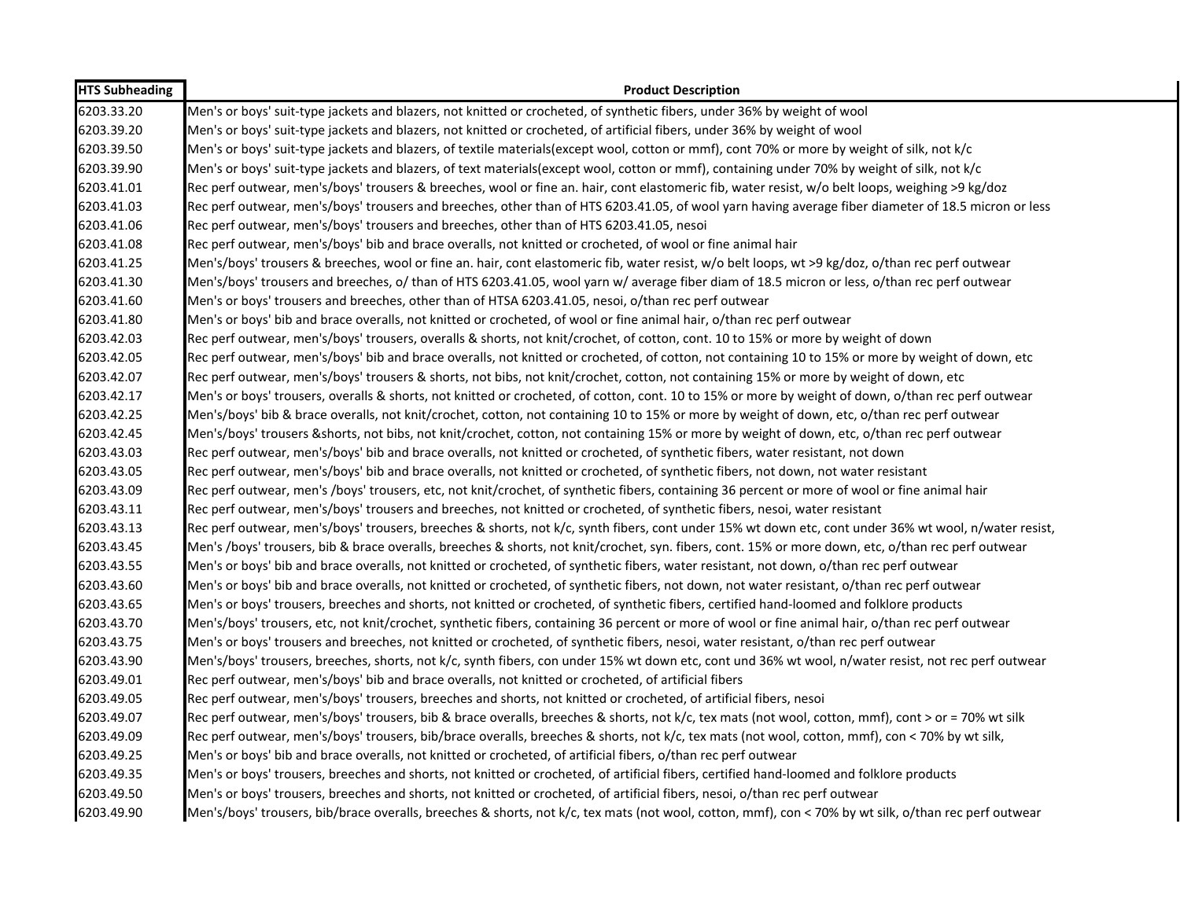| HTS Subheading | Product Description |
|---|---|
| 6203.33.20 | Men's or boys' suit-type jackets and blazers, not knitted or crocheted, of synthetic fibers, under 36% by weight of wool |
| 6203.39.20 | Men's or boys' suit-type jackets and blazers, not knitted or crocheted, of artificial fibers, under 36% by weight of wool |
| 6203.39.50 | Men's or boys' suit-type jackets and blazers, of textile materials(except wool, cotton or mmf), cont 70% or more by weight of silk, not k/c |
| 6203.39.90 | Men's or boys' suit-type jackets and blazers, of text materials(except wool, cotton or mmf), containing under 70% by weight of silk, not k/c |
| 6203.41.01 | Rec perf outwear, men's/boys' trousers & breeches, wool or fine an. hair, cont elastomeric fib, water resist, w/o belt loops, weighing >9 kg/doz |
| 6203.41.03 | Rec perf outwear, men's/boys' trousers and breeches, other than of HTS 6203.41.05, of wool yarn having average fiber diameter of 18.5 micron or less |
| 6203.41.06 | Rec perf outwear, men's/boys' trousers and breeches, other than of HTS 6203.41.05, nesoi |
| 6203.41.08 | Rec perf outwear, men's/boys' bib and brace overalls, not knitted or crocheted, of wool or fine animal hair |
| 6203.41.25 | Men's/boys' trousers & breeches, wool or fine an. hair, cont elastomeric fib, water resist, w/o belt loops, wt >9 kg/doz, o/than rec perf outwear |
| 6203.41.30 | Men's/boys' trousers and breeches, o/ than of HTS 6203.41.05, wool yarn w/ average fiber diam of 18.5 micron or less, o/than rec perf outwear |
| 6203.41.60 | Men's or boys' trousers and breeches, other than of HTSA 6203.41.05, nesoi, o/than rec perf outwear |
| 6203.41.80 | Men's or boys' bib and brace overalls, not knitted or crocheted, of wool or fine animal hair, o/than rec perf outwear |
| 6203.42.03 | Rec perf outwear, men's/boys' trousers, overalls & shorts, not knit/crochet, of cotton, cont. 10 to 15% or more by weight of down |
| 6203.42.05 | Rec perf outwear, men's/boys' bib and brace overalls, not knitted or crocheted, of cotton, not containing 10 to 15% or more by weight of down, etc |
| 6203.42.07 | Rec perf outwear, men's/boys' trousers & shorts, not bibs, not knit/crochet, cotton, not containing 15% or more by weight of down, etc |
| 6203.42.17 | Men's or boys' trousers, overalls & shorts, not knitted or crocheted, of cotton, cont. 10 to 15% or more by weight of down, o/than rec perf outwear |
| 6203.42.25 | Men's/boys' bib & brace overalls, not knit/crochet, cotton, not containing 10 to 15% or more by weight of down, etc, o/than rec perf outwear |
| 6203.42.45 | Men's/boys' trousers &shorts, not bibs, not knit/crochet, cotton, not containing 15% or more by weight of down, etc, o/than rec perf outwear |
| 6203.43.03 | Rec perf outwear, men's/boys' bib and brace overalls, not knitted or crocheted, of synthetic fibers, water resistant, not down |
| 6203.43.05 | Rec perf outwear, men's/boys' bib and brace overalls, not knitted or crocheted, of synthetic fibers, not down, not water resistant |
| 6203.43.09 | Rec perf outwear, men's /boys' trousers, etc, not knit/crochet, of synthetic fibers, containing 36 percent or more of wool or fine animal hair |
| 6203.43.11 | Rec perf outwear, men's/boys' trousers and breeches, not knitted or crocheted, of synthetic fibers, nesoi, water resistant |
| 6203.43.13 | Rec perf outwear, men's/boys' trousers, breeches & shorts, not k/c, synth fibers, cont under 15% wt down etc, cont under 36% wt wool, n/water resist, |
| 6203.43.45 | Men's /boys' trousers, bib & brace overalls, breeches & shorts, not knit/crochet, syn. fibers, cont. 15% or more down, etc, o/than rec perf outwear |
| 6203.43.55 | Men's or boys' bib and brace overalls, not knitted or crocheted, of synthetic fibers, water resistant, not down, o/than rec perf outwear |
| 6203.43.60 | Men's or boys' bib and brace overalls, not knitted or crocheted, of synthetic fibers, not down, not water resistant, o/than rec perf outwear |
| 6203.43.65 | Men's or boys' trousers, breeches and shorts, not knitted or crocheted, of synthetic fibers, certified hand-loomed and folklore products |
| 6203.43.70 | Men's/boys' trousers, etc, not knit/crochet, synthetic fibers, containing 36 percent or more of wool or fine animal hair, o/than rec perf outwear |
| 6203.43.75 | Men's or boys' trousers and breeches, not knitted or crocheted, of synthetic fibers, nesoi, water resistant, o/than rec perf outwear |
| 6203.43.90 | Men's/boys' trousers, breeches, shorts, not k/c, synth fibers, con under 15% wt down etc, cont und 36% wt wool, n/water resist, not rec perf outwear |
| 6203.49.01 | Rec perf outwear, men's/boys' bib and brace overalls, not knitted or crocheted, of artificial fibers |
| 6203.49.05 | Rec perf outwear, men's/boys' trousers, breeches and shorts, not knitted or crocheted, of artificial fibers, nesoi |
| 6203.49.07 | Rec perf outwear, men's/boys' trousers, bib & brace overalls, breeches & shorts, not k/c, tex mats (not wool, cotton, mmf), cont > or = 70% wt silk |
| 6203.49.09 | Rec perf outwear, men's/boys' trousers, bib/brace overalls, breeches & shorts, not k/c, tex mats (not wool, cotton, mmf), con < 70% by wt silk, |
| 6203.49.25 | Men's or boys' bib and brace overalls, not knitted or crocheted, of artificial fibers, o/than rec perf outwear |
| 6203.49.35 | Men's or boys' trousers, breeches and shorts, not knitted or crocheted, of artificial fibers, certified hand-loomed and folklore products |
| 6203.49.50 | Men's or boys' trousers, breeches and shorts, not knitted or crocheted, of artificial fibers, nesoi, o/than rec perf outwear |
| 6203.49.90 | Men's/boys' trousers, bib/brace overalls, breeches & shorts, not k/c, tex mats (not wool, cotton, mmf), con < 70% by wt silk, o/than rec perf outwear |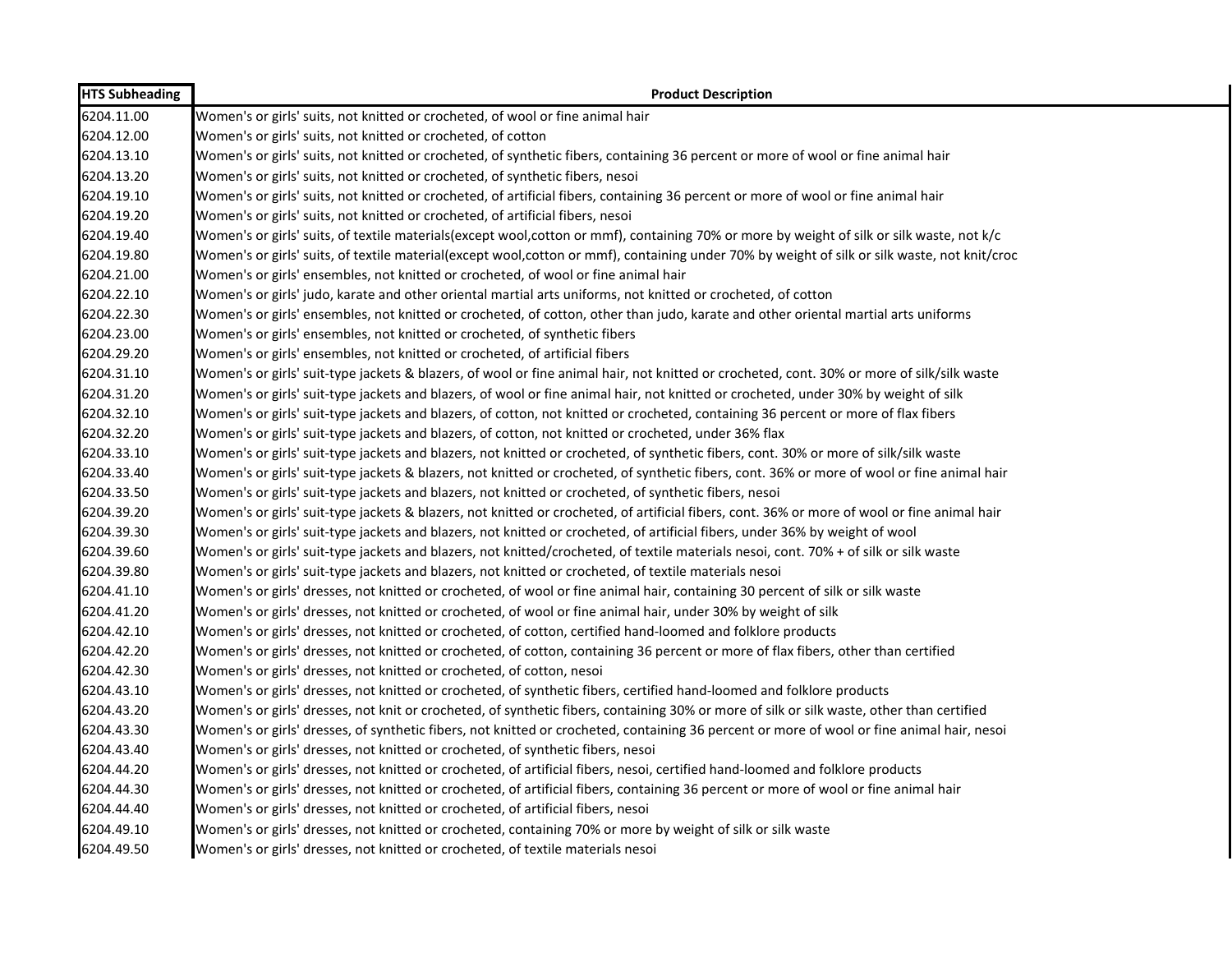| HTS Subheading | Product Description |
|---|---|
| 6204.11.00 | Women's or girls' suits, not knitted or crocheted, of wool or fine animal hair |
| 6204.12.00 | Women's or girls' suits, not knitted or crocheted, of cotton |
| 6204.13.10 | Women's or girls' suits, not knitted or crocheted, of synthetic fibers, containing 36 percent or more of wool or fine animal hair |
| 6204.13.20 | Women's or girls' suits, not knitted or crocheted, of synthetic fibers, nesoi |
| 6204.19.10 | Women's or girls' suits, not knitted or crocheted, of artificial fibers, containing 36 percent or more of wool or fine animal hair |
| 6204.19.20 | Women's or girls' suits, not knitted or crocheted, of artificial fibers, nesoi |
| 6204.19.40 | Women's or girls' suits, of textile materials(except wool,cotton or mmf), containing 70% or more by weight of silk or silk waste, not k/c |
| 6204.19.80 | Women's or girls' suits, of textile material(except wool,cotton or mmf), containing under 70% by weight of silk or silk waste, not knit/croc |
| 6204.21.00 | Women's or girls' ensembles, not knitted or crocheted, of wool or fine animal hair |
| 6204.22.10 | Women's or girls' judo, karate and other oriental martial arts uniforms, not knitted or crocheted, of cotton |
| 6204.22.30 | Women's or girls' ensembles, not knitted or crocheted, of cotton, other than judo, karate and other oriental martial arts uniforms |
| 6204.23.00 | Women's or girls' ensembles, not knitted or crocheted, of synthetic fibers |
| 6204.29.20 | Women's or girls' ensembles, not knitted or crocheted, of artificial fibers |
| 6204.31.10 | Women's or girls' suit-type jackets & blazers, of wool or fine animal hair, not knitted or crocheted, cont. 30% or more of silk/silk waste |
| 6204.31.20 | Women's or girls' suit-type jackets and blazers, of wool or fine animal hair, not knitted or crocheted, under 30% by weight of silk |
| 6204.32.10 | Women's or girls' suit-type jackets and blazers, of cotton, not knitted or crocheted, containing 36 percent or more of flax fibers |
| 6204.32.20 | Women's or girls' suit-type jackets and blazers, of cotton, not knitted or crocheted, under 36% flax |
| 6204.33.10 | Women's or girls' suit-type jackets and blazers, not knitted or crocheted, of synthetic fibers, cont. 30% or more of silk/silk waste |
| 6204.33.40 | Women's or girls' suit-type jackets & blazers, not knitted or crocheted, of synthetic fibers, cont. 36% or more of wool or fine animal hair |
| 6204.33.50 | Women's or girls' suit-type jackets and blazers, not knitted or crocheted, of synthetic fibers, nesoi |
| 6204.39.20 | Women's or girls' suit-type jackets & blazers, not knitted or crocheted, of artificial fibers, cont. 36% or more of wool or fine animal hair |
| 6204.39.30 | Women's or girls' suit-type jackets and blazers, not knitted or crocheted, of artificial fibers, under 36% by weight of wool |
| 6204.39.60 | Women's or girls' suit-type jackets and blazers, not knitted/crocheted, of textile materials nesoi, cont. 70% + of silk or silk waste |
| 6204.39.80 | Women's or girls' suit-type jackets and blazers, not knitted or crocheted, of textile materials nesoi |
| 6204.41.10 | Women's or girls' dresses, not knitted or crocheted, of wool or fine animal hair, containing 30 percent of silk or silk waste |
| 6204.41.20 | Women's or girls' dresses, not knitted or crocheted, of wool or fine animal hair, under 30% by weight of silk |
| 6204.42.10 | Women's or girls' dresses, not knitted or crocheted, of cotton, certified hand-loomed and folklore products |
| 6204.42.20 | Women's or girls' dresses, not knitted or crocheted, of cotton, containing 36 percent or more of flax fibers, other than certified |
| 6204.42.30 | Women's or girls' dresses, not knitted or crocheted, of cotton, nesoi |
| 6204.43.10 | Women's or girls' dresses, not knitted or crocheted, of synthetic fibers, certified hand-loomed and folklore products |
| 6204.43.20 | Women's or girls' dresses, not knit or crocheted, of synthetic fibers, containing 30% or more of silk or silk waste, other than certified |
| 6204.43.30 | Women's or girls' dresses, of synthetic fibers, not knitted or crocheted, containing 36 percent or more of wool or fine animal hair, nesoi |
| 6204.43.40 | Women's or girls' dresses, not knitted or crocheted, of synthetic fibers, nesoi |
| 6204.44.20 | Women's or girls' dresses, not knitted or crocheted, of artificial fibers, nesoi, certified hand-loomed and folklore products |
| 6204.44.30 | Women's or girls' dresses, not knitted or crocheted, of artificial fibers, containing 36 percent or more of wool or fine animal hair |
| 6204.44.40 | Women's or girls' dresses, not knitted or crocheted, of artificial fibers, nesoi |
| 6204.49.10 | Women's or girls' dresses, not knitted or crocheted, containing 70% or more by weight of silk or silk waste |
| 6204.49.50 | Women's or girls' dresses, not knitted or crocheted, of textile materials nesoi |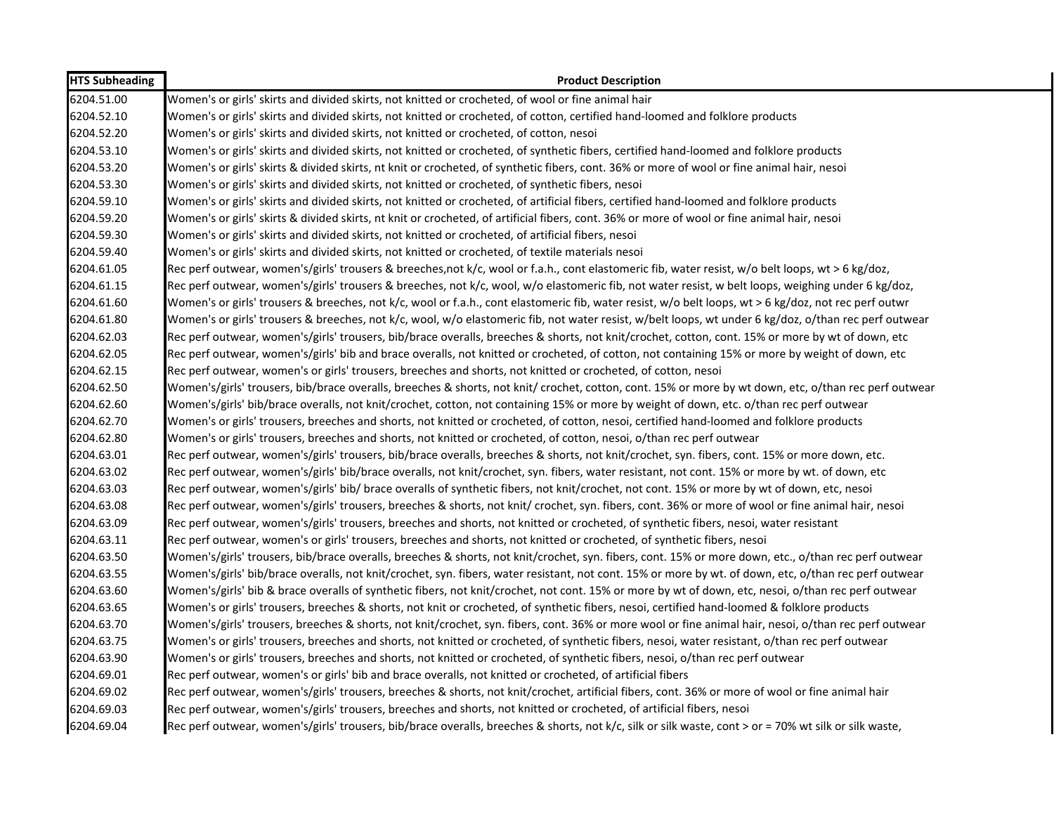| HTS Subheading | Product Description |
|---|---|
| 6204.51.00 | Women's or girls' skirts and divided skirts, not knitted or crocheted, of wool or fine animal hair |
| 6204.52.10 | Women's or girls' skirts and divided skirts, not knitted or crocheted, of cotton, certified hand-loomed and folklore products |
| 6204.52.20 | Women's or girls' skirts and divided skirts, not knitted or crocheted, of cotton, nesoi |
| 6204.53.10 | Women's or girls' skirts and divided skirts, not knitted or crocheted, of synthetic fibers, certified hand-loomed and folklore products |
| 6204.53.20 | Women's or girls' skirts & divided skirts, nt knit or crocheted, of synthetic fibers, cont. 36% or more of wool or fine animal hair, nesoi |
| 6204.53.30 | Women's or girls' skirts and divided skirts, not knitted or crocheted, of synthetic fibers, nesoi |
| 6204.59.10 | Women's or girls' skirts and divided skirts, not knitted or crocheted, of artificial fibers, certified hand-loomed and folklore products |
| 6204.59.20 | Women's or girls' skirts & divided skirts, nt knit or crocheted, of artificial fibers, cont. 36% or more of wool or fine animal hair, nesoi |
| 6204.59.30 | Women's or girls' skirts and divided skirts, not knitted or crocheted, of artificial fibers, nesoi |
| 6204.59.40 | Women's or girls' skirts and divided skirts, not knitted or crocheted, of textile materials nesoi |
| 6204.61.05 | Rec perf outwear, women's/girls' trousers & breeches,not k/c, wool or f.a.h., cont elastomeric fib, water resist, w/o belt loops, wt > 6 kg/doz, |
| 6204.61.15 | Rec perf outwear, women's/girls' trousers & breeches, not k/c, wool, w/o elastomeric fib, not water resist, w belt loops, weighing under 6 kg/doz, |
| 6204.61.60 | Women's or girls' trousers & breeches, not k/c, wool or f.a.h., cont elastomeric fib, water resist, w/o belt loops, wt > 6 kg/doz, not rec perf outwr |
| 6204.61.80 | Women's or girls' trousers & breeches, not k/c, wool, w/o elastomeric fib, not water resist, w/belt loops, wt under 6 kg/doz, o/than rec perf outwear |
| 6204.62.03 | Rec perf outwear, women's/girls' trousers, bib/brace overalls, breeches & shorts, not knit/crochet, cotton, cont. 15% or more by wt of down, etc |
| 6204.62.05 | Rec perf outwear, women's/girls' bib and brace overalls, not knitted or crocheted, of cotton, not containing 15% or more by weight of down, etc |
| 6204.62.15 | Rec perf outwear, women's or girls' trousers, breeches and shorts, not knitted or crocheted, of cotton, nesoi |
| 6204.62.50 | Women's/girls' trousers, bib/brace overalls, breeches & shorts, not knit/ crochet, cotton, cont. 15% or more by wt down, etc, o/than rec perf outwear |
| 6204.62.60 | Women's/girls' bib/brace overalls, not knit/crochet, cotton, not containing 15% or more by weight of down, etc. o/than rec perf outwear |
| 6204.62.70 | Women's or girls' trousers, breeches and shorts, not knitted or crocheted, of cotton, nesoi, certified hand-loomed and folklore products |
| 6204.62.80 | Women's or girls' trousers, breeches and shorts, not knitted or crocheted, of cotton, nesoi, o/than rec perf outwear |
| 6204.63.01 | Rec perf outwear, women's/girls' trousers, bib/brace overalls, breeches & shorts, not knit/crochet, syn. fibers, cont. 15% or more down, etc. |
| 6204.63.02 | Rec perf outwear, women's/girls' bib/brace overalls, not knit/crochet, syn. fibers, water resistant, not cont. 15% or more by wt. of down, etc |
| 6204.63.03 | Rec perf outwear, women's/girls' bib/ brace overalls of synthetic fibers, not knit/crochet, not cont. 15% or more by wt of down, etc, nesoi |
| 6204.63.08 | Rec perf outwear, women's/girls' trousers, breeches & shorts, not knit/ crochet, syn. fibers, cont. 36% or more of wool or fine animal hair, nesoi |
| 6204.63.09 | Rec perf outwear, women's/girls' trousers, breeches and shorts, not knitted or crocheted, of synthetic fibers, nesoi, water resistant |
| 6204.63.11 | Rec perf outwear, women's or girls' trousers, breeches and shorts, not knitted or crocheted, of synthetic fibers, nesoi |
| 6204.63.50 | Women's/girls' trousers, breeches & shorts, not knit/crochet, syn. fibers, cont. 15% or more down, etc., o/than rec perf outwear |
| 6204.63.55 | Women's/girls' bib/brace overalls, not knit/crochet, syn. fibers, water resistant, not cont. 15% or more by wt. of down, etc, o/than rec perf outwear |
| 6204.63.60 | Women's/girls' bib & brace overalls of synthetic fibers, not knit/crochet, not cont. 15% or more by wt of down, etc, nesoi, o/than rec perf outwear |
| 6204.63.65 | Women's or girls' trousers, breeches & shorts, not knit or crocheted, of synthetic fibers, nesoi, certified hand-loomed & folklore products |
| 6204.63.70 | Women's/girls' trousers, breeches & shorts, not knit/crochet, syn. fibers, cont. 36% or more wool or fine animal hair, nesoi, o/than rec perf outwear |
| 6204.63.75 | Women's or girls' trousers, breeches and shorts, not knitted or crocheted, of synthetic fibers, nesoi, water resistant, o/than rec perf outwear |
| 6204.63.90 | Women's or girls' trousers, breeches and shorts, not knitted or crocheted, of synthetic fibers, nesoi, o/than rec perf outwear |
| 6204.69.01 | Rec perf outwear, women's or girls' bib and brace overalls, not knitted or crocheted, of artificial fibers |
| 6204.69.02 | Rec perf outwear, women's/girls' trousers, breeches & shorts, not knit/crochet, artificial fibers, cont. 36% or more of wool or fine animal hair |
| 6204.69.03 | Rec perf outwear, women's/girls' trousers, breeches and shorts, not knitted or crocheted, of artificial fibers, nesoi |
| 6204.69.04 | Rec perf outwear, women's/girls' trousers, bib/brace overalls, breeches & shorts, not k/c, silk or silk waste, cont > or = 70% wt silk or silk waste, |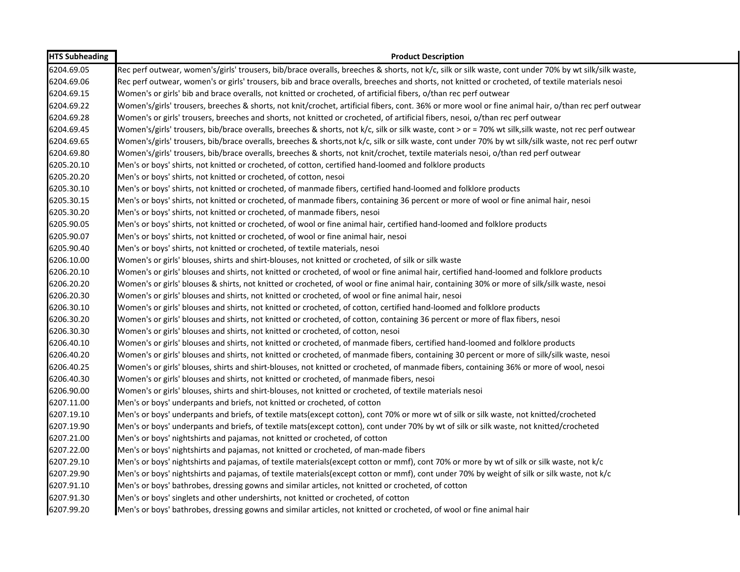| HTS Subheading | Product Description |
|---|---|
| 6204.69.05 | Rec perf outwear, women's/girls' trousers, bib/brace overalls, breeches & shorts, not k/c, silk or silk waste, cont under 70% by wt silk/silk waste, |
| 6204.69.06 | Rec perf outwear, women's or girls' trousers, bib and brace overalls, breeches and shorts, not knitted or crocheted, of textile materials nesoi |
| 6204.69.15 | Women's or girls' bib and brace overalls, not knitted or crocheted, of artificial fibers, o/than rec perf outwear |
| 6204.69.22 | Women's/girls' trousers, breeches & shorts, not knit/crochet, artificial fibers, cont. 36% or more wool or fine animal hair, o/than rec perf outwear |
| 6204.69.28 | Women's or girls' trousers, breeches and shorts, not knitted or crocheted, of artificial fibers, nesoi, o/than rec perf outwear |
| 6204.69.45 | Women's/girls' trousers, bib/brace overalls, breeches & shorts, not k/c, silk or silk waste, cont > or = 70% wt silk,silk waste, not rec perf outwear |
| 6204.69.65 | Women's/girls' trousers, bib/brace overalls, breeches & shorts,not k/c, silk or silk waste, cont under 70% by wt silk/silk waste, not rec perf outwr |
| 6204.69.80 | Women's/girls' trousers, bib/brace overalls, breeches & shorts, not knit/crochet, textile materials nesoi, o/than red perf outwear |
| 6205.20.10 | Men's or boys' shirts, not knitted or crocheted, of cotton, certified hand-loomed and folklore products |
| 6205.20.20 | Men's or boys' shirts, not knitted or crocheted, of cotton, nesoi |
| 6205.30.10 | Men's or boys' shirts, not knitted or crocheted, of manmade fibers, certified hand-loomed and folklore products |
| 6205.30.15 | Men's or boys' shirts, not knitted or crocheted, of manmade fibers, containing 36 percent or more of wool or fine animal hair, nesoi |
| 6205.30.20 | Men's or boys' shirts, not knitted or crocheted, of manmade fibers, nesoi |
| 6205.90.05 | Men's or boys' shirts, not knitted or crocheted, of wool or fine animal hair, certified hand-loomed and folklore products |
| 6205.90.07 | Men's or boys' shirts, not knitted or crocheted, of wool or fine animal hair, nesoi |
| 6205.90.40 | Men's or boys' shirts, not knitted or crocheted, of textile materials, nesoi |
| 6206.10.00 | Women's or girls' blouses, shirts and shirt-blouses, not knitted or crocheted, of silk or silk waste |
| 6206.20.10 | Women's or girls' blouses and shirts, not knitted or crocheted, of wool or fine animal hair, certified hand-loomed and folklore products |
| 6206.20.20 | Women's or girls' blouses & shirts, not knitted or crocheted, of wool or fine animal hair, containing 30% or more of silk/silk waste, nesoi |
| 6206.20.30 | Women's or girls' blouses and shirts, not knitted or crocheted, of wool or fine animal hair, nesoi |
| 6206.30.10 | Women's or girls' blouses and shirts, not knitted or crocheted, of cotton, certified hand-loomed and folklore products |
| 6206.30.20 | Women's or girls' blouses and shirts, not knitted or crocheted, of cotton, containing 36 percent or more of flax fibers, nesoi |
| 6206.30.30 | Women's or girls' blouses and shirts, not knitted or crocheted, of cotton, nesoi |
| 6206.40.10 | Women's or girls' blouses and shirts, not knitted or crocheted, of manmade fibers, certified hand-loomed and folklore products |
| 6206.40.20 | Women's or girls' blouses and shirts, not knitted or crocheted, of manmade fibers, containing 30 percent or more of silk/silk waste, nesoi |
| 6206.40.25 | Women's or girls' blouses, shirts and shirt-blouses, not knitted or crocheted, of manmade fibers, containing 36% or more of wool, nesoi |
| 6206.40.30 | Women's or girls' blouses and shirts, not knitted or crocheted, of manmade fibers, nesoi |
| 6206.90.00 | Women's or girls' blouses, shirts and shirt-blouses, not knitted or crocheted, of textile materials nesoi |
| 6207.11.00 | Men's or boys' underpants and briefs, not knitted or crocheted, of cotton |
| 6207.19.10 | Men's or boys' underpants and briefs, of textile mats(except cotton), cont 70% or more wt of silk or silk waste, not knitted/crocheted |
| 6207.19.90 | Men's or boys' underpants and briefs, of textile mats(except cotton), cont under 70% by wt of silk or silk waste, not knitted/crocheted |
| 6207.21.00 | Men's or boys' nightshirts and pajamas, not knitted or crocheted, of cotton |
| 6207.22.00 | Men's or boys' nightshirts and pajamas, not knitted or crocheted, of man-made fibers |
| 6207.29.10 | Men's or boys' nightshirts and pajamas, of textile materials(except cotton or mmf), cont 70% or more by wt of silk or silk waste, not k/c |
| 6207.29.90 | Men's or boys' nightshirts and pajamas, of textile materials(except cotton or mmf), cont under 70% by weight of silk or silk waste, not k/c |
| 6207.91.10 | Men's or boys' bathrobes, dressing gowns and similar articles, not knitted or crocheted, of cotton |
| 6207.91.30 | Men's or boys' singlets and other undershirts, not knitted or crocheted, of cotton |
| 6207.99.20 | Men's or boys' bathrobes, dressing gowns and similar articles, not knitted or crocheted, of wool or fine animal hair |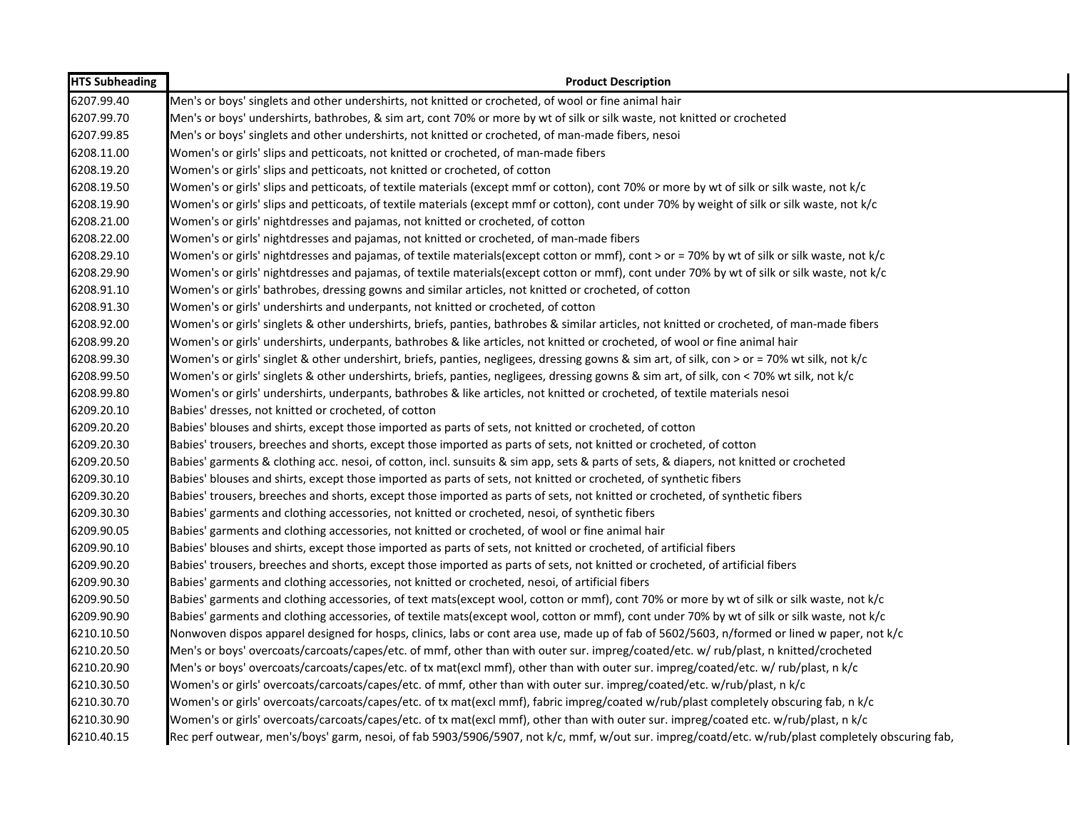| HTS Subheading | Product Description |
|---|---|
| 6207.99.40 | Men's or boys' singlets and other undershirts, not knitted or crocheted, of wool or fine animal hair |
| 6207.99.70 | Men's or boys' undershirts, bathrobes, & sim art, cont 70% or more by wt of silk or silk waste, not knitted or crocheted |
| 6207.99.85 | Men's or boys' singlets and other undershirts, not knitted or crocheted, of man-made fibers, nesoi |
| 6208.11.00 | Women's or girls' slips and petticoats, not knitted or crocheted, of man-made fibers |
| 6208.19.20 | Women's or girls' slips and petticoats, not knitted or crocheted, of cotton |
| 6208.19.50 | Women's or girls' slips and petticoats, of textile materials (except mmf or cotton), cont 70% or more by wt of silk or silk waste, not k/c |
| 6208.19.90 | Women's or girls' slips and petticoats, of textile materials (except mmf or cotton), cont under 70% by weight of silk or silk waste, not k/c |
| 6208.21.00 | Women's or girls' nightdresses and pajamas, not knitted or crocheted, of cotton |
| 6208.22.00 | Women's or girls' nightdresses and pajamas, not knitted or crocheted, of man-made fibers |
| 6208.29.10 | Women's or girls' nightdresses and pajamas, of textile materials(except cotton or mmf), cont > or = 70% by wt of silk or silk waste, not k/c |
| 6208.29.90 | Women's or girls' nightdresses and pajamas, of textile materials(except cotton or mmf), cont under 70% by wt of silk or silk waste, not k/c |
| 6208.91.10 | Women's or girls' bathrobes, dressing gowns and similar articles, not knitted or crocheted, of cotton |
| 6208.91.30 | Women's or girls' undershirts and underpants, not knitted or crocheted, of cotton |
| 6208.92.00 | Women's or girls' singlets & other undershirts, briefs, panties, bathrobes & similar articles, not knitted or crocheted, of man-made fibers |
| 6208.99.20 | Women's or girls' undershirts, underpants, bathrobes & like articles, not knitted or crocheted, of wool or fine animal hair |
| 6208.99.30 | Women's or girls' singlet & other undershirt, briefs, panties, negligees, dressing gowns & sim art, of silk, con > or = 70% wt silk, not k/c |
| 6208.99.50 | Women's or girls' singlets & other undershirts, briefs, panties, negligees, dressing gowns & sim art, of silk, con < 70% wt silk, not k/c |
| 6208.99.80 | Women's or girls' undershirts, underpants, bathrobes & like articles, not knitted or crocheted, of textile materials nesoi |
| 6209.20.10 | Babies' dresses, not knitted or crocheted, of cotton |
| 6209.20.20 | Babies' blouses and shirts, except those imported as parts of sets, not knitted or crocheted, of cotton |
| 6209.20.30 | Babies' trousers, breeches and shorts, except those imported as parts of sets, not knitted or crocheted, of cotton |
| 6209.20.50 | Babies' garments & clothing acc. nesoi, of cotton, incl. sunsuits & sim app, sets & parts of sets, & diapers, not knitted or crocheted |
| 6209.30.10 | Babies' blouses and shirts, except those imported as parts of sets, not knitted or crocheted, of synthetic fibers |
| 6209.30.20 | Babies' trousers, breeches and shorts, except those imported as parts of sets, not knitted or crocheted, of synthetic fibers |
| 6209.30.30 | Babies' garments and clothing accessories, not knitted or crocheted, nesoi, of synthetic fibers |
| 6209.90.05 | Babies' garments and clothing accessories, not knitted or crocheted, of wool or fine animal hair |
| 6209.90.10 | Babies' blouses and shirts, except those imported as parts of sets, not knitted or crocheted, of artificial fibers |
| 6209.90.20 | Babies' trousers, breeches and shorts, except those imported as parts of sets, not knitted or crocheted, of artificial fibers |
| 6209.90.30 | Babies' garments and clothing accessories, not knitted or crocheted, nesoi, of artificial fibers |
| 6209.90.50 | Babies' garments and clothing accessories, of text mats(except wool, cotton or mmf), cont 70% or more by wt of silk or silk waste, not k/c |
| 6209.90.90 | Babies' garments and clothing accessories, of textile mats(except wool, cotton or mmf), cont under 70% by wt of silk or silk waste, not k/c |
| 6210.10.50 | Nonwoven dispos apparel designed for hosps, clinics, labs or cont area use, made up of fab of 5602/5603, n/formed or lined w paper, not k/c |
| 6210.20.50 | Men's or boys' overcoats/carcoats/capes/etc. of mmf, other than with outer sur. impreg/coated/etc. w/ rub/plast, n knitted/crocheted |
| 6210.20.90 | Men's or boys' overcoats/carcoats/capes/etc. of tx mat(excl mmf), other than with outer sur. impreg/coated/etc. w/ rub/plast, n k/c |
| 6210.30.50 | Women's or girls' overcoats/carcoats/capes/etc. of mmf, other than with outer sur. impreg/coated/etc. w/rub/plast, n k/c |
| 6210.30.70 | Women's or girls' overcoats/carcoats/capes/etc. of tx mat(excl mmf), fabric impreg/coated w/rub/plast completely obscuring fab, n k/c |
| 6210.30.90 | Women's or girls' overcoats/carcoats/capes/etc. of tx mat(excl mmf), other than with outer sur. impreg/coated etc. w/rub/plast, n k/c |
| 6210.40.15 | Rec perf outwear, men's/boys' garm, nesoi, of fab 5903/5906/5907, not k/c, mmf, w/out sur. impreg/coatd/etc. w/rub/plast completely obscuring fab, |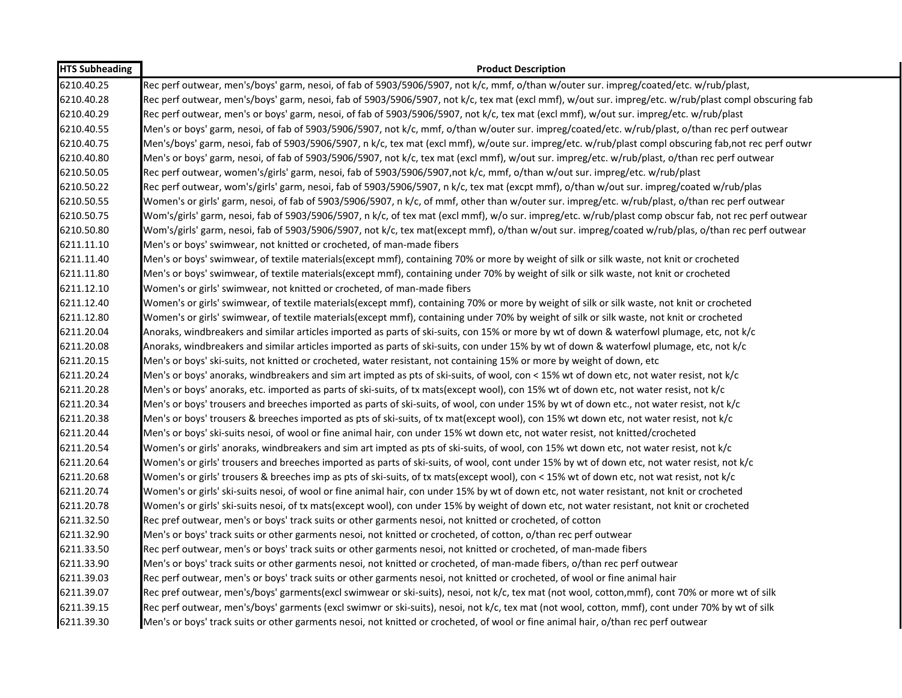| HTS Subheading | Product Description |
|---|---|
| 6210.40.25 | Rec perf outwear, men's/boys' garm, nesoi, of fab of 5903/5906/5907, not k/c, mmf, o/than w/outer sur. impreg/coated/etc. w/rub/plast, |
| 6210.40.28 | Rec perf outwear, men's/boys' garm, nesoi, fab of 5903/5906/5907, not k/c, tex mat (excl mmf), w/out sur. impreg/etc. w/rub/plast compl obscuring fab |
| 6210.40.29 | Rec perf outwear, men's or boys' garm, nesoi, of fab of 5903/5906/5907, not k/c, tex mat (excl mmf), w/out sur. impreg/etc. w/rub/plast |
| 6210.40.55 | Men's or boys' garm, nesoi, of fab of 5903/5906/5907, not k/c, mmf, o/than w/outer sur. impreg/coated/etc. w/rub/plast, o/than rec perf outwear |
| 6210.40.75 | Men's/boys' garm, nesoi, fab of 5903/5906/5907, n k/c, tex mat (excl mmf), w/oute sur. impreg/etc. w/rub/plast compl obscuring fab,not rec perf outwr |
| 6210.40.80 | Men's or boys' garm, nesoi, of fab of 5903/5906/5907, not k/c, tex mat (excl mmf), w/out sur. impreg/etc. w/rub/plast, o/than rec perf outwear |
| 6210.50.05 | Rec perf outwear, women's/girls' garm, nesoi, fab of 5903/5906/5907,not k/c, mmf, o/than w/out sur. impreg/etc. w/rub/plast |
| 6210.50.22 | Rec perf outwear, wom's/girls' garm, nesoi, fab of 5903/5906/5907, n k/c, tex mat (excpt mmf), o/than w/out sur. impreg/coated w/rub/plas |
| 6210.50.55 | Women's or girls' garm, nesoi, of fab of 5903/5906/5907, n k/c, of mmf, other than w/outer sur. impreg/etc. w/rub/plast, o/than rec perf outwear |
| 6210.50.75 | Wom's/girls' garm, nesoi, fab of 5903/5906/5907, n k/c, of tex mat (excl mmf), w/o sur. impreg/etc. w/rub/plast comp obscur fab, not rec perf outwear |
| 6210.50.80 | Wom's/girls' garm, nesoi, fab of 5903/5906/5907, not k/c, tex mat(except mmf), o/than w/out sur. impreg/coated w/rub/plas, o/than rec perf outwear |
| 6211.11.10 | Men's or boys' swimwear, not knitted or crocheted, of man-made fibers |
| 6211.11.40 | Men's or boys' swimwear, of textile materials(except mmf), containing 70% or more by weight of silk or silk waste, not knit or crocheted |
| 6211.11.80 | Men's or boys' swimwear, of textile materials(except mmf), containing under 70% by weight of silk or silk waste, not knit or crocheted |
| 6211.12.10 | Women's or girls' swimwear, not knitted or crocheted, of man-made fibers |
| 6211.12.40 | Women's or girls' swimwear, of textile materials(except mmf), containing 70% or more by weight of silk or silk waste, not knit or crocheted |
| 6211.12.80 | Women's or girls' swimwear, of textile materials(except mmf), containing under 70% by weight of silk or silk waste, not knit or crocheted |
| 6211.20.04 | Anoraks, windbreakers and similar articles imported as parts of ski-suits, con 15% or more by wt of down & waterfowl plumage, etc, not k/c |
| 6211.20.08 | Anoraks, windbreakers and similar articles imported as parts of ski-suits, con under 15% by wt of down & waterfowl plumage, etc, not k/c |
| 6211.20.15 | Men's or boys' ski-suits, not knitted or crocheted, water resistant, not containing 15% or more by weight of down, etc |
| 6211.20.24 | Men's or boys' anoraks, windbreakers and sim art impted as pts of ski-suits, of wool, con < 15% wt of down etc, not water resist, not k/c |
| 6211.20.28 | Men's or boys' anoraks, etc. imported as parts of ski-suits, of tx mats(except wool), con 15% wt of down etc, not water resist, not k/c |
| 6211.20.34 | Men's or boys' trousers and breeches imported as parts of ski-suits, of wool, con under 15% by wt of down etc., not water resist, not k/c |
| 6211.20.38 | Men's or boys' trousers & breeches imported as pts of ski-suits, of tx mat(except wool), con 15% wt down etc, not water resist, not k/c |
| 6211.20.44 | Men's or boys' ski-suits nesoi, of wool or fine animal hair, con under 15% wt down etc, not water resist, not knitted/crocheted |
| 6211.20.54 | Women's or girls' anoraks, windbreakers and sim art impted as pts of ski-suits, of wool, con 15% wt down etc, not water resist, not k/c |
| 6211.20.64 | Women's or girls' trousers and breeches imported as parts of ski-suits, of wool, cont under 15% by wt of down etc, not water resist, not k/c |
| 6211.20.68 | Women's or girls' trousers & breeches imp as pts of ski-suits, of tx mats(except wool), con < 15% wt of down etc, not wat resist, not k/c |
| 6211.20.74 | Women's or girls' ski-suits nesoi, of wool or fine animal hair, con under 15% by wt of down etc, not water resistant, not knit or crocheted |
| 6211.20.78 | Women's or girls' ski-suits nesoi, of tx mats(except wool), con under 15% by weight of down etc, not water resistant, not knit or crocheted |
| 6211.32.50 | Rec pref outwear, men's or boys' track suits or other garments nesoi, not knitted or crocheted, of cotton |
| 6211.32.90 | Men's or boys' track suits or other garments nesoi, not knitted or crocheted, of cotton, o/than rec perf outwear |
| 6211.33.50 | Rec perf outwear, men's or boys' track suits or other garments nesoi, not knitted or crocheted, of man-made fibers |
| 6211.33.90 | Men's or boys' track suits or other garments nesoi, not knitted or crocheted, of man-made fibers, o/than rec perf outwear |
| 6211.39.03 | Rec perf outwear, men's or boys' track suits or other garments nesoi, not knitted or crocheted, of wool or fine animal hair |
| 6211.39.07 | Rec pref outwear, men's/boys' garments(excl swimwear or ski-suits), nesoi, not k/c, tex mat (not wool, cotton,mmf), cont 70% or more wt of silk |
| 6211.39.15 | Rec perf outwear, men's/boys' garments (excl swimwr or ski-suits), nesoi, not k/c, tex mat (not wool, cotton, mmf), cont under 70% by wt of silk |
| 6211.39.30 | Men's or boys' track suits or other garments nesoi, not knitted or crocheted, of wool or fine animal hair, o/than rec perf outwear |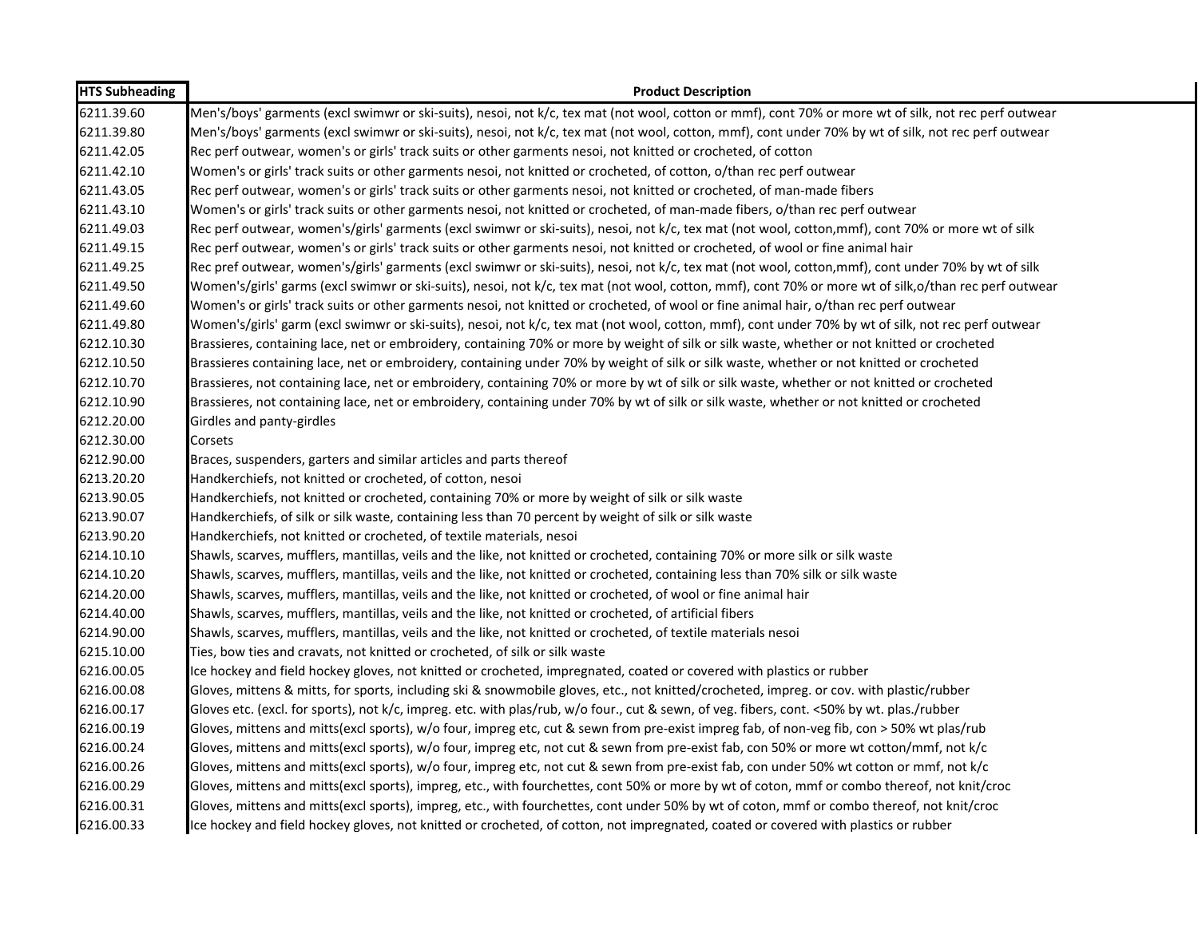| HTS Subheading | Product Description |
|---|---|
| 6211.39.60 | Men's/boys' garments (excl swimwr or ski-suits), nesoi, not k/c, tex mat (not wool, cotton or mmf), cont 70% or more wt of silk, not rec perf outwear |
| 6211.39.80 | Men's/boys' garments (excl swimwr or ski-suits), nesoi, not k/c, tex mat (not wool, cotton, mmf), cont under 70% by wt of silk, not rec perf outwear |
| 6211.42.05 | Rec perf outwear, women's or girls' track suits or other garments nesoi, not knitted or crocheted, of cotton |
| 6211.42.10 | Women's or girls' track suits or other garments nesoi, not knitted or crocheted, of cotton, o/than rec perf outwear |
| 6211.43.05 | Rec perf outwear, women's or girls' track suits or other garments nesoi, not knitted or crocheted, of man-made fibers |
| 6211.43.10 | Women's or girls' track suits or other garments nesoi, not knitted or crocheted, of man-made fibers, o/than rec perf outwear |
| 6211.49.03 | Rec perf outwear, women's/girls' garments (excl swimwr or ski-suits), nesoi, not k/c, tex mat (not wool, cotton,mmf), cont 70% or more wt of silk |
| 6211.49.15 | Rec perf outwear, women's or girls' track suits or other garments nesoi, not knitted or crocheted, of wool or fine animal hair |
| 6211.49.25 | Rec pref outwear, women's/girls' garments (excl swimwr or ski-suits), nesoi, not k/c, tex mat (not wool, cotton,mmf), cont under 70% by wt of silk |
| 6211.49.50 | Women's/girls' garms (excl swimwr or ski-suits), nesoi, not k/c, tex mat (not wool, cotton, mmf), cont 70% or more wt of silk,o/than rec perf outwear |
| 6211.49.60 | Women's or girls' track suits or other garments nesoi, not knitted or crocheted, of wool or fine animal hair, o/than rec perf outwear |
| 6211.49.80 | Women's/girls' garm (excl swimwr or ski-suits), nesoi, not k/c, tex mat (not wool, cotton, mmf), cont under 70% by wt of silk, not rec perf outwear |
| 6212.10.30 | Brassieres, containing lace, net or embroidery, containing 70% or more by weight of silk or silk waste, whether or not knitted or crocheted |
| 6212.10.50 | Brassieres containing lace, net or embroidery, containing under 70% by weight of silk or silk waste, whether or not knitted or crocheted |
| 6212.10.70 | Brassieres, not containing lace, net or embroidery, containing 70% or more by wt of silk or silk waste, whether or not knitted or crocheted |
| 6212.10.90 | Brassieres, not containing lace, net or embroidery, containing under 70% by wt of silk or silk waste, whether or not knitted or crocheted |
| 6212.20.00 | Girdles and panty-girdles |
| 6212.30.00 | Corsets |
| 6212.90.00 | Braces, suspenders, garters and similar articles and parts thereof |
| 6213.20.20 | Handkerchiefs, not knitted or crocheted, of cotton, nesoi |
| 6213.90.05 | Handkerchiefs, not knitted or crocheted, containing 70% or more by weight of silk or silk waste |
| 6213.90.07 | Handkerchiefs, of silk or silk waste, containing less than 70 percent by weight of silk or silk waste |
| 6213.90.20 | Handkerchiefs, not knitted or crocheted, of textile materials, nesoi |
| 6214.10.10 | Shawls, scarves, mufflers, mantillas, veils and the like, not knitted or crocheted, containing 70% or more silk or silk waste |
| 6214.10.20 | Shawls, scarves, mufflers, mantillas, veils and the like, not knitted or crocheted, containing less than 70% silk or silk waste |
| 6214.20.00 | Shawls, scarves, mufflers, mantillas, veils and the like, not knitted or crocheted, of wool or fine animal hair |
| 6214.40.00 | Shawls, scarves, mufflers, mantillas, veils and the like, not knitted or crocheted, of artificial fibers |
| 6214.90.00 | Shawls, scarves, mufflers, mantillas, veils and the like, not knitted or crocheted, of textile materials nesoi |
| 6215.10.00 | Ties, bow ties and cravats, not knitted or crocheted, of silk or silk waste |
| 6216.00.05 | Ice hockey and field hockey gloves, not knitted or crocheted, impregnated, coated or covered with plastics or rubber |
| 6216.00.08 | Gloves, mittens & mitts, for sports, including ski & snowmobile gloves, etc., not knitted/crocheted, impreg. or cov. with plastic/rubber |
| 6216.00.17 | Gloves etc. (excl. for sports), not k/c, impreg. etc. with plas/rub, w/o four., cut & sewn, of veg. fibers, cont. <50% by wt. plas./rubber |
| 6216.00.19 | Gloves, mittens and mitts(excl sports), w/o four, impreg etc, cut & sewn from pre-exist impreg fab, of non-veg fib, con > 50% wt plas/rub |
| 6216.00.24 | Gloves, mittens and mitts(excl sports), w/o four, impreg etc, not cut & sewn from pre-exist fab, con 50% or more wt cotton/mmf, not k/c |
| 6216.00.26 | Gloves, mittens and mitts(excl sports), w/o four, impreg etc, not cut & sewn from pre-exist fab, con under 50% wt cotton or mmf, not k/c |
| 6216.00.29 | Gloves, mittens and mitts(excl sports), impreg, etc., with fourchettes, cont 50% or more by wt of coton, mmf or combo thereof, not knit/croc |
| 6216.00.31 | Gloves, mittens and mitts(excl sports), impreg, etc., with fourchettes, cont under 50% by wt of coton, mmf or combo thereof, not knit/croc |
| 6216.00.33 | Ice hockey and field hockey gloves, not knitted or crocheted, of cotton, not impregnated, coated or covered with plastics or rubber |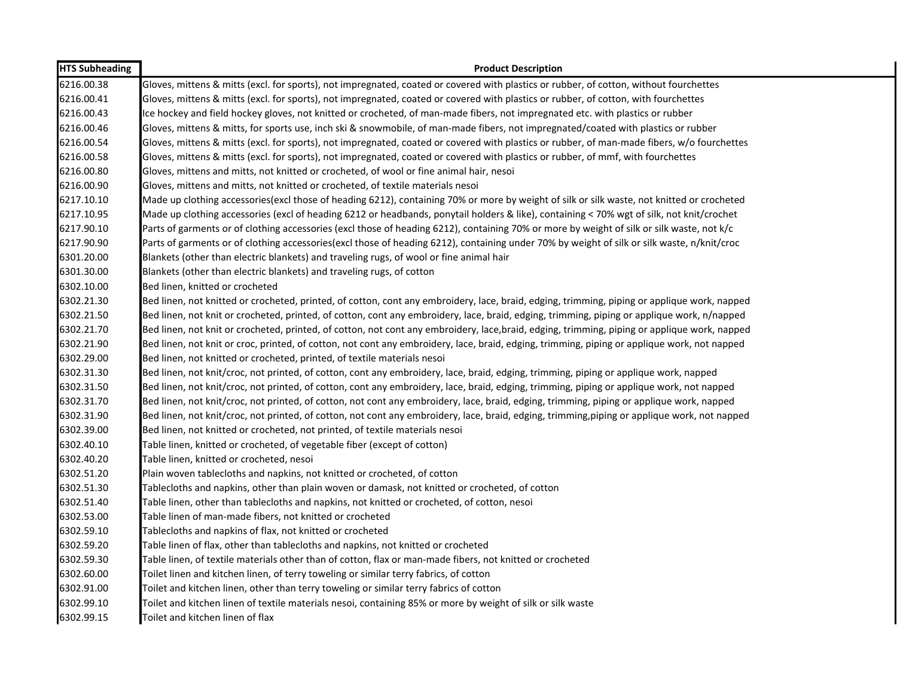| HTS Subheading | Product Description |
|---|---|
| 6216.00.38 | Gloves, mittens & mitts (excl. for sports), not impregnated, coated or covered with plastics or rubber, of cotton, without fourchettes |
| 6216.00.41 | Gloves, mittens & mitts (excl. for sports), not impregnated, coated or covered with plastics or rubber, of cotton, with fourchettes |
| 6216.00.43 | Ice hockey and field hockey gloves, not knitted or crocheted, of man-made fibers, not impregnated etc. with plastics or rubber |
| 6216.00.46 | Gloves, mittens & mitts, for sports use, inch ski & snowmobile, of man-made fibers, not impregnated/coated with plastics or rubber |
| 6216.00.54 | Gloves, mittens & mitts (excl. for sports), not impregnated, coated or covered with plastics or rubber, of man-made fibers, w/o fourchettes |
| 6216.00.58 | Gloves, mittens & mitts (excl. for sports), not impregnated, coated or covered with plastics or rubber, of mmf, with fourchettes |
| 6216.00.80 | Gloves, mittens and mitts, not knitted or crocheted, of wool or fine animal hair, nesoi |
| 6216.00.90 | Gloves, mittens and mitts, not knitted or crocheted, of textile materials nesoi |
| 6217.10.10 | Made up clothing accessories(excl those of heading 6212), containing 70% or more by weight of silk or silk waste, not knitted or crocheted |
| 6217.10.95 | Made up clothing accessories (excl of heading 6212 or headbands, ponytail holders & like), containing < 70% wgt of silk, not knit/crochet |
| 6217.90.10 | Parts of garments or of clothing accessories (excl those of heading 6212), containing 70% or more by weight of silk or silk waste, not k/c |
| 6217.90.90 | Parts of garments or of clothing accessories(excl those of heading 6212), containing under 70% by weight of silk or silk waste, n/knit/croc |
| 6301.20.00 | Blankets (other than electric blankets) and traveling rugs, of wool or fine animal hair |
| 6301.30.00 | Blankets (other than electric blankets) and traveling rugs, of cotton |
| 6302.10.00 | Bed linen, knitted or crocheted |
| 6302.21.30 | Bed linen, not knitted or crocheted, printed, of cotton, cont any embroidery, lace, braid, edging, trimming, piping or applique work, napped |
| 6302.21.50 | Bed linen, not knit or crocheted, printed, of cotton, cont any embroidery, lace, braid, edging, trimming, piping or applique work, n/napped |
| 6302.21.70 | Bed linen, not knit or crocheted, printed, of cotton, not cont any embroidery, lace,braid, edging, trimming, piping or applique work, napped |
| 6302.21.90 | Bed linen, not knit or croc, printed, of cotton, not cont any embroidery, lace, braid, edging, trimming, piping or applique work, not napped |
| 6302.29.00 | Bed linen, not knitted or crocheted, printed, of textile materials nesoi |
| 6302.31.30 | Bed linen, not knit/croc, not printed, of cotton, cont any embroidery, lace, braid, edging, trimming, piping or applique work, napped |
| 6302.31.50 | Bed linen, not knit/croc, not printed, of cotton, cont any embroidery, lace, braid, edging, trimming, piping or applique work, not napped |
| 6302.31.70 | Bed linen, not knit/croc, not printed, of cotton, not cont any embroidery, lace, braid, edging, trimming, piping or applique work, napped |
| 6302.31.90 | Bed linen, not knit/croc, not printed, of cotton, not cont any embroidery, lace, braid, edging, trimming,piping or applique work, not napped |
| 6302.39.00 | Bed linen, not knitted or crocheted, not printed, of textile materials nesoi |
| 6302.40.10 | Table linen, knitted or crocheted, of vegetable fiber (except of cotton) |
| 6302.40.20 | Table linen, knitted or crocheted, nesoi |
| 6302.51.20 | Plain woven tablecloths and napkins, not knitted or crocheted, of cotton |
| 6302.51.30 | Tablecloths and napkins, other than plain woven or damask, not knitted or crocheted, of cotton |
| 6302.51.40 | Table linen, other than tablecloths and napkins, not knitted or crocheted, of cotton, nesoi |
| 6302.53.00 | Table linen of man-made fibers, not knitted or crocheted |
| 6302.59.10 | Tablecloths and napkins of flax, not knitted or crocheted |
| 6302.59.20 | Table linen of flax, other than tablecloths and napkins, not knitted or crocheted |
| 6302.59.30 | Table linen, of textile materials other than of cotton, flax or man-made fibers, not knitted or crocheted |
| 6302.60.00 | Toilet linen and kitchen linen, of terry toweling or similar terry fabrics, of cotton |
| 6302.91.00 | Toilet and kitchen linen, other than terry toweling or similar terry fabrics of cotton |
| 6302.99.10 | Toilet and kitchen linen of textile materials nesoi, containing 85% or more by weight of silk or silk waste |
| 6302.99.15 | Toilet and kitchen linen of flax |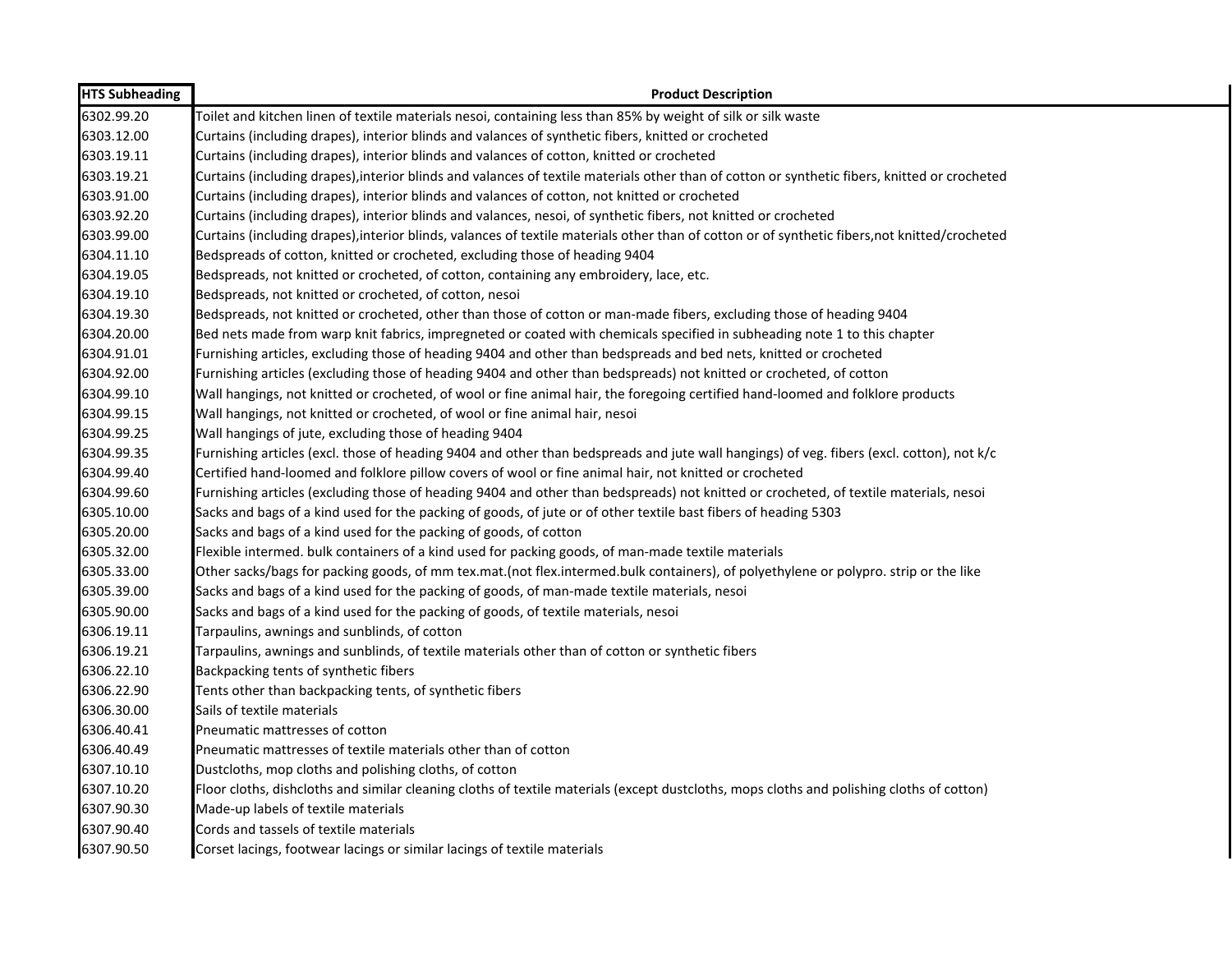| HTS Subheading | Product Description |
| --- | --- |
| 6302.99.20 | Toilet and kitchen linen of textile materials nesoi, containing less than 85% by weight of silk or silk waste |
| 6303.12.00 | Curtains (including drapes), interior blinds and valances of synthetic fibers, knitted or crocheted |
| 6303.19.11 | Curtains (including drapes), interior blinds and valances of cotton, knitted or crocheted |
| 6303.19.21 | Curtains (including drapes),interior blinds and valances of textile materials other than of cotton or synthetic fibers, knitted or crocheted |
| 6303.91.00 | Curtains (including drapes), interior blinds and valances of cotton, not knitted or crocheted |
| 6303.92.20 | Curtains (including drapes), interior blinds and valances, nesoi, of synthetic fibers, not knitted or crocheted |
| 6303.99.00 | Curtains (including drapes),interior blinds, valances of textile materials other than of cotton or of synthetic fibers,not knitted/crocheted |
| 6304.11.10 | Bedspreads of cotton, knitted or crocheted, excluding those of heading 9404 |
| 6304.19.05 | Bedspreads, not knitted or crocheted, of cotton, containing any embroidery, lace, etc. |
| 6304.19.10 | Bedspreads, not knitted or crocheted, of cotton, nesoi |
| 6304.19.30 | Bedspreads, not knitted or crocheted, other than those of cotton or man-made fibers, excluding those of heading 9404 |
| 6304.20.00 | Bed nets made from warp knit fabrics, impregneted or coated with chemicals specified in subheading note 1 to this chapter |
| 6304.91.01 | Furnishing articles, excluding those of heading 9404 and other than bedspreads and bed nets, knitted or crocheted |
| 6304.92.00 | Furnishing articles (excluding those of heading 9404 and other than bedspreads) not knitted or crocheted, of cotton |
| 6304.99.10 | Wall hangings, not knitted or crocheted, of wool or fine animal hair, the foregoing certified hand-loomed and folklore products |
| 6304.99.15 | Wall hangings, not knitted or crocheted, of wool or fine animal hair, nesoi |
| 6304.99.25 | Wall hangings of jute, excluding those of heading 9404 |
| 6304.99.35 | Furnishing articles (excl. those of heading 9404 and other than bedspreads and jute wall hangings) of veg. fibers (excl. cotton), not k/c |
| 6304.99.40 | Certified hand-loomed and folklore pillow covers of wool or fine animal hair, not knitted or crocheted |
| 6304.99.60 | Furnishing articles (excluding those of heading 9404 and other than bedspreads) not knitted or crocheted, of textile materials, nesoi |
| 6305.10.00 | Sacks and bags of a kind used for the packing of goods, of jute or of other textile bast fibers of heading 5303 |
| 6305.20.00 | Sacks and bags of a kind used for the packing of goods, of cotton |
| 6305.32.00 | Flexible intermed. bulk containers of a kind used for packing goods, of man-made textile materials |
| 6305.33.00 | Other sacks/bags for packing goods, of mm tex.mat.(not flex.intermed.bulk containers), of polyethylene or polypro. strip or the like |
| 6305.39.00 | Sacks and bags of a kind used for the packing of goods, of man-made textile materials, nesoi |
| 6305.90.00 | Sacks and bags of a kind used for the packing of goods, of textile materials, nesoi |
| 6306.19.11 | Tarpaulins, awnings and sunblinds, of cotton |
| 6306.19.21 | Tarpaulins, awnings and sunblinds, of textile materials other than of cotton or synthetic fibers |
| 6306.22.10 | Backpacking tents of synthetic fibers |
| 6306.22.90 | Tents other than backpacking tents, of synthetic fibers |
| 6306.30.00 | Sails of textile materials |
| 6306.40.41 | Pneumatic mattresses of cotton |
| 6306.40.49 | Pneumatic mattresses of textile materials other than of cotton |
| 6307.10.10 | Dustcloths, mop cloths and polishing cloths, of cotton |
| 6307.10.20 | Floor cloths, dishcloths and similar cleaning cloths of textile materials (except dustcloths, mops cloths and polishing cloths of cotton) |
| 6307.90.30 | Made-up labels of textile materials |
| 6307.90.40 | Cords and tassels of textile materials |
| 6307.90.50 | Corset lacings, footwear lacings or similar lacings of textile materials |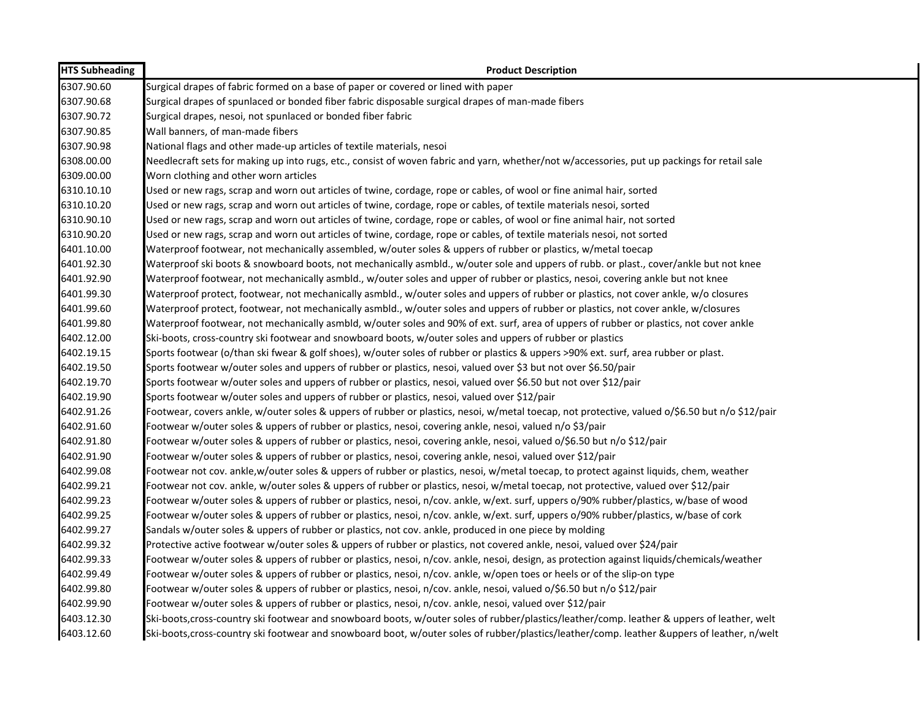| HTS Subheading | Product Description |
| --- | --- |
| 6307.90.60 | Surgical drapes of fabric formed on a base of paper or covered or lined with paper |
| 6307.90.68 | Surgical drapes of spunlaced or bonded fiber fabric disposable surgical drapes of man-made fibers |
| 6307.90.72 | Surgical drapes, nesoi, not spunlaced or bonded fiber fabric |
| 6307.90.85 | Wall banners, of man-made fibers |
| 6307.90.98 | National flags and other made-up articles of textile materials, nesoi |
| 6308.00.00 | Needlecraft sets for making up into rugs, etc., consist of woven fabric and yarn, whether/not w/accessories, put up packings for retail sale |
| 6309.00.00 | Worn clothing and other worn articles |
| 6310.10.10 | Used or new rags, scrap and worn out articles of twine, cordage, rope or cables, of wool or fine animal hair, sorted |
| 6310.10.20 | Used or new rags, scrap and worn out articles of twine, cordage, rope or cables, of textile materials nesoi, sorted |
| 6310.90.10 | Used or new rags, scrap and worn out articles of twine, cordage, rope or cables, of wool or fine animal hair, not sorted |
| 6310.90.20 | Used or new rags, scrap and worn out articles of twine, cordage, rope or cables, of textile materials nesoi, not sorted |
| 6401.10.00 | Waterproof footwear, not mechanically assembled, w/outer soles & uppers of rubber or plastics, w/metal toecap |
| 6401.92.30 | Waterproof ski boots & snowboard boots, not mechanically asmbld., w/outer sole and uppers of rubb. or plast., cover/ankle but not knee |
| 6401.92.90 | Waterproof footwear, not mechanically asmbld., w/outer soles and upper of rubber or plastics, nesoi, covering ankle but not knee |
| 6401.99.30 | Waterproof protect, footwear, not mechanically asmbld., w/outer soles and uppers of rubber or plastics, not cover ankle, w/o closures |
| 6401.99.60 | Waterproof protect, footwear, not mechanically asmbld., w/outer soles and uppers of rubber or plastics, not cover ankle, w/closures |
| 6401.99.80 | Waterproof footwear, not mechanically asmbld, w/outer soles and 90% of ext. surf, area of uppers of rubber or plastics, not cover ankle |
| 6402.12.00 | Ski-boots, cross-country ski footwear and snowboard boots, w/outer soles and uppers of rubber or plastics |
| 6402.19.15 | Sports footwear (o/than ski fwear & golf shoes), w/outer soles of rubber or plastics & uppers >90% ext. surf, area rubber or plast. |
| 6402.19.50 | Sports footwear w/outer soles and uppers of rubber or plastics, nesoi, valued over $3 but not over $6.50/pair |
| 6402.19.70 | Sports footwear w/outer soles and uppers of rubber or plastics, nesoi, valued over $6.50 but not over $12/pair |
| 6402.19.90 | Sports footwear w/outer soles and uppers of rubber or plastics, nesoi, valued over $12/pair |
| 6402.91.26 | Footwear, covers ankle, w/outer soles & uppers of rubber or plastics, nesoi, w/metal toecap, not protective, valued o/$6.50 but n/o $12/pair |
| 6402.91.60 | Footwear w/outer soles & uppers of rubber or plastics, nesoi, covering ankle, nesoi, valued n/o $3/pair |
| 6402.91.80 | Footwear w/outer soles & uppers of rubber or plastics, nesoi, covering ankle, nesoi, valued o/$6.50 but n/o $12/pair |
| 6402.91.90 | Footwear w/outer soles & uppers of rubber or plastics, nesoi, covering ankle, nesoi, valued over $12/pair |
| 6402.99.08 | Footwear not cov. ankle,w/outer soles & uppers of rubber or plastics, nesoi, w/metal toecap, to protect against liquids, chem, weather |
| 6402.99.21 | Footwear not cov. ankle, w/outer soles & uppers of rubber or plastics, nesoi, w/metal toecap, not protective, valued over $12/pair |
| 6402.99.23 | Footwear w/outer soles & uppers of rubber or plastics, nesoi, n/cov. ankle, w/ext. surf, uppers o/90% rubber/plastics, w/base of wood |
| 6402.99.25 | Footwear w/outer soles & uppers of rubber or plastics, nesoi, n/cov. ankle, w/ext. surf, uppers o/90% rubber/plastics, w/base of cork |
| 6402.99.27 | Sandals w/outer soles & uppers of rubber or plastics, not cov. ankle, produced in one piece by molding |
| 6402.99.32 | Protective active footwear w/outer soles & uppers of rubber or plastics, not covered ankle, nesoi, valued over $24/pair |
| 6402.99.33 | Footwear w/outer soles & uppers of rubber or plastics, nesoi, n/cov. ankle, nesoi, design, as protection against liquids/chemicals/weather |
| 6402.99.49 | Footwear w/outer soles & uppers of rubber or plastics, nesoi, n/cov. ankle, w/open toes or heels or of the slip-on type |
| 6402.99.80 | Footwear w/outer soles & uppers of rubber or plastics, nesoi, n/cov. ankle, nesoi, valued o/$6.50 but n/o $12/pair |
| 6402.99.90 | Footwear w/outer soles & uppers of rubber or plastics, nesoi, n/cov. ankle, nesoi, valued over $12/pair |
| 6403.12.30 | Ski-boots,cross-country ski footwear and snowboard boots, w/outer soles of rubber/plastics/leather/comp. leather & uppers of leather, welt |
| 6403.12.60 | Ski-boots,cross-country ski footwear and snowboard boot, w/outer soles of rubber/plastics/leather/comp. leather &uppers of leather, n/welt |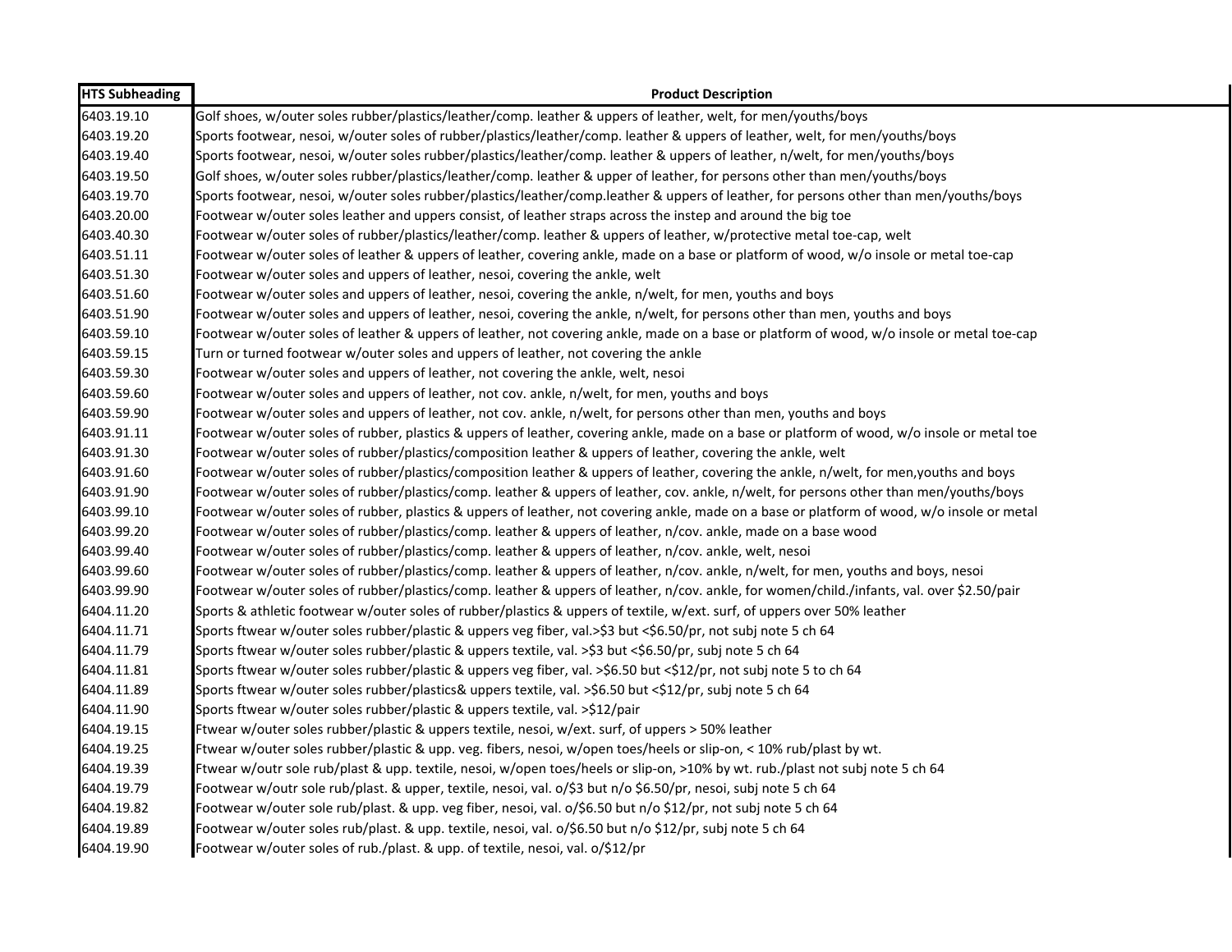| HTS Subheading | Product Description |
|---|---|
| 6403.19.10 | Golf shoes, w/outer soles rubber/plastics/leather/comp. leather & uppers of leather, welt, for men/youths/boys |
| 6403.19.20 | Sports footwear, nesoi, w/outer soles of rubber/plastics/leather/comp. leather & uppers of leather, welt, for men/youths/boys |
| 6403.19.40 | Sports footwear, nesoi, w/outer soles rubber/plastics/leather/comp. leather & uppers of leather, n/welt, for men/youths/boys |
| 6403.19.50 | Golf shoes, w/outer soles rubber/plastics/leather/comp. leather & upper of leather, for persons other than men/youths/boys |
| 6403.19.70 | Sports footwear, nesoi, w/outer soles rubber/plastics/leather/comp.leather & uppers of leather, for persons other than men/youths/boys |
| 6403.20.00 | Footwear w/outer soles leather and uppers consist, of leather straps across the instep and around the big toe |
| 6403.40.30 | Footwear w/outer soles of rubber/plastics/leather/comp. leather & uppers of leather, w/protective metal toe-cap, welt |
| 6403.51.11 | Footwear w/outer soles of leather & uppers of leather, covering ankle, made on a base or platform of wood, w/o insole or metal toe-cap |
| 6403.51.30 | Footwear w/outer soles and uppers of leather, nesoi, covering the ankle, welt |
| 6403.51.60 | Footwear w/outer soles and uppers of leather, nesoi, covering the ankle, n/welt, for men, youths and boys |
| 6403.51.90 | Footwear w/outer soles and uppers of leather, nesoi, covering the ankle, n/welt, for persons other than men, youths and boys |
| 6403.59.10 | Footwear w/outer soles of leather & uppers of leather, not covering ankle, made on a base or platform of wood, w/o insole or metal toe-cap |
| 6403.59.15 | Turn or turned footwear w/outer soles and uppers of leather, not covering the ankle |
| 6403.59.30 | Footwear w/outer soles and uppers of leather, not covering the ankle, welt, nesoi |
| 6403.59.60 | Footwear w/outer soles and uppers of leather, not cov. ankle, n/welt, for men, youths and boys |
| 6403.59.90 | Footwear w/outer soles and uppers of leather, not cov. ankle, n/welt, for persons other than men, youths and boys |
| 6403.91.11 | Footwear w/outer soles of rubber, plastics & uppers of leather, covering ankle, made on a base or platform of wood, w/o insole or metal toe |
| 6403.91.30 | Footwear w/outer soles of rubber/plastics/composition leather & uppers of leather, covering the ankle, welt |
| 6403.91.60 | Footwear w/outer soles of rubber/plastics/composition leather & uppers of leather, covering the ankle, n/welt, for men,youths and boys |
| 6403.91.90 | Footwear w/outer soles of rubber/plastics/comp. leather & uppers of leather, cov. ankle, n/welt, for persons other than men/youths/boys |
| 6403.99.10 | Footwear w/outer soles of rubber, plastics & uppers of leather, not covering ankle, made on a base or platform of wood, w/o insole or metal |
| 6403.99.20 | Footwear w/outer soles of rubber/plastics/comp. leather & uppers of leather, n/cov. ankle, made on a base wood |
| 6403.99.40 | Footwear w/outer soles of rubber/plastics/comp. leather & uppers of leather, n/cov. ankle, welt, nesoi |
| 6403.99.60 | Footwear w/outer soles of rubber/plastics/comp. leather & uppers of leather, n/cov. ankle, n/welt, for men, youths and boys, nesoi |
| 6403.99.90 | Footwear w/outer soles of rubber/plastics/comp. leather & uppers of leather, n/cov. ankle, for women/child./infants, val. over $2.50/pair |
| 6404.11.20 | Sports & athletic footwear w/outer soles of rubber/plastics & uppers of textile, w/ext. surf, of uppers over 50% leather |
| 6404.11.71 | Sports ftwear w/outer soles rubber/plastic & uppers veg fiber, val.>$3 but <$6.50/pr, not subj note 5 ch 64 |
| 6404.11.79 | Sports ftwear w/outer soles rubber/plastic & uppers textile, val. >$3 but <$6.50/pr, subj note 5 ch 64 |
| 6404.11.81 | Sports ftwear w/outer soles rubber/plastic & uppers veg fiber, val. >$6.50 but <$12/pr, not subj note 5 to ch 64 |
| 6404.11.89 | Sports ftwear w/outer soles rubber/plastics& uppers textile, val. >$6.50 but <$12/pr, subj note 5 ch 64 |
| 6404.11.90 | Sports ftwear w/outer soles rubber/plastic & uppers textile, val. >$12/pair |
| 6404.19.15 | Ftwear w/outer soles rubber/plastic & uppers textile, nesoi, w/ext. surf, of uppers > 50% leather |
| 6404.19.25 | Ftwear w/outer soles rubber/plastic & upp. veg. fibers, nesoi, w/open toes/heels or slip-on, < 10% rub/plast by wt. |
| 6404.19.39 | Ftwear w/outr sole rub/plast & upp. textile, nesoi, w/open toes/heels or slip-on, >10% by wt. rub./plast not subj note 5 ch 64 |
| 6404.19.79 | Footwear w/outr sole rub/plast. & upper, textile, nesoi, val. o/$3 but n/o $6.50/pr, nesoi, subj note 5 ch 64 |
| 6404.19.82 | Footwear w/outer sole rub/plast. & upp. veg fiber, nesoi, val. o/$6.50 but n/o $12/pr, not subj note 5 ch 64 |
| 6404.19.89 | Footwear w/outer soles rub/plast. & upp. textile, nesoi, val. o/$6.50 but n/o $12/pr, subj note 5 ch 64 |
| 6404.19.90 | Footwear w/outer soles of rub./plast. & upp. of textile, nesoi, val. o/$12/pr |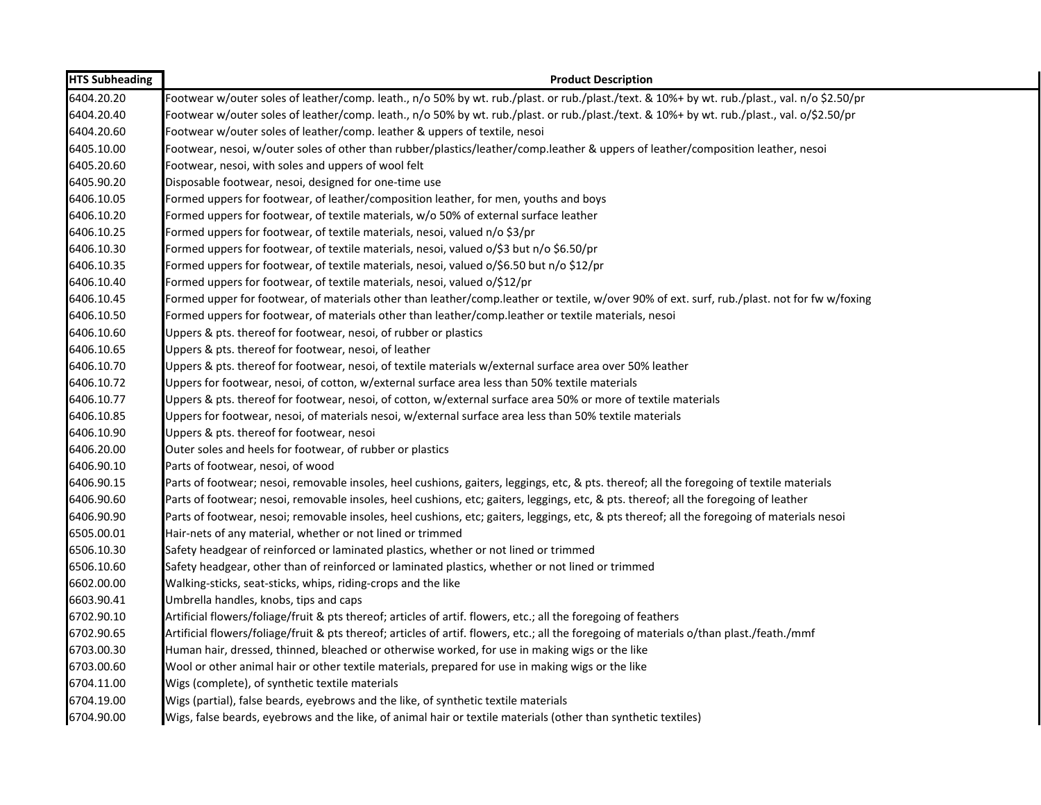| HTS Subheading | Product Description |
|---|---|
| 6404.20.20 | Footwear w/outer soles of leather/comp. leath., n/o 50% by wt. rub./plast. or rub./plast./text. & 10%+ by wt. rub./plast., val. n/o $2.50/pr |
| 6404.20.40 | Footwear w/outer soles of leather/comp. leath., n/o 50% by wt. rub./plast. or rub./plast./text. & 10%+ by wt. rub./plast., val. o/$2.50/pr |
| 6404.20.60 | Footwear w/outer soles of leather/comp. leather & uppers of textile, nesoi |
| 6405.10.00 | Footwear, nesoi, w/outer soles of other than rubber/plastics/leather/comp.leather & uppers of leather/composition leather, nesoi |
| 6405.20.60 | Footwear, nesoi, with soles and uppers of wool felt |
| 6405.90.20 | Disposable footwear, nesoi, designed for one-time use |
| 6406.10.05 | Formed uppers for footwear, of leather/composition leather, for men, youths and boys |
| 6406.10.20 | Formed uppers for footwear, of textile materials, w/o 50% of external surface leather |
| 6406.10.25 | Formed uppers for footwear, of textile materials, nesoi, valued n/o $3/pr |
| 6406.10.30 | Formed uppers for footwear, of textile materials, nesoi, valued o/$3 but n/o $6.50/pr |
| 6406.10.35 | Formed uppers for footwear, of textile materials, nesoi, valued o/$6.50 but n/o $12/pr |
| 6406.10.40 | Formed uppers for footwear, of textile materials, nesoi, valued o/$12/pr |
| 6406.10.45 | Formed upper for footwear, of materials other than leather/comp.leather or textile, w/over 90% of ext. surf, rub./plast. not for fw w/foxing |
| 6406.10.50 | Formed uppers for footwear, of materials other than leather/comp.leather or textile materials, nesoi |
| 6406.10.60 | Uppers & pts. thereof for footwear, nesoi, of rubber or plastics |
| 6406.10.65 | Uppers & pts. thereof for footwear, nesoi, of leather |
| 6406.10.70 | Uppers & pts. thereof for footwear, nesoi, of textile materials w/external surface area over 50% leather |
| 6406.10.72 | Uppers for footwear, nesoi, of cotton, w/external surface area less than 50% textile materials |
| 6406.10.77 | Uppers & pts. thereof for footwear, nesoi, of cotton, w/external surface area 50% or more of textile materials |
| 6406.10.85 | Uppers for footwear, nesoi, of materials nesoi, w/external surface area less than 50% textile materials |
| 6406.10.90 | Uppers & pts. thereof for footwear, nesoi |
| 6406.20.00 | Outer soles and heels for footwear, of rubber or plastics |
| 6406.90.10 | Parts of footwear, nesoi, of wood |
| 6406.90.15 | Parts of footwear; nesoi, removable insoles, heel cushions, gaiters, leggings, etc, & pts. thereof; all the foregoing of textile materials |
| 6406.90.60 | Parts of footwear; nesoi, removable insoles, heel cushions, etc; gaiters, leggings, etc, & pts. thereof; all the foregoing of leather |
| 6406.90.90 | Parts of footwear, nesoi; removable insoles, heel cushions, etc; gaiters, leggings, etc, & pts thereof; all the foregoing of materials nesoi |
| 6505.00.01 | Hair-nets of any material, whether or not lined or trimmed |
| 6506.10.30 | Safety headgear of reinforced or laminated plastics, whether or not lined or trimmed |
| 6506.10.60 | Safety headgear, other than of reinforced or laminated plastics, whether or not lined or trimmed |
| 6602.00.00 | Walking-sticks, seat-sticks, whips, riding-crops and the like |
| 6603.90.41 | Umbrella handles, knobs, tips and caps |
| 6702.90.10 | Artificial flowers/foliage/fruit & pts thereof; articles of artif. flowers, etc.; all the foregoing of feathers |
| 6702.90.65 | Artificial flowers/foliage/fruit & pts thereof; articles of artif. flowers, etc.; all the foregoing of materials o/than plast./feath./mmf |
| 6703.00.30 | Human hair, dressed, thinned, bleached or otherwise worked, for use in making wigs or the like |
| 6703.00.60 | Wool or other animal hair or other textile materials, prepared for use in making wigs or the like |
| 6704.11.00 | Wigs (complete), of synthetic textile materials |
| 6704.19.00 | Wigs (partial), false beards, eyebrows and the like, of synthetic textile materials |
| 6704.90.00 | Wigs, false beards, eyebrows and the like, of animal hair or textile materials (other than synthetic textiles) |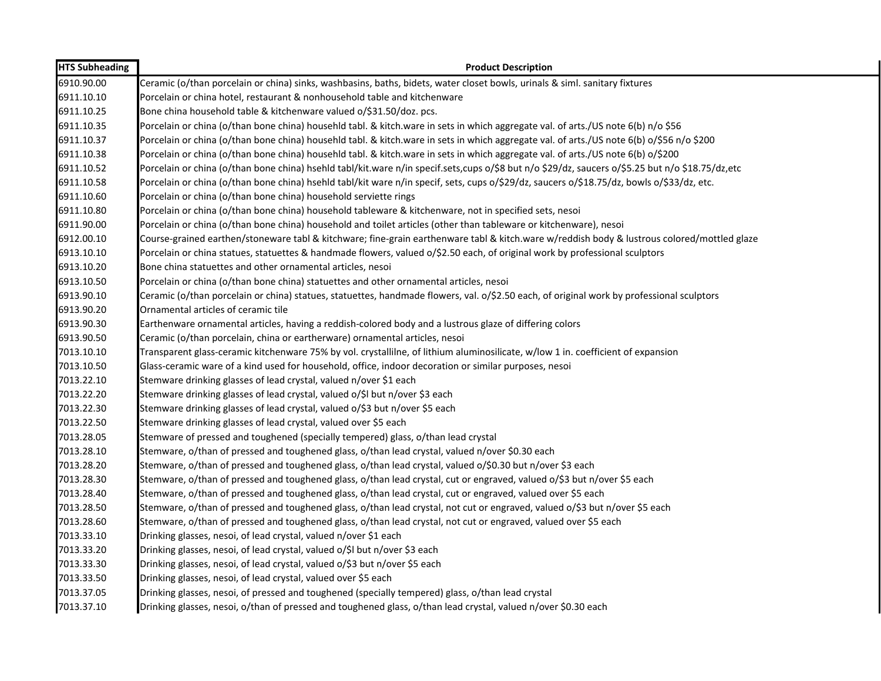| HTS Subheading | Product Description |
| --- | --- |
| 6910.90.00 | Ceramic (o/than porcelain or china) sinks, washbasins, baths, bidets, water closet bowls, urinals & siml. sanitary fixtures |
| 6911.10.10 | Porcelain or china hotel, restaurant & nonhousehold table and kitchenware |
| 6911.10.25 | Bone china household table & kitchenware valued o/$31.50/doz. pcs. |
| 6911.10.35 | Porcelain or china (o/than bone china) househld tabl. & kitch.ware in sets in which aggregate val. of arts./US note 6(b) n/o $56 |
| 6911.10.37 | Porcelain or china (o/than bone china) househld tabl. & kitch.ware in sets in which aggregate val. of arts./US note 6(b) o/$56 n/o $200 |
| 6911.10.38 | Porcelain or china (o/than bone china) househld tabl. & kitch.ware in sets in which aggregate val. of arts./US note 6(b) o/$200 |
| 6911.10.52 | Porcelain or china (o/than bone china) hsehld tabl/kit.ware n/in specif.sets,cups o/$8 but n/o $29/dz, saucers o/$5.25 but n/o $18.75/dz,etc |
| 6911.10.58 | Porcelain or china (o/than bone china) hsehld tabl/kit ware n/in specif, sets, cups o/$29/dz, saucers o/$18.75/dz, bowls o/$33/dz, etc. |
| 6911.10.60 | Porcelain or china (o/than bone china) household serviette rings |
| 6911.10.80 | Porcelain or china (o/than bone china) household tableware & kitchenware, not in specified sets, nesoi |
| 6911.90.00 | Porcelain or china (o/than bone china) household and toilet articles (other than tableware or kitchenware), nesoi |
| 6912.00.10 | Course-grained earthen/stoneware tabl & kitchware; fine-grain earthenware tabl & kitch.ware w/reddish body & lustrous colored/mottled glaze |
| 6913.10.10 | Porcelain or china statues, statuettes & handmade flowers, valued o/$2.50 each, of original work by professional sculptors |
| 6913.10.20 | Bone china statuettes and other ornamental articles, nesoi |
| 6913.10.50 | Porcelain or china (o/than bone china) statuettes and other ornamental articles, nesoi |
| 6913.90.10 | Ceramic (o/than porcelain or china) statues, statuettes, handmade flowers, val. o/$2.50 each, of original work by professional sculptors |
| 6913.90.20 | Ornamental articles of ceramic tile |
| 6913.90.30 | Earthenware ornamental articles, having a reddish-colored body and a lustrous glaze of differing colors |
| 6913.90.50 | Ceramic (o/than porcelain, china or eartherware) ornamental articles, nesoi |
| 7013.10.10 | Transparent glass-ceramic kitchenware 75% by vol. crystallilne, of lithium aluminosilicate, w/low 1 in. coefficient of expansion |
| 7013.10.50 | Glass-ceramic ware of a kind used for household, office, indoor decoration or similar purposes, nesoi |
| 7013.22.10 | Stemware drinking glasses of lead crystal, valued n/over $1 each |
| 7013.22.20 | Stemware drinking glasses of lead crystal, valued o/$l but n/over $3 each |
| 7013.22.30 | Stemware drinking glasses of lead crystal, valued o/$3 but n/over $5 each |
| 7013.22.50 | Stemware drinking glasses of lead crystal, valued over $5 each |
| 7013.28.05 | Stemware of pressed and toughened (specially tempered) glass, o/than lead crystal |
| 7013.28.10 | Stemware, o/than of pressed and toughened glass, o/than lead crystal, valued n/over $0.30 each |
| 7013.28.20 | Stemware, o/than of pressed and toughened glass, o/than lead crystal, valued o/$0.30 but n/over $3 each |
| 7013.28.30 | Stemware, o/than of pressed and toughened glass, o/than lead crystal, cut or engraved, valued o/$3 but n/over $5 each |
| 7013.28.40 | Stemware, o/than of pressed and toughened glass, o/than lead crystal, cut or engraved, valued over $5 each |
| 7013.28.50 | Stemware, o/than of pressed and toughened glass, o/than lead crystal, not cut or engraved, valued o/$3 but n/over $5 each |
| 7013.28.60 | Stemware, o/than of pressed and toughened glass, o/than lead crystal, not cut or engraved, valued over $5 each |
| 7013.33.10 | Drinking glasses, nesoi, of lead crystal, valued n/over $1 each |
| 7013.33.20 | Drinking glasses, nesoi, of lead crystal, valued o/$l but n/over $3 each |
| 7013.33.30 | Drinking glasses, nesoi, of lead crystal, valued o/$3 but n/over $5 each |
| 7013.33.50 | Drinking glasses, nesoi, of lead crystal, valued over $5 each |
| 7013.37.05 | Drinking glasses, nesoi, of pressed and toughened (specially tempered) glass, o/than lead crystal |
| 7013.37.10 | Drinking glasses, nesoi, o/than of pressed and toughened glass, o/than lead crystal, valued n/over $0.30 each |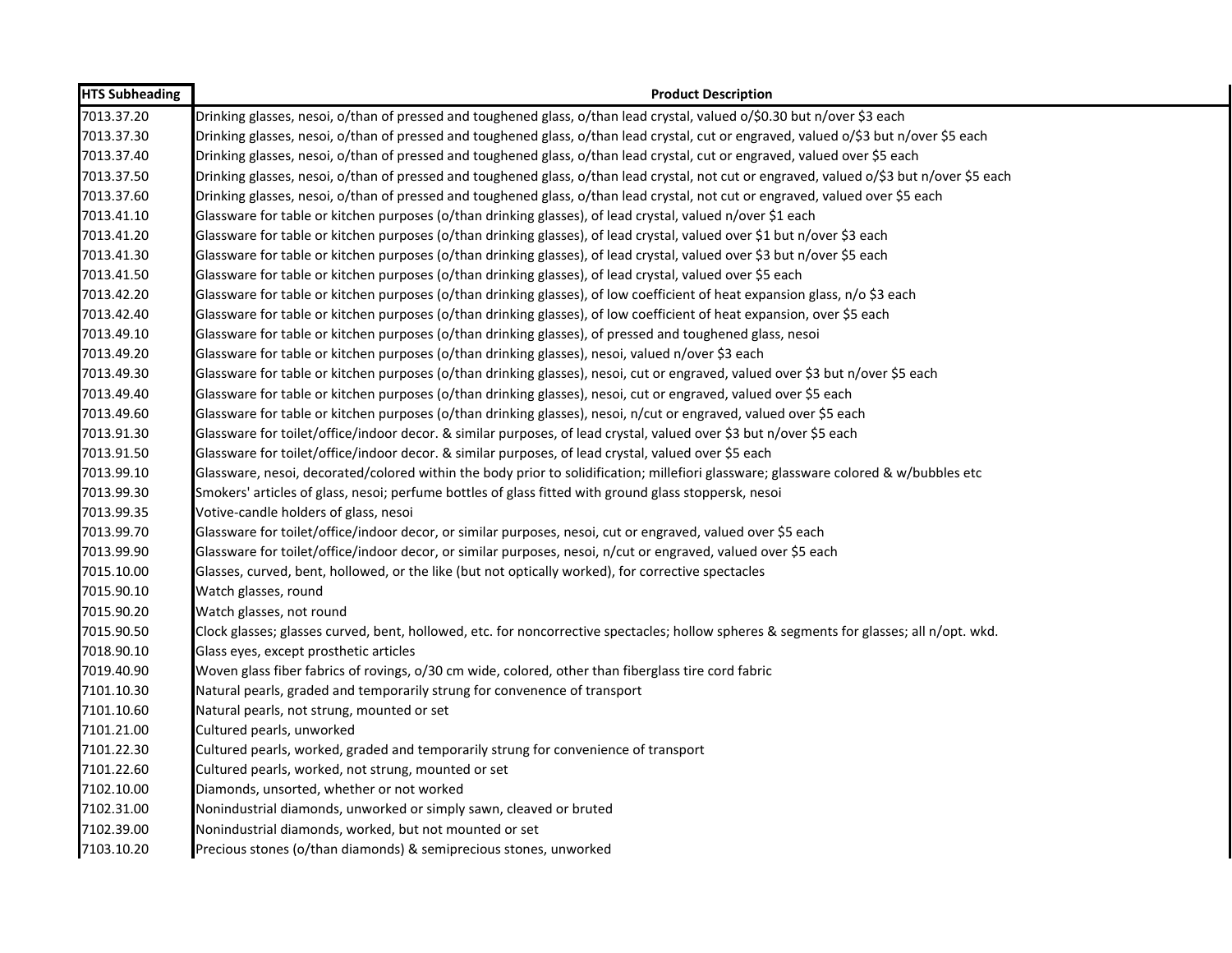| HTS Subheading | Product Description |
|---|---|
| 7013.37.20 | Drinking glasses, nesoi, o/than of pressed and toughened glass, o/than lead crystal, valued o/$0.30 but n/over $3 each |
| 7013.37.30 | Drinking glasses, nesoi, o/than of pressed and toughened glass, o/than lead crystal, cut or engraved, valued o/$3 but n/over $5 each |
| 7013.37.40 | Drinking glasses, nesoi, o/than of pressed and toughened glass, o/than lead crystal, cut or engraved, valued over $5 each |
| 7013.37.50 | Drinking glasses, nesoi, o/than of pressed and toughened glass, o/than lead crystal, not cut or engraved, valued o/$3 but n/over $5 each |
| 7013.37.60 | Drinking glasses, nesoi, o/than of pressed and toughened glass, o/than lead crystal, not cut or engraved, valued over $5 each |
| 7013.41.10 | Glassware for table or kitchen purposes (o/than drinking glasses), of lead crystal, valued n/over $1 each |
| 7013.41.20 | Glassware for table or kitchen purposes (o/than drinking glasses), of lead crystal, valued over $1 but n/over $3 each |
| 7013.41.30 | Glassware for table or kitchen purposes (o/than drinking glasses), of lead crystal, valued over $3 but n/over $5 each |
| 7013.41.50 | Glassware for table or kitchen purposes (o/than drinking glasses), of lead crystal, valued over $5 each |
| 7013.42.20 | Glassware for table or kitchen purposes (o/than drinking glasses), of low coefficient of heat expansion glass, n/o $3 each |
| 7013.42.40 | Glassware for table or kitchen purposes (o/than drinking glasses), of low coefficient of heat expansion, over $5 each |
| 7013.49.10 | Glassware for table or kitchen purposes (o/than drinking glasses), of pressed and toughened glass, nesoi |
| 7013.49.20 | Glassware for table or kitchen purposes (o/than drinking glasses), nesoi, valued n/over $3 each |
| 7013.49.30 | Glassware for table or kitchen purposes (o/than drinking glasses), nesoi, cut or engraved, valued over $3 but n/over $5 each |
| 7013.49.40 | Glassware for table or kitchen purposes (o/than drinking glasses), nesoi, cut or engraved, valued over $5 each |
| 7013.49.60 | Glassware for table or kitchen purposes (o/than drinking glasses), nesoi, n/cut or engraved, valued over $5 each |
| 7013.91.30 | Glassware for toilet/office/indoor decor. & similar purposes, of lead crystal, valued over $3 but n/over $5 each |
| 7013.91.50 | Glassware for toilet/office/indoor decor. & similar purposes, of lead crystal, valued over $5 each |
| 7013.99.10 | Glassware, nesoi, decorated/colored within the body prior to solidification; millefiori glassware; glassware colored & w/bubbles etc |
| 7013.99.30 | Smokers' articles of glass, nesoi; perfume bottles of glass fitted with ground glass stoppersk, nesoi |
| 7013.99.35 | Votive-candle holders of glass, nesoi |
| 7013.99.70 | Glassware for toilet/office/indoor decor, or similar purposes, nesoi, cut or engraved, valued over $5 each |
| 7013.99.90 | Glassware for toilet/office/indoor decor, or similar purposes, nesoi, n/cut or engraved, valued over $5 each |
| 7015.10.00 | Glasses, curved, bent, hollowed, or the like (but not optically worked), for corrective spectacles |
| 7015.90.10 | Watch glasses, round |
| 7015.90.20 | Watch glasses, not round |
| 7015.90.50 | Clock glasses; glasses curved, bent, hollowed, etc. for noncorrective spectacles; hollow spheres & segments for glasses; all n/opt. wkd. |
| 7018.90.10 | Glass eyes, except prosthetic articles |
| 7019.40.90 | Woven glass fiber fabrics of rovings, o/30 cm wide, colored, other than fiberglass tire cord fabric |
| 7101.10.30 | Natural pearls, graded and temporarily strung for convenence of transport |
| 7101.10.60 | Natural pearls, not strung, mounted or set |
| 7101.21.00 | Cultured pearls, unworked |
| 7101.22.30 | Cultured pearls, worked, graded and temporarily strung for convenience of transport |
| 7101.22.60 | Cultured pearls, worked, not strung, mounted or set |
| 7102.10.00 | Diamonds, unsorted, whether or not worked |
| 7102.31.00 | Nonindustrial diamonds, unworked or simply sawn, cleaved or bruted |
| 7102.39.00 | Nonindustrial diamonds, worked, but not mounted or set |
| 7103.10.20 | Precious stones (o/than diamonds) & semiprecious stones, unworked |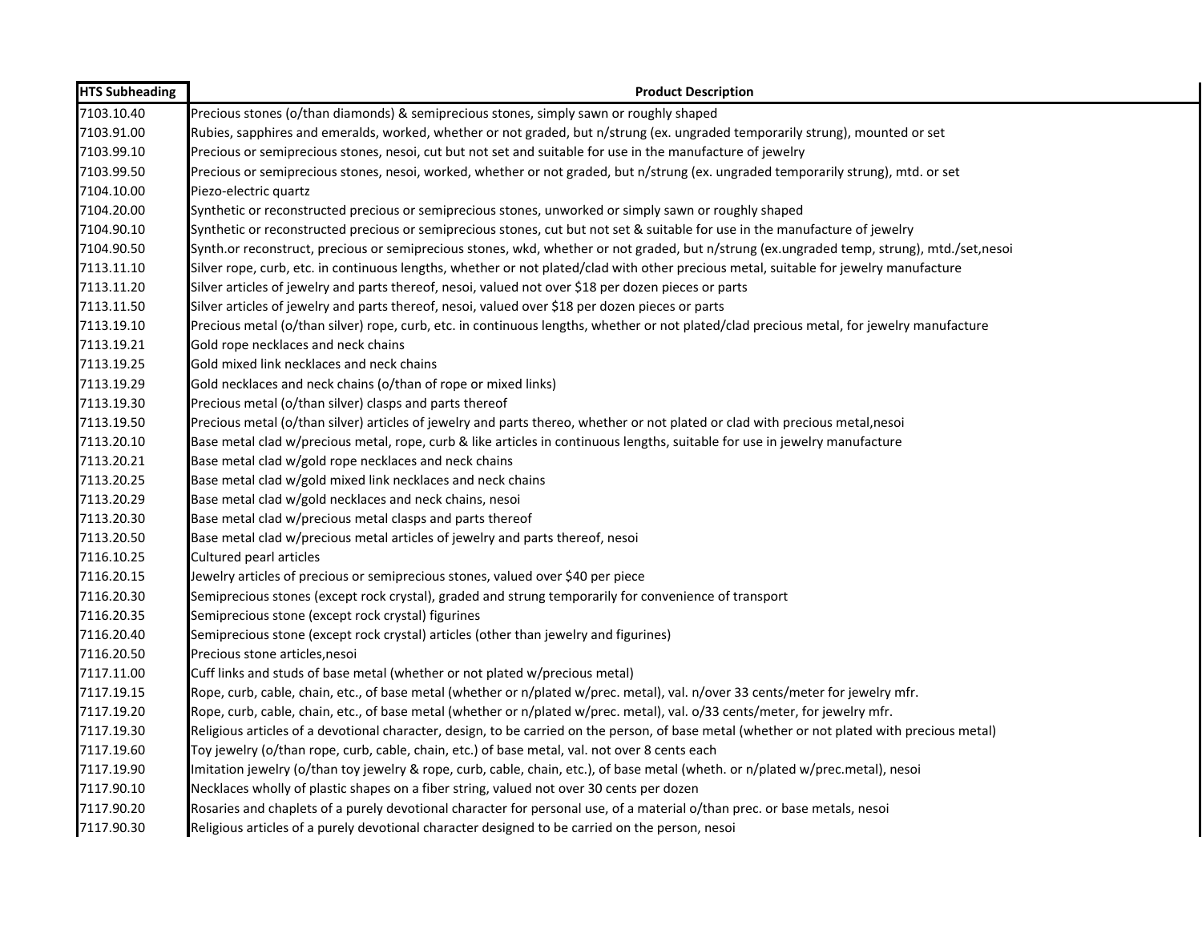| HTS Subheading | Product Description |
|---|---|
| 7103.10.40 | Precious stones (o/than diamonds) & semiprecious stones, simply sawn or roughly shaped |
| 7103.91.00 | Rubies, sapphires and emeralds, worked, whether or not graded, but n/strung (ex. ungraded temporarily strung), mounted or set |
| 7103.99.10 | Precious or semiprecious stones, nesoi, cut but not set and suitable for use in the manufacture of jewelry |
| 7103.99.50 | Precious or semiprecious stones, nesoi, worked, whether or not graded, but n/strung (ex. ungraded temporarily strung), mtd. or set |
| 7104.10.00 | Piezo-electric quartz |
| 7104.20.00 | Synthetic or reconstructed precious or semiprecious stones, unworked or simply sawn or roughly shaped |
| 7104.90.10 | Synthetic or reconstructed precious or semiprecious stones, cut but not set & suitable for use in the manufacture of jewelry |
| 7104.90.50 | Synth.or reconstruct, precious or semiprecious stones, wkd, whether or not graded, but n/strung (ex.ungraded temp, strung), mtd./set,nesoi |
| 7113.11.10 | Silver rope, curb, etc. in continuous lengths, whether or not plated/clad with other precious metal, suitable for jewelry manufacture |
| 7113.11.20 | Silver articles of jewelry and parts thereof, nesoi, valued not over $18 per dozen pieces or parts |
| 7113.11.50 | Silver articles of jewelry and parts thereof, nesoi, valued over $18 per dozen pieces or parts |
| 7113.19.10 | Precious metal (o/than silver) rope, curb, etc. in continuous lengths, whether or not plated/clad precious metal, for jewelry manufacture |
| 7113.19.21 | Gold rope necklaces and neck chains |
| 7113.19.25 | Gold mixed link necklaces and neck chains |
| 7113.19.29 | Gold necklaces and neck chains (o/than of rope or mixed links) |
| 7113.19.30 | Precious metal (o/than silver) clasps and parts thereof |
| 7113.19.50 | Precious metal (o/than silver) articles of jewelry and parts thereo, whether or not plated or clad with precious metal,nesoi |
| 7113.20.10 | Base metal clad w/precious metal, rope, curb & like articles in continuous lengths, suitable for use in jewelry manufacture |
| 7113.20.21 | Base metal clad w/gold rope necklaces and neck chains |
| 7113.20.25 | Base metal clad w/gold mixed link necklaces and neck chains |
| 7113.20.29 | Base metal clad w/gold necklaces and neck chains, nesoi |
| 7113.20.30 | Base metal clad w/precious metal clasps and parts thereof |
| 7113.20.50 | Base metal clad w/precious metal articles of jewelry and parts thereof, nesoi |
| 7116.10.25 | Cultured pearl articles |
| 7116.20.15 | Jewelry articles of precious or semiprecious stones, valued over $40 per piece |
| 7116.20.30 | Semiprecious stones (except rock crystal), graded and strung temporarily for convenience of transport |
| 7116.20.35 | Semiprecious stone (except rock crystal) figurines |
| 7116.20.40 | Semiprecious stone (except rock crystal) articles (other than jewelry and figurines) |
| 7116.20.50 | Precious stone articles,nesoi |
| 7117.11.00 | Cuff links and studs of base metal (whether or not plated w/precious metal) |
| 7117.19.15 | Rope, curb, cable, chain, etc., of base metal (whether or n/plated w/prec. metal), val. n/over 33 cents/meter for jewelry mfr. |
| 7117.19.20 | Rope, curb, cable, chain, etc., of base metal (whether or n/plated w/prec. metal), val. o/33 cents/meter, for jewelry mfr. |
| 7117.19.30 | Religious articles of a devotional character, design, to be carried on the person, of base metal (whether or not plated with precious metal) |
| 7117.19.60 | Toy jewelry (o/than rope, curb, cable, chain, etc.) of base metal, val. not over 8 cents each |
| 7117.19.90 | Imitation jewelry (o/than toy jewelry & rope, curb, cable, chain, etc.), of base metal (wheth. or n/plated w/prec.metal), nesoi |
| 7117.90.10 | Necklaces wholly of plastic shapes on a fiber string, valued not over 30 cents per dozen |
| 7117.90.20 | Rosaries and chaplets of a purely devotional character for personal use, of a material o/than prec. or base metals, nesoi |
| 7117.90.30 | Religious articles of a purely devotional character designed to be carried on the person, nesoi |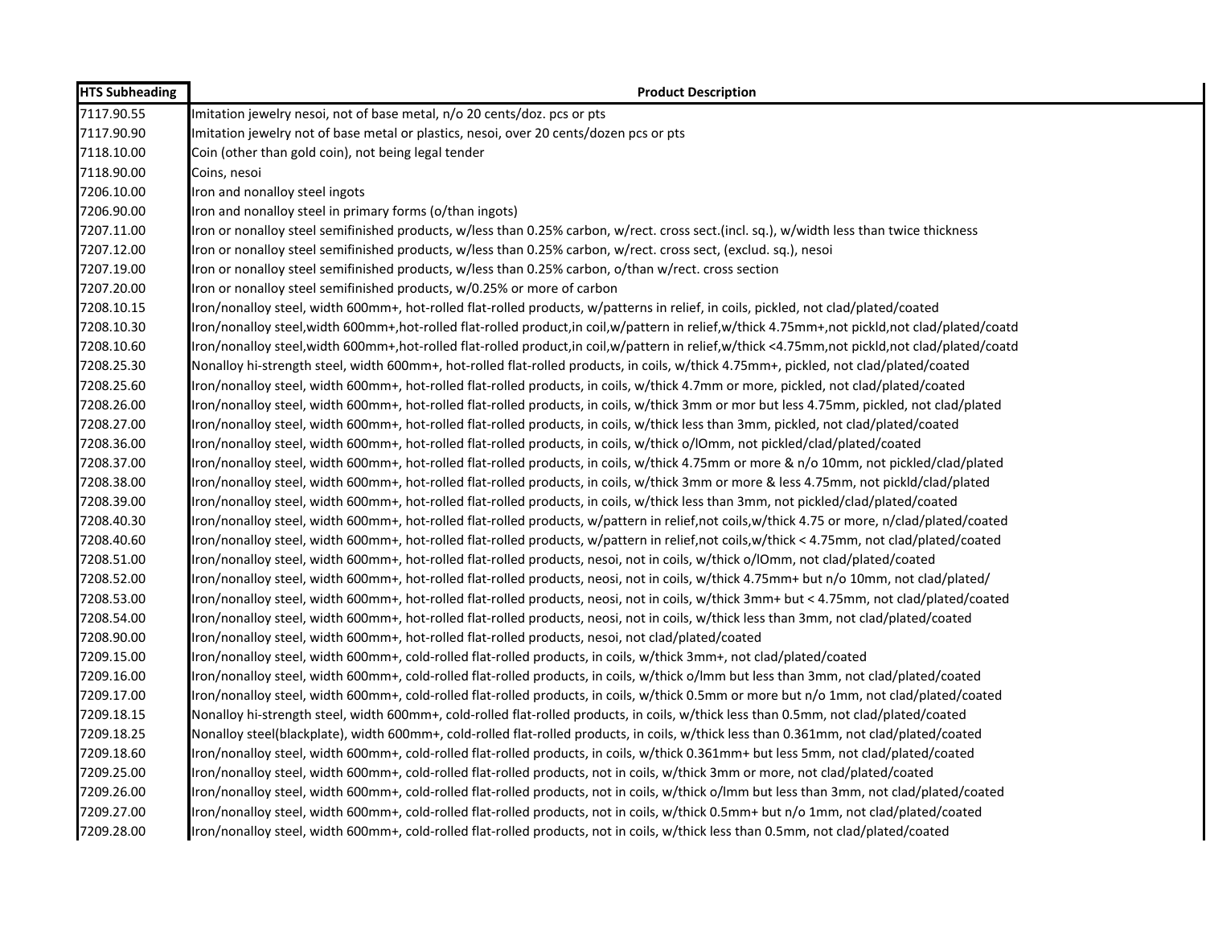| HTS Subheading | Product Description |
| --- | --- |
| 7117.90.55 | Imitation jewelry nesoi, not of base metal, n/o 20 cents/doz. pcs or pts |
| 7117.90.90 | Imitation jewelry not of base metal or plastics, nesoi, over 20 cents/dozen pcs or pts |
| 7118.10.00 | Coin (other than gold coin), not being legal tender |
| 7118.90.00 | Coins, nesoi |
| 7206.10.00 | Iron and nonalloy steel ingots |
| 7206.90.00 | Iron and nonalloy steel in primary forms (o/than ingots) |
| 7207.11.00 | Iron or nonalloy steel semifinished products, w/less than 0.25% carbon, w/rect. cross sect.(incl. sq.), w/width less than twice thickness |
| 7207.12.00 | Iron or nonalloy steel semifinished products, w/less than 0.25% carbon, w/rect. cross sect, (exclud. sq.), nesoi |
| 7207.19.00 | Iron or nonalloy steel semifinished products, w/less than 0.25% carbon, o/than w/rect. cross section |
| 7207.20.00 | Iron or nonalloy steel semifinished products, w/0.25% or more of carbon |
| 7208.10.15 | Iron/nonalloy steel, width 600mm+, hot-rolled flat-rolled products, w/patterns in relief, in coils, pickled, not clad/plated/coated |
| 7208.10.30 | Iron/nonalloy steel,width 600mm+,hot-rolled flat-rolled product,in coil,w/pattern in relief,w/thick 4.75mm+,not pickld,not clad/plated/coatd |
| 7208.10.60 | Iron/nonalloy steel,width 600mm+,hot-rolled flat-rolled product,in coil,w/pattern in relief,w/thick <4.75mm,not pickld,not clad/plated/coatd |
| 7208.25.30 | Nonalloy hi-strength steel, width 600mm+, hot-rolled flat-rolled products, in coils, w/thick 4.75mm+, pickled, not clad/plated/coated |
| 7208.25.60 | Iron/nonalloy steel, width 600mm+, hot-rolled flat-rolled products, in coils, w/thick 4.7mm or more, pickled, not clad/plated/coated |
| 7208.26.00 | Iron/nonalloy steel, width 600mm+, hot-rolled flat-rolled products, in coils, w/thick 3mm or mor but less 4.75mm, pickled, not clad/plated |
| 7208.27.00 | Iron/nonalloy steel, width 600mm+, hot-rolled flat-rolled products, in coils, w/thick less than 3mm, pickled, not clad/plated/coated |
| 7208.36.00 | Iron/nonalloy steel, width 600mm+, hot-rolled flat-rolled products, in coils, w/thick o/lOmm, not pickled/clad/plated/coated |
| 7208.37.00 | Iron/nonalloy steel, width 600mm+, hot-rolled flat-rolled products, in coils, w/thick 4.75mm or more & n/o 10mm, not pickled/clad/plated |
| 7208.38.00 | Iron/nonalloy steel, width 600mm+, hot-rolled flat-rolled products, in coils, w/thick 3mm or more & less 4.75mm, not pickld/clad/plated |
| 7208.39.00 | Iron/nonalloy steel, width 600mm+, hot-rolled flat-rolled products, in coils, w/thick less than 3mm, not pickled/clad/plated/coated |
| 7208.40.30 | Iron/nonalloy steel, width 600mm+, hot-rolled flat-rolled products, w/pattern in relief,not coils,w/thick 4.75 or more, n/clad/plated/coated |
| 7208.40.60 | Iron/nonalloy steel, width 600mm+, hot-rolled flat-rolled products, w/pattern in relief,not coils,w/thick < 4.75mm, not clad/plated/coated |
| 7208.51.00 | Iron/nonalloy steel, width 600mm+, hot-rolled flat-rolled products, nesoi, not in coils, w/thick o/lOmm, not clad/plated/coated |
| 7208.52.00 | Iron/nonalloy steel, width 600mm+, hot-rolled flat-rolled products, neosi, not in coils, w/thick 4.75mm+ but n/o 10mm, not clad/plated/ |
| 7208.53.00 | Iron/nonalloy steel, width 600mm+, hot-rolled flat-rolled products, neosi, not in coils, w/thick 3mm+ but < 4.75mm, not clad/plated/coated |
| 7208.54.00 | Iron/nonalloy steel, width 600mm+, hot-rolled flat-rolled products, neosi, not in coils, w/thick less than 3mm, not clad/plated/coated |
| 7208.90.00 | Iron/nonalloy steel, width 600mm+, hot-rolled flat-rolled products, nesoi, not clad/plated/coated |
| 7209.15.00 | Iron/nonalloy steel, width 600mm+, cold-rolled flat-rolled products, in coils, w/thick 3mm+, not clad/plated/coated |
| 7209.16.00 | Iron/nonalloy steel, width 600mm+, cold-rolled flat-rolled products, in coils, w/thick o/lmm but less than 3mm, not clad/plated/coated |
| 7209.17.00 | Iron/nonalloy steel, width 600mm+, cold-rolled flat-rolled products, in coils, w/thick 0.5mm or more but n/o 1mm, not clad/plated/coated |
| 7209.18.15 | Nonalloy hi-strength steel, width 600mm+, cold-rolled flat-rolled products, in coils, w/thick less than 0.5mm, not clad/plated/coated |
| 7209.18.25 | Nonalloy steel(blackplate), width 600mm+, cold-rolled flat-rolled products, in coils, w/thick less than 0.361mm, not clad/plated/coated |
| 7209.18.60 | Iron/nonalloy steel, width 600mm+, cold-rolled flat-rolled products, in coils, w/thick 0.361mm+ but less 5mm, not clad/plated/coated |
| 7209.25.00 | Iron/nonalloy steel, width 600mm+, cold-rolled flat-rolled products, not in coils, w/thick 3mm or more, not clad/plated/coated |
| 7209.26.00 | Iron/nonalloy steel, width 600mm+, cold-rolled flat-rolled products, not in coils, w/thick o/lmm but less than 3mm, not clad/plated/coated |
| 7209.27.00 | Iron/nonalloy steel, width 600mm+, cold-rolled flat-rolled products, not in coils, w/thick 0.5mm+ but n/o 1mm, not clad/plated/coated |
| 7209.28.00 | Iron/nonalloy steel, width 600mm+, cold-rolled flat-rolled products, not in coils, w/thick less than 0.5mm, not clad/plated/coated |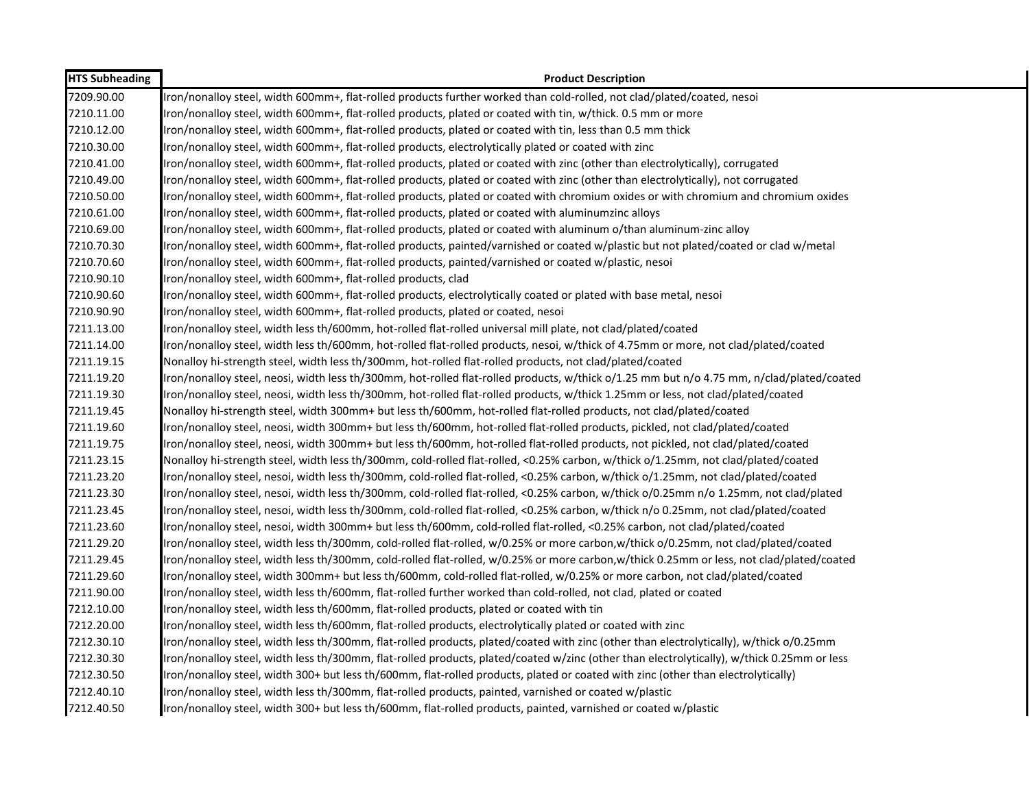| HTS Subheading | Product Description |
| --- | --- |
| 7209.90.00 | Iron/nonalloy steel, width 600mm+, flat-rolled products further worked than cold-rolled, not clad/plated/coated, nesoi |
| 7210.11.00 | Iron/nonalloy steel, width 600mm+, flat-rolled products, plated or coated with tin, w/thick. 0.5 mm or more |
| 7210.12.00 | Iron/nonalloy steel, width 600mm+, flat-rolled products, plated or coated with tin, less than 0.5 mm thick |
| 7210.30.00 | Iron/nonalloy steel, width 600mm+, flat-rolled products, electrolytically plated or coated with zinc |
| 7210.41.00 | Iron/nonalloy steel, width 600mm+, flat-rolled products, plated or coated with zinc (other than electrolytically), corrugated |
| 7210.49.00 | Iron/nonalloy steel, width 600mm+, flat-rolled products, plated or coated with zinc (other than electrolytically), not corrugated |
| 7210.50.00 | Iron/nonalloy steel, width 600mm+, flat-rolled products, plated or coated with chromium oxides or with chromium and chromium oxides |
| 7210.61.00 | Iron/nonalloy steel, width 600mm+, flat-rolled products, plated or coated with aluminumzinc alloys |
| 7210.69.00 | Iron/nonalloy steel, width 600mm+, flat-rolled products, plated or coated with aluminum o/than aluminum-zinc alloy |
| 7210.70.30 | Iron/nonalloy steel, width 600mm+, flat-rolled products, painted/varnished or coated w/plastic but not plated/coated or clad w/metal |
| 7210.70.60 | Iron/nonalloy steel, width 600mm+, flat-rolled products, painted/varnished or coated w/plastic, nesoi |
| 7210.90.10 | Iron/nonalloy steel, width 600mm+, flat-rolled products, clad |
| 7210.90.60 | Iron/nonalloy steel, width 600mm+, flat-rolled products, electrolytically coated or plated with base metal, nesoi |
| 7210.90.90 | Iron/nonalloy steel, width 600mm+, flat-rolled products, plated or coated, nesoi |
| 7211.13.00 | Iron/nonalloy steel, width less th/600mm, hot-rolled flat-rolled universal mill plate, not clad/plated/coated |
| 7211.14.00 | Iron/nonalloy steel, width less th/600mm, hot-rolled flat-rolled products, nesoi, w/thick of 4.75mm or more, not clad/plated/coated |
| 7211.19.15 | Nonalloy hi-strength steel, width less th/300mm, hot-rolled flat-rolled products, not clad/plated/coated |
| 7211.19.20 | Iron/nonalloy steel, neosi, width less th/300mm, hot-rolled flat-rolled products, w/thick o/1.25 mm but n/o 4.75 mm, n/clad/plated/coated |
| 7211.19.30 | Iron/nonalloy steel, neosi, width less th/300mm, hot-rolled flat-rolled products, w/thick 1.25mm or less, not clad/plated/coated |
| 7211.19.45 | Nonalloy hi-strength steel, width 300mm+ but less th/600mm, hot-rolled flat-rolled products, not clad/plated/coated |
| 7211.19.60 | Iron/nonalloy steel, neosi, width 300mm+ but less th/600mm, hot-rolled flat-rolled products, pickled, not clad/plated/coated |
| 7211.19.75 | Iron/nonalloy steel, neosi, width 300mm+ but less th/600mm, hot-rolled flat-rolled products, not pickled, not clad/plated/coated |
| 7211.23.15 | Nonalloy hi-strength steel, width less th/300mm, cold-rolled flat-rolled, <0.25% carbon, w/thick o/1.25mm, not clad/plated/coated |
| 7211.23.20 | Iron/nonalloy steel, nesoi, width less th/300mm, cold-rolled flat-rolled, <0.25% carbon, w/thick o/1.25mm, not clad/plated/coated |
| 7211.23.30 | Iron/nonalloy steel, nesoi, width less th/300mm, cold-rolled flat-rolled, <0.25% carbon, w/thick o/0.25mm n/o 1.25mm, not clad/plated |
| 7211.23.45 | Iron/nonalloy steel, nesoi, width less th/300mm, cold-rolled flat-rolled, <0.25% carbon, w/thick n/o 0.25mm, not clad/plated/coated |
| 7211.23.60 | Iron/nonalloy steel, nesoi, width 300mm+ but less th/600mm, cold-rolled flat-rolled, <0.25% carbon, not clad/plated/coated |
| 7211.29.20 | Iron/nonalloy steel, width less th/300mm, cold-rolled flat-rolled, w/0.25% or more carbon,w/thick o/0.25mm, not clad/plated/coated |
| 7211.29.45 | Iron/nonalloy steel, width less th/300mm, cold-rolled flat-rolled, w/0.25% or more carbon,w/thick 0.25mm or less, not clad/plated/coated |
| 7211.29.60 | Iron/nonalloy steel, width 300mm+ but less th/600mm, cold-rolled flat-rolled, w/0.25% or more carbon, not clad/plated/coated |
| 7211.90.00 | Iron/nonalloy steel, width less th/600mm, flat-rolled further worked than cold-rolled, not clad, plated or coated |
| 7212.10.00 | Iron/nonalloy steel, width less th/600mm, flat-rolled products, plated or coated with tin |
| 7212.20.00 | Iron/nonalloy steel, width less th/600mm, flat-rolled products, electrolytically plated or coated with zinc |
| 7212.30.10 | Iron/nonalloy steel, width less th/300mm, flat-rolled products, plated/coated with zinc (other than electrolytically), w/thick o/0.25mm |
| 7212.30.30 | Iron/nonalloy steel, width less th/300mm, flat-rolled products, plated/coated w/zinc (other than electrolytically), w/thick 0.25mm or less |
| 7212.30.50 | Iron/nonalloy steel, width 300+ but less th/600mm, flat-rolled products, plated or coated with zinc (other than electrolytically) |
| 7212.40.10 | Iron/nonalloy steel, width less th/300mm, flat-rolled products, painted, varnished or coated w/plastic |
| 7212.40.50 | Iron/nonalloy steel, width 300+ but less th/600mm, flat-rolled products, painted, varnished or coated w/plastic |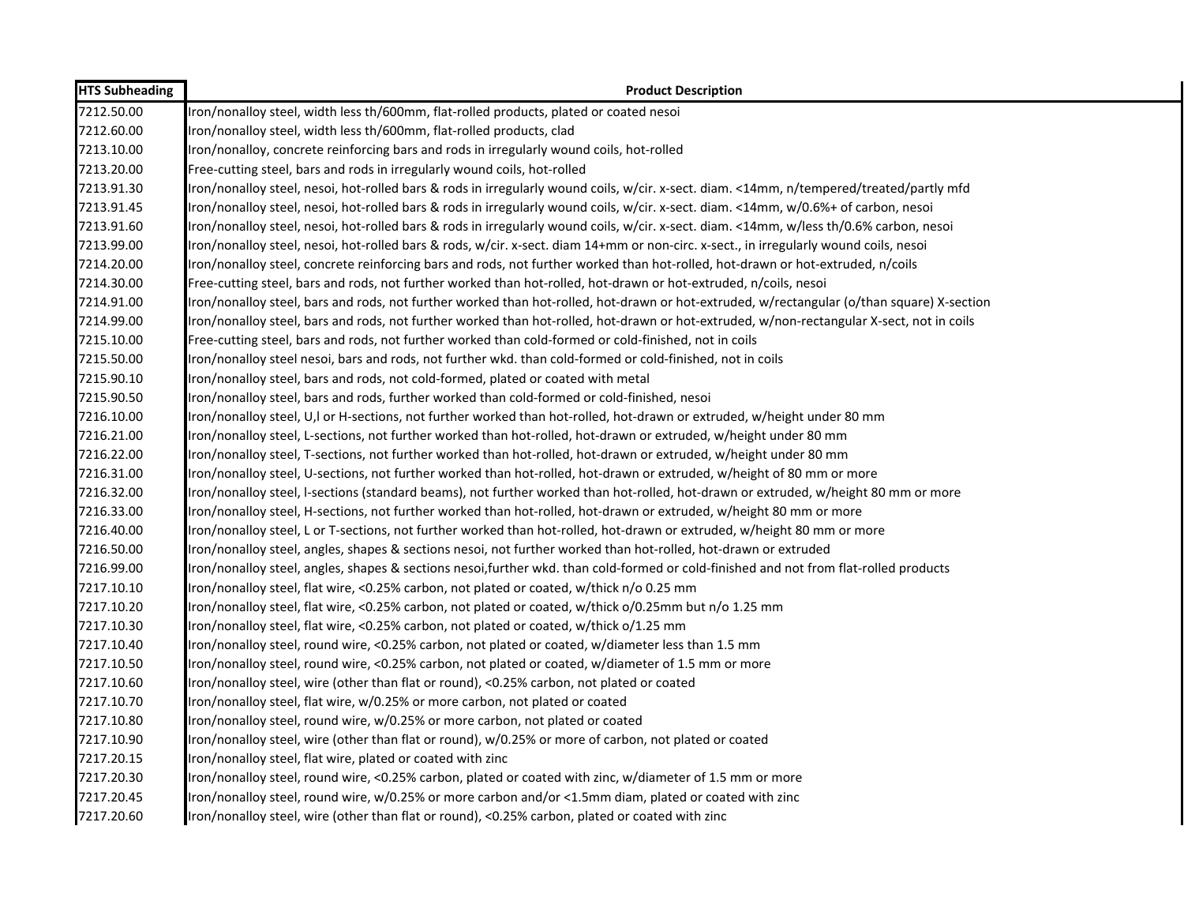| HTS Subheading | Product Description |
|---|---|
| 7212.50.00 | Iron/nonalloy steel, width less th/600mm, flat-rolled products, plated or coated nesoi |
| 7212.60.00 | Iron/nonalloy steel, width less th/600mm, flat-rolled products, clad |
| 7213.10.00 | Iron/nonalloy, concrete reinforcing bars and rods in irregularly wound coils, hot-rolled |
| 7213.20.00 | Free-cutting steel, bars and rods in irregularly wound coils, hot-rolled |
| 7213.91.30 | Iron/nonalloy steel, nesoi, hot-rolled bars & rods in irregularly wound coils, w/cir. x-sect. diam. <14mm, n/tempered/treated/partly mfd |
| 7213.91.45 | Iron/nonalloy steel, nesoi, hot-rolled bars & rods in irregularly wound coils, w/cir. x-sect. diam. <14mm, w/0.6%+ of carbon, nesoi |
| 7213.91.60 | Iron/nonalloy steel, nesoi, hot-rolled bars & rods in irregularly wound coils, w/cir. x-sect. diam. <14mm, w/less th/0.6% carbon, nesoi |
| 7213.99.00 | Iron/nonalloy steel, nesoi, hot-rolled bars & rods, w/cir. x-sect. diam 14+mm or non-circ. x-sect., in irregularly wound coils, nesoi |
| 7214.20.00 | Iron/nonalloy steel, concrete reinforcing bars and rods, not further worked than hot-rolled, hot-drawn or hot-extruded, n/coils |
| 7214.30.00 | Free-cutting steel, bars and rods, not further worked than hot-rolled, hot-drawn or hot-extruded, n/coils, nesoi |
| 7214.91.00 | Iron/nonalloy steel, bars and rods, not further worked than hot-rolled, hot-drawn or hot-extruded, w/rectangular (o/than square) X-section |
| 7214.99.00 | Iron/nonalloy steel, bars and rods, not further worked than hot-rolled, hot-drawn or hot-extruded, w/non-rectangular X-sect, not in coils |
| 7215.10.00 | Free-cutting steel, bars and rods, not further worked than cold-formed or cold-finished, not in coils |
| 7215.50.00 | Iron/nonalloy steel nesoi, bars and rods, not further wkd. than cold-formed or cold-finished, not in coils |
| 7215.90.10 | Iron/nonalloy steel, bars and rods, not cold-formed, plated or coated with metal |
| 7215.90.50 | Iron/nonalloy steel, bars and rods, further worked than cold-formed or cold-finished, nesoi |
| 7216.10.00 | Iron/nonalloy steel, U,I or H-sections, not further worked than hot-rolled, hot-drawn or extruded, w/height under 80 mm |
| 7216.21.00 | Iron/nonalloy steel, L-sections, not further worked than hot-rolled, hot-drawn or extruded, w/height under 80 mm |
| 7216.22.00 | Iron/nonalloy steel, T-sections, not further worked than hot-rolled, hot-drawn or extruded, w/height under 80 mm |
| 7216.31.00 | Iron/nonalloy steel, U-sections, not further worked than hot-rolled, hot-drawn or extruded, w/height of 80 mm or more |
| 7216.32.00 | Iron/nonalloy steel, I-sections (standard beams), not further worked than hot-rolled, hot-drawn or extruded, w/height 80 mm or more |
| 7216.33.00 | Iron/nonalloy steel, H-sections, not further worked than hot-rolled, hot-drawn or extruded, w/height 80 mm or more |
| 7216.40.00 | Iron/nonalloy steel, L or T-sections, not further worked than hot-rolled, hot-drawn or extruded, w/height 80 mm or more |
| 7216.50.00 | Iron/nonalloy steel, angles, shapes & sections nesoi, not further worked than hot-rolled, hot-drawn or extruded |
| 7216.99.00 | Iron/nonalloy steel, angles, shapes & sections nesoi,further wkd. than cold-formed or cold-finished and not from flat-rolled products |
| 7217.10.10 | Iron/nonalloy steel, flat wire, <0.25% carbon, not plated or coated, w/thick n/o 0.25 mm |
| 7217.10.20 | Iron/nonalloy steel, flat wire, <0.25% carbon, not plated or coated, w/thick o/0.25mm but n/o 1.25 mm |
| 7217.10.30 | Iron/nonalloy steel, flat wire, <0.25% carbon, not plated or coated, w/thick o/1.25 mm |
| 7217.10.40 | Iron/nonalloy steel, round wire, <0.25% carbon, not plated or coated, w/diameter less than 1.5 mm |
| 7217.10.50 | Iron/nonalloy steel, round wire, <0.25% carbon, not plated or coated, w/diameter of 1.5 mm or more |
| 7217.10.60 | Iron/nonalloy steel, wire (other than flat or round), <0.25% carbon, not plated or coated |
| 7217.10.70 | Iron/nonalloy steel, flat wire, w/0.25% or more carbon, not plated or coated |
| 7217.10.80 | Iron/nonalloy steel, round wire, w/0.25% or more carbon, not plated or coated |
| 7217.10.90 | Iron/nonalloy steel, wire (other than flat or round), w/0.25% or more of carbon, not plated or coated |
| 7217.20.15 | Iron/nonalloy steel, flat wire, plated or coated with zinc |
| 7217.20.30 | Iron/nonalloy steel, round wire, <0.25% carbon, plated or coated with zinc, w/diameter of 1.5 mm or more |
| 7217.20.45 | Iron/nonalloy steel, round wire, w/0.25% or more carbon and/or <1.5mm diam, plated or coated with zinc |
| 7217.20.60 | Iron/nonalloy steel, wire (other than flat or round), <0.25% carbon, plated or coated with zinc |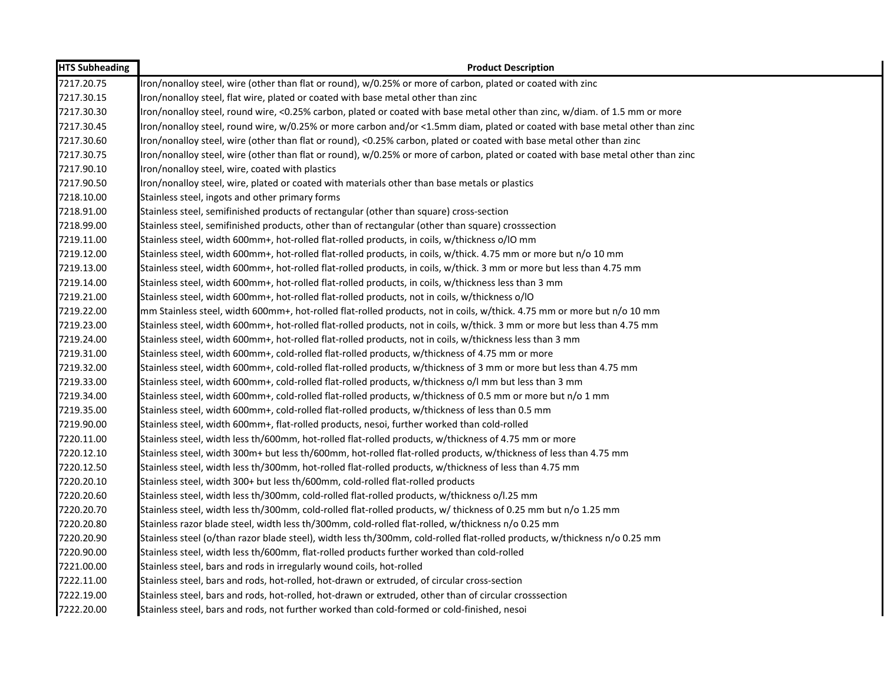| HTS Subheading | Product Description |
|---|---|
| 7217.20.75 | Iron/nonalloy steel, wire (other than flat or round), w/0.25% or more of carbon, plated or coated with zinc |
| 7217.30.15 | Iron/nonalloy steel, flat wire, plated or coated with base metal other than zinc |
| 7217.30.30 | Iron/nonalloy steel, round wire, <0.25% carbon, plated or coated with base metal other than zinc, w/diam. of 1.5 mm or more |
| 7217.30.45 | Iron/nonalloy steel, round wire, w/0.25% or more carbon and/or <1.5mm diam, plated or coated with base metal other than zinc |
| 7217.30.60 | Iron/nonalloy steel, wire (other than flat or round), <0.25% carbon, plated or coated with base metal other than zinc |
| 7217.30.75 | Iron/nonalloy steel, wire (other than flat or round), w/0.25% or more of carbon, plated or coated with base metal other than zinc |
| 7217.90.10 | Iron/nonalloy steel, wire, coated with plastics |
| 7217.90.50 | Iron/nonalloy steel, wire, plated or coated with materials other than base metals or plastics |
| 7218.10.00 | Stainless steel, ingots and other primary forms |
| 7218.91.00 | Stainless steel, semifinished products of rectangular (other than square) cross-section |
| 7218.99.00 | Stainless steel, semifinished products, other than of rectangular (other than square) crosssection |
| 7219.11.00 | Stainless steel, width 600mm+, hot-rolled flat-rolled products, in coils, w/thickness o/lO mm |
| 7219.12.00 | Stainless steel, width 600mm+, hot-rolled flat-rolled products, in coils, w/thick. 4.75 mm or more but n/o 10 mm |
| 7219.13.00 | Stainless steel, width 600mm+, hot-rolled flat-rolled products, in coils, w/thick. 3 mm or more but less than 4.75 mm |
| 7219.14.00 | Stainless steel, width 600mm+, hot-rolled flat-rolled products, in coils, w/thickness less than 3 mm |
| 7219.21.00 | Stainless steel, width 600mm+, hot-rolled flat-rolled products, not in coils, w/thickness o/lO |
| 7219.22.00 | mm Stainless steel, width 600mm+, hot-rolled flat-rolled products, not in coils, w/thick. 4.75 mm or more but n/o 10 mm |
| 7219.23.00 | Stainless steel, width 600mm+, hot-rolled flat-rolled products, not in coils, w/thick. 3 mm or more but less than 4.75 mm |
| 7219.24.00 | Stainless steel, width 600mm+, hot-rolled flat-rolled products, not in coils, w/thickness less than 3 mm |
| 7219.31.00 | Stainless steel, width 600mm+, cold-rolled flat-rolled products, w/thickness of 4.75 mm or more |
| 7219.32.00 | Stainless steel, width 600mm+, cold-rolled flat-rolled products, w/thickness of 3 mm or more but less than 4.75 mm |
| 7219.33.00 | Stainless steel, width 600mm+, cold-rolled flat-rolled products, w/thickness o/l mm but less than 3 mm |
| 7219.34.00 | Stainless steel, width 600mm+, cold-rolled flat-rolled products, w/thickness of 0.5 mm or more but n/o 1 mm |
| 7219.35.00 | Stainless steel, width 600mm+, cold-rolled flat-rolled products, w/thickness of less than 0.5 mm |
| 7219.90.00 | Stainless steel, width 600mm+, flat-rolled products, nesoi, further worked than cold-rolled |
| 7220.11.00 | Stainless steel, width less th/600mm, hot-rolled flat-rolled products, w/thickness of 4.75 mm or more |
| 7220.12.10 | Stainless steel, width 300m+ but less th/600mm, hot-rolled flat-rolled products, w/thickness of less than 4.75 mm |
| 7220.12.50 | Stainless steel, width less th/300mm, hot-rolled flat-rolled products, w/thickness of less than 4.75 mm |
| 7220.20.10 | Stainless steel, width 300+ but less th/600mm, cold-rolled flat-rolled products |
| 7220.20.60 | Stainless steel, width less th/300mm, cold-rolled flat-rolled products, w/thickness o/l.25 mm |
| 7220.20.70 | Stainless steel, width less th/300mm, cold-rolled flat-rolled products, w/ thickness of 0.25 mm but n/o 1.25 mm |
| 7220.20.80 | Stainless razor blade steel, width less th/300mm, cold-rolled flat-rolled, w/thickness n/o 0.25 mm |
| 7220.20.90 | Stainless steel (o/than razor blade steel), width less th/300mm, cold-rolled flat-rolled products, w/thickness n/o 0.25 mm |
| 7220.90.00 | Stainless steel, width less th/600mm, flat-rolled products further worked than cold-rolled |
| 7221.00.00 | Stainless steel, bars and rods in irregularly wound coils, hot-rolled |
| 7222.11.00 | Stainless steel, bars and rods, hot-rolled, hot-drawn or extruded, of circular cross-section |
| 7222.19.00 | Stainless steel, bars and rods, hot-rolled, hot-drawn or extruded, other than of circular crosssection |
| 7222.20.00 | Stainless steel, bars and rods, not further worked than cold-formed or cold-finished, nesoi |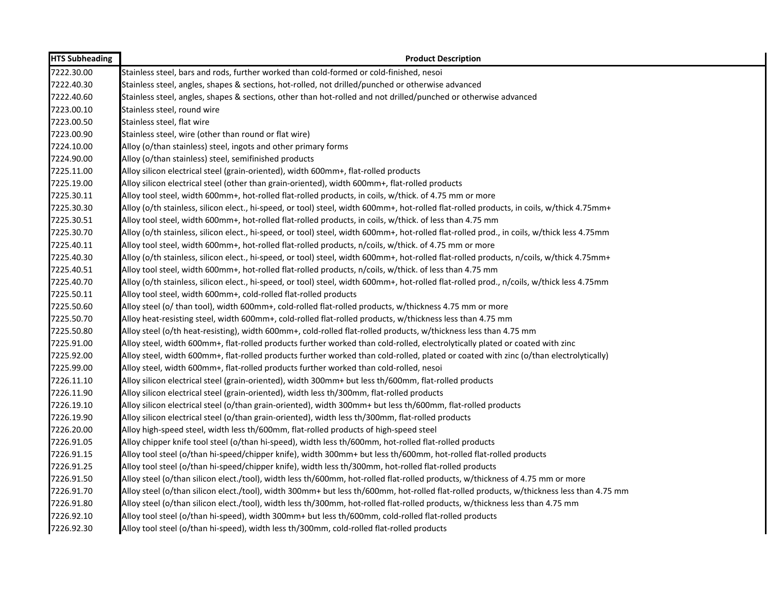| HTS Subheading | Product Description |
| --- | --- |
| 7222.30.00 | Stainless steel, bars and rods, further worked than cold-formed or cold-finished, nesoi |
| 7222.40.30 | Stainless steel, angles, shapes & sections, hot-rolled, not drilled/punched or otherwise advanced |
| 7222.40.60 | Stainless steel, angles, shapes & sections, other than hot-rolled and not drilled/punched or otherwise advanced |
| 7223.00.10 | Stainless steel, round wire |
| 7223.00.50 | Stainless steel, flat wire |
| 7223.00.90 | Stainless steel, wire (other than round or flat wire) |
| 7224.10.00 | Alloy (o/than stainless) steel, ingots and other primary forms |
| 7224.90.00 | Alloy (o/than stainless) steel, semifinished products |
| 7225.11.00 | Alloy silicon electrical steel (grain-oriented), width 600mm+, flat-rolled products |
| 7225.19.00 | Alloy silicon electrical steel (other than grain-oriented), width 600mm+, flat-rolled products |
| 7225.30.11 | Alloy tool steel, width 600mm+, hot-rolled flat-rolled products, in coils, w/thick. of 4.75 mm or more |
| 7225.30.30 | Alloy (o/th stainless, silicon elect., hi-speed, or tool) steel, width 600mm+, hot-rolled flat-rolled products, in coils, w/thick 4.75mm+ |
| 7225.30.51 | Alloy tool steel, width 600mm+, hot-rolled flat-rolled products, in coils, w/thick. of less than 4.75 mm |
| 7225.30.70 | Alloy (o/th stainless, silicon elect., hi-speed, or tool) steel, width 600mm+, hot-rolled flat-rolled prod., in coils, w/thick less 4.75mm |
| 7225.40.11 | Alloy tool steel, width 600mm+, hot-rolled flat-rolled products, n/coils, w/thick. of 4.75 mm or more |
| 7225.40.30 | Alloy (o/th stainless, silicon elect., hi-speed, or tool) steel, width 600mm+, hot-rolled flat-rolled products, n/coils, w/thick 4.75mm+ |
| 7225.40.51 | Alloy tool steel, width 600mm+, hot-rolled flat-rolled products, n/coils, w/thick. of less than 4.75 mm |
| 7225.40.70 | Alloy (o/th stainless, silicon elect., hi-speed, or tool) steel, width 600mm+, hot-rolled flat-rolled prod., n/coils, w/thick less 4.75mm |
| 7225.50.11 | Alloy tool steel, width 600mm+, cold-rolled flat-rolled products |
| 7225.50.60 | Alloy steel (o/ than tool), width 600mm+, cold-rolled flat-rolled products, w/thickness 4.75 mm or more |
| 7225.50.70 | Alloy heat-resisting steel, width 600mm+, cold-rolled flat-rolled products, w/thickness less than 4.75 mm |
| 7225.50.80 | Alloy steel (o/th heat-resisting), width 600mm+, cold-rolled flat-rolled products, w/thickness less than 4.75 mm |
| 7225.91.00 | Alloy steel, width 600mm+, flat-rolled products further worked than cold-rolled, electrolytically plated or coated with zinc |
| 7225.92.00 | Alloy steel, width 600mm+, flat-rolled products further worked than cold-rolled, plated or coated with zinc (o/than electrolytically) |
| 7225.99.00 | Alloy steel, width 600mm+, flat-rolled products further worked than cold-rolled, nesoi |
| 7226.11.10 | Alloy silicon electrical steel (grain-oriented), width 300mm+ but less th/600mm, flat-rolled products |
| 7226.11.90 | Alloy silicon electrical steel (grain-oriented), width less th/300mm, flat-rolled products |
| 7226.19.10 | Alloy silicon electrical steel (o/than grain-oriented), width 300mm+ but less th/600mm, flat-rolled products |
| 7226.19.90 | Alloy silicon electrical steel (o/than grain-oriented), width less th/300mm, flat-rolled products |
| 7226.20.00 | Alloy high-speed steel, width less th/600mm, flat-rolled products of high-speed steel |
| 7226.91.05 | Alloy chipper knife tool steel (o/than hi-speed), width less th/600mm, hot-rolled flat-rolled products |
| 7226.91.15 | Alloy tool steel (o/than hi-speed/chipper knife), width 300mm+ but less th/600mm, hot-rolled flat-rolled products |
| 7226.91.25 | Alloy tool steel (o/than hi-speed/chipper knife), width less th/300mm, hot-rolled flat-rolled products |
| 7226.91.50 | Alloy steel (o/than silicon elect./tool), width less th/600mm, hot-rolled flat-rolled products, w/thickness of 4.75 mm or more |
| 7226.91.70 | Alloy steel (o/than silicon elect./tool), width 300mm+ but less th/600mm, hot-rolled flat-rolled products, w/thickness less than 4.75 mm |
| 7226.91.80 | Alloy steel (o/than silicon elect./tool), width less th/300mm, hot-rolled flat-rolled products, w/thickness less than 4.75 mm |
| 7226.92.10 | Alloy tool steel (o/than hi-speed), width 300mm+ but less th/600mm, cold-rolled flat-rolled products |
| 7226.92.30 | Alloy tool steel (o/than hi-speed), width less th/300mm, cold-rolled flat-rolled products |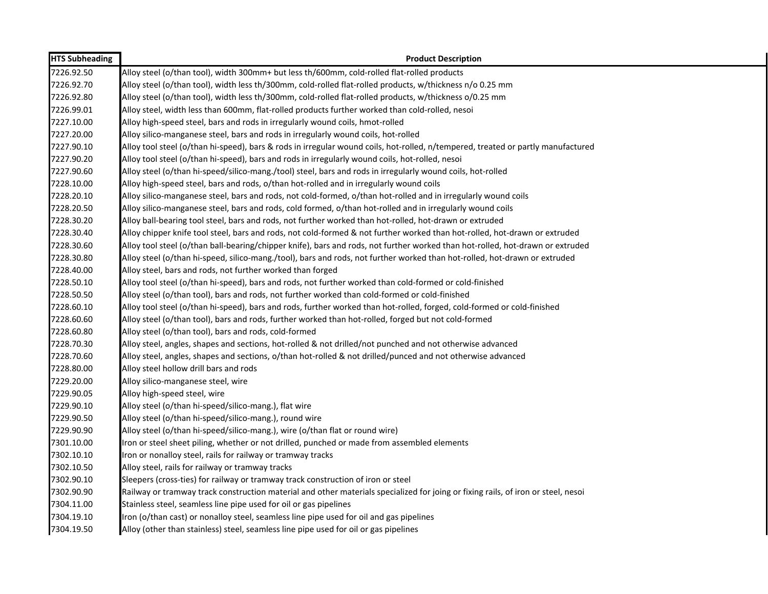| HTS Subheading | Product Description |
|---|---|
| 7226.92.50 | Alloy steel (o/than tool), width 300mm+ but less th/600mm, cold-rolled flat-rolled products |
| 7226.92.70 | Alloy steel (o/than tool), width less th/300mm, cold-rolled flat-rolled products, w/thickness n/o 0.25 mm |
| 7226.92.80 | Alloy steel (o/than tool), width less th/300mm, cold-rolled flat-rolled products, w/thickness o/0.25 mm |
| 7226.99.01 | Alloy steel, width less than 600mm, flat-rolled products further worked than cold-rolled, nesoi |
| 7227.10.00 | Alloy high-speed steel, bars and rods in irregularly wound coils, hmot-rolled |
| 7227.20.00 | Alloy silico-manganese steel, bars and rods in irregularly wound coils, hot-rolled |
| 7227.90.10 | Alloy tool steel (o/than hi-speed), bars & rods in irregular wound coils, hot-rolled, n/tempered, treated or partly manufactured |
| 7227.90.20 | Alloy tool steel (o/than hi-speed), bars and rods in irregularly wound coils, hot-rolled, nesoi |
| 7227.90.60 | Alloy steel (o/than hi-speed/silico-mang./tool) steel, bars and rods in irregularly wound coils, hot-rolled |
| 7228.10.00 | Alloy high-speed steel, bars and rods, o/than hot-rolled and in irregularly wound coils |
| 7228.20.10 | Alloy silico-manganese steel, bars and rods, not cold-formed, o/than hot-rolled and in irregularly wound coils |
| 7228.20.50 | Alloy silico-manganese steel, bars and rods, cold formed, o/than hot-rolled and in irregularly wound coils |
| 7228.30.20 | Alloy ball-bearing tool steel, bars and rods, not further worked than hot-rolled, hot-drawn or extruded |
| 7228.30.40 | Alloy chipper knife tool steel, bars and rods, not cold-formed & not further worked than hot-rolled, hot-drawn or extruded |
| 7228.30.60 | Alloy tool steel (o/than ball-bearing/chipper knife), bars and rods, not further worked than hot-rolled, hot-drawn or extruded |
| 7228.30.80 | Alloy steel (o/than hi-speed, silico-mang./tool), bars and rods, not further worked than hot-rolled, hot-drawn or extruded |
| 7228.40.00 | Alloy steel, bars and rods, not further worked than forged |
| 7228.50.10 | Alloy tool steel (o/than hi-speed), bars and rods, not further worked than cold-formed or cold-finished |
| 7228.50.50 | Alloy steel (o/than tool), bars and rods, not further worked than cold-formed or cold-finished |
| 7228.60.10 | Alloy tool steel (o/than hi-speed), bars and rods, further worked than hot-rolled, forged, cold-formed or cold-finished |
| 7228.60.60 | Alloy steel (o/than tool), bars and rods, further worked than hot-rolled, forged but not cold-formed |
| 7228.60.80 | Alloy steel (o/than tool), bars and rods, cold-formed |
| 7228.70.30 | Alloy steel, angles, shapes and sections, hot-rolled & not drilled/not punched and not otherwise advanced |
| 7228.70.60 | Alloy steel, angles, shapes and sections, o/than hot-rolled & not drilled/punced and not otherwise advanced |
| 7228.80.00 | Alloy steel hollow drill bars and rods |
| 7229.20.00 | Alloy silico-manganese steel, wire |
| 7229.90.05 | Alloy high-speed steel, wire |
| 7229.90.10 | Alloy steel (o/than hi-speed/silico-mang.), flat wire |
| 7229.90.50 | Alloy steel (o/than hi-speed/silico-mang.), round wire |
| 7229.90.90 | Alloy steel (o/than hi-speed/silico-mang.), wire (o/than flat or round wire) |
| 7301.10.00 | Iron or steel sheet piling, whether or not drilled, punched or made from assembled elements |
| 7302.10.10 | Iron or nonalloy steel, rails for railway or tramway tracks |
| 7302.10.50 | Alloy steel, rails for railway or tramway tracks |
| 7302.90.10 | Sleepers (cross-ties) for railway or tramway track construction of iron or steel |
| 7302.90.90 | Railway or tramway track construction material and other materials specialized for joing or fixing rails, of iron or steel, nesoi |
| 7304.11.00 | Stainless steel, seamless line pipe used for oil or gas pipelines |
| 7304.19.10 | Iron (o/than cast) or nonalloy steel, seamless line pipe used for oil and gas pipelines |
| 7304.19.50 | Alloy (other than stainless) steel, seamless line pipe used for oil or gas pipelines |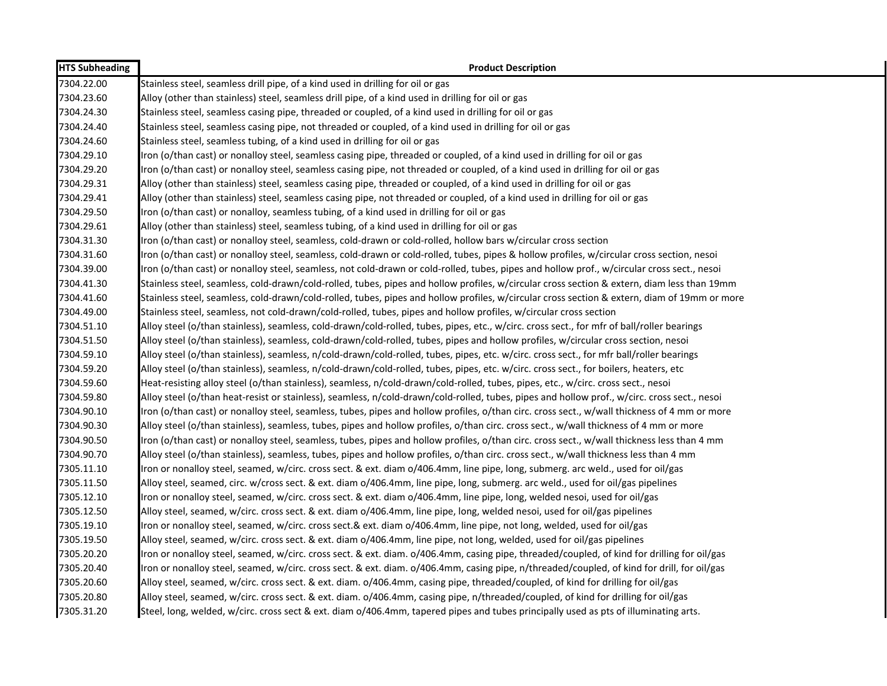| HTS Subheading | Product Description |
|---|---|
| 7304.22.00 | Stainless steel, seamless drill pipe, of a kind used in drilling for oil or gas |
| 7304.23.60 | Alloy (other than stainless) steel, seamless drill pipe, of a kind used in drilling for oil or gas |
| 7304.24.30 | Stainless steel, seamless casing pipe, threaded or coupled, of a kind used in drilling for oil or gas |
| 7304.24.40 | Stainless steel, seamless casing pipe, not threaded or coupled, of a kind used in drilling for oil or gas |
| 7304.24.60 | Stainless steel, seamless tubing, of a kind used in drilling for oil or gas |
| 7304.29.10 | Iron (o/than cast) or nonalloy steel, seamless casing pipe, threaded or coupled, of a kind used in drilling for oil or gas |
| 7304.29.20 | Iron (o/than cast) or nonalloy steel, seamless casing pipe, not threaded or coupled, of a kind used in drilling for oil or gas |
| 7304.29.31 | Alloy (other than stainless) steel, seamless casing pipe, threaded or coupled, of a kind used in drilling for oil or gas |
| 7304.29.41 | Alloy (other than stainless) steel, seamless casing pipe, not threaded or coupled, of a kind used in drilling for oil or gas |
| 7304.29.50 | Iron (o/than cast) or nonalloy, seamless tubing, of a kind used in drilling for oil or gas |
| 7304.29.61 | Alloy (other than stainless) steel, seamless tubing, of a kind used in drilling for oil or gas |
| 7304.31.30 | Iron (o/than cast) or nonalloy steel, seamless, cold-drawn or cold-rolled, hollow bars w/circular cross section |
| 7304.31.60 | Iron (o/than cast) or nonalloy steel, seamless, cold-drawn or cold-rolled, tubes, pipes & hollow profiles, w/circular cross section, nesoi |
| 7304.39.00 | Iron (o/than cast) or nonalloy steel, seamless, not cold-drawn or cold-rolled, tubes, pipes and hollow prof., w/circular cross sect., nesoi |
| 7304.41.30 | Stainless steel, seamless, cold-drawn/cold-rolled, tubes, pipes and hollow profiles, w/circular cross section & extern, diam less than 19mm |
| 7304.41.60 | Stainless steel, seamless, cold-drawn/cold-rolled, tubes, pipes and hollow profiles, w/circular cross section & extern, diam of 19mm or more |
| 7304.49.00 | Stainless steel, seamless, not cold-drawn/cold-rolled, tubes, pipes and hollow profiles, w/circular cross section |
| 7304.51.10 | Alloy steel (o/than stainless), seamless, cold-drawn/cold-rolled, tubes, pipes, etc., w/circ. cross sect., for mfr of ball/roller bearings |
| 7304.51.50 | Alloy steel (o/than stainless), seamless, cold-drawn/cold-rolled, tubes, pipes and hollow profiles, w/circular cross section, nesoi |
| 7304.59.10 | Alloy steel (o/than stainless), seamless, n/cold-drawn/cold-rolled, tubes, pipes, etc. w/circ. cross sect., for mfr ball/roller bearings |
| 7304.59.20 | Alloy steel (o/than stainless), seamless, n/cold-drawn/cold-rolled, tubes, pipes, etc. w/circ. cross sect., for boilers, heaters, etc |
| 7304.59.60 | Heat-resisting alloy steel (o/than stainless), seamless, n/cold-drawn/cold-rolled, tubes, pipes, etc., w/circ. cross sect., nesoi |
| 7304.59.80 | Alloy steel (o/than heat-resist or stainless), seamless, n/cold-drawn/cold-rolled, tubes, pipes and hollow prof., w/circ. cross sect., nesoi |
| 7304.90.10 | Iron (o/than cast) or nonalloy steel, seamless, tubes, pipes and hollow profiles, o/than circ. cross sect., w/wall thickness of 4 mm or more |
| 7304.90.30 | Alloy steel (o/than stainless), seamless, tubes, pipes and hollow profiles, o/than circ. cross sect., w/wall thickness of 4 mm or more |
| 7304.90.50 | Iron (o/than cast) or nonalloy steel, seamless, tubes, pipes and hollow profiles, o/than circ. cross sect., w/wall thickness less than 4 mm |
| 7304.90.70 | Alloy steel (o/than stainless), seamless, tubes, pipes and hollow profiles, o/than circ. cross sect., w/wall thickness less than 4 mm |
| 7305.11.10 | Iron or nonalloy steel, seamed, w/circ. cross sect. & ext. diam o/406.4mm, line pipe, long, submerg. arc weld., used for oil/gas |
| 7305.11.50 | Alloy steel, seamed, circ. w/cross sect. & ext. diam o/406.4mm, line pipe, long, submerg. arc weld., used for oil/gas pipelines |
| 7305.12.10 | Iron or nonalloy steel, seamed, w/circ. cross sect. & ext. diam o/406.4mm, line pipe, long, welded nesoi, used for oil/gas |
| 7305.12.50 | Alloy steel, seamed, w/circ. cross sect. & ext. diam o/406.4mm, line pipe, long, welded nesoi, used for oil/gas pipelines |
| 7305.19.10 | Iron or nonalloy steel, seamed, w/circ. cross sect.& ext. diam o/406.4mm, line pipe, not long, welded, used for oil/gas |
| 7305.19.50 | Alloy steel, seamed, w/circ. cross sect. & ext. diam o/406.4mm, line pipe, not long, welded, used for oil/gas pipelines |
| 7305.20.20 | Iron or nonalloy steel, seamed, w/circ. cross sect. & ext. diam. o/406.4mm, casing pipe, threaded/coupled, of kind for drilling for oil/gas |
| 7305.20.40 | Iron or nonalloy steel, seamed, w/circ. cross sect. & ext. diam. o/406.4mm, casing pipe, n/threaded/coupled, of kind for drill, for oil/gas |
| 7305.20.60 | Alloy steel, seamed, w/circ. cross sect. & ext. diam. o/406.4mm, casing pipe, threaded/coupled, of kind for drilling for oil/gas |
| 7305.20.80 | Alloy steel, seamed, w/circ. cross sect. & ext. diam. o/406.4mm, casing pipe, n/threaded/coupled, of kind for drilling for oil/gas |
| 7305.31.20 | Steel, long, welded, w/circ. cross sect & ext. diam o/406.4mm, tapered pipes and tubes principally used as pts of illuminating arts. |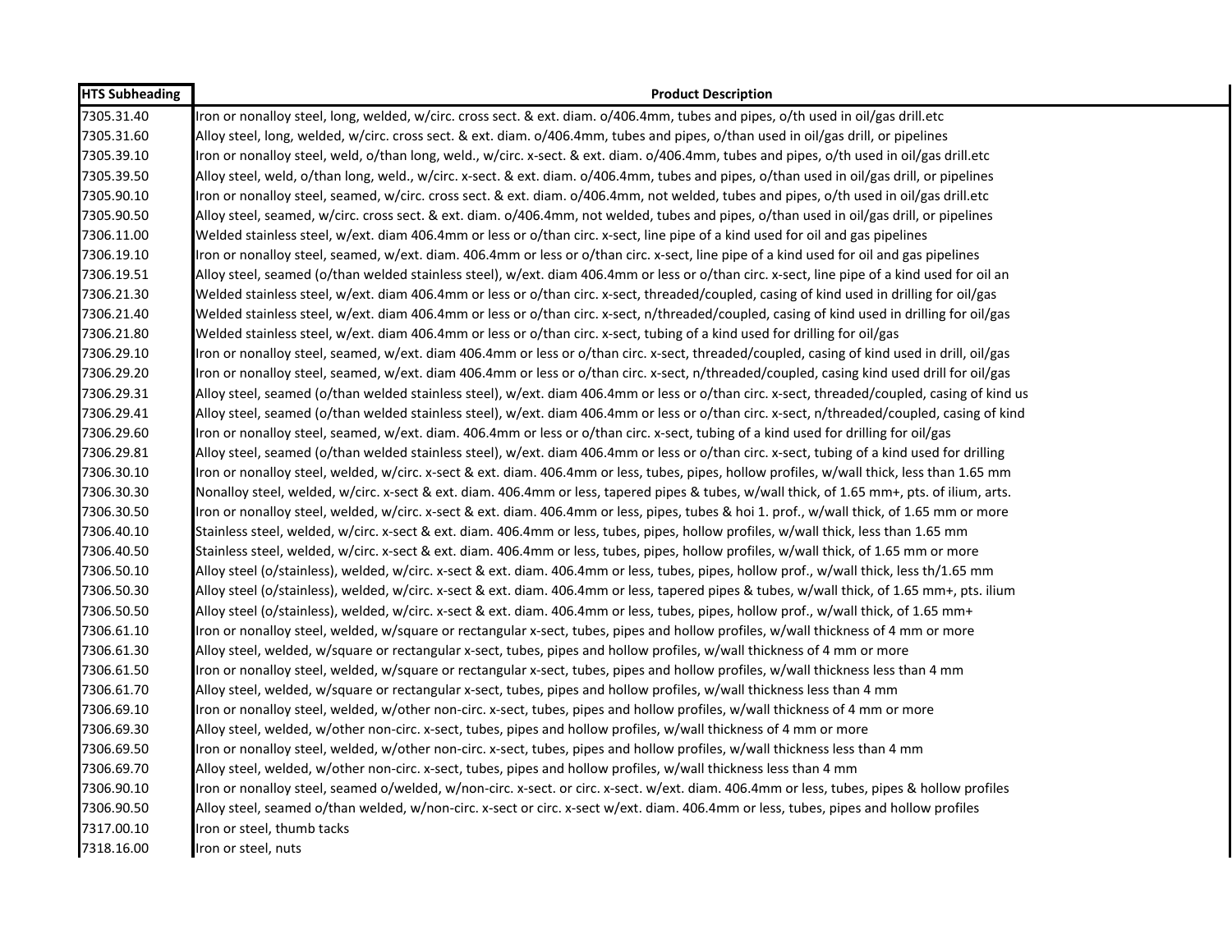| HTS Subheading | Product Description |
|---|---|
| 7305.31.40 | Iron or nonalloy steel, long, welded, w/circ. cross sect. & ext. diam. o/406.4mm, tubes and pipes, o/th used in oil/gas drill.etc |
| 7305.31.60 | Alloy steel, long, welded, w/circ. cross sect. & ext. diam. o/406.4mm, tubes and pipes, o/than used in oil/gas drill, or pipelines |
| 7305.39.10 | Iron or nonalloy steel, weld, o/than long, weld., w/circ. x-sect. & ext. diam. o/406.4mm, tubes and pipes, o/th used in oil/gas drill.etc |
| 7305.39.50 | Alloy steel, weld, o/than long, weld., w/circ. x-sect. & ext. diam. o/406.4mm, tubes and pipes, o/than used in oil/gas drill, or pipelines |
| 7305.90.10 | Iron or nonalloy steel, seamed, w/circ. cross sect. & ext. diam. o/406.4mm, not welded, tubes and pipes, o/th used in oil/gas drill.etc |
| 7305.90.50 | Alloy steel, seamed, w/circ. cross sect. & ext. diam. o/406.4mm, not welded, tubes and pipes, o/than used in oil/gas drill, or pipelines |
| 7306.11.00 | Welded stainless steel, w/ext. diam 406.4mm or less or o/than circ. x-sect, line pipe of a kind used for oil and gas pipelines |
| 7306.19.10 | Iron or nonalloy steel, seamed, w/ext. diam. 406.4mm or less or o/than circ. x-sect, line pipe of a kind used for oil and gas pipelines |
| 7306.19.51 | Alloy steel, seamed (o/than welded stainless steel), w/ext. diam 406.4mm or less or o/than circ. x-sect, line pipe of a kind used for oil an |
| 7306.21.30 | Welded stainless steel, w/ext. diam 406.4mm or less or o/than circ. x-sect, threaded/coupled, casing of kind used in drilling for oil/gas |
| 7306.21.40 | Welded stainless steel, w/ext. diam 406.4mm or less or o/than circ. x-sect, n/threaded/coupled, casing of kind used in drilling for oil/gas |
| 7306.21.80 | Welded stainless steel, w/ext. diam 406.4mm or less or o/than circ. x-sect, tubing of a kind used for drilling for oil/gas |
| 7306.29.10 | Iron or nonalloy steel, seamed, w/ext. diam 406.4mm or less or o/than circ. x-sect, threaded/coupled, casing of kind used in drill, oil/gas |
| 7306.29.20 | Iron or nonalloy steel, seamed, w/ext. diam 406.4mm or less or o/than circ. x-sect, n/threaded/coupled, casing kind used drill for oil/gas |
| 7306.29.31 | Alloy steel, seamed (o/than welded stainless steel), w/ext. diam 406.4mm or less or o/than circ. x-sect, threaded/coupled, casing of kind us |
| 7306.29.41 | Alloy steel, seamed (o/than welded stainless steel), w/ext. diam 406.4mm or less or o/than circ. x-sect, n/threaded/coupled, casing of kind |
| 7306.29.60 | Iron or nonalloy steel, seamed, w/ext. diam. 406.4mm or less or o/than circ. x-sect, tubing of a kind used for drilling for oil/gas |
| 7306.29.81 | Alloy steel, seamed (o/than welded stainless steel), w/ext. diam 406.4mm or less or o/than circ. x-sect, tubing of a kind used for drilling |
| 7306.30.10 | Iron or nonalloy steel, welded, w/circ. x-sect & ext. diam. 406.4mm or less, tubes, pipes, hollow profiles, w/wall thick, less than 1.65 mm |
| 7306.30.30 | Nonalloy steel, welded, w/circ. x-sect & ext. diam. 406.4mm or less, tapered pipes & tubes, w/wall thick, of 1.65 mm+, pts. of ilium, arts. |
| 7306.30.50 | Iron or nonalloy steel, welded, w/circ. x-sect & ext. diam. 406.4mm or less, pipes, tubes & hoi 1. prof., w/wall thick, of 1.65 mm or more |
| 7306.40.10 | Stainless steel, welded, w/circ. x-sect & ext. diam. 406.4mm or less, tubes, pipes, hollow profiles, w/wall thick, less than 1.65 mm |
| 7306.40.50 | Stainless steel, welded, w/circ. x-sect & ext. diam. 406.4mm or less, tubes, pipes, hollow profiles, w/wall thick, of 1.65 mm or more |
| 7306.50.10 | Alloy steel (o/stainless), welded, w/circ. x-sect & ext. diam. 406.4mm or less, tubes, pipes, hollow prof., w/wall thick, less th/1.65 mm |
| 7306.50.30 | Alloy steel (o/stainless), welded, w/circ. x-sect & ext. diam. 406.4mm or less, tapered pipes & tubes, w/wall thick, of 1.65 mm+, pts. ilium |
| 7306.50.50 | Alloy steel (o/stainless), welded, w/circ. x-sect & ext. diam. 406.4mm or less, tubes, pipes, hollow prof., w/wall thick, of 1.65 mm+ |
| 7306.61.10 | Iron or nonalloy steel, welded, w/square or rectangular x-sect, tubes, pipes and hollow profiles, w/wall thickness of 4 mm or more |
| 7306.61.30 | Alloy steel, welded, w/square or rectangular x-sect, tubes, pipes and hollow profiles, w/wall thickness of 4 mm or more |
| 7306.61.50 | Iron or nonalloy steel, welded, w/square or rectangular x-sect, tubes, pipes and hollow profiles, w/wall thickness less than 4 mm |
| 7306.61.70 | Alloy steel, welded, w/square or rectangular x-sect, tubes, pipes and hollow profiles, w/wall thickness less than 4 mm |
| 7306.69.10 | Iron or nonalloy steel, welded, w/other non-circ. x-sect, tubes, pipes and hollow profiles, w/wall thickness of 4 mm or more |
| 7306.69.30 | Alloy steel, welded, w/other non-circ. x-sect, tubes, pipes and hollow profiles, w/wall thickness of 4 mm or more |
| 7306.69.50 | Iron or nonalloy steel, welded, w/other non-circ. x-sect, tubes, pipes and hollow profiles, w/wall thickness less than 4 mm |
| 7306.69.70 | Alloy steel, welded, w/other non-circ. x-sect, tubes, pipes and hollow profiles, w/wall thickness less than 4 mm |
| 7306.90.10 | Iron or nonalloy steel, seamed o/welded, w/non-circ. x-sect. or circ. x-sect. w/ext. diam. 406.4mm or less, tubes, pipes & hollow profiles |
| 7306.90.50 | Alloy steel, seamed o/than welded, w/non-circ. x-sect or circ. x-sect w/ext. diam. 406.4mm or less, tubes, pipes and hollow profiles |
| 7317.00.10 | Iron or steel, thumb tacks |
| 7318.16.00 | Iron or steel, nuts |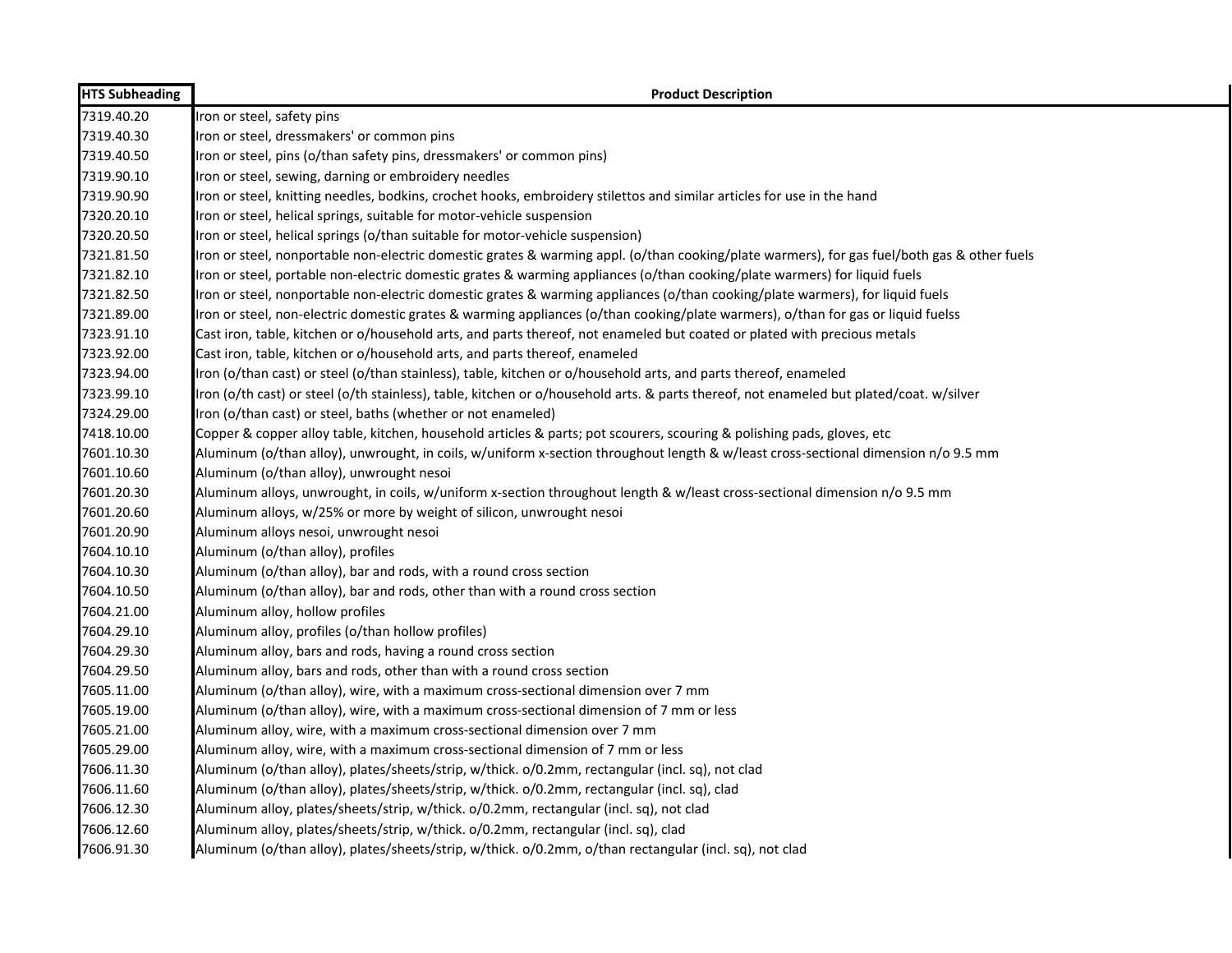| HTS Subheading | Product Description |
|---|---|
| 7319.40.20 | Iron or steel, safety pins |
| 7319.40.30 | Iron or steel, dressmakers' or common pins |
| 7319.40.50 | Iron or steel, pins (o/than safety pins, dressmakers' or common pins) |
| 7319.90.10 | Iron or steel, sewing, darning or embroidery needles |
| 7319.90.90 | Iron or steel, knitting needles, bodkins, crochet hooks, embroidery stilettos and similar articles for use in the hand |
| 7320.20.10 | Iron or steel, helical springs, suitable for motor-vehicle suspension |
| 7320.20.50 | Iron or steel, helical springs (o/than suitable for motor-vehicle suspension) |
| 7321.81.50 | Iron or steel, nonportable non-electric domestic grates & warming appl. (o/than cooking/plate warmers), for gas fuel/both gas & other fuels |
| 7321.82.10 | Iron or steel, portable non-electric domestic grates & warming appliances (o/than cooking/plate warmers) for liquid fuels |
| 7321.82.50 | Iron or steel, nonportable non-electric domestic grates & warming appliances (o/than cooking/plate warmers), for liquid fuels |
| 7321.89.00 | Iron or steel, non-electric domestic grates & warming appliances (o/than cooking/plate warmers), o/than for gas or liquid fuelss |
| 7323.91.10 | Cast iron, table, kitchen or o/household arts, and parts thereof, not enameled but coated or plated with precious metals |
| 7323.92.00 | Cast iron, table, kitchen or o/household arts, and parts thereof, enameled |
| 7323.94.00 | Iron (o/than cast) or steel (o/than stainless), table, kitchen or o/household arts, and parts thereof, enameled |
| 7323.99.10 | Iron (o/th cast) or steel (o/th stainless), table, kitchen or o/household arts. & parts thereof, not enameled but plated/coat. w/silver |
| 7324.29.00 | Iron (o/than cast) or steel, baths (whether or not enameled) |
| 7418.10.00 | Copper & copper alloy table, kitchen, household articles & parts; pot scourers, scouring & polishing pads, gloves, etc |
| 7601.10.30 | Aluminum (o/than alloy), unwrought, in coils, w/uniform x-section throughout length & w/least cross-sectional dimension n/o 9.5 mm |
| 7601.10.60 | Aluminum (o/than alloy), unwrought nesoi |
| 7601.20.30 | Aluminum alloys, unwrought, in coils, w/uniform x-section throughout length & w/least cross-sectional dimension n/o 9.5 mm |
| 7601.20.60 | Aluminum alloys, w/25% or more by weight of silicon, unwrought nesoi |
| 7601.20.90 | Aluminum alloys nesoi, unwrought nesoi |
| 7604.10.10 | Aluminum (o/than alloy), profiles |
| 7604.10.30 | Aluminum (o/than alloy), bar and rods, with a round cross section |
| 7604.10.50 | Aluminum (o/than alloy), bar and rods, other than with a round cross section |
| 7604.21.00 | Aluminum alloy, hollow profiles |
| 7604.29.10 | Aluminum alloy, profiles (o/than hollow profiles) |
| 7604.29.30 | Aluminum alloy, bars and rods, having a round cross section |
| 7604.29.50 | Aluminum alloy, bars and rods, other than with a round cross section |
| 7605.11.00 | Aluminum (o/than alloy), wire, with a maximum cross-sectional dimension over 7 mm |
| 7605.19.00 | Aluminum (o/than alloy), wire, with a maximum cross-sectional dimension of 7 mm or less |
| 7605.21.00 | Aluminum alloy, wire, with a maximum cross-sectional dimension over 7 mm |
| 7605.29.00 | Aluminum alloy, wire, with a maximum cross-sectional dimension of 7 mm or less |
| 7606.11.30 | Aluminum (o/than alloy), plates/sheets/strip, w/thick. o/0.2mm, rectangular (incl. sq), not clad |
| 7606.11.60 | Aluminum (o/than alloy), plates/sheets/strip, w/thick. o/0.2mm, rectangular (incl. sq), clad |
| 7606.12.30 | Aluminum alloy, plates/sheets/strip, w/thick. o/0.2mm, rectangular (incl. sq), not clad |
| 7606.12.60 | Aluminum alloy, plates/sheets/strip, w/thick. o/0.2mm, rectangular (incl. sq), clad |
| 7606.91.30 | Aluminum (o/than alloy), plates/sheets/strip, w/thick. o/0.2mm, o/than rectangular (incl. sq), not clad |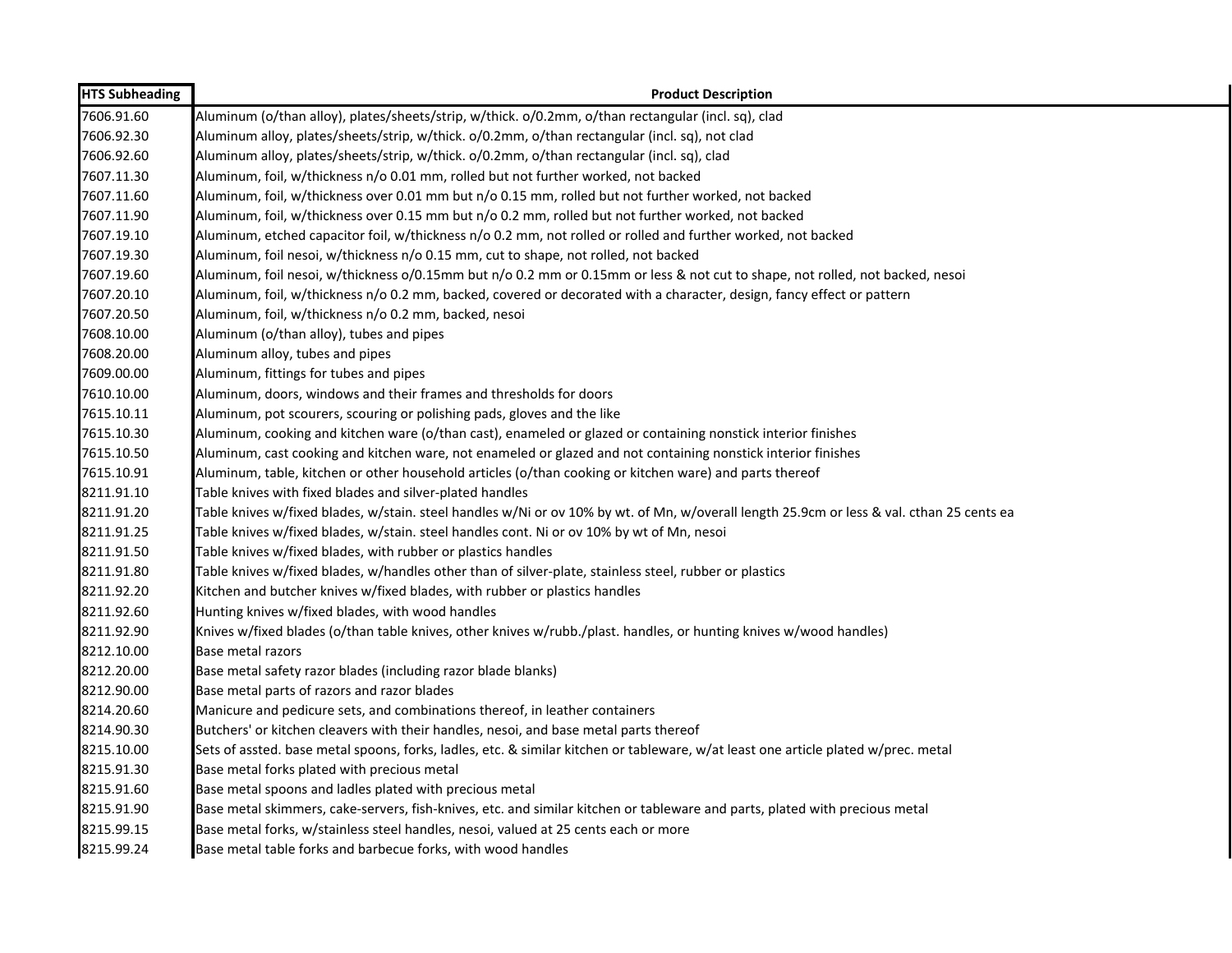| HTS Subheading | Product Description |
| --- | --- |
| 7606.91.60 | Aluminum (o/than alloy), plates/sheets/strip, w/thick. o/0.2mm, o/than rectangular (incl. sq), clad |
| 7606.92.30 | Aluminum alloy, plates/sheets/strip, w/thick. o/0.2mm, o/than rectangular (incl. sq), not clad |
| 7606.92.60 | Aluminum alloy, plates/sheets/strip, w/thick. o/0.2mm, o/than rectangular (incl. sq), clad |
| 7607.11.30 | Aluminum, foil, w/thickness n/o 0.01 mm, rolled but not further worked, not backed |
| 7607.11.60 | Aluminum, foil, w/thickness over 0.01 mm but n/o 0.15 mm, rolled but not further worked, not backed |
| 7607.11.90 | Aluminum, foil, w/thickness over 0.15 mm but n/o 0.2 mm, rolled but not further worked, not backed |
| 7607.19.10 | Aluminum, etched capacitor foil, w/thickness n/o 0.2 mm, not rolled or rolled and further worked, not backed |
| 7607.19.30 | Aluminum, foil nesoi, w/thickness n/o 0.15 mm, cut to shape, not rolled, not backed |
| 7607.19.60 | Aluminum, foil nesoi, w/thickness o/0.15mm but n/o 0.2 mm or 0.15mm or less & not cut to shape, not rolled, not backed, nesoi |
| 7607.20.10 | Aluminum, foil, w/thickness n/o 0.2 mm, backed, covered or decorated with a character, design, fancy effect or pattern |
| 7607.20.50 | Aluminum, foil, w/thickness n/o 0.2 mm, backed, nesoi |
| 7608.10.00 | Aluminum (o/than alloy), tubes and pipes |
| 7608.20.00 | Aluminum alloy, tubes and pipes |
| 7609.00.00 | Aluminum, fittings for tubes and pipes |
| 7610.10.00 | Aluminum, doors, windows and their frames and thresholds for doors |
| 7615.10.11 | Aluminum, pot scourers, scouring or polishing pads, gloves and the like |
| 7615.10.30 | Aluminum, cooking and kitchen ware (o/than cast), enameled or glazed or containing nonstick interior finishes |
| 7615.10.50 | Aluminum, cast cooking and kitchen ware, not enameled or glazed and not containing nonstick interior finishes |
| 7615.10.91 | Aluminum, table, kitchen or other household articles (o/than cooking or kitchen ware) and parts thereof |
| 8211.91.10 | Table knives with fixed blades and silver-plated handles |
| 8211.91.20 | Table knives w/fixed blades, w/stain. steel handles w/Ni or ov 10% by wt. of Mn, w/overall length 25.9cm or less & val. cthan 25 cents ea |
| 8211.91.25 | Table knives w/fixed blades, w/stain. steel handles cont. Ni or ov 10% by wt of Mn, nesoi |
| 8211.91.50 | Table knives w/fixed blades, with rubber or plastics handles |
| 8211.91.80 | Table knives w/fixed blades, w/handles other than of silver-plate, stainless steel, rubber or plastics |
| 8211.92.20 | Kitchen and butcher knives w/fixed blades, with rubber or plastics handles |
| 8211.92.60 | Hunting knives w/fixed blades, with wood handles |
| 8211.92.90 | Knives w/fixed blades (o/than table knives, other knives w/rubb./plast. handles, or hunting knives w/wood handles) |
| 8212.10.00 | Base metal razors |
| 8212.20.00 | Base metal safety razor blades (including razor blade blanks) |
| 8212.90.00 | Base metal parts of razors and razor blades |
| 8214.20.60 | Manicure and pedicure sets, and combinations thereof, in leather containers |
| 8214.90.30 | Butchers' or kitchen cleavers with their handles, nesoi, and base metal parts thereof |
| 8215.10.00 | Sets of assted. base metal spoons, forks, ladles, etc. & similar kitchen or tableware, w/at least one article plated w/prec. metal |
| 8215.91.30 | Base metal forks plated with precious metal |
| 8215.91.60 | Base metal spoons and ladles plated with precious metal |
| 8215.91.90 | Base metal skimmers, cake-servers, fish-knives, etc. and similar kitchen or tableware and parts, plated with precious metal |
| 8215.99.15 | Base metal forks, w/stainless steel handles, nesoi, valued at 25 cents each or more |
| 8215.99.24 | Base metal table forks and barbecue forks, with wood handles |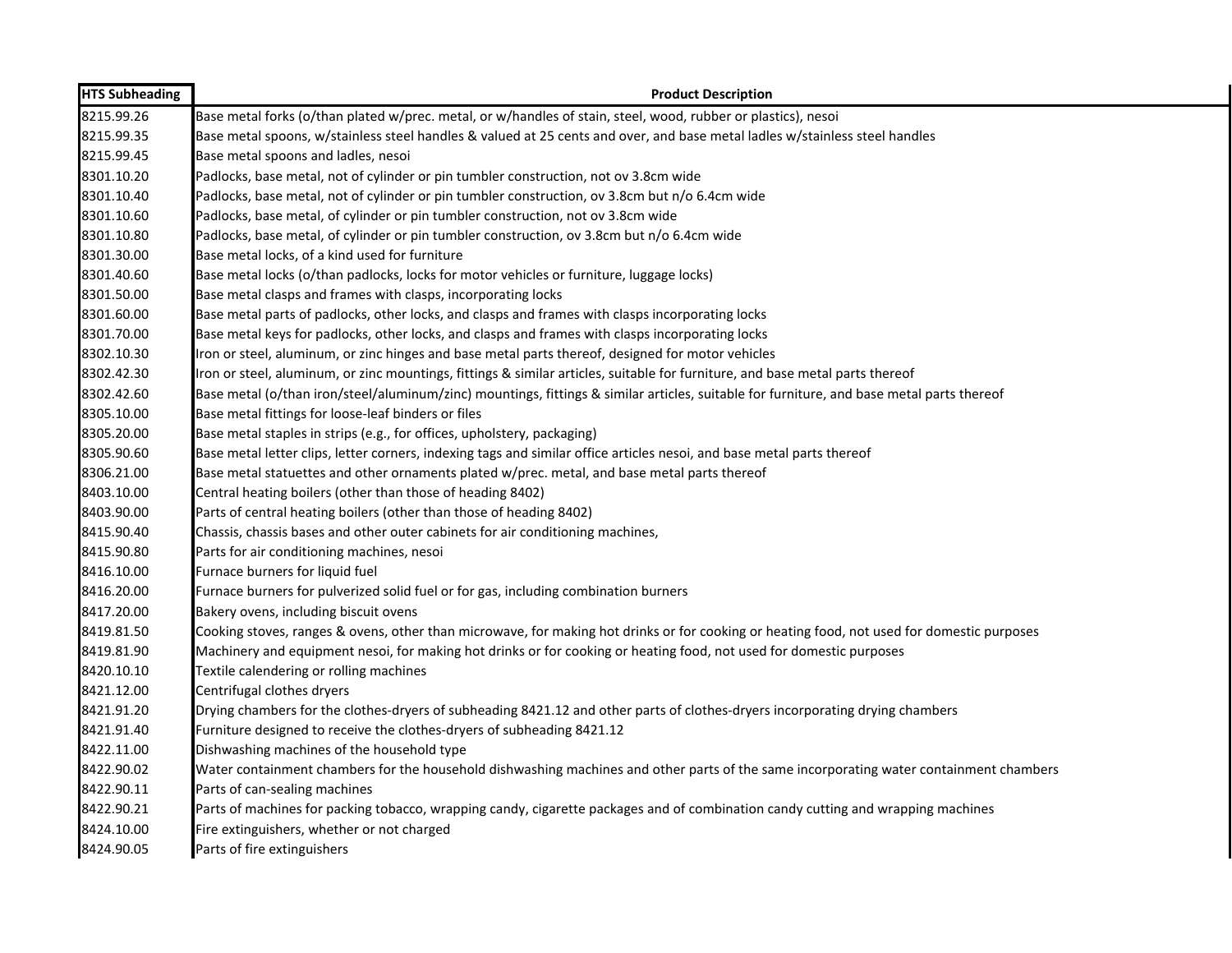| HTS Subheading | Product Description |
|---|---|
| 8215.99.26 | Base metal forks (o/than plated w/prec. metal, or w/handles of stain, steel, wood, rubber or plastics), nesoi |
| 8215.99.35 | Base metal spoons, w/stainless steel handles & valued at 25 cents and over, and base metal ladles w/stainless steel handles |
| 8215.99.45 | Base metal spoons and ladles, nesoi |
| 8301.10.20 | Padlocks, base metal, not of cylinder or pin tumbler construction, not ov 3.8cm wide |
| 8301.10.40 | Padlocks, base metal, not of cylinder or pin tumbler construction, ov 3.8cm but n/o 6.4cm wide |
| 8301.10.60 | Padlocks, base metal, of cylinder or pin tumbler construction, not ov 3.8cm wide |
| 8301.10.80 | Padlocks, base metal, of cylinder or pin tumbler construction, ov 3.8cm but n/o 6.4cm wide |
| 8301.30.00 | Base metal locks, of a kind used for furniture |
| 8301.40.60 | Base metal locks (o/than padlocks, locks for motor vehicles or furniture, luggage locks) |
| 8301.50.00 | Base metal clasps and frames with clasps, incorporating locks |
| 8301.60.00 | Base metal parts of padlocks, other locks, and clasps and frames with clasps incorporating locks |
| 8301.70.00 | Base metal keys for padlocks, other locks, and clasps and frames with clasps incorporating locks |
| 8302.10.30 | Iron or steel, aluminum, or zinc hinges and base metal parts thereof, designed for motor vehicles |
| 8302.42.30 | Iron or steel, aluminum, or zinc mountings, fittings & similar articles, suitable for furniture, and base metal parts thereof |
| 8302.42.60 | Base metal (o/than iron/steel/aluminum/zinc) mountings, fittings & similar articles, suitable for furniture, and base metal parts thereof |
| 8305.10.00 | Base metal fittings for loose-leaf binders or files |
| 8305.20.00 | Base metal staples in strips (e.g., for offices, upholstery, packaging) |
| 8305.90.60 | Base metal letter clips, letter corners, indexing tags and similar office articles nesoi, and base metal parts thereof |
| 8306.21.00 | Base metal statuettes and other ornaments plated w/prec. metal, and base metal parts thereof |
| 8403.10.00 | Central heating boilers (other than those of heading 8402) |
| 8403.90.00 | Parts of central heating boilers (other than those of heading 8402) |
| 8415.90.40 | Chassis, chassis bases and other outer cabinets for air conditioning machines, |
| 8415.90.80 | Parts for air conditioning machines, nesoi |
| 8416.10.00 | Furnace burners for liquid fuel |
| 8416.20.00 | Furnace burners for pulverized solid fuel or for gas, including combination burners |
| 8417.20.00 | Bakery ovens, including biscuit ovens |
| 8419.81.50 | Cooking stoves, ranges & ovens, other than microwave, for making hot drinks or for cooking or heating food, not used for domestic purposes |
| 8419.81.90 | Machinery and equipment nesoi, for making hot drinks or for cooking or heating food, not used for domestic purposes |
| 8420.10.10 | Textile calendering or rolling machines |
| 8421.12.00 | Centrifugal clothes dryers |
| 8421.91.20 | Drying chambers for the clothes-dryers of subheading 8421.12 and other parts of clothes-dryers incorporating drying chambers |
| 8421.91.40 | Furniture designed to receive the clothes-dryers of subheading 8421.12 |
| 8422.11.00 | Dishwashing machines of the household type |
| 8422.90.02 | Water containment chambers for the household dishwashing machines and other parts of the same incorporating water containment chambers |
| 8422.90.11 | Parts of can-sealing machines |
| 8422.90.21 | Parts of machines for packing tobacco, wrapping candy, cigarette packages and of combination candy cutting and wrapping machines |
| 8424.10.00 | Fire extinguishers, whether or not charged |
| 8424.90.05 | Parts of fire extinguishers |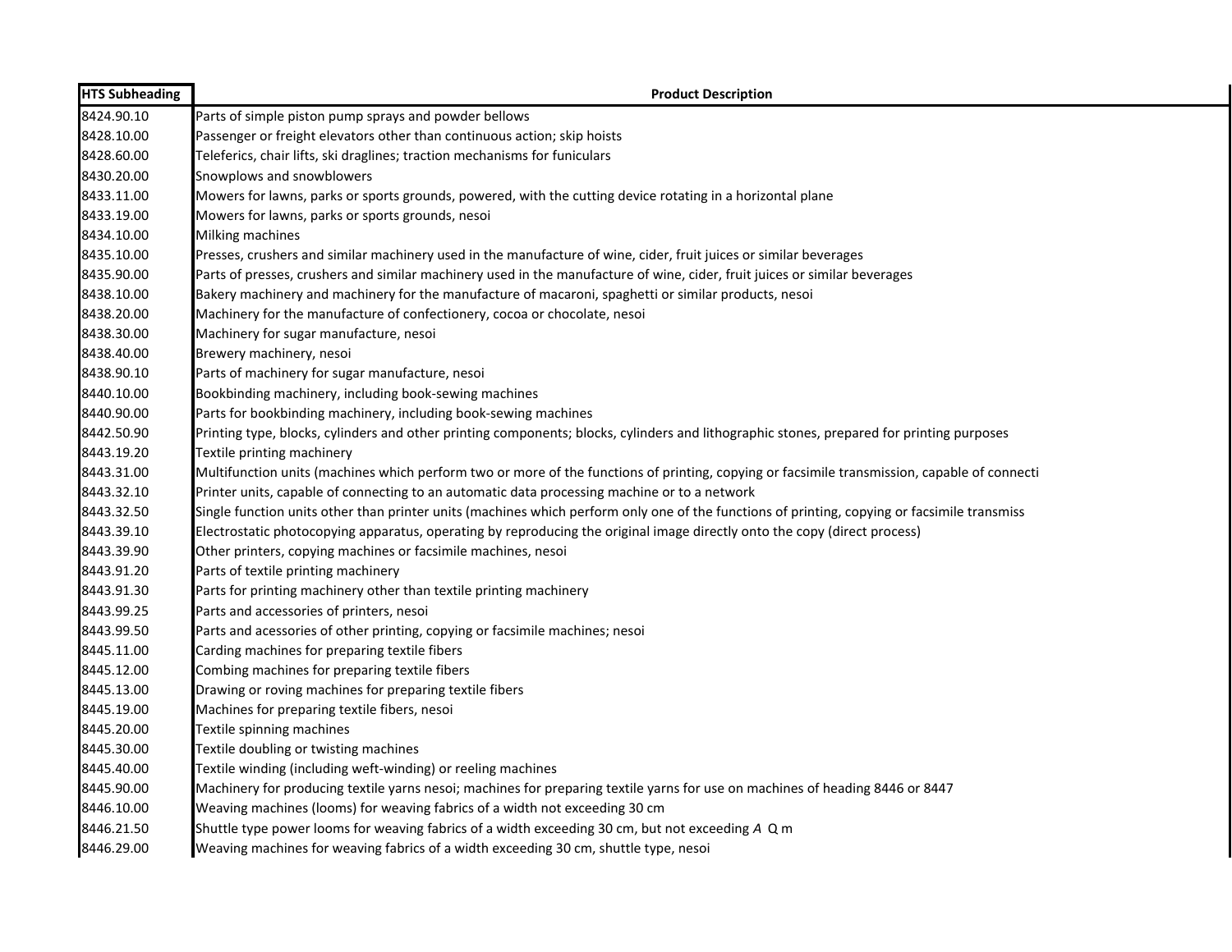| HTS Subheading | Product Description |
|---|---|
| 8424.90.10 | Parts of simple piston pump sprays and powder bellows |
| 8428.10.00 | Passenger or freight elevators other than continuous action; skip hoists |
| 8428.60.00 | Teleferics, chair lifts, ski draglines; traction mechanisms for funiculars |
| 8430.20.00 | Snowplows and snowblowers |
| 8433.11.00 | Mowers for lawns, parks or sports grounds, powered, with the cutting device rotating in a horizontal plane |
| 8433.19.00 | Mowers for lawns, parks or sports grounds, nesoi |
| 8434.10.00 | Milking machines |
| 8435.10.00 | Presses, crushers and similar machinery used in the manufacture of wine, cider, fruit juices or similar beverages |
| 8435.90.00 | Parts of presses, crushers and similar machinery used in the manufacture of wine, cider, fruit juices or similar beverages |
| 8438.10.00 | Bakery machinery and machinery for the manufacture of macaroni, spaghetti or similar products, nesoi |
| 8438.20.00 | Machinery for the manufacture of confectionery, cocoa or chocolate, nesoi |
| 8438.30.00 | Machinery for sugar manufacture, nesoi |
| 8438.40.00 | Brewery machinery, nesoi |
| 8438.90.10 | Parts of machinery for sugar manufacture, nesoi |
| 8440.10.00 | Bookbinding machinery, including book-sewing machines |
| 8440.90.00 | Parts for bookbinding machinery, including book-sewing machines |
| 8442.50.90 | Printing type, blocks, cylinders and other printing components; blocks, cylinders and lithographic stones, prepared for printing purposes |
| 8443.19.20 | Textile printing machinery |
| 8443.31.00 | Multifunction units (machines which perform two or more of the functions of printing, copying or facsimile transmission, capable of connecti |
| 8443.32.10 | Printer units, capable of connecting to an automatic data processing machine or to a network |
| 8443.32.50 | Single function units other than printer units (machines which perform only one of the functions of printing, copying or facsimile transmiss |
| 8443.39.10 | Electrostatic photocopying apparatus, operating by reproducing the original image directly onto the copy (direct process) |
| 8443.39.90 | Other printers, copying machines or facsimile machines, nesoi |
| 8443.91.20 | Parts of textile printing machinery |
| 8443.91.30 | Parts for printing machinery other than textile printing machinery |
| 8443.99.25 | Parts and accessories of printers, nesoi |
| 8443.99.50 | Parts and acessories of other printing, copying or facsimile machines; nesoi |
| 8445.11.00 | Carding machines for preparing textile fibers |
| 8445.12.00 | Combing machines for preparing textile fibers |
| 8445.13.00 | Drawing or roving machines for preparing textile fibers |
| 8445.19.00 | Machines for preparing textile fibers, nesoi |
| 8445.20.00 | Textile spinning machines |
| 8445.30.00 | Textile doubling or twisting machines |
| 8445.40.00 | Textile winding (including weft-winding) or reeling machines |
| 8445.90.00 | Machinery for producing textile yarns nesoi; machines for preparing textile yarns for use on machines of heading 8446 or 8447 |
| 8446.10.00 | Weaving machines (looms) for weaving fabrics of a width not exceeding 30 cm |
| 8446.21.50 | Shuttle type power looms for weaving fabrics of a width exceeding 30 cm, but not exceeding *A* Q m |
| 8446.29.00 | Weaving machines for weaving fabrics of a width exceeding 30 cm, shuttle type, nesoi |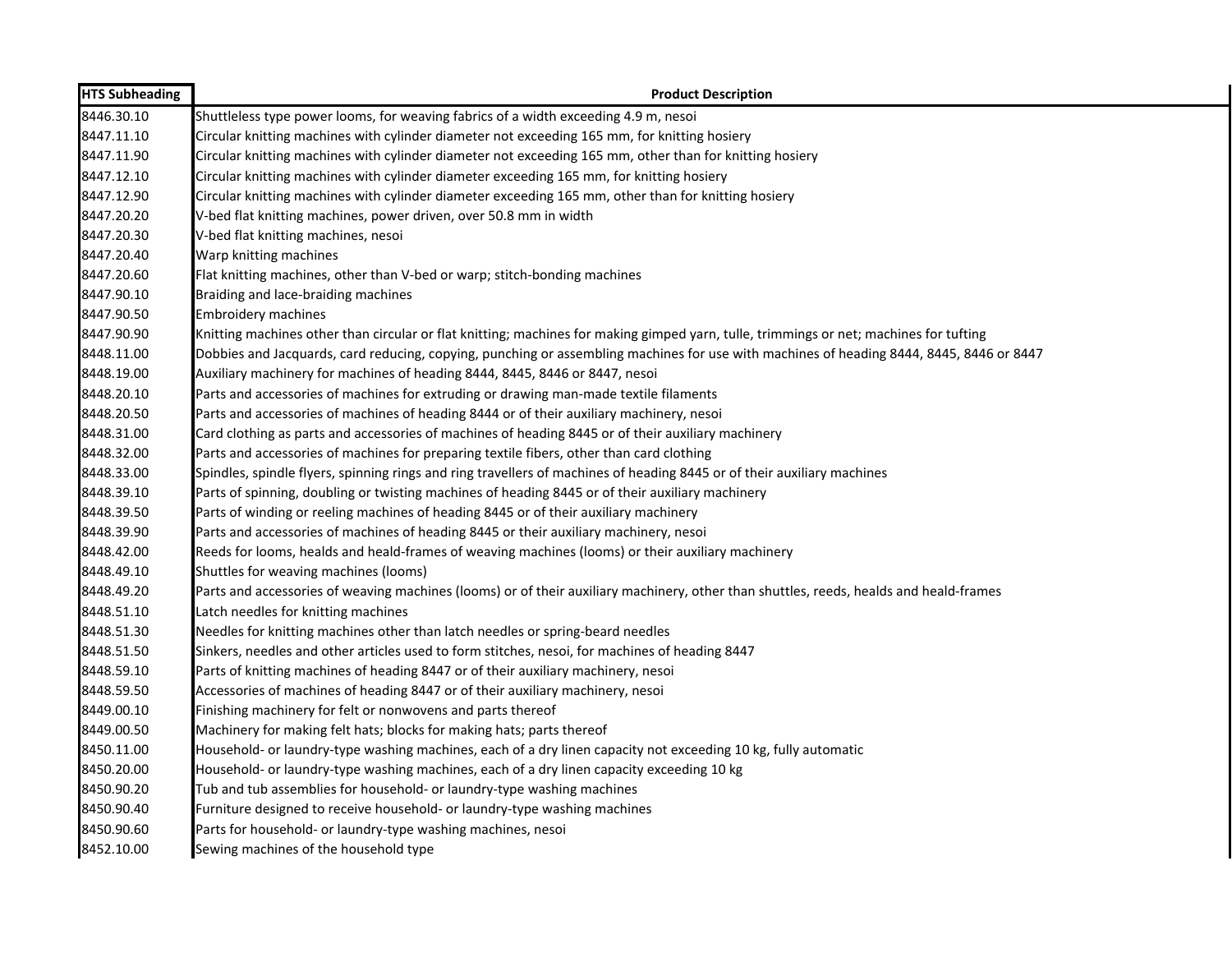| HTS Subheading | Product Description |
| --- | --- |
| 8446.30.10 | Shuttleless type power looms, for weaving fabrics of a width exceeding 4.9 m, nesoi |
| 8447.11.10 | Circular knitting machines with cylinder diameter not exceeding 165 mm, for knitting hosiery |
| 8447.11.90 | Circular knitting machines with cylinder diameter not exceeding 165 mm, other than for knitting hosiery |
| 8447.12.10 | Circular knitting machines with cylinder diameter exceeding 165 mm, for knitting hosiery |
| 8447.12.90 | Circular knitting machines with cylinder diameter exceeding 165 mm, other than for knitting hosiery |
| 8447.20.20 | V-bed flat knitting machines, power driven, over 50.8 mm in width |
| 8447.20.30 | V-bed flat knitting machines, nesoi |
| 8447.20.40 | Warp knitting machines |
| 8447.20.60 | Flat knitting machines, other than V-bed or warp; stitch-bonding machines |
| 8447.90.10 | Braiding and lace-braiding machines |
| 8447.90.50 | Embroidery machines |
| 8447.90.90 | Knitting machines other than circular or flat knitting; machines for making gimped yarn, tulle, trimmings or net; machines for tufting |
| 8448.11.00 | Dobbies and Jacquards, card reducing, copying, punching or assembling machines for use with machines of heading 8444, 8445, 8446 or 8447 |
| 8448.19.00 | Auxiliary machinery for machines of heading 8444, 8445, 8446 or 8447, nesoi |
| 8448.20.10 | Parts and accessories of machines for extruding or drawing man-made textile filaments |
| 8448.20.50 | Parts and accessories of machines of heading 8444 or of their auxiliary machinery, nesoi |
| 8448.31.00 | Card clothing as parts and accessories of machines of heading 8445 or of their auxiliary machinery |
| 8448.32.00 | Parts and accessories of machines for preparing textile fibers, other than card clothing |
| 8448.33.00 | Spindles, spindle flyers, spinning rings and ring travellers of machines of heading 8445 or of their auxiliary machines |
| 8448.39.10 | Parts of spinning, doubling or twisting machines of heading 8445 or of their auxiliary machinery |
| 8448.39.50 | Parts of winding or reeling machines of heading 8445 or of their auxiliary machinery |
| 8448.39.90 | Parts and accessories of machines of heading 8445 or their auxiliary machinery, nesoi |
| 8448.42.00 | Reeds for looms, healds and heald-frames of weaving machines (looms) or their auxiliary machinery |
| 8448.49.10 | Shuttles for weaving machines (looms) |
| 8448.49.20 | Parts and accessories of weaving machines (looms) or of their auxiliary machinery, other than shuttles, reeds, healds and heald-frames |
| 8448.51.10 | Latch needles for knitting machines |
| 8448.51.30 | Needles for knitting machines other than latch needles or spring-beard needles |
| 8448.51.50 | Sinkers, needles and other articles used to form stitches, nesoi, for machines of heading 8447 |
| 8448.59.10 | Parts of knitting machines of heading 8447 or of their auxiliary machinery, nesoi |
| 8448.59.50 | Accessories of machines of heading 8447 or of their auxiliary machinery, nesoi |
| 8449.00.10 | Finishing machinery for felt or nonwovens and parts thereof |
| 8449.00.50 | Machinery for making felt hats; blocks for making hats; parts thereof |
| 8450.11.00 | Household- or laundry-type washing machines, each of a dry linen capacity not exceeding 10 kg, fully automatic |
| 8450.20.00 | Household- or laundry-type washing machines, each of a dry linen capacity exceeding 10 kg |
| 8450.90.20 | Tub and tub assemblies for household- or laundry-type washing machines |
| 8450.90.40 | Furniture designed to receive household- or laundry-type washing machines |
| 8450.90.60 | Parts for household- or laundry-type washing machines, nesoi |
| 8452.10.00 | Sewing machines of the household type |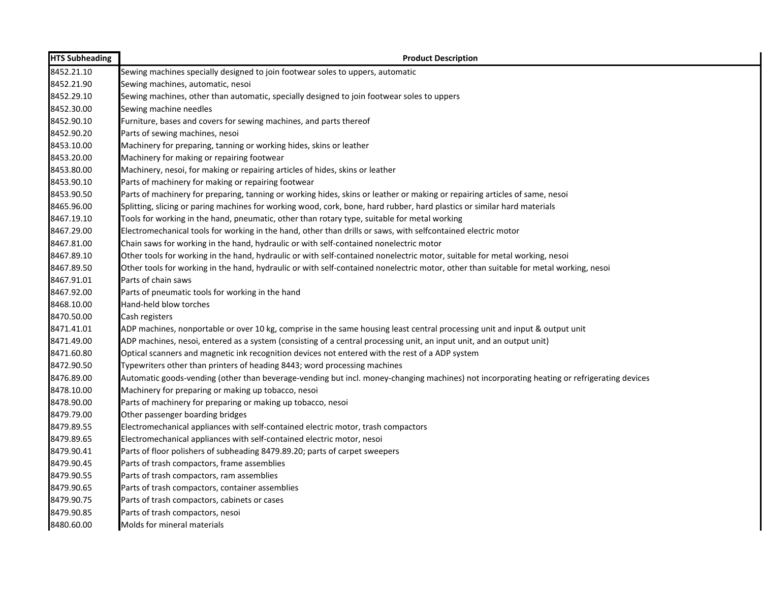| HTS Subheading | Product Description |
| --- | --- |
| 8452.21.10 | Sewing machines specially designed to join footwear soles to uppers, automatic |
| 8452.21.90 | Sewing machines, automatic, nesoi |
| 8452.29.10 | Sewing machines, other than automatic, specially designed to join footwear soles to uppers |
| 8452.30.00 | Sewing machine needles |
| 8452.90.10 | Furniture, bases and covers for sewing machines, and parts thereof |
| 8452.90.20 | Parts of sewing machines, nesoi |
| 8453.10.00 | Machinery for preparing, tanning or working hides, skins or leather |
| 8453.20.00 | Machinery for making or repairing footwear |
| 8453.80.00 | Machinery, nesoi, for making or repairing articles of hides, skins or leather |
| 8453.90.10 | Parts of machinery for making or repairing footwear |
| 8453.90.50 | Parts of machinery for preparing, tanning or working hides, skins or leather or making or repairing articles of same, nesoi |
| 8465.96.00 | Splitting, slicing or paring machines for working wood, cork, bone, hard rubber, hard plastics or similar hard materials |
| 8467.19.10 | Tools for working in the hand, pneumatic, other than rotary type, suitable for metal working |
| 8467.29.00 | Electromechanical tools for working in the hand, other than drills or saws, with selfcontained electric motor |
| 8467.81.00 | Chain saws for working in the hand, hydraulic or with self-contained nonelectric motor |
| 8467.89.10 | Other tools for working in the hand, hydraulic or with self-contained nonelectric motor, suitable for metal working, nesoi |
| 8467.89.50 | Other tools for working in the hand, hydraulic or with self-contained nonelectric motor, other than suitable for metal working, nesoi |
| 8467.91.01 | Parts of chain saws |
| 8467.92.00 | Parts of pneumatic tools for working in the hand |
| 8468.10.00 | Hand-held blow torches |
| 8470.50.00 | Cash registers |
| 8471.41.01 | ADP machines, nonportable or over 10 kg, comprise in the same housing least central processing unit and input & output unit |
| 8471.49.00 | ADP machines, nesoi, entered as a system (consisting of a central processing unit, an input unit, and an output unit) |
| 8471.60.80 | Optical scanners and magnetic ink recognition devices not entered with the rest of a ADP system |
| 8472.90.50 | Typewriters other than printers of heading 8443; word processing machines |
| 8476.89.00 | Automatic goods-vending (other than beverage-vending but incl. money-changing machines) not incorporating heating or refrigerating devices |
| 8478.10.00 | Machinery for preparing or making up tobacco, nesoi |
| 8478.90.00 | Parts of machinery for preparing or making up tobacco, nesoi |
| 8479.79.00 | Other passenger boarding bridges |
| 8479.89.55 | Electromechanical appliances with self-contained electric motor, trash compactors |
| 8479.89.65 | Electromechanical appliances with self-contained electric motor, nesoi |
| 8479.90.41 | Parts of floor polishers of subheading 8479.89.20; parts of carpet sweepers |
| 8479.90.45 | Parts of trash compactors, frame assemblies |
| 8479.90.55 | Parts of trash compactors, ram assemblies |
| 8479.90.65 | Parts of trash compactors, container assemblies |
| 8479.90.75 | Parts of trash compactors, cabinets or cases |
| 8479.90.85 | Parts of trash compactors, nesoi |
| 8480.60.00 | Molds for mineral materials |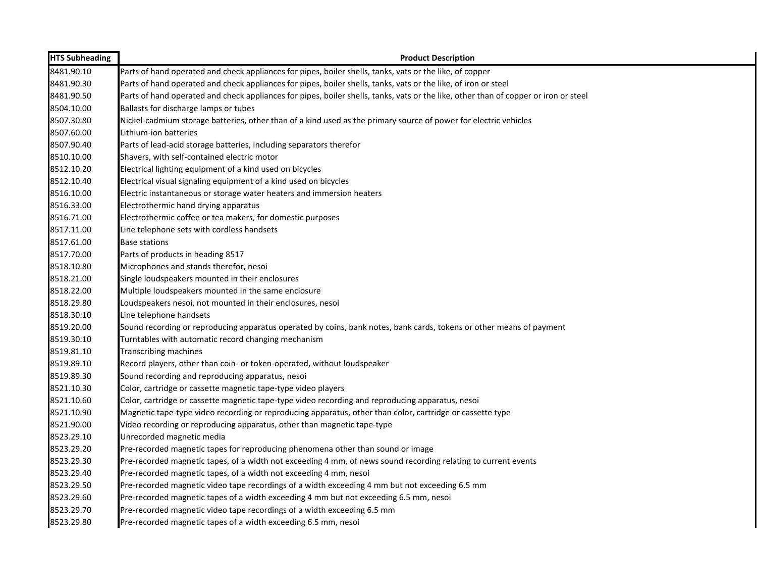| HTS Subheading | Product Description |
| --- | --- |
| 8481.90.10 | Parts of hand operated and check appliances for pipes, boiler shells, tanks, vats or the like, of copper |
| 8481.90.30 | Parts of hand operated and check appliances for pipes, boiler shells, tanks, vats or the like, of iron or steel |
| 8481.90.50 | Parts of hand operated and check appliances for pipes, boiler shells, tanks, vats or the like, other than of copper or iron or steel |
| 8504.10.00 | Ballasts for discharge lamps or tubes |
| 8507.30.80 | Nickel-cadmium storage batteries, other than of a kind used as the primary source of power for electric vehicles |
| 8507.60.00 | Lithium-ion batteries |
| 8507.90.40 | Parts of lead-acid storage batteries, including separators therefor |
| 8510.10.00 | Shavers, with self-contained electric motor |
| 8512.10.20 | Electrical lighting equipment of a kind used on bicycles |
| 8512.10.40 | Electrical visual signaling equipment of a kind used on bicycles |
| 8516.10.00 | Electric instantaneous or storage water heaters and immersion heaters |
| 8516.33.00 | Electrothermic hand drying apparatus |
| 8516.71.00 | Electrothermic coffee or tea makers, for domestic purposes |
| 8517.11.00 | Line telephone sets with cordless handsets |
| 8517.61.00 | Base stations |
| 8517.70.00 | Parts of products in heading 8517 |
| 8518.10.80 | Microphones and stands therefor, nesoi |
| 8518.21.00 | Single loudspeakers mounted in their enclosures |
| 8518.22.00 | Multiple loudspeakers mounted in the same enclosure |
| 8518.29.80 | Loudspeakers nesoi, not mounted in their enclosures, nesoi |
| 8518.30.10 | Line telephone handsets |
| 8519.20.00 | Sound recording or reproducing apparatus operated by coins, bank notes, bank cards, tokens or other means of payment |
| 8519.30.10 | Turntables with automatic record changing mechanism |
| 8519.81.10 | Transcribing machines |
| 8519.89.10 | Record players, other than coin- or token-operated, without loudspeaker |
| 8519.89.30 | Sound recording and reproducing apparatus, nesoi |
| 8521.10.30 | Color, cartridge or cassette magnetic tape-type video players |
| 8521.10.60 | Color, cartridge or cassette magnetic tape-type video recording and reproducing apparatus, nesoi |
| 8521.10.90 | Magnetic tape-type video recording or reproducing apparatus, other than color, cartridge or cassette type |
| 8521.90.00 | Video recording or reproducing apparatus, other than magnetic tape-type |
| 8523.29.10 | Unrecorded magnetic media |
| 8523.29.20 | Pre-recorded magnetic tapes for reproducing phenomena other than sound or image |
| 8523.29.30 | Pre-recorded magnetic tapes, of a width not exceeding 4 mm, of news sound recording relating to current events |
| 8523.29.40 | Pre-recorded magnetic tapes, of a width not exceeding 4 mm, nesoi |
| 8523.29.50 | Pre-recorded magnetic video tape recordings of a width exceeding 4 mm but not exceeding 6.5 mm |
| 8523.29.60 | Pre-recorded magnetic tapes of a width exceeding 4 mm but not exceeding 6.5 mm, nesoi |
| 8523.29.70 | Pre-recorded magnetic video tape recordings of a width exceeding 6.5 mm |
| 8523.29.80 | Pre-recorded magnetic tapes of a width exceeding 6.5 mm, nesoi |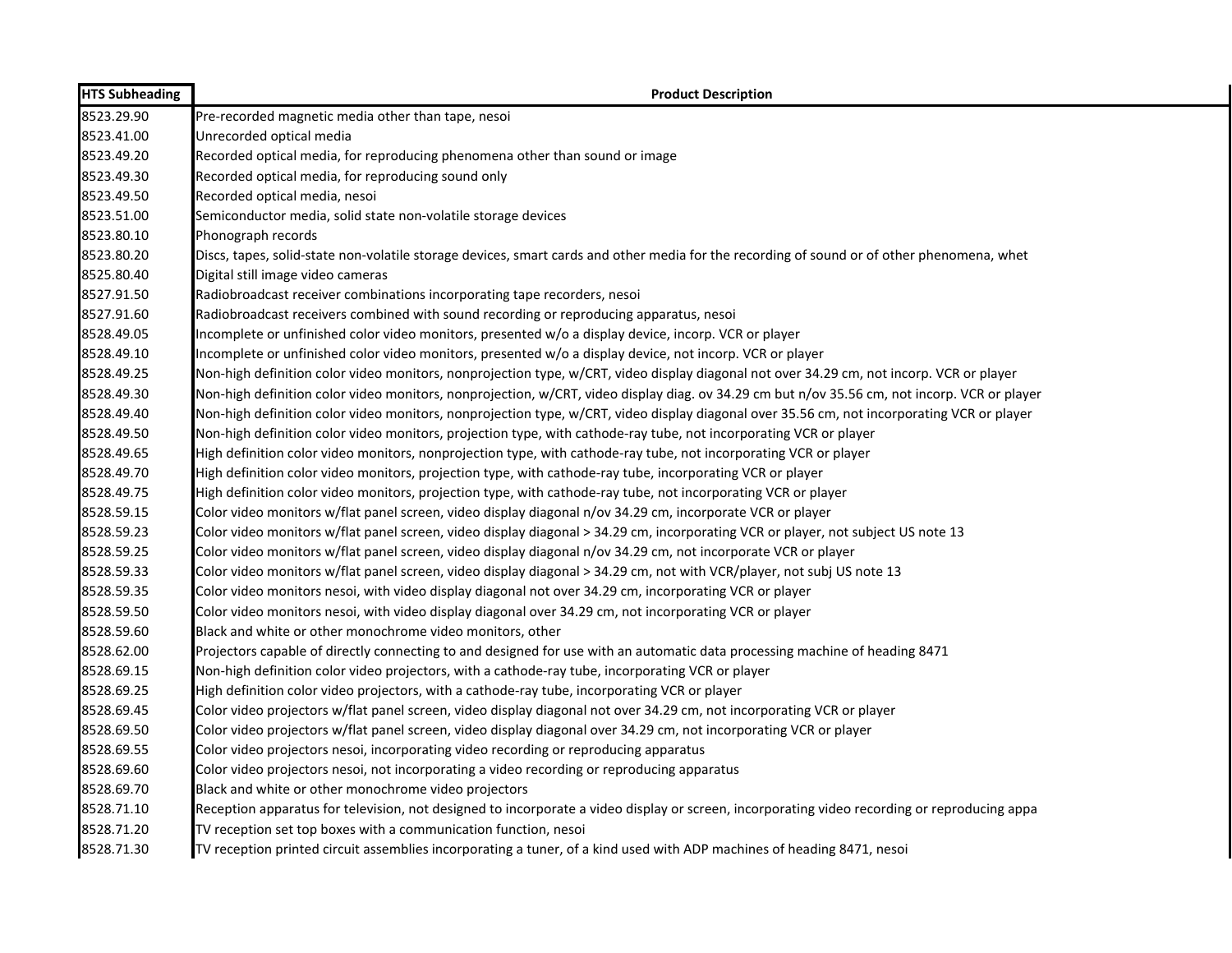| HTS Subheading | Product Description |
| --- | --- |
| 8523.29.90 | Pre-recorded magnetic media other than tape, nesoi |
| 8523.41.00 | Unrecorded optical media |
| 8523.49.20 | Recorded optical media, for reproducing phenomena other than sound or image |
| 8523.49.30 | Recorded optical media, for reproducing sound only |
| 8523.49.50 | Recorded optical media, nesoi |
| 8523.51.00 | Semiconductor media, solid state non-volatile storage devices |
| 8523.80.10 | Phonograph records |
| 8523.80.20 | Discs, tapes, solid-state non-volatile storage devices, smart cards and other media for the recording of sound or of other phenomena, whet |
| 8525.80.40 | Digital still image video cameras |
| 8527.91.50 | Radiobroadcast receiver combinations incorporating tape recorders, nesoi |
| 8527.91.60 | Radiobroadcast receivers combined with sound recording or reproducing apparatus, nesoi |
| 8528.49.05 | Incomplete or unfinished color video monitors, presented w/o a display device, incorp. VCR or player |
| 8528.49.10 | Incomplete or unfinished color video monitors, presented w/o a display device, not incorp. VCR or player |
| 8528.49.25 | Non-high definition color video monitors, nonprojection type, w/CRT, video display diagonal not over 34.29 cm, not incorp. VCR or player |
| 8528.49.30 | Non-high definition color video monitors, nonprojection, w/CRT, video display diag. ov 34.29 cm but n/ov 35.56 cm, not incorp. VCR or player |
| 8528.49.40 | Non-high definition color video monitors, nonprojection type, w/CRT, video display diagonal over 35.56 cm, not incorporating VCR or player |
| 8528.49.50 | Non-high definition color video monitors, projection type, with cathode-ray tube, not incorporating VCR or player |
| 8528.49.65 | High definition color video monitors, nonprojection type, with cathode-ray tube, not incorporating VCR or player |
| 8528.49.70 | High definition color video monitors, projection type, with cathode-ray tube, incorporating VCR or player |
| 8528.49.75 | High definition color video monitors, projection type, with cathode-ray tube, not incorporating VCR or player |
| 8528.59.15 | Color video monitors w/flat panel screen, video display diagonal n/ov 34.29 cm, incorporate VCR or player |
| 8528.59.23 | Color video monitors w/flat panel screen, video display diagonal > 34.29 cm, incorporating VCR or player, not subject US note 13 |
| 8528.59.25 | Color video monitors w/flat panel screen, video display diagonal n/ov 34.29 cm, not incorporate VCR or player |
| 8528.59.33 | Color video monitors w/flat panel screen, video display diagonal > 34.29 cm, not with VCR/player, not subj US note 13 |
| 8528.59.35 | Color video monitors nesoi, with video display diagonal not over 34.29 cm, incorporating VCR or player |
| 8528.59.50 | Color video monitors nesoi, with video display diagonal over 34.29 cm, not incorporating VCR or player |
| 8528.59.60 | Black and white or other monochrome video monitors, other |
| 8528.62.00 | Projectors capable of directly connecting to and designed for use with an automatic data processing machine of heading 8471 |
| 8528.69.15 | Non-high definition color video projectors, with a cathode-ray tube, incorporating VCR or player |
| 8528.69.25 | High definition color video projectors, with a cathode-ray tube, incorporating VCR or player |
| 8528.69.45 | Color video projectors w/flat panel screen, video display diagonal not over 34.29 cm, not incorporating VCR or player |
| 8528.69.50 | Color video projectors w/flat panel screen, video display diagonal over 34.29 cm, not incorporating VCR or player |
| 8528.69.55 | Color video projectors nesoi, incorporating video recording or reproducing apparatus |
| 8528.69.60 | Color video projectors nesoi, not incorporating a video recording or reproducing apparatus |
| 8528.69.70 | Black and white or other monochrome video projectors |
| 8528.71.10 | Reception apparatus for television, not designed to incorporate a video display or screen, incorporating video recording or reproducing appa |
| 8528.71.20 | TV reception set top boxes with a communication function, nesoi |
| 8528.71.30 | TV reception printed circuit assemblies incorporating a tuner, of a kind used with ADP machines of heading 8471, nesoi |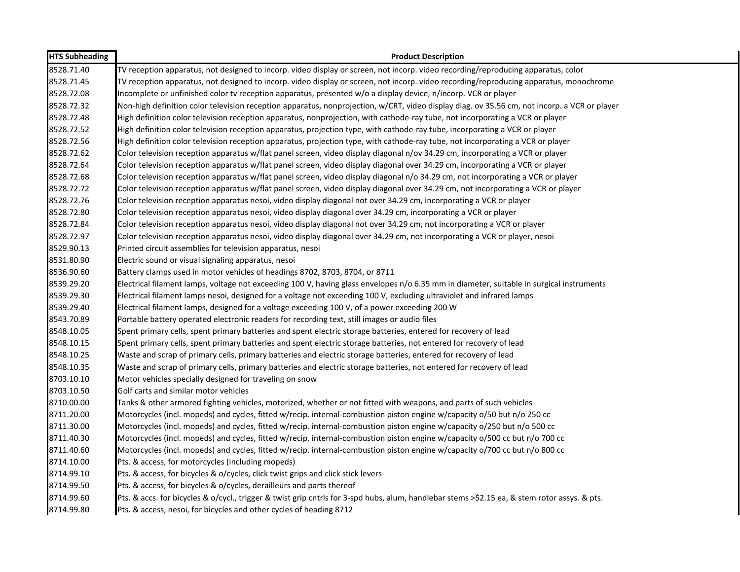| HTS Subheading | Product Description |
|---|---|
| 8528.71.40 | TV reception apparatus, not designed to incorp. video display or screen, not incorp. video recording/reproducing apparatus, color |
| 8528.71.45 | TV reception apparatus, not designed to incorp. video display or screen, not incorp. video recording/reproducing apparatus, monochrome |
| 8528.72.08 | Incomplete or unfinished color tv reception apparatus, presented w/o a display device, n/incorp. VCR or player |
| 8528.72.32 | Non-high definition color television reception apparatus, nonprojection, w/CRT, video display diag. ov 35.56 cm, not incorp. a VCR or player |
| 8528.72.48 | High definition color television reception apparatus, nonprojection, with cathode-ray tube, not incorporating a VCR or player |
| 8528.72.52 | High definition color television reception apparatus, projection type, with cathode-ray tube, incorporating a VCR or player |
| 8528.72.56 | High definition color television reception apparatus, projection type, with cathode-ray tube, not incorporating a VCR or player |
| 8528.72.62 | Color television reception apparatus w/flat panel screen, video display diagonal n/ov 34.29 cm, incorporating a VCR or player |
| 8528.72.64 | Color television reception apparatus w/flat panel screen, video display diagonal over 34.29 cm, incorporating a VCR or player |
| 8528.72.68 | Color television reception apparatus w/flat panel screen, video display diagonal n/o 34.29 cm, not incorporating a VCR or player |
| 8528.72.72 | Color television reception apparatus w/flat panel screen, video display diagonal over 34.29 cm, not incorporating a VCR or player |
| 8528.72.76 | Color television reception apparatus nesoi, video display diagonal not over 34.29 cm, incorporating a VCR or player |
| 8528.72.80 | Color television reception apparatus nesoi, video display diagonal over 34.29 cm, incorporating a VCR or player |
| 8528.72.84 | Color television reception apparatus nesoi, video display diagonal not over 34.29 cm, not incorporating a VCR or player |
| 8528.72.97 | Color television reception apparatus nesoi, video display diagonal over 34.29 cm, not incorporating a VCR or player, nesoi |
| 8529.90.13 | Printed circuit assemblies for television apparatus, nesoi |
| 8531.80.90 | Electric sound or visual signaling apparatus, nesoi |
| 8536.90.60 | Battery clamps used in motor vehicles of headings 8702, 8703, 8704, or 8711 |
| 8539.29.20 | Electrical filament lamps, voltage not exceeding 100 V, having glass envelopes n/o 6.35 mm in diameter, suitable in surgical instruments |
| 8539.29.30 | Electrical filament lamps nesoi, designed for a voltage not exceeding 100 V, excluding ultraviolet and infrared lamps |
| 8539.29.40 | Electrical filament lamps, designed for a voltage exceeding 100 V, of a power exceeding 200 W |
| 8543.70.89 | Portable battery operated electronic readers for recording text, still images or audio files |
| 8548.10.05 | Spent primary cells, spent primary batteries and spent electric storage batteries, entered for recovery of lead |
| 8548.10.15 | Spent primary cells, spent primary batteries and spent electric storage batteries, not entered for recovery of lead |
| 8548.10.25 | Waste and scrap of primary cells, primary batteries and electric storage batteries, entered for recovery of lead |
| 8548.10.35 | Waste and scrap of primary cells, primary batteries and electric storage batteries, not entered for recovery of lead |
| 8703.10.10 | Motor vehicles specially designed for traveling on snow |
| 8703.10.50 | Golf carts and similar motor vehicles |
| 8710.00.00 | Tanks & other armored fighting vehicles, motorized, whether or not fitted with weapons, and parts of such vehicles |
| 8711.20.00 | Motorcycles (incl. mopeds) and cycles, fitted w/recip. internal-combustion piston engine w/capacity o/50 but n/o 250 cc |
| 8711.30.00 | Motorcycles (incl. mopeds) and cycles, fitted w/recip. internal-combustion piston engine w/capacity o/250 but n/o 500 cc |
| 8711.40.30 | Motorcycles (incl. mopeds) and cycles, fitted w/recip. internal-combustion piston engine w/capacity o/500 cc but n/o 700 cc |
| 8711.40.60 | Motorcycles (incl. mopeds) and cycles, fitted w/recip. internal-combustion piston engine w/capacity o/700 cc but n/o 800 cc |
| 8714.10.00 | Pts. & access, for motorcycles (including mopeds) |
| 8714.99.10 | Pts. & access, for bicycles & o/cycles, click twist grips and click stick levers |
| 8714.99.50 | Pts. & access, for bicycles & o/cycles, derailleurs and parts thereof |
| 8714.99.60 | Pts. & accs. for bicycles & o/cycl., trigger & twist grip cntrls for 3-spd hubs, alum, handlebar stems >$2.15 ea, & stem rotor assys. & pts. |
| 8714.99.80 | Pts. & access, nesoi, for bicycles and other cycles of heading 8712 |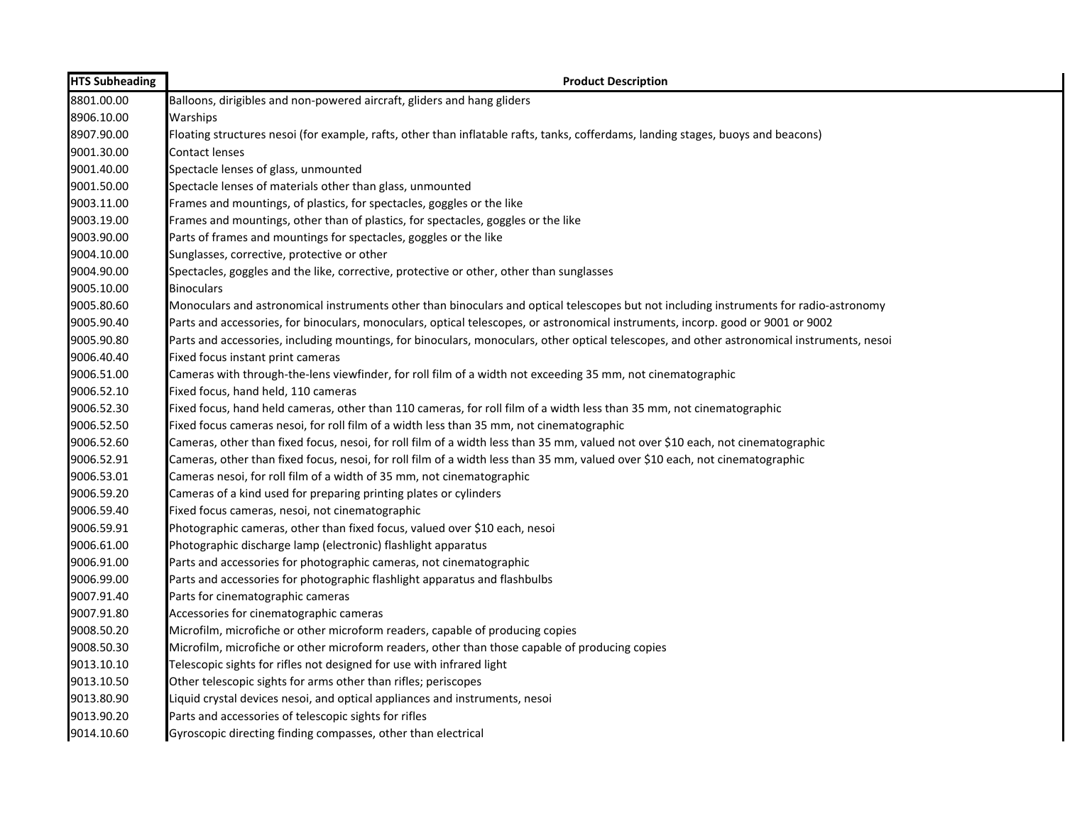| HTS Subheading | Product Description |
| --- | --- |
| 8801.00.00 | Balloons, dirigibles and non-powered aircraft, gliders and hang gliders |
| 8906.10.00 | Warships |
| 8907.90.00 | Floating structures nesoi (for example, rafts, other than inflatable rafts, tanks, cofferdams, landing stages, buoys and beacons) |
| 9001.30.00 | Contact lenses |
| 9001.40.00 | Spectacle lenses of glass, unmounted |
| 9001.50.00 | Spectacle lenses of materials other than glass, unmounted |
| 9003.11.00 | Frames and mountings, of plastics, for spectacles, goggles or the like |
| 9003.19.00 | Frames and mountings, other than of plastics, for spectacles, goggles or the like |
| 9003.90.00 | Parts of frames and mountings for spectacles, goggles or the like |
| 9004.10.00 | Sunglasses, corrective, protective or other |
| 9004.90.00 | Spectacles, goggles and the like, corrective, protective or other, other than sunglasses |
| 9005.10.00 | Binoculars |
| 9005.80.60 | Monoculars and astronomical instruments other than binoculars and optical telescopes but not including instruments for radio-astronomy |
| 9005.90.40 | Parts and accessories, for binoculars, monoculars, optical telescopes, or astronomical instruments, incorp. good or 9001 or 9002 |
| 9005.90.80 | Parts and accessories, including mountings, for binoculars, monoculars, other optical telescopes, and other astronomical instruments, nesoi |
| 9006.40.40 | Fixed focus instant print cameras |
| 9006.51.00 | Cameras with through-the-lens viewfinder, for roll film of a width not exceeding 35 mm, not cinematographic |
| 9006.52.10 | Fixed focus, hand held, 110 cameras |
| 9006.52.30 | Fixed focus, hand held cameras, other than 110 cameras, for roll film of a width less than 35 mm, not cinematographic |
| 9006.52.50 | Fixed focus cameras nesoi, for roll film of a width less than 35 mm, not cinematographic |
| 9006.52.60 | Cameras, other than fixed focus, nesoi, for roll film of a width less than 35 mm, valued not over $10 each, not cinematographic |
| 9006.52.91 | Cameras, other than fixed focus, nesoi, for roll film of a width less than 35 mm, valued over $10 each, not cinematographic |
| 9006.53.01 | Cameras nesoi, for roll film of a width of 35 mm, not cinematographic |
| 9006.59.20 | Cameras of a kind used for preparing printing plates or cylinders |
| 9006.59.40 | Fixed focus cameras, nesoi, not cinematographic |
| 9006.59.91 | Photographic cameras, other than fixed focus, valued over $10 each, nesoi |
| 9006.61.00 | Photographic discharge lamp (electronic) flashlight apparatus |
| 9006.91.00 | Parts and accessories for photographic cameras, not cinematographic |
| 9006.99.00 | Parts and accessories for photographic flashlight apparatus and flashbulbs |
| 9007.91.40 | Parts for cinematographic cameras |
| 9007.91.80 | Accessories for cinematographic cameras |
| 9008.50.20 | Microfilm, microfiche or other microform readers, capable of producing copies |
| 9008.50.30 | Microfilm, microfiche or other microform readers, other than those capable of producing copies |
| 9013.10.10 | Telescopic sights for rifles not designed for use with infrared light |
| 9013.10.50 | Other telescopic sights for arms other than rifles; periscopes |
| 9013.80.90 | Liquid crystal devices nesoi, and optical appliances and instruments, nesoi |
| 9013.90.20 | Parts and accessories of telescopic sights for rifles |
| 9014.10.60 | Gyroscopic directing finding compasses, other than electrical |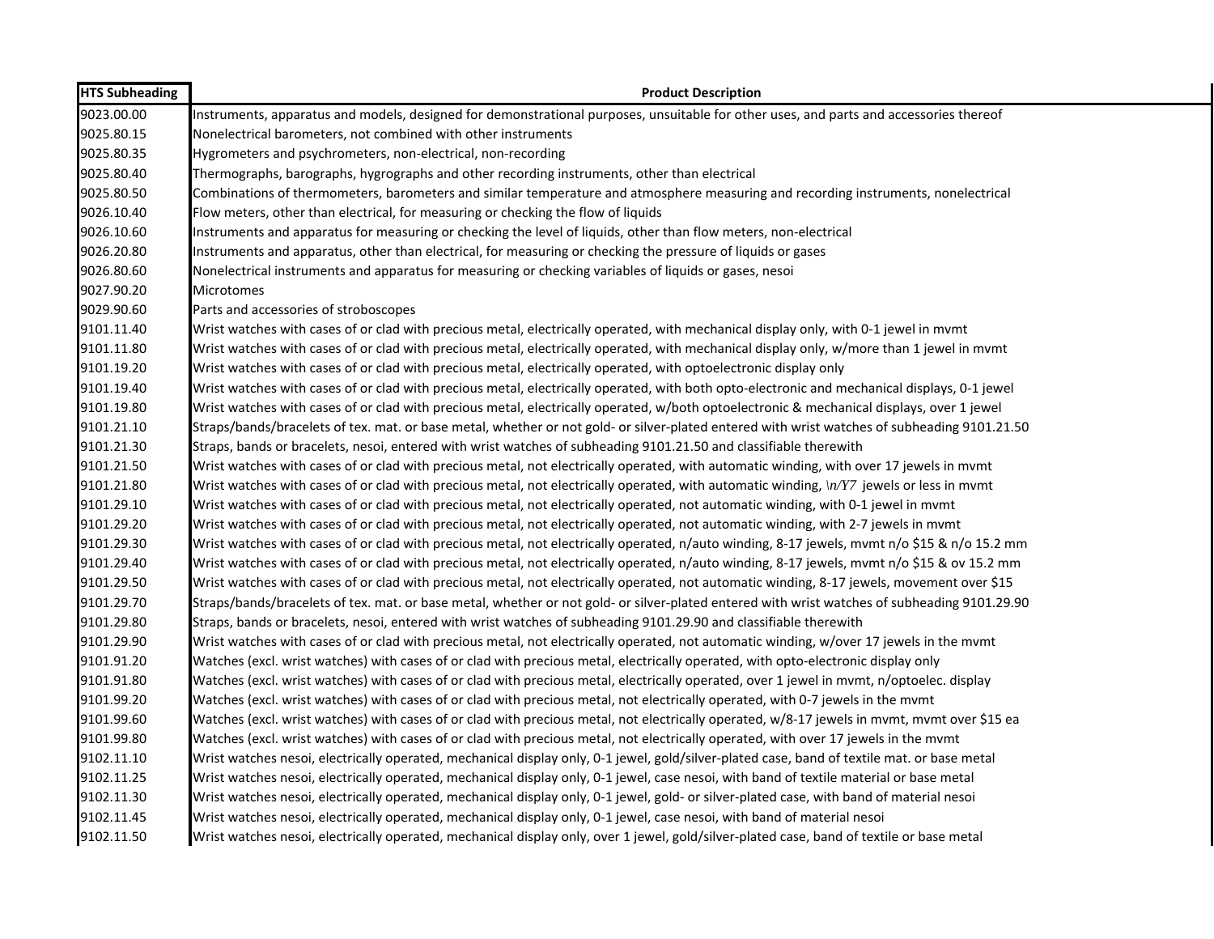| HTS Subheading | Product Description |
|---|---|
| 9023.00.00 | Instruments, apparatus and models, designed for demonstrational purposes, unsuitable for other uses, and parts and accessories thereof |
| 9025.80.15 | Nonelectrical barometers, not combined with other instruments |
| 9025.80.35 | Hygrometers and psychrometers, non-electrical, non-recording |
| 9025.80.40 | Thermographs, barographs, hygrographs and other recording instruments, other than electrical |
| 9025.80.50 | Combinations of thermometers, barometers and similar temperature and atmosphere measuring and recording instruments, nonelectrical |
| 9026.10.40 | Flow meters, other than electrical, for measuring or checking the flow of liquids |
| 9026.10.60 | Instruments and apparatus for measuring or checking the level of liquids, other than flow meters, non-electrical |
| 9026.20.80 | Instruments and apparatus, other than electrical, for measuring or checking the pressure of liquids or gases |
| 9026.80.60 | Nonelectrical instruments and apparatus for measuring or checking variables of liquids or gases, nesoi |
| 9027.90.20 | Microtomes |
| 9029.90.60 | Parts and accessories of stroboscopes |
| 9101.11.40 | Wrist watches with cases of or clad with precious metal, electrically operated, with mechanical display only, with 0-1 jewel in mvmt |
| 9101.11.80 | Wrist watches with cases of or clad with precious metal, electrically operated, with mechanical display only, w/more than 1 jewel in mvmt |
| 9101.19.20 | Wrist watches with cases of or clad with precious metal, electrically operated, with optoelectronic display only |
| 9101.19.40 | Wrist watches with cases of or clad with precious metal, electrically operated, with both opto-electronic and mechanical displays, 0-1 jewel |
| 9101.19.80 | Wrist watches with cases of or clad with precious metal, electrically operated, w/both optoelectronic & mechanical displays, over 1 jewel |
| 9101.21.10 | Straps/bands/bracelets of tex. mat. or base metal, whether or not gold- or silver-plated entered with wrist watches of subheading 9101.21.50 |
| 9101.21.30 | Straps, bands or bracelets, nesoi, entered with wrist watches of subheading 9101.21.50 and classifiable therewith |
| 9101.21.50 | Wrist watches with cases of or clad with precious metal, not electrically operated, with automatic winding, with over 17 jewels in mvmt |
| 9101.21.80 | Wrist watches with cases of or clad with precious metal, not electrically operated, with automatic winding, \n/Y7 jewels or less in mvmt |
| 9101.29.10 | Wrist watches with cases of or clad with precious metal, not electrically operated, not automatic winding, with 0-1 jewel in mvmt |
| 9101.29.20 | Wrist watches with cases of or clad with precious metal, not electrically operated, not automatic winding, with 2-7 jewels in mvmt |
| 9101.29.30 | Wrist watches with cases of or clad with precious metal, not electrically operated, n/auto winding, 8-17 jewels, mvmt n/o $15 & n/o 15.2 mm |
| 9101.29.40 | Wrist watches with cases of or clad with precious metal, not electrically operated, n/auto winding, 8-17 jewels, mvmt n/o $15 & ov 15.2 mm |
| 9101.29.50 | Wrist watches with cases of or clad with precious metal, not electrically operated, not automatic winding, 8-17 jewels, movement over $15 |
| 9101.29.70 | Straps/bands/bracelets of tex. mat. or base metal, whether or not gold- or silver-plated entered with wrist watches of subheading 9101.29.90 |
| 9101.29.80 | Straps, bands or bracelets, nesoi, entered with wrist watches of subheading 9101.29.90 and classifiable therewith |
| 9101.29.90 | Wrist watches with cases of or clad with precious metal, not electrically operated, not automatic winding, w/over 17 jewels in the mvmt |
| 9101.91.20 | Watches (excl. wrist watches) with cases of or clad with precious metal, electrically operated, with opto-electronic display only |
| 9101.91.80 | Watches (excl. wrist watches) with cases of or clad with precious metal, electrically operated, over 1 jewel in mvmt, n/optoelec. display |
| 9101.99.20 | Watches (excl. wrist watches) with cases of or clad with precious metal, not electrically operated, with 0-7 jewels in the mvmt |
| 9101.99.60 | Watches (excl. wrist watches) with cases of or clad with precious metal, not electrically operated, w/8-17 jewels in mvmt, mvmt over $15 ea |
| 9101.99.80 | Watches (excl. wrist watches) with cases of or clad with precious metal, not electrically operated, with over 17 jewels in the mvmt |
| 9102.11.10 | Wrist watches nesoi, electrically operated, mechanical display only, 0-1 jewel, gold/silver-plated case, band of textile mat. or base metal |
| 9102.11.25 | Wrist watches nesoi, electrically operated, mechanical display only, 0-1 jewel, case nesoi, with band of textile material or base metal |
| 9102.11.30 | Wrist watches nesoi, electrically operated, mechanical display only, 0-1 jewel, gold- or silver-plated case, with band of material nesoi |
| 9102.11.45 | Wrist watches nesoi, electrically operated, mechanical display only, 0-1 jewel, case nesoi, with band of material nesoi |
| 9102.11.50 | Wrist watches nesoi, electrically operated, mechanical display only, over 1 jewel, gold/silver-plated case, band of textile or base metal |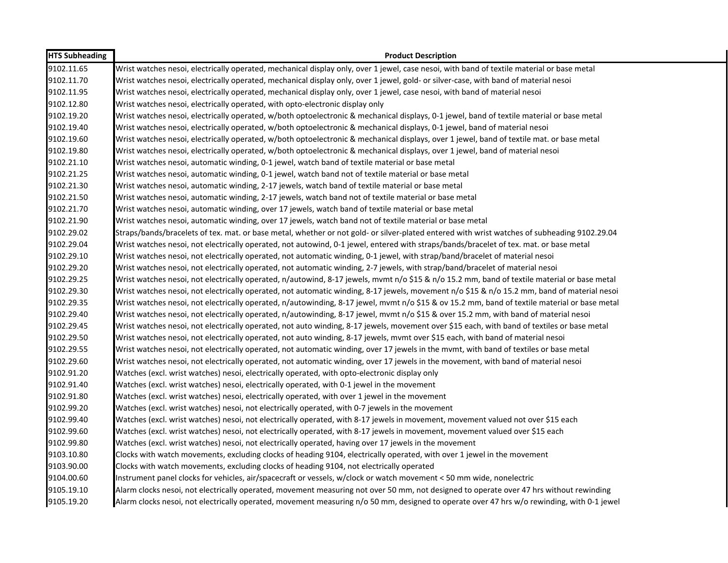| HTS Subheading | Product Description |
|---|---|
| 9102.11.65 | Wrist watches nesoi, electrically operated, mechanical display only, over 1 jewel, case nesoi, with band of textile material or base metal |
| 9102.11.70 | Wrist watches nesoi, electrically operated, mechanical display only, over 1 jewel, gold- or silver-case, with band of material nesoi |
| 9102.11.95 | Wrist watches nesoi, electrically operated, mechanical display only, over 1 jewel, case nesoi, with band of material nesoi |
| 9102.12.80 | Wrist watches nesoi, electrically operated, with opto-electronic display only |
| 9102.19.20 | Wrist watches nesoi, electrically operated, w/both optoelectronic & mechanical displays, 0-1 jewel, band of textile material or base metal |
| 9102.19.40 | Wrist watches nesoi, electrically operated, w/both optoelectronic & mechanical displays, 0-1 jewel, band of material nesoi |
| 9102.19.60 | Wrist watches nesoi, electrically operated, w/both optoelectronic & mechanical displays, over 1 jewel, band of textile mat. or base metal |
| 9102.19.80 | Wrist watches nesoi, electrically operated, w/both optoelectronic & mechanical displays, over 1 jewel, band of material nesoi |
| 9102.21.10 | Wrist watches nesoi, automatic winding, 0-1 jewel, watch band of textile material or base metal |
| 9102.21.25 | Wrist watches nesoi, automatic winding, 0-1 jewel, watch band not of textile material or base metal |
| 9102.21.30 | Wrist watches nesoi, automatic winding, 2-17 jewels, watch band of textile material or base metal |
| 9102.21.50 | Wrist watches nesoi, automatic winding, 2-17 jewels, watch band not of textile material or base metal |
| 9102.21.70 | Wrist watches nesoi, automatic winding, over 17 jewels, watch band of textile material or base metal |
| 9102.21.90 | Wrist watches nesoi, automatic winding, over 17 jewels, watch band not of textile material or base metal |
| 9102.29.02 | Straps/bands/bracelets of tex. mat. or base metal, whether or not gold- or silver-plated entered with wrist watches of subheading 9102.29.04 |
| 9102.29.04 | Wrist watches nesoi, not electrically operated, not autowind, 0-1 jewel, entered with straps/bands/bracelet of tex. mat. or base metal |
| 9102.29.10 | Wrist watches nesoi, not electrically operated, not automatic winding, 0-1 jewel, with strap/band/bracelet of material nesoi |
| 9102.29.20 | Wrist watches nesoi, not electrically operated, not automatic winding, 2-7 jewels, with strap/band/bracelet of material nesoi |
| 9102.29.25 | Wrist watches nesoi, not electrically operated, n/autowind, 8-17 jewels, mvmt n/o $15 & n/o 15.2 mm, band of textile material or base metal |
| 9102.29.30 | Wrist watches nesoi, not electrically operated, not automatic winding, 8-17 jewels, movement n/o $15 & n/o 15.2 mm, band of material nesoi |
| 9102.29.35 | Wrist watches nesoi, not electrically operated, n/autowinding, 8-17 jewel, mvmt n/o $15 & ov 15.2 mm, band of textile material or base metal |
| 9102.29.40 | Wrist watches nesoi, not electrically operated, n/autowinding, 8-17 jewel, mvmt n/o $15 & over 15.2 mm, with band of material nesoi |
| 9102.29.45 | Wrist watches nesoi, not electrically operated, not auto winding, 8-17 jewels, movement over $15 each, with band of textiles or base metal |
| 9102.29.50 | Wrist watches nesoi, not electrically operated, not auto winding, 8-17 jewels, mvmt over $15 each, with band of material nesoi |
| 9102.29.55 | Wrist watches nesoi, not electrically operated, not automatic winding, over 17 jewels in the mvmt, with band of textiles or base metal |
| 9102.29.60 | Wrist watches nesoi, not electrically operated, not automatic winding, over 17 jewels in the movement, with band of material nesoi |
| 9102.91.20 | Watches (excl. wrist watches) nesoi, electrically operated, with opto-electronic display only |
| 9102.91.40 | Watches (excl. wrist watches) nesoi, electrically operated, with 0-1 jewel in the movement |
| 9102.91.80 | Watches (excl. wrist watches) nesoi, electrically operated, with over 1 jewel in the movement |
| 9102.99.20 | Watches (excl. wrist watches) nesoi, not electrically operated, with 0-7 jewels in the movement |
| 9102.99.40 | Watches (excl. wrist watches) nesoi, not electrically operated, with 8-17 jewels in movement, movement valued not over $15 each |
| 9102.99.60 | Watches (excl. wrist watches) nesoi, not electrically operated, with 8-17 jewels in movement, movement valued over $15 each |
| 9102.99.80 | Watches (excl. wrist watches) nesoi, not electrically operated, having over 17 jewels in the movement |
| 9103.10.80 | Clocks with watch movements, excluding clocks of heading 9104, electrically operated, with over 1 jewel in the movement |
| 9103.90.00 | Clocks with watch movements, excluding clocks of heading 9104, not electrically operated |
| 9104.00.60 | Instrument panel clocks for vehicles, air/spacecraft or vessels, w/clock or watch movement < 50 mm wide, nonelectric |
| 9105.19.10 | Alarm clocks nesoi, not electrically operated, movement measuring not over 50 mm, not designed to operate over 47 hrs without rewinding |
| 9105.19.20 | Alarm clocks nesoi, not electrically operated, movement measuring n/o 50 mm, designed to operate over 47 hrs w/o rewinding, with 0-1 jewel |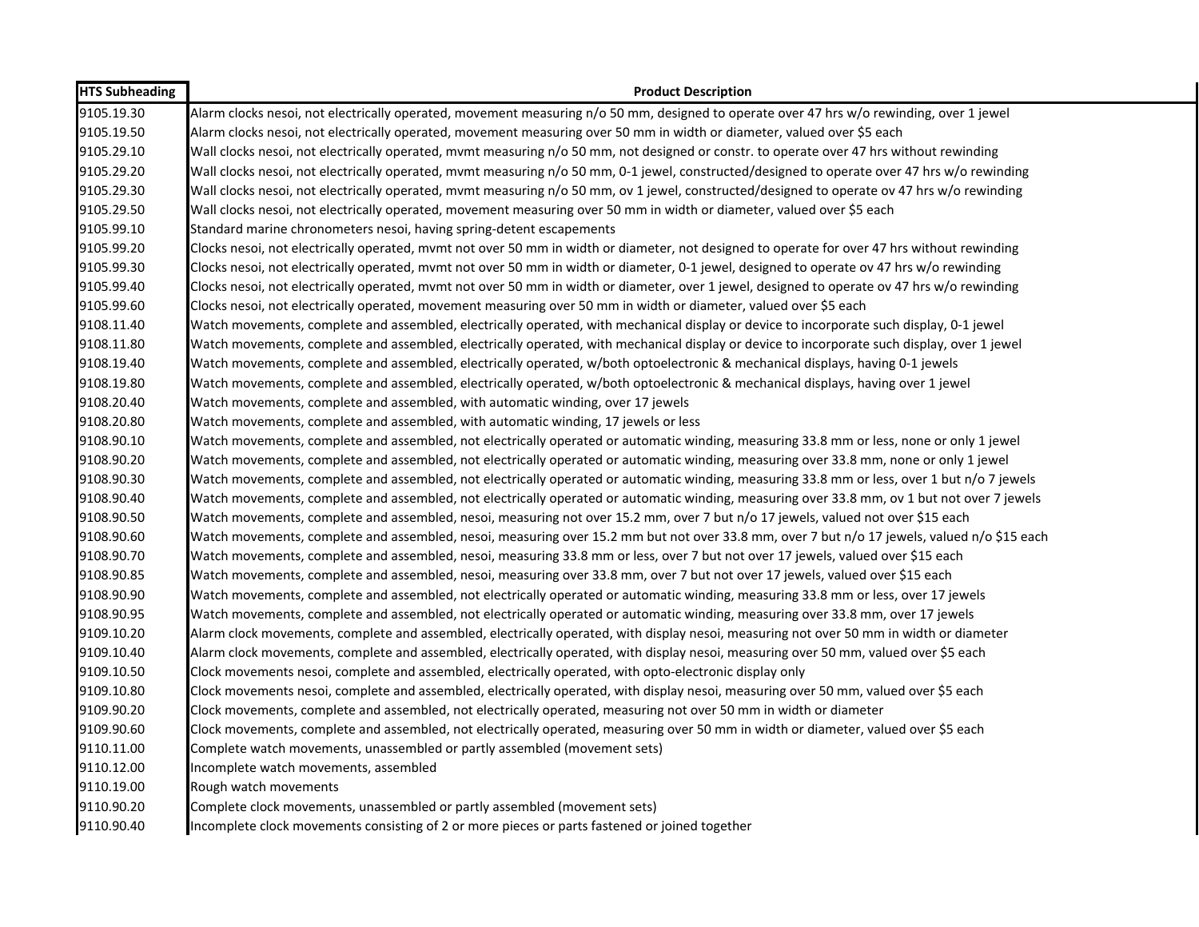| HTS Subheading | Product Description |
| --- | --- |
| 9105.19.30 | Alarm clocks nesoi, not electrically operated, movement measuring n/o 50 mm, designed to operate over 47 hrs w/o rewinding, over 1 jewel |
| 9105.19.50 | Alarm clocks nesoi, not electrically operated, movement measuring over 50 mm in width or diameter, valued over $5 each |
| 9105.29.10 | Wall clocks nesoi, not electrically operated, mvmt measuring n/o 50 mm, not designed or constr. to operate over 47 hrs without rewinding |
| 9105.29.20 | Wall clocks nesoi, not electrically operated, mvmt measuring n/o 50 mm, 0-1 jewel, constructed/designed to operate over 47 hrs w/o rewinding |
| 9105.29.30 | Wall clocks nesoi, not electrically operated, mvmt measuring n/o 50 mm, ov 1 jewel, constructed/designed to operate ov 47 hrs w/o rewinding |
| 9105.29.50 | Wall clocks nesoi, not electrically operated, movement measuring over 50 mm in width or diameter, valued over $5 each |
| 9105.99.10 | Standard marine chronometers nesoi, having spring-detent escapements |
| 9105.99.20 | Clocks nesoi, not electrically operated, mvmt not over 50 mm in width or diameter, not designed to operate for over 47 hrs without rewinding |
| 9105.99.30 | Clocks nesoi, not electrically operated, mvmt not over 50 mm in width or diameter, 0-1 jewel, designed to operate ov 47 hrs w/o rewinding |
| 9105.99.40 | Clocks nesoi, not electrically operated, mvmt not over 50 mm in width or diameter, over 1 jewel, designed to operate ov 47 hrs w/o rewinding |
| 9105.99.60 | Clocks nesoi, not electrically operated, movement measuring over 50 mm in width or diameter, valued over $5 each |
| 9108.11.40 | Watch movements, complete and assembled, electrically operated, with mechanical display or device to incorporate such display, 0-1 jewel |
| 9108.11.80 | Watch movements, complete and assembled, electrically operated, with mechanical display or device to incorporate such display, over 1 jewel |
| 9108.19.40 | Watch movements, complete and assembled, electrically operated, w/both optoelectronic & mechanical displays, having 0-1 jewels |
| 9108.19.80 | Watch movements, complete and assembled, electrically operated, w/both optoelectronic & mechanical displays, having over 1 jewel |
| 9108.20.40 | Watch movements, complete and assembled, with automatic winding, over 17 jewels |
| 9108.20.80 | Watch movements, complete and assembled, with automatic winding, 17 jewels or less |
| 9108.90.10 | Watch movements, complete and assembled, not electrically operated or automatic winding, measuring 33.8 mm or less, none or only 1 jewel |
| 9108.90.20 | Watch movements, complete and assembled, not electrically operated or automatic winding, measuring over 33.8 mm, none or only 1 jewel |
| 9108.90.30 | Watch movements, complete and assembled, not electrically operated or automatic winding, measuring 33.8 mm or less, over 1 but n/o 7 jewels |
| 9108.90.40 | Watch movements, complete and assembled, not electrically operated or automatic winding, measuring over 33.8 mm, ov 1 but not over 7 jewels |
| 9108.90.50 | Watch movements, complete and assembled, nesoi, measuring not over 15.2 mm, over 7 but n/o 17 jewels, valued not over $15 each |
| 9108.90.60 | Watch movements, complete and assembled, nesoi, measuring over 15.2 mm but not over 33.8 mm, over 7 but n/o 17 jewels, valued n/o $15 each |
| 9108.90.70 | Watch movements, complete and assembled, nesoi, measuring 33.8 mm or less, over 7 but not over 17 jewels, valued over $15 each |
| 9108.90.85 | Watch movements, complete and assembled, nesoi, measuring over 33.8 mm, over 7 but not over 17 jewels, valued over $15 each |
| 9108.90.90 | Watch movements, complete and assembled, not electrically operated or automatic winding, measuring 33.8 mm or less, over 17 jewels |
| 9108.90.95 | Watch movements, complete and assembled, not electrically operated or automatic winding, measuring over 33.8 mm, over 17 jewels |
| 9109.10.20 | Alarm clock movements, complete and assembled, electrically operated, with display nesoi, measuring not over 50 mm in width or diameter |
| 9109.10.40 | Alarm clock movements, complete and assembled, electrically operated, with display nesoi, measuring over 50 mm, valued over $5 each |
| 9109.10.50 | Clock movements nesoi, complete and assembled, electrically operated, with opto-electronic display only |
| 9109.10.80 | Clock movements nesoi, complete and assembled, electrically operated, with display nesoi, measuring over 50 mm, valued over $5 each |
| 9109.90.20 | Clock movements, complete and assembled, not electrically operated, measuring not over 50 mm in width or diameter |
| 9109.90.60 | Clock movements, complete and assembled, not electrically operated, measuring over 50 mm in width or diameter, valued over $5 each |
| 9110.11.00 | Complete watch movements, unassembled or partly assembled (movement sets) |
| 9110.12.00 | Incomplete watch movements, assembled |
| 9110.19.00 | Rough watch movements |
| 9110.90.20 | Complete clock movements, unassembled or partly assembled (movement sets) |
| 9110.90.40 | Incomplete clock movements consisting of 2 or more pieces or parts fastened or joined together |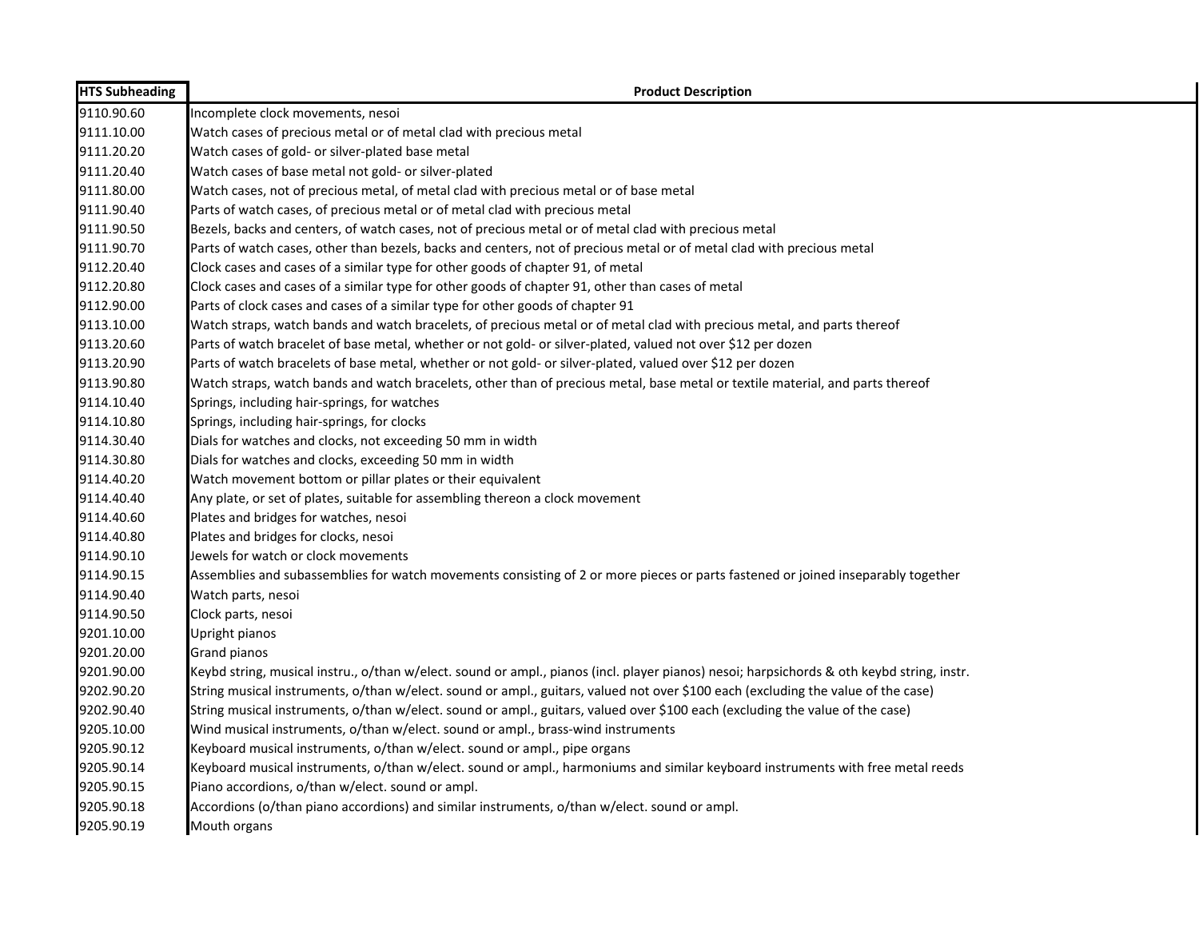| HTS Subheading | Product Description |
| --- | --- |
| 9110.90.60 | Incomplete clock movements, nesoi |
| 9111.10.00 | Watch cases of precious metal or of metal clad with precious metal |
| 9111.20.20 | Watch cases of gold- or silver-plated base metal |
| 9111.20.40 | Watch cases of base metal not gold- or silver-plated |
| 9111.80.00 | Watch cases, not of precious metal, of metal clad with precious metal or of base metal |
| 9111.90.40 | Parts of watch cases, of precious metal or of metal clad with precious metal |
| 9111.90.50 | Bezels, backs and centers, of watch cases, not of precious metal or of metal clad with precious metal |
| 9111.90.70 | Parts of watch cases, other than bezels, backs and centers, not of precious metal or of metal clad with precious metal |
| 9112.20.40 | Clock cases and cases of a similar type for other goods of chapter 91, of metal |
| 9112.20.80 | Clock cases and cases of a similar type for other goods of chapter 91, other than cases of metal |
| 9112.90.00 | Parts of clock cases and cases of a similar type for other goods of chapter 91 |
| 9113.10.00 | Watch straps, watch bands and watch bracelets, of precious metal or of metal clad with precious metal, and parts thereof |
| 9113.20.60 | Parts of watch bracelet of base metal, whether or not gold- or silver-plated, valued not over $12 per dozen |
| 9113.20.90 | Parts of watch bracelets of base metal, whether or not gold- or silver-plated, valued over $12 per dozen |
| 9113.90.80 | Watch straps, watch bands and watch bracelets, other than of precious metal, base metal or textile material, and parts thereof |
| 9114.10.40 | Springs, including hair-springs, for watches |
| 9114.10.80 | Springs, including hair-springs, for clocks |
| 9114.30.40 | Dials for watches and clocks, not exceeding 50 mm in width |
| 9114.30.80 | Dials for watches and clocks, exceeding 50 mm in width |
| 9114.40.20 | Watch movement bottom or pillar plates or their equivalent |
| 9114.40.40 | Any plate, or set of plates, suitable for assembling thereon a clock movement |
| 9114.40.60 | Plates and bridges for watches, nesoi |
| 9114.40.80 | Plates and bridges for clocks, nesoi |
| 9114.90.10 | Jewels for watch or clock movements |
| 9114.90.15 | Assemblies and subassemblies for watch movements consisting of 2 or more pieces or parts fastened or joined inseparably together |
| 9114.90.40 | Watch parts, nesoi |
| 9114.90.50 | Clock parts, nesoi |
| 9201.10.00 | Upright pianos |
| 9201.20.00 | Grand pianos |
| 9201.90.00 | Keybd string, musical instru., o/than w/elect. sound or ampl., pianos (incl. player pianos) nesoi; harpsichords & oth keybd string, instr. |
| 9202.90.20 | String musical instruments, o/than w/elect. sound or ampl., guitars, valued not over $100 each (excluding the value of the case) |
| 9202.90.40 | String musical instruments, o/than w/elect. sound or ampl., guitars, valued over $100 each (excluding the value of the case) |
| 9205.10.00 | Wind musical instruments, o/than w/elect. sound or ampl., brass-wind instruments |
| 9205.90.12 | Keyboard musical instruments, o/than w/elect. sound or ampl., pipe organs |
| 9205.90.14 | Keyboard musical instruments, o/than w/elect. sound or ampl., harmoniums and similar keyboard instruments with free metal reeds |
| 9205.90.15 | Piano accordions, o/than w/elect. sound or ampl. |
| 9205.90.18 | Accordions (o/than piano accordions) and similar instruments, o/than w/elect. sound or ampl. |
| 9205.90.19 | Mouth organs |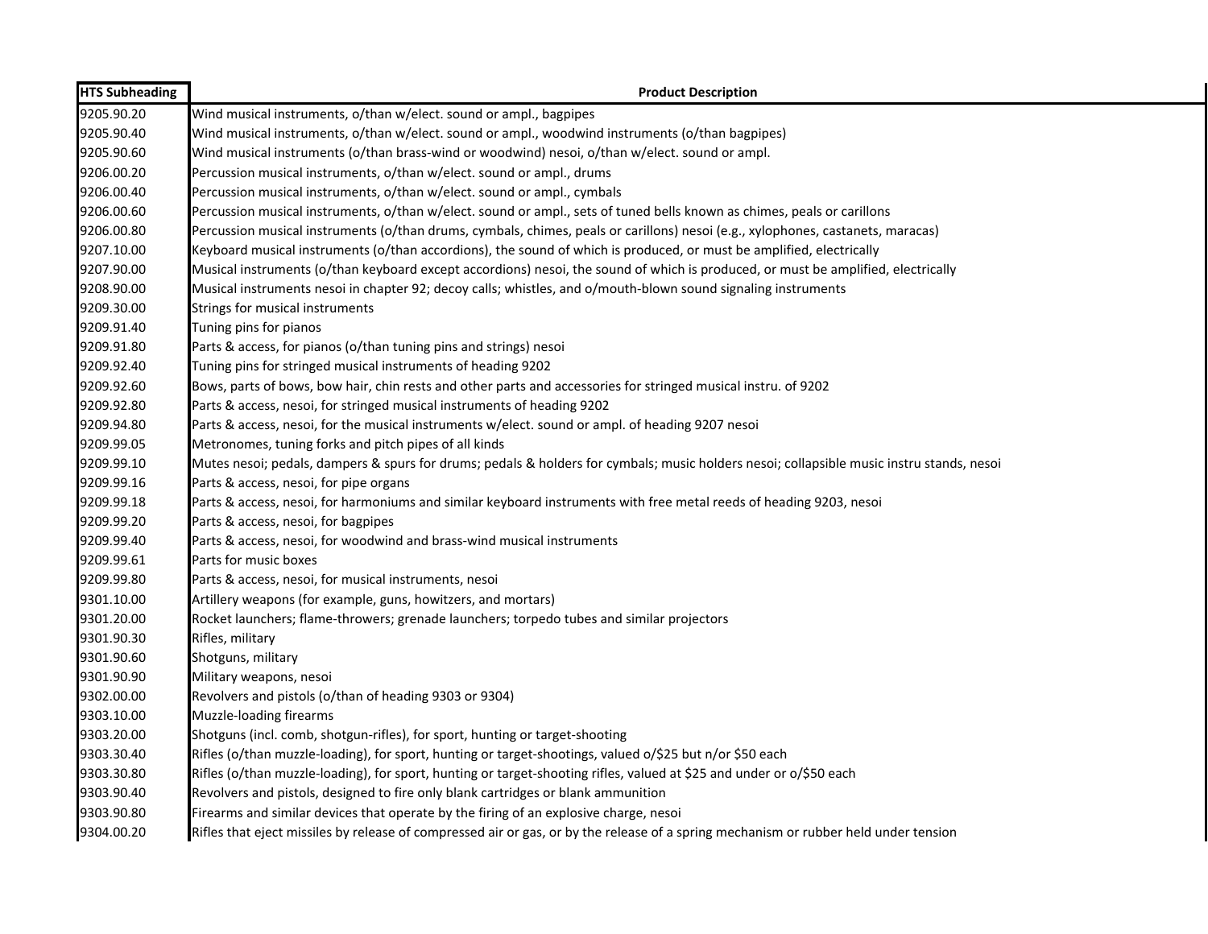| HTS Subheading | Product Description |
|---|---|
| 9205.90.20 | Wind musical instruments, o/than w/elect. sound or ampl., bagpipes |
| 9205.90.40 | Wind musical instruments, o/than w/elect. sound or ampl., woodwind instruments (o/than bagpipes) |
| 9205.90.60 | Wind musical instruments (o/than brass-wind or woodwind) nesoi, o/than w/elect. sound or ampl. |
| 9206.00.20 | Percussion musical instruments, o/than w/elect. sound or ampl., drums |
| 9206.00.40 | Percussion musical instruments, o/than w/elect. sound or ampl., cymbals |
| 9206.00.60 | Percussion musical instruments, o/than w/elect. sound or ampl., sets of tuned bells known as chimes, peals or carillons |
| 9206.00.80 | Percussion musical instruments (o/than drums, cymbals, chimes, peals or carillons) nesoi (e.g., xylophones, castanets, maracas) |
| 9207.10.00 | Keyboard musical instruments (o/than accordions), the sound of which is produced, or must be amplified, electrically |
| 9207.90.00 | Musical instruments (o/than keyboard except accordions) nesoi, the sound of which is produced, or must be amplified, electrically |
| 9208.90.00 | Musical instruments nesoi in chapter 92; decoy calls; whistles, and o/mouth-blown sound signaling instruments |
| 9209.30.00 | Strings for musical instruments |
| 9209.91.40 | Tuning pins for pianos |
| 9209.91.80 | Parts & access, for pianos (o/than tuning pins and strings) nesoi |
| 9209.92.40 | Tuning pins for stringed musical instruments of heading 9202 |
| 9209.92.60 | Bows, parts of bows, bow hair, chin rests and other parts and accessories for stringed musical instru. of 9202 |
| 9209.92.80 | Parts & access, nesoi, for stringed musical instruments of heading 9202 |
| 9209.94.80 | Parts & access, nesoi, for the musical instruments w/elect. sound or ampl. of heading 9207 nesoi |
| 9209.99.05 | Metronomes, tuning forks and pitch pipes of all kinds |
| 9209.99.10 | Mutes nesoi; pedals, dampers & spurs for drums; pedals & holders for cymbals; music holders nesoi; collapsible music instru stands, nesoi |
| 9209.99.16 | Parts & access, nesoi, for pipe organs |
| 9209.99.18 | Parts & access, nesoi, for harmoniums and similar keyboard instruments with free metal reeds of heading 9203, nesoi |
| 9209.99.20 | Parts & access, nesoi, for bagpipes |
| 9209.99.40 | Parts & access, nesoi, for woodwind and brass-wind musical instruments |
| 9209.99.61 | Parts for music boxes |
| 9209.99.80 | Parts & access, nesoi, for musical instruments, nesoi |
| 9301.10.00 | Artillery weapons (for example, guns, howitzers, and mortars) |
| 9301.20.00 | Rocket launchers; flame-throwers; grenade launchers; torpedo tubes and similar projectors |
| 9301.90.30 | Rifles, military |
| 9301.90.60 | Shotguns, military |
| 9301.90.90 | Military weapons, nesoi |
| 9302.00.00 | Revolvers and pistols (o/than of heading 9303 or 9304) |
| 9303.10.00 | Muzzle-loading firearms |
| 9303.20.00 | Shotguns (incl. comb, shotgun-rifles), for sport, hunting or target-shooting |
| 9303.30.40 | Rifles (o/than muzzle-loading), for sport, hunting or target-shootings, valued o/$25 but n/or $50 each |
| 9303.30.80 | Rifles (o/than muzzle-loading), for sport, hunting or target-shooting rifles, valued at $25 and under or o/$50 each |
| 9303.90.40 | Revolvers and pistols, designed to fire only blank cartridges or blank ammunition |
| 9303.90.80 | Firearms and similar devices that operate by the firing of an explosive charge, nesoi |
| 9304.00.20 | Rifles that eject missiles by release of compressed air or gas, or by the release of a spring mechanism or rubber held under tension |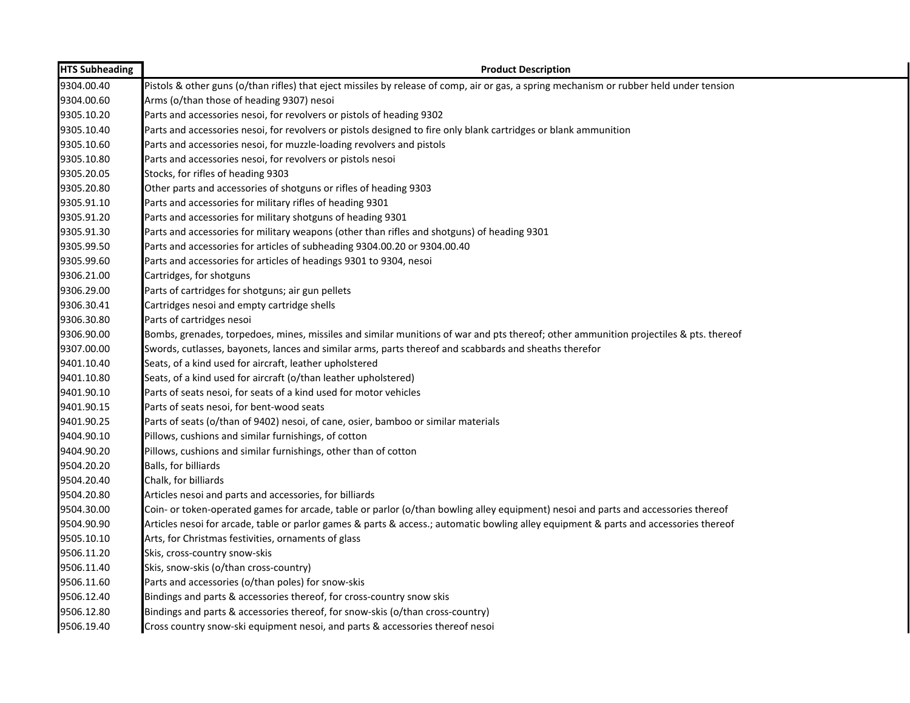| HTS Subheading | Product Description |
|---|---|
| 9304.00.40 | Pistols & other guns (o/than rifles) that eject missiles by release of comp, air or gas, a spring mechanism or rubber held under tension |
| 9304.00.60 | Arms (o/than those of heading 9307) nesoi |
| 9305.10.20 | Parts and accessories nesoi, for revolvers or pistols of heading 9302 |
| 9305.10.40 | Parts and accessories nesoi, for revolvers or pistols designed to fire only blank cartridges or blank ammunition |
| 9305.10.60 | Parts and accessories nesoi, for muzzle-loading revolvers and pistols |
| 9305.10.80 | Parts and accessories nesoi, for revolvers or pistols nesoi |
| 9305.20.05 | Stocks, for rifles of heading 9303 |
| 9305.20.80 | Other parts and accessories of shotguns or rifles of heading 9303 |
| 9305.91.10 | Parts and accessories for military rifles of heading 9301 |
| 9305.91.20 | Parts and accessories for military shotguns of heading 9301 |
| 9305.91.30 | Parts and accessories for military weapons (other than rifles and shotguns) of heading 9301 |
| 9305.99.50 | Parts and accessories for articles of subheading 9304.00.20 or 9304.00.40 |
| 9305.99.60 | Parts and accessories for articles of headings 9301 to 9304, nesoi |
| 9306.21.00 | Cartridges, for shotguns |
| 9306.29.00 | Parts of cartridges for shotguns; air gun pellets |
| 9306.30.41 | Cartridges nesoi and empty cartridge shells |
| 9306.30.80 | Parts of cartridges nesoi |
| 9306.90.00 | Bombs, grenades, torpedoes, mines, missiles and similar munitions of war and pts thereof; other ammunition projectiles & pts. thereof |
| 9307.00.00 | Swords, cutlasses, bayonets, lances and similar arms, parts thereof and scabbards and sheaths therefor |
| 9401.10.40 | Seats, of a kind used for aircraft, leather upholstered |
| 9401.10.80 | Seats, of a kind used for aircraft (o/than leather upholstered) |
| 9401.90.10 | Parts of seats nesoi, for seats of a kind used for motor vehicles |
| 9401.90.15 | Parts of seats nesoi, for bent-wood seats |
| 9401.90.25 | Parts of seats (o/than of 9402) nesoi, of cane, osier, bamboo or similar materials |
| 9404.90.10 | Pillows, cushions and similar furnishings, of cotton |
| 9404.90.20 | Pillows, cushions and similar furnishings, other than of cotton |
| 9504.20.20 | Balls, for billiards |
| 9504.20.40 | Chalk, for billiards |
| 9504.20.80 | Articles nesoi and parts and accessories, for billiards |
| 9504.30.00 | Coin- or token-operated games for arcade, table or parlor (o/than bowling alley equipment) nesoi and parts and accessories thereof |
| 9504.90.90 | Articles nesoi for arcade, table or parlor games & parts & access.; automatic bowling alley equipment & parts and accessories thereof |
| 9505.10.10 | Arts, for Christmas festivities, ornaments of glass |
| 9506.11.20 | Skis, cross-country snow-skis |
| 9506.11.40 | Skis, snow-skis (o/than cross-country) |
| 9506.11.60 | Parts and accessories (o/than poles) for snow-skis |
| 9506.12.40 | Bindings and parts & accessories thereof, for cross-country snow skis |
| 9506.12.80 | Bindings and parts & accessories thereof, for snow-skis (o/than cross-country) |
| 9506.19.40 | Cross country snow-ski equipment nesoi, and parts & accessories thereof nesoi |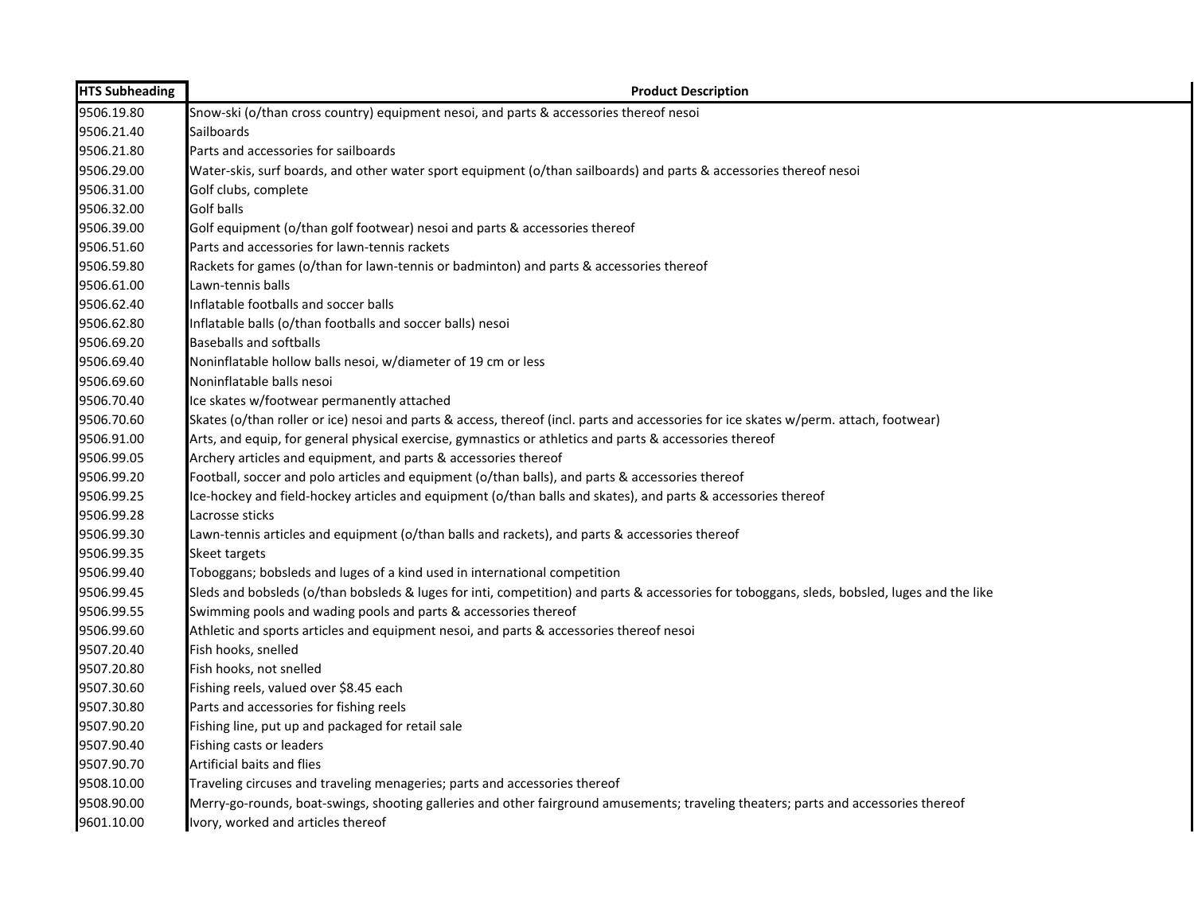| HTS Subheading | Product Description |
|---|---|
| 9506.19.80 | Snow-ski (o/than cross country) equipment nesoi, and parts & accessories thereof nesoi |
| 9506.21.40 | Sailboards |
| 9506.21.80 | Parts and accessories for sailboards |
| 9506.29.00 | Water-skis, surf boards, and other water sport equipment (o/than sailboards) and parts & accessories thereof nesoi |
| 9506.31.00 | Golf clubs, complete |
| 9506.32.00 | Golf balls |
| 9506.39.00 | Golf equipment (o/than golf footwear) nesoi and parts & accessories thereof |
| 9506.51.60 | Parts and accessories for lawn-tennis rackets |
| 9506.59.80 | Rackets for games (o/than for lawn-tennis or badminton) and parts & accessories thereof |
| 9506.61.00 | Lawn-tennis balls |
| 9506.62.40 | Inflatable footballs and soccer balls |
| 9506.62.80 | Inflatable balls (o/than footballs and soccer balls) nesoi |
| 9506.69.20 | Baseballs and softballs |
| 9506.69.40 | Noninflatable hollow balls nesoi, w/diameter of 19 cm or less |
| 9506.69.60 | Noninflatable balls nesoi |
| 9506.70.40 | Ice skates w/footwear permanently attached |
| 9506.70.60 | Skates (o/than roller or ice) nesoi and parts & access, thereof (incl. parts and accessories for ice skates w/perm. attach, footwear) |
| 9506.91.00 | Arts, and equip, for general physical exercise, gymnastics or athletics and parts & accessories thereof |
| 9506.99.05 | Archery articles and equipment, and parts & accessories thereof |
| 9506.99.20 | Football, soccer and polo articles and equipment (o/than balls), and parts & accessories thereof |
| 9506.99.25 | Ice-hockey and field-hockey articles and equipment (o/than balls and skates), and parts & accessories thereof |
| 9506.99.28 | Lacrosse sticks |
| 9506.99.30 | Lawn-tennis articles and equipment (o/than balls and rackets), and parts & accessories thereof |
| 9506.99.35 | Skeet targets |
| 9506.99.40 | Toboggans; bobsleds and luges of a kind used in international competition |
| 9506.99.45 | Sleds and bobsleds (o/than bobsleds & luges for inti, competition) and parts & accessories for toboggans, sleds, bobsled, luges and the like |
| 9506.99.55 | Swimming pools and wading pools and parts & accessories thereof |
| 9506.99.60 | Athletic and sports articles and equipment nesoi, and parts & accessories thereof nesoi |
| 9507.20.40 | Fish hooks, snelled |
| 9507.20.80 | Fish hooks, not snelled |
| 9507.30.60 | Fishing reels, valued over $8.45 each |
| 9507.30.80 | Parts and accessories for fishing reels |
| 9507.90.20 | Fishing line, put up and packaged for retail sale |
| 9507.90.40 | Fishing casts or leaders |
| 9507.90.70 | Artificial baits and flies |
| 9508.10.00 | Traveling circuses and traveling menageries; parts and accessories thereof |
| 9508.90.00 | Merry-go-rounds, boat-swings, shooting galleries and other fairground amusements; traveling theaters; parts and accessories thereof |
| 9601.10.00 | Ivory, worked and articles thereof |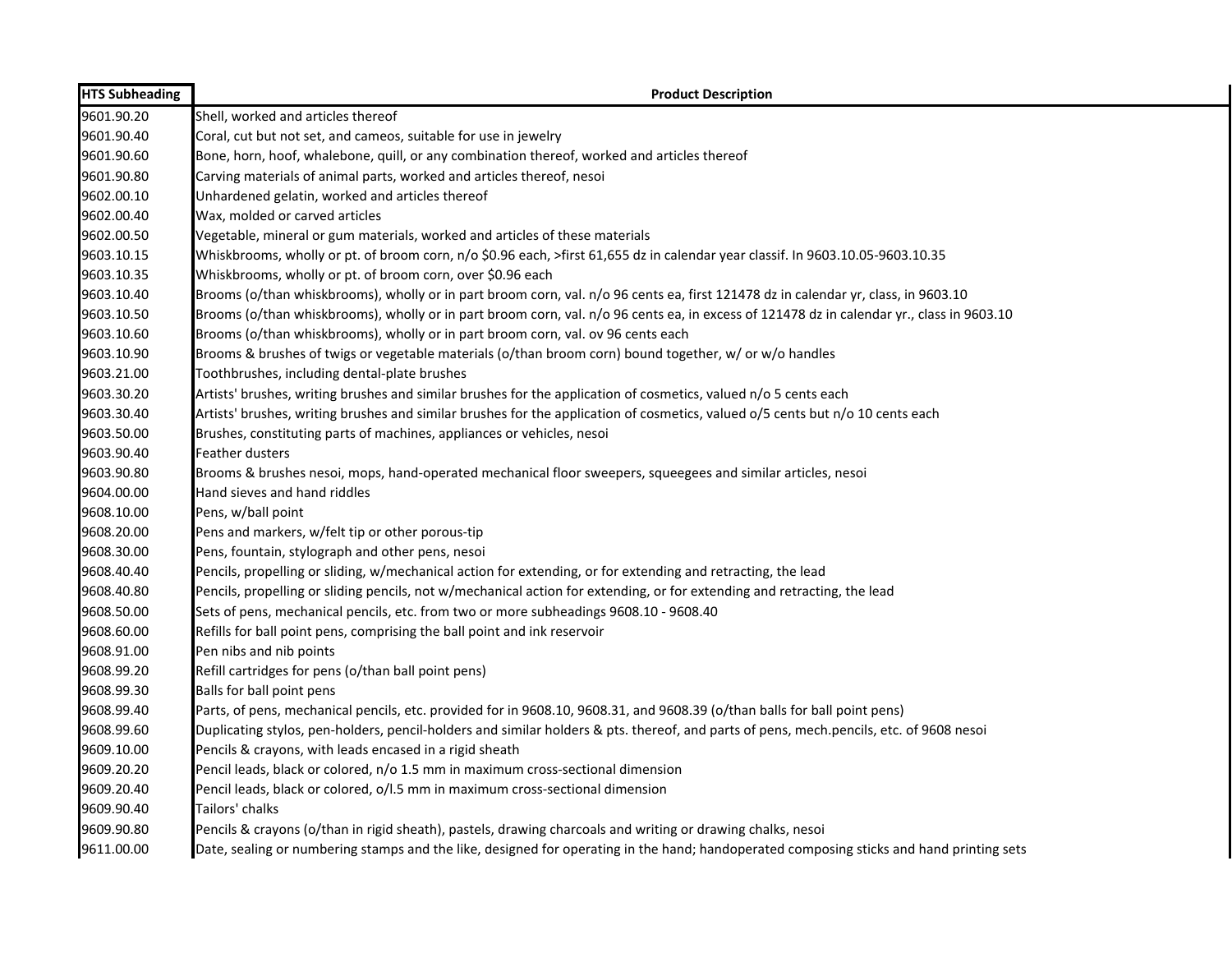| HTS Subheading | Product Description |
|---|---|
| 9601.90.20 | Shell, worked and articles thereof |
| 9601.90.40 | Coral, cut but not set, and cameos, suitable for use in jewelry |
| 9601.90.60 | Bone, horn, hoof, whalebone, quill, or any combination thereof, worked and articles thereof |
| 9601.90.80 | Carving materials of animal parts, worked and articles thereof, nesoi |
| 9602.00.10 | Unhardened gelatin, worked and articles thereof |
| 9602.00.40 | Wax, molded or carved articles |
| 9602.00.50 | Vegetable, mineral or gum materials, worked and articles of these materials |
| 9603.10.15 | Whiskbrooms, wholly or pt. of broom corn, n/o $0.96 each, >first 61,655 dz in calendar year classif. In 9603.10.05-9603.10.35 |
| 9603.10.35 | Whiskbrooms, wholly or pt. of broom corn, over $0.96 each |
| 9603.10.40 | Brooms (o/than whiskbrooms), wholly or in part broom corn, val. n/o 96 cents ea, first 121478 dz in calendar yr, class, in 9603.10 |
| 9603.10.50 | Brooms (o/than whiskbrooms), wholly or in part broom corn, val. n/o 96 cents ea, in excess of 121478 dz in calendar yr., class in 9603.10 |
| 9603.10.60 | Brooms (o/than whiskbrooms), wholly or in part broom corn, val. ov 96 cents each |
| 9603.10.90 | Brooms & brushes of twigs or vegetable materials (o/than broom corn) bound together, w/ or w/o handles |
| 9603.21.00 | Toothbrushes, including dental-plate brushes |
| 9603.30.20 | Artists' brushes, writing brushes and similar brushes for the application of cosmetics, valued n/o 5 cents each |
| 9603.30.40 | Artists' brushes, writing brushes and similar brushes for the application of cosmetics, valued o/5 cents but n/o 10 cents each |
| 9603.50.00 | Brushes, constituting parts of machines, appliances or vehicles, nesoi |
| 9603.90.40 | Feather dusters |
| 9603.90.80 | Brooms & brushes nesoi, mops, hand-operated mechanical floor sweepers, squeegees and similar articles, nesoi |
| 9604.00.00 | Hand sieves and hand riddles |
| 9608.10.00 | Pens, w/ball point |
| 9608.20.00 | Pens and markers, w/felt tip or other porous-tip |
| 9608.30.00 | Pens, fountain, stylograph and other pens, nesoi |
| 9608.40.40 | Pencils, propelling or sliding, w/mechanical action for extending, or for extending and retracting, the lead |
| 9608.40.80 | Pencils, propelling or sliding pencils, not w/mechanical action for extending, or for extending and retracting, the lead |
| 9608.50.00 | Sets of pens, mechanical pencils, etc. from two or more subheadings 9608.10 - 9608.40 |
| 9608.60.00 | Refills for ball point pens, comprising the ball point and ink reservoir |
| 9608.91.00 | Pen nibs and nib points |
| 9608.99.20 | Refill cartridges for pens (o/than ball point pens) |
| 9608.99.30 | Balls for ball point pens |
| 9608.99.40 | Parts, of pens, mechanical pencils, etc. provided for in 9608.10, 9608.31, and 9608.39 (o/than balls for ball point pens) |
| 9608.99.60 | Duplicating stylos, pen-holders, pencil-holders and similar holders & pts. thereof, and parts of pens, mech.pencils, etc. of 9608 nesoi |
| 9609.10.00 | Pencils & crayons, with leads encased in a rigid sheath |
| 9609.20.20 | Pencil leads, black or colored, n/o 1.5 mm in maximum cross-sectional dimension |
| 9609.20.40 | Pencil leads, black or colored, o/l.5 mm in maximum cross-sectional dimension |
| 9609.90.40 | Tailors' chalks |
| 9609.90.80 | Pencils & crayons (o/than in rigid sheath), pastels, drawing charcoals and writing or drawing chalks, nesoi |
| 9611.00.00 | Date, sealing or numbering stamps and the like, designed for operating in the hand; handoperated composing sticks and hand printing sets |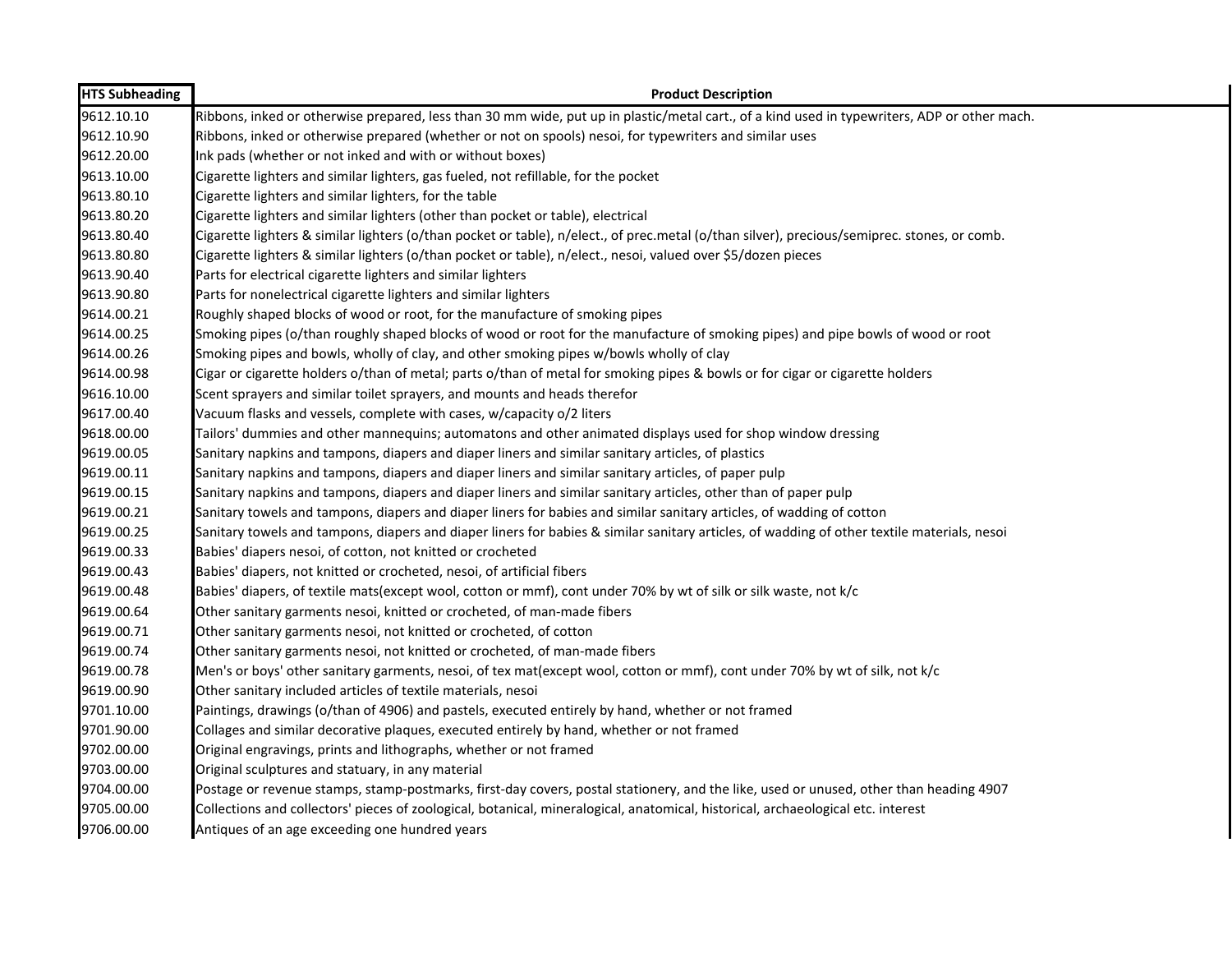| HTS Subheading | Product Description |
| --- | --- |
| 9612.10.10 | Ribbons, inked or otherwise prepared, less than 30 mm wide, put up in plastic/metal cart., of a kind used in typewriters, ADP or other mach. |
| 9612.10.90 | Ribbons, inked or otherwise prepared (whether or not on spools) nesoi, for typewriters and similar uses |
| 9612.20.00 | Ink pads (whether or not inked and with or without boxes) |
| 9613.10.00 | Cigarette lighters and similar lighters, gas fueled, not refillable, for the pocket |
| 9613.80.10 | Cigarette lighters and similar lighters, for the table |
| 9613.80.20 | Cigarette lighters and similar lighters (other than pocket or table), electrical |
| 9613.80.40 | Cigarette lighters & similar lighters (o/than pocket or table), n/elect., of prec.metal (o/than silver), precious/semiprec. stones, or comb. |
| 9613.80.80 | Cigarette lighters & similar lighters (o/than pocket or table), n/elect., nesoi, valued over $5/dozen pieces |
| 9613.90.40 | Parts for electrical cigarette lighters and similar lighters |
| 9613.90.80 | Parts for nonelectrical cigarette lighters and similar lighters |
| 9614.00.21 | Roughly shaped blocks of wood or root, for the manufacture of smoking pipes |
| 9614.00.25 | Smoking pipes (o/than roughly shaped blocks of wood or root for the manufacture of smoking pipes) and pipe bowls of wood or root |
| 9614.00.26 | Smoking pipes and bowls, wholly of clay, and other smoking pipes w/bowls wholly of clay |
| 9614.00.98 | Cigar or cigarette holders o/than of metal; parts o/than of metal for smoking pipes & bowls or for cigar or cigarette holders |
| 9616.10.00 | Scent sprayers and similar toilet sprayers, and mounts and heads therefor |
| 9617.00.40 | Vacuum flasks and vessels, complete with cases, w/capacity o/2 liters |
| 9618.00.00 | Tailors' dummies and other mannequins; automatons and other animated displays used for shop window dressing |
| 9619.00.05 | Sanitary napkins and tampons, diapers and diaper liners and similar sanitary articles, of plastics |
| 9619.00.11 | Sanitary napkins and tampons, diapers and diaper liners and similar sanitary articles, of paper pulp |
| 9619.00.15 | Sanitary napkins and tampons, diapers and diaper liners and similar sanitary articles, other than of paper pulp |
| 9619.00.21 | Sanitary towels and tampons, diapers and diaper liners for babies and similar sanitary articles, of wadding of cotton |
| 9619.00.25 | Sanitary towels and tampons, diapers and diaper liners for babies & similar sanitary articles, of wadding of other textile materials, nesoi |
| 9619.00.33 | Babies' diapers nesoi, of cotton, not knitted or crocheted |
| 9619.00.43 | Babies' diapers, not knitted or crocheted, nesoi, of artificial fibers |
| 9619.00.48 | Babies' diapers, of textile mats(except wool, cotton or mmf), cont under 70% by wt of silk or silk waste, not k/c |
| 9619.00.64 | Other sanitary garments nesoi, knitted or crocheted, of man-made fibers |
| 9619.00.71 | Other sanitary garments nesoi, not knitted or crocheted, of cotton |
| 9619.00.74 | Other sanitary garments nesoi, not knitted or crocheted, of man-made fibers |
| 9619.00.78 | Men's or boys' other sanitary garments, nesoi, of tex mat(except wool, cotton or mmf), cont under 70% by wt of silk, not k/c |
| 9619.00.90 | Other sanitary included articles of textile materials, nesoi |
| 9701.10.00 | Paintings, drawings (o/than of 4906) and pastels, executed entirely by hand, whether or not framed |
| 9701.90.00 | Collages and similar decorative plaques, executed entirely by hand, whether or not framed |
| 9702.00.00 | Original engravings, prints and lithographs, whether or not framed |
| 9703.00.00 | Original sculptures and statuary, in any material |
| 9704.00.00 | Postage or revenue stamps, stamp-postmarks, first-day covers, postal stationery, and the like, used or unused, other than heading 4907 |
| 9705.00.00 | Collections and collectors' pieces of zoological, botanical, mineralogical, anatomical, historical, archaeological etc. interest |
| 9706.00.00 | Antiques of an age exceeding one hundred years |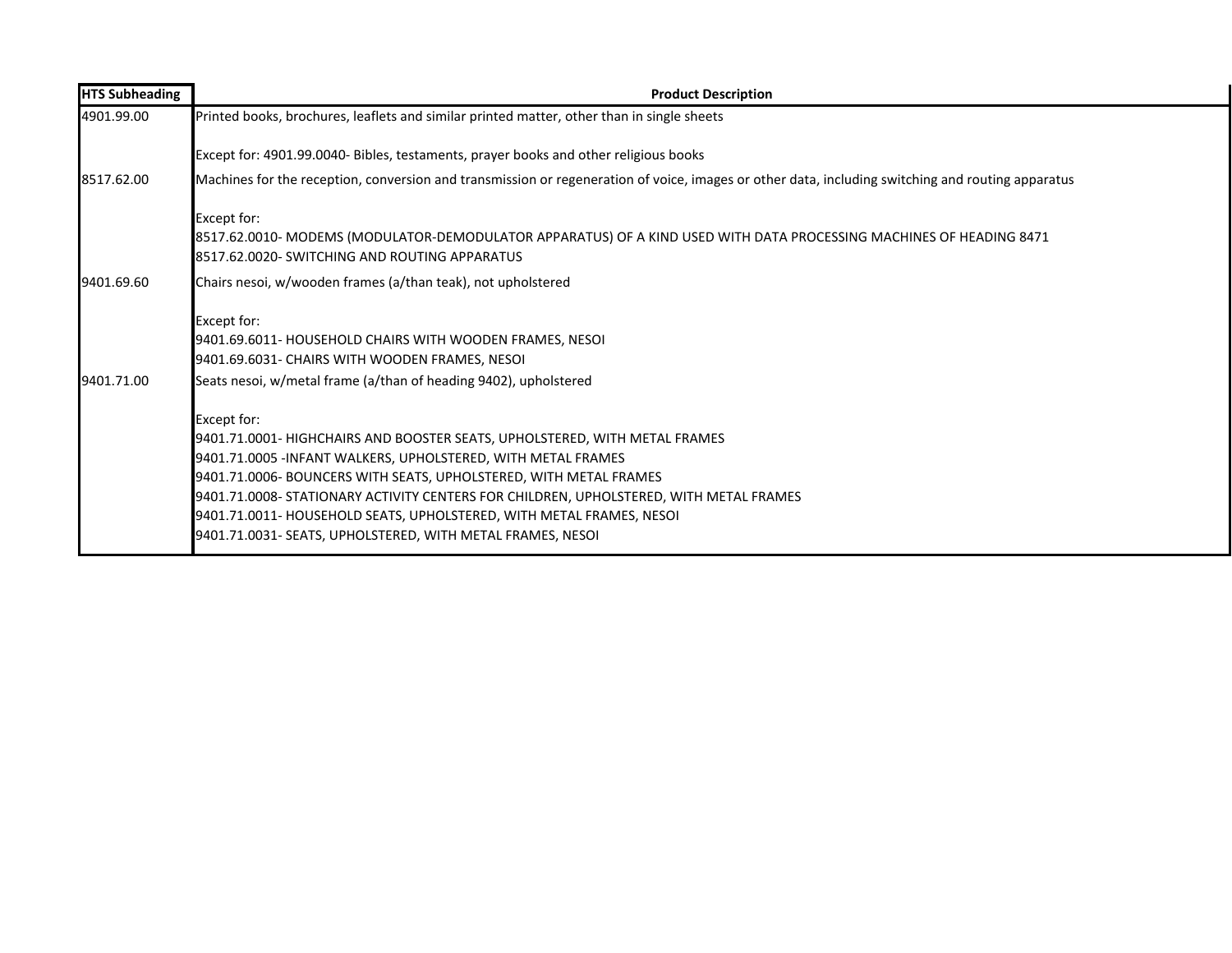| HTS Subheading | Product Description |
|---|---|
| 4901.99.00 | Printed books, brochures, leaflets and similar printed matter, other than in single sheets<br><br>Except for: 4901.99.0040- Bibles, testaments, prayer books and other religious books |
| 8517.62.00 | Machines for the reception, conversion and transmission or regeneration of voice, images or other data, including switching and routing apparatus<br><br>Except for:<br>8517.62.0010- MODEMS (MODULATOR-DEMODULATOR APPARATUS) OF A KIND USED WITH DATA PROCESSING MACHINES OF HEADING 8471<br>8517.62.0020- SWITCHING AND ROUTING APPARATUS |
| 9401.69.60 | Chairs nesoi, w/wooden frames (a/than teak), not upholstered<br><br>Except for:<br>9401.69.6011- HOUSEHOLD CHAIRS WITH WOODEN FRAMES, NESOI<br>9401.69.6031- CHAIRS WITH WOODEN FRAMES, NESOI |
| 9401.71.00 | Seats nesoi, w/metal frame (a/than of heading 9402), upholstered<br><br>Except for:<br>9401.71.0001- HIGHCHAIRS AND BOOSTER SEATS, UPHOLSTERED, WITH METAL FRAMES<br>9401.71.0005 -INFANT WALKERS, UPHOLSTERED, WITH METAL FRAMES<br>9401.71.0006- BOUNCERS WITH SEATS, UPHOLSTERED, WITH METAL FRAMES<br>9401.71.0008- STATIONARY ACTIVITY CENTERS FOR CHILDREN, UPHOLSTERED, WITH METAL FRAMES<br>9401.71.0011- HOUSEHOLD SEATS, UPHOLSTERED, WITH METAL FRAMES, NESOI<br>9401.71.0031- SEATS, UPHOLSTERED, WITH METAL FRAMES, NESOI |